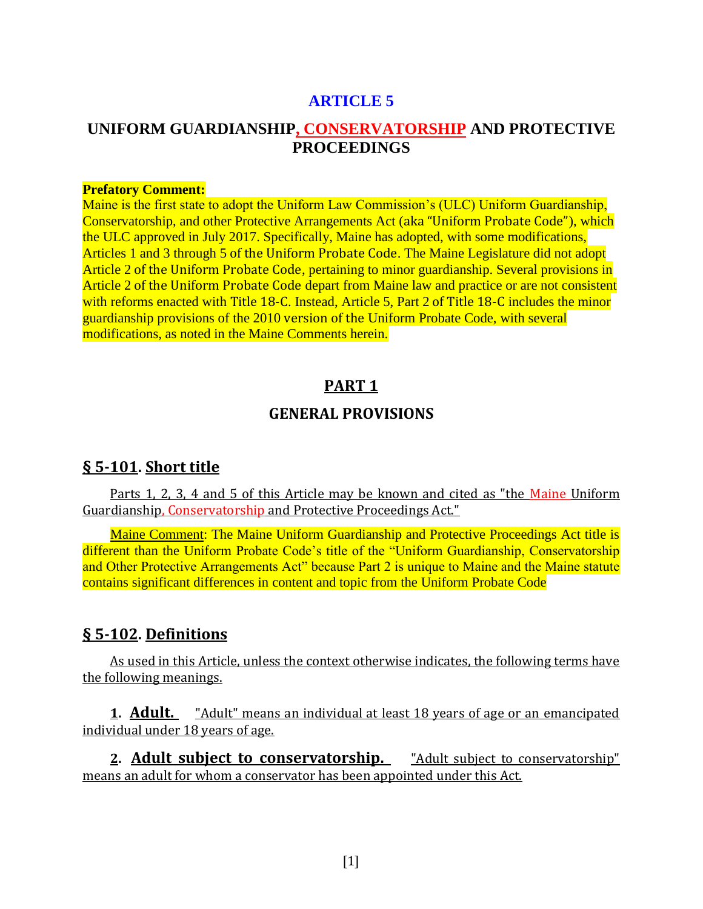# ARTICLE 5

## UNIFORM GUARDIANSHIP, CONSERVATORSHIP AND PROTECTIVE PROCEEDINGS

**Prefatory Comment:**
Maine is the first state to adopt the Uniform Law Commission's (ULC) Uniform Guardianship, Conservatorship, and other Protective Arrangements Act (aka "Uniform Probate Code"), which the ULC approved in July 2017. Specifically, Maine has adopted, with some modifications, Articles 1 and 3 through 5 of the Uniform Probate Code. The Maine Legislature did not adopt Article 2 of the Uniform Probate Code, pertaining to minor guardianship. Several provisions in Article 2 of the Uniform Probate Code depart from Maine law and practice or are not consistent with reforms enacted with Title 18-C. Instead, Article 5, Part 2 of Title 18-C includes the minor guardianship provisions of the 2010 version of the Uniform Probate Code, with several modifications, as noted in the Maine Comments herein.

## PART 1

## GENERAL PROVISIONS

### § 5-101. Short title

Parts 1, 2, 3, 4 and 5 of this Article may be known and cited as "the Maine Uniform Guardianship, Conservatorship and Protective Proceedings Act."

Maine Comment: The Maine Uniform Guardianship and Protective Proceedings Act title is different than the Uniform Probate Code's title of the "Uniform Guardianship, Conservatorship and Other Protective Arrangements Act" because Part 2 is unique to Maine and the Maine statute contains significant differences in content and topic from the Uniform Probate Code

### § 5-102. Definitions

As used in this Article, unless the context otherwise indicates, the following terms have the following meanings.

**1. Adult.** "Adult" means an individual at least 18 years of age or an emancipated individual under 18 years of age.

**2. Adult subject to conservatorship.** "Adult subject to conservatorship" means an adult for whom a conservator has been appointed under this Act.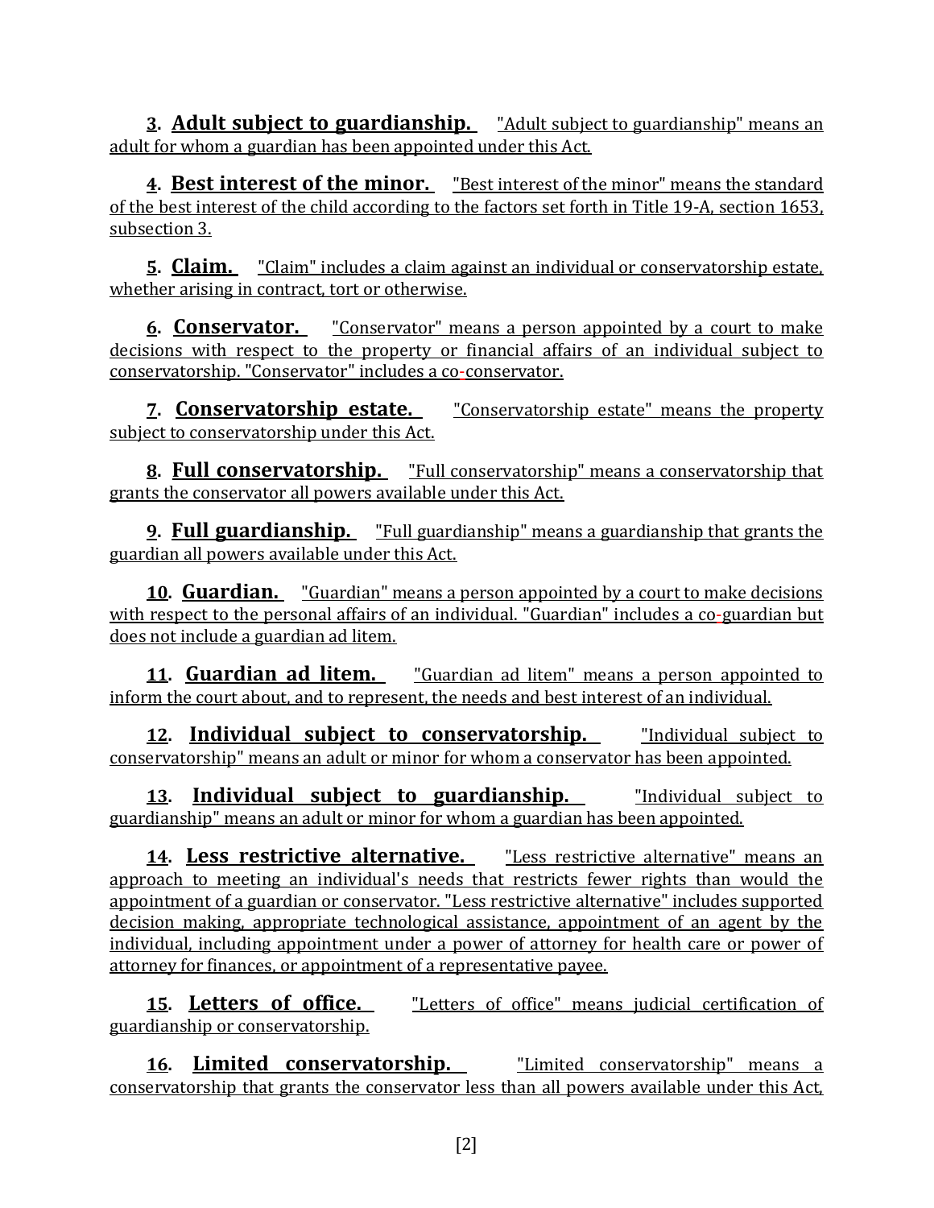**3. Adult subject to guardianship.** "Adult subject to guardianship" means an adult for whom a guardian has been appointed under this Act.

**4. Best interest of the minor.** "Best interest of the minor" means the standard of the best interest of the child according to the factors set forth in Title 19-A, section 1653, subsection 3.

**5. Claim.** "Claim" includes a claim against an individual or conservatorship estate, whether arising in contract, tort or otherwise.

**6. Conservator.** "Conservator" means a person appointed by a court to make decisions with respect to the property or financial affairs of an individual subject to conservatorship. "Conservator" includes a co-conservator.

**7. Conservatorship estate.** "Conservatorship estate" means the property subject to conservatorship under this Act.

**8. Full conservatorship.** "Full conservatorship" means a conservatorship that grants the conservator all powers available under this Act.

**9. Full guardianship.** "Full guardianship" means a guardianship that grants the guardian all powers available under this Act.

**10. Guardian.** "Guardian" means a person appointed by a court to make decisions with respect to the personal affairs of an individual. "Guardian" includes a co-guardian but does not include a guardian ad litem.

**11. Guardian ad litem.** "Guardian ad litem" means a person appointed to inform the court about, and to represent, the needs and best interest of an individual.

**12. Individual subject to conservatorship.** "Individual subject to conservatorship" means an adult or minor for whom a conservator has been appointed.

**13. Individual subject to guardianship.** "Individual subject to guardianship" means an adult or minor for whom a guardian has been appointed.

**14. Less restrictive alternative.** "Less restrictive alternative" means an approach to meeting an individual's needs that restricts fewer rights than would the appointment of a guardian or conservator. "Less restrictive alternative" includes supported decision making, appropriate technological assistance, appointment of an agent by the individual, including appointment under a power of attorney for health care or power of attorney for finances, or appointment of a representative payee.

**15. Letters of office.** "Letters of office" means judicial certification of guardianship or conservatorship.

**16. Limited conservatorship.** "Limited conservatorship" means a conservatorship that grants the conservator less than all powers available under this Act,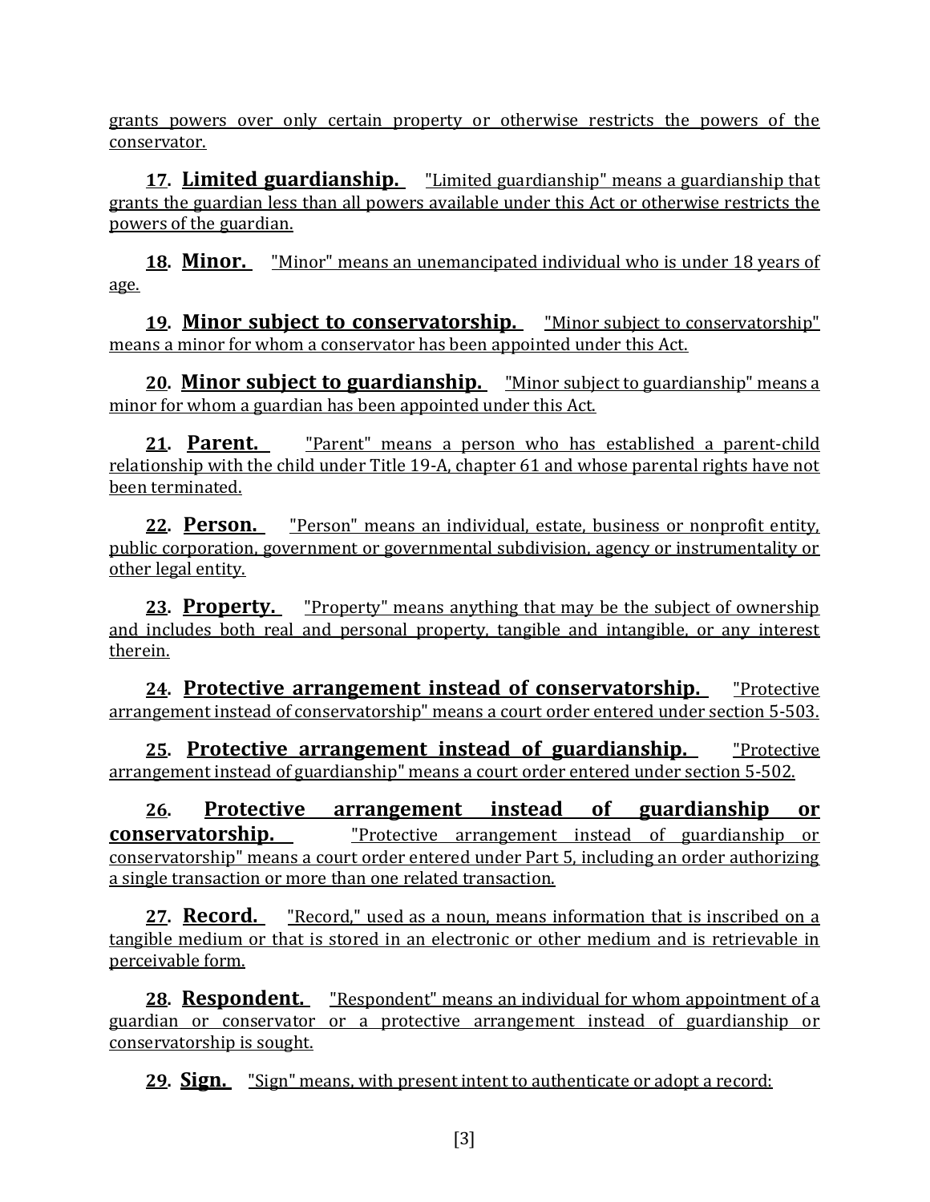grants powers over only certain property or otherwise restricts the powers of the conservator.

**17. Limited guardianship.** "Limited guardianship" means a guardianship that grants the guardian less than all powers available under this Act or otherwise restricts the powers of the guardian.

**18. Minor.** "Minor" means an unemancipated individual who is under 18 years of age.

**19. Minor subject to conservatorship.** "Minor subject to conservatorship" means a minor for whom a conservator has been appointed under this Act.

**20. Minor subject to guardianship.** "Minor subject to guardianship" means a minor for whom a guardian has been appointed under this Act.

**21. Parent.** "Parent" means a person who has established a parent-child relationship with the child under Title 19-A, chapter 61 and whose parental rights have not been terminated.

**22. Person.** "Person" means an individual, estate, business or nonprofit entity, public corporation, government or governmental subdivision, agency or instrumentality or other legal entity.

**23. Property.** "Property" means anything that may be the subject of ownership and includes both real and personal property, tangible and intangible, or any interest therein.

**24. Protective arrangement instead of conservatorship.** "Protective arrangement instead of conservatorship" means a court order entered under section 5-503.

**25. Protective arrangement instead of guardianship.** "Protective arrangement instead of guardianship" means a court order entered under section 5-502.

**26. Protective arrangement instead of guardianship or conservatorship.** "Protective arrangement instead of guardianship or conservatorship" means a court order entered under Part 5, including an order authorizing a single transaction or more than one related transaction.

**27. Record.** "Record," used as a noun, means information that is inscribed on a tangible medium or that is stored in an electronic or other medium and is retrievable in perceivable form.

**28. Respondent.** "Respondent" means an individual for whom appointment of a guardian or conservator or a protective arrangement instead of guardianship or conservatorship is sought.

**29. Sign.** "Sign" means, with present intent to authenticate or adopt a record: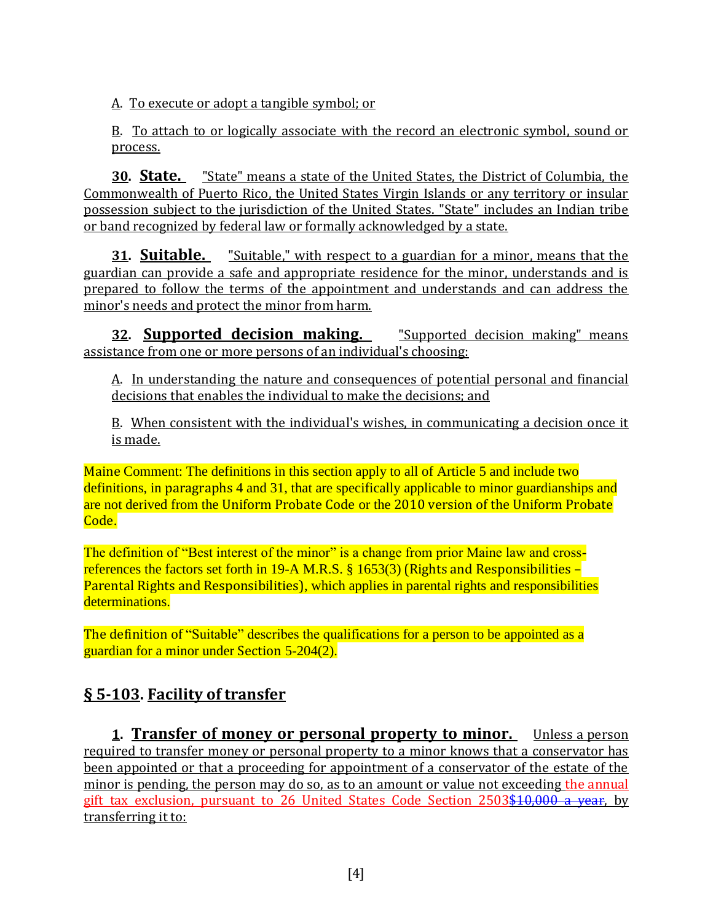A. To execute or adopt a tangible symbol; or

B. To attach to or logically associate with the record an electronic symbol, sound or process.

**30. State.** "State" means a state of the United States, the District of Columbia, the Commonwealth of Puerto Rico, the United States Virgin Islands or any territory or insular possession subject to the jurisdiction of the United States. "State" includes an Indian tribe or band recognized by federal law or formally acknowledged by a state.

**31. Suitable.** "Suitable," with respect to a guardian for a minor, means that the guardian can provide a safe and appropriate residence for the minor, understands and is prepared to follow the terms of the appointment and understands and can address the minor's needs and protect the minor from harm.

**32. Supported decision making.** "Supported decision making" means assistance from one or more persons of an individual's choosing:

A. In understanding the nature and consequences of potential personal and financial decisions that enables the individual to make the decisions; and

B. When consistent with the individual's wishes, in communicating a decision once it is made.

Maine Comment: The definitions in this section apply to all of Article 5 and include two definitions, in paragraphs 4 and 31, that are specifically applicable to minor guardianships and are not derived from the Uniform Probate Code or the 2010 version of the Uniform Probate Code.

The definition of "Best interest of the minor" is a change from prior Maine law and cross-references the factors set forth in 19-A M.R.S. § 1653(3) (Rights and Responsibilities – Parental Rights and Responsibilities), which applies in parental rights and responsibilities determinations.

The definition of "Suitable" describes the qualifications for a person to be appointed as a guardian for a minor under Section 5-204(2).

## § 5-103. Facility of transfer

**1. Transfer of money or personal property to minor.** Unless a person required to transfer money or personal property to a minor knows that a conservator has been appointed or that a proceeding for appointment of a conservator of the estate of the minor is pending, the person may do so, as to an amount or value not exceeding the annual gift tax exclusion, pursuant to 26 United States Code Section 2503~~$10,000 a year~~, by transferring it to: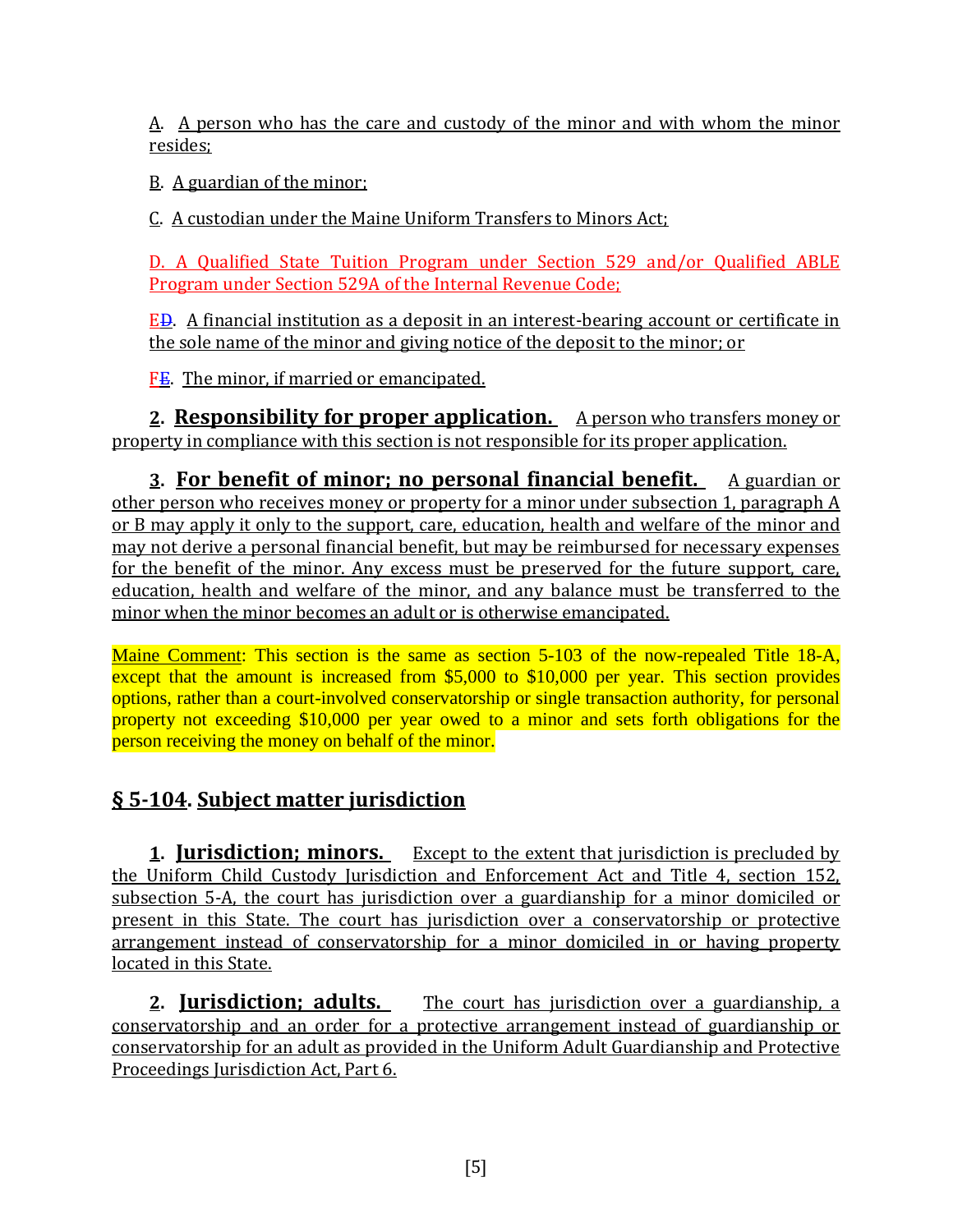A. A person who has the care and custody of the minor and with whom the minor resides;

B. A guardian of the minor;

C. A custodian under the Maine Uniform Transfers to Minors Act;

D. A Qualified State Tuition Program under Section 529 and/or Qualified ABLE Program under Section 529A of the Internal Revenue Code;

ED. A financial institution as a deposit in an interest-bearing account or certificate in the sole name of the minor and giving notice of the deposit to the minor; or

FE. The minor, if married or emancipated.

**2. Responsibility for proper application.** A person who transfers money or property in compliance with this section is not responsible for its proper application.

**3. For benefit of minor; no personal financial benefit.** A guardian or other person who receives money or property for a minor under subsection 1, paragraph A or B may apply it only to the support, care, education, health and welfare of the minor and may not derive a personal financial benefit, but may be reimbursed for necessary expenses for the benefit of the minor. Any excess must be preserved for the future support, care, education, health and welfare of the minor, and any balance must be transferred to the minor when the minor becomes an adult or is otherwise emancipated.

Maine Comment: This section is the same as section 5-103 of the now-repealed Title 18-A, except that the amount is increased from $5,000 to $10,000 per year. This section provides options, rather than a court-involved conservatorship or single transaction authority, for personal property not exceeding $10,000 per year owed to a minor and sets forth obligations for the person receiving the money on behalf of the minor.

## § 5-104. Subject matter jurisdiction

**1. Jurisdiction; minors.** Except to the extent that jurisdiction is precluded by the Uniform Child Custody Jurisdiction and Enforcement Act and Title 4, section 152, subsection 5-A, the court has jurisdiction over a guardianship for a minor domiciled or present in this State. The court has jurisdiction over a conservatorship or protective arrangement instead of conservatorship for a minor domiciled in or having property located in this State.

**2. Jurisdiction; adults.** The court has jurisdiction over a guardianship, a conservatorship and an order for a protective arrangement instead of guardianship or conservatorship for an adult as provided in the Uniform Adult Guardianship and Protective Proceedings Jurisdiction Act, Part 6.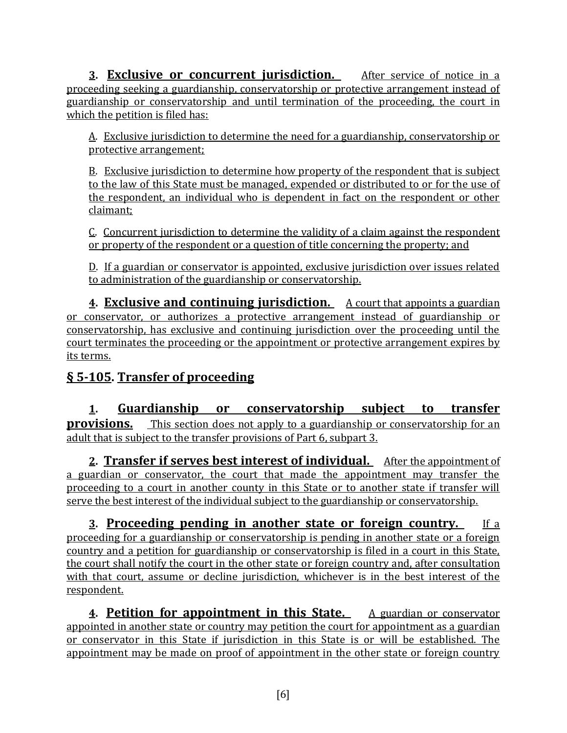**3**. **Exclusive or concurrent jurisdiction.** After service of notice in a proceeding seeking a guardianship, conservatorship or protective arrangement instead of guardianship or conservatorship and until termination of the proceeding, the court in which the petition is filed has:

A. Exclusive jurisdiction to determine the need for a guardianship, conservatorship or protective arrangement;

B. Exclusive jurisdiction to determine how property of the respondent that is subject to the law of this State must be managed, expended or distributed to or for the use of the respondent, an individual who is dependent in fact on the respondent or other claimant;

C. Concurrent jurisdiction to determine the validity of a claim against the respondent or property of the respondent or a question of title concerning the property; and

D. If a guardian or conservator is appointed, exclusive jurisdiction over issues related to administration of the guardianship or conservatorship.

**4**. **Exclusive and continuing jurisdiction.** A court that appoints a guardian or conservator, or authorizes a protective arrangement instead of guardianship or conservatorship, has exclusive and continuing jurisdiction over the proceeding until the court terminates the proceeding or the appointment or protective arrangement expires by its terms.

## § 5-105. Transfer of proceeding

**1**. **Guardianship or conservatorship subject to transfer provisions.** This section does not apply to a guardianship or conservatorship for an adult that is subject to the transfer provisions of Part 6, subpart 3.

**2**. **Transfer if serves best interest of individual.** After the appointment of a guardian or conservator, the court that made the appointment may transfer the proceeding to a court in another county in this State or to another state if transfer will serve the best interest of the individual subject to the guardianship or conservatorship.

**3**. **Proceeding pending in another state or foreign country.** If a proceeding for a guardianship or conservatorship is pending in another state or a foreign country and a petition for guardianship or conservatorship is filed in a court in this State, the court shall notify the court in the other state or foreign country and, after consultation with that court, assume or decline jurisdiction, whichever is in the best interest of the respondent.

**4**. **Petition for appointment in this State.** A guardian or conservator appointed in another state or country may petition the court for appointment as a guardian or conservator in this State if jurisdiction in this State is or will be established. The appointment may be made on proof of appointment in the other state or foreign country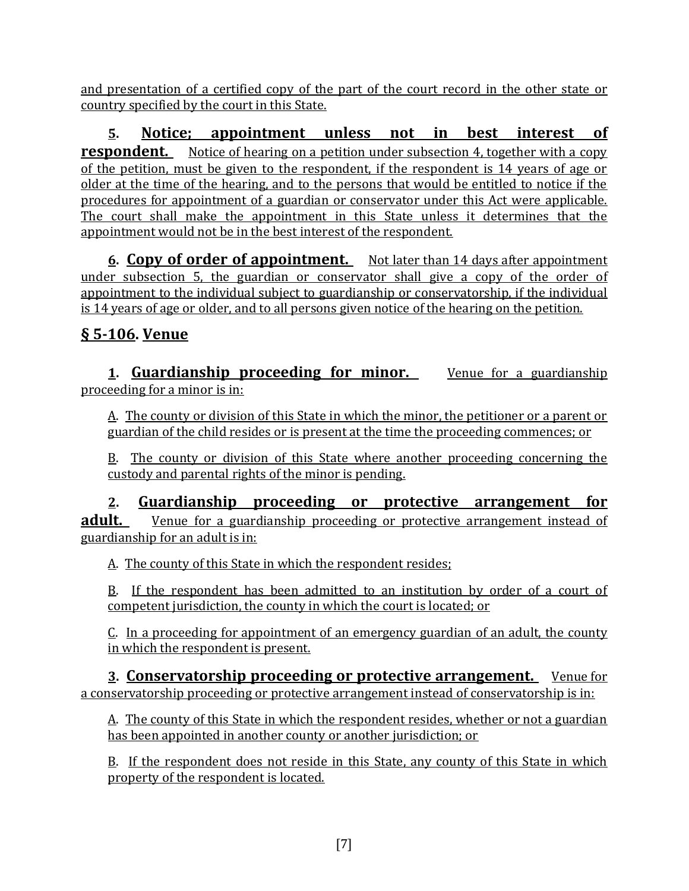and presentation of a certified copy of the part of the court record in the other state or country specified by the court in this State.

**5. Notice; appointment unless not in best interest of respondent.** Notice of hearing on a petition under subsection 4, together with a copy of the petition, must be given to the respondent, if the respondent is 14 years of age or older at the time of the hearing, and to the persons that would be entitled to notice if the procedures for appointment of a guardian or conservator under this Act were applicable. The court shall make the appointment in this State unless it determines that the appointment would not be in the best interest of the respondent.

**6. Copy of order of appointment.** Not later than 14 days after appointment under subsection 5, the guardian or conservator shall give a copy of the order of appointment to the individual subject to guardianship or conservatorship, if the individual is 14 years of age or older, and to all persons given notice of the hearing on the petition.

## § 5-106. Venue

**1. Guardianship proceeding for minor.** Venue for a guardianship proceeding for a minor is in:

A. The county or division of this State in which the minor, the petitioner or a parent or guardian of the child resides or is present at the time the proceeding commences; or

B. The county or division of this State where another proceeding concerning the custody and parental rights of the minor is pending.

**2. Guardianship proceeding or protective arrangement for adult.** Venue for a guardianship proceeding or protective arrangement instead of guardianship for an adult is in:

A. The county of this State in which the respondent resides;

B. If the respondent has been admitted to an institution by order of a court of competent jurisdiction, the county in which the court is located; or

C. In a proceeding for appointment of an emergency guardian of an adult, the county in which the respondent is present.

**3. Conservatorship proceeding or protective arrangement.** Venue for a conservatorship proceeding or protective arrangement instead of conservatorship is in:

A. The county of this State in which the respondent resides, whether or not a guardian has been appointed in another county or another jurisdiction; or

B. If the respondent does not reside in this State, any county of this State in which property of the respondent is located.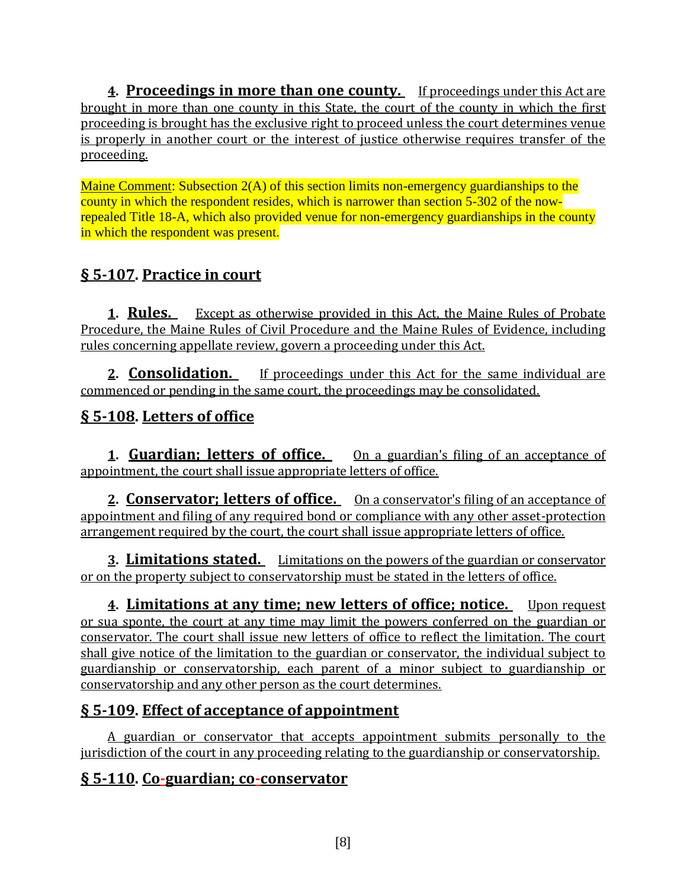**4. Proceedings in more than one county.** If proceedings under this Act are brought in more than one county in this State, the court of the county in which the first proceeding is brought has the exclusive right to proceed unless the court determines venue is properly in another court or the interest of justice otherwise requires transfer of the proceeding.

Maine Comment: Subsection 2(A) of this section limits non-emergency guardianships to the county in which the respondent resides, which is narrower than section 5-302 of the now-repealed Title 18-A, which also provided venue for non-emergency guardianships in the county in which the respondent was present.

## § 5-107. Practice in court

**1. Rules.** Except as otherwise provided in this Act, the Maine Rules of Probate Procedure, the Maine Rules of Civil Procedure and the Maine Rules of Evidence, including rules concerning appellate review, govern a proceeding under this Act.

**2. Consolidation.** If proceedings under this Act for the same individual are commenced or pending in the same court, the proceedings may be consolidated.

## § 5-108. Letters of office

**1. Guardian; letters of office.** On a guardian's filing of an acceptance of appointment, the court shall issue appropriate letters of office.

**2. Conservator; letters of office.** On a conservator's filing of an acceptance of appointment and filing of any required bond or compliance with any other asset-protection arrangement required by the court, the court shall issue appropriate letters of office.

**3. Limitations stated.** Limitations on the powers of the guardian or conservator or on the property subject to conservatorship must be stated in the letters of office.

**4. Limitations at any time; new letters of office; notice.** Upon request or sua sponte, the court at any time may limit the powers conferred on the guardian or conservator. The court shall issue new letters of office to reflect the limitation. The court shall give notice of the limitation to the guardian or conservator, the individual subject to guardianship or conservatorship, each parent of a minor subject to guardianship or conservatorship and any other person as the court determines.

## § 5-109. Effect of acceptance of appointment

A guardian or conservator that accepts appointment submits personally to the jurisdiction of the court in any proceeding relating to the guardianship or conservatorship.

## § 5-110. Co-guardian; co-conservator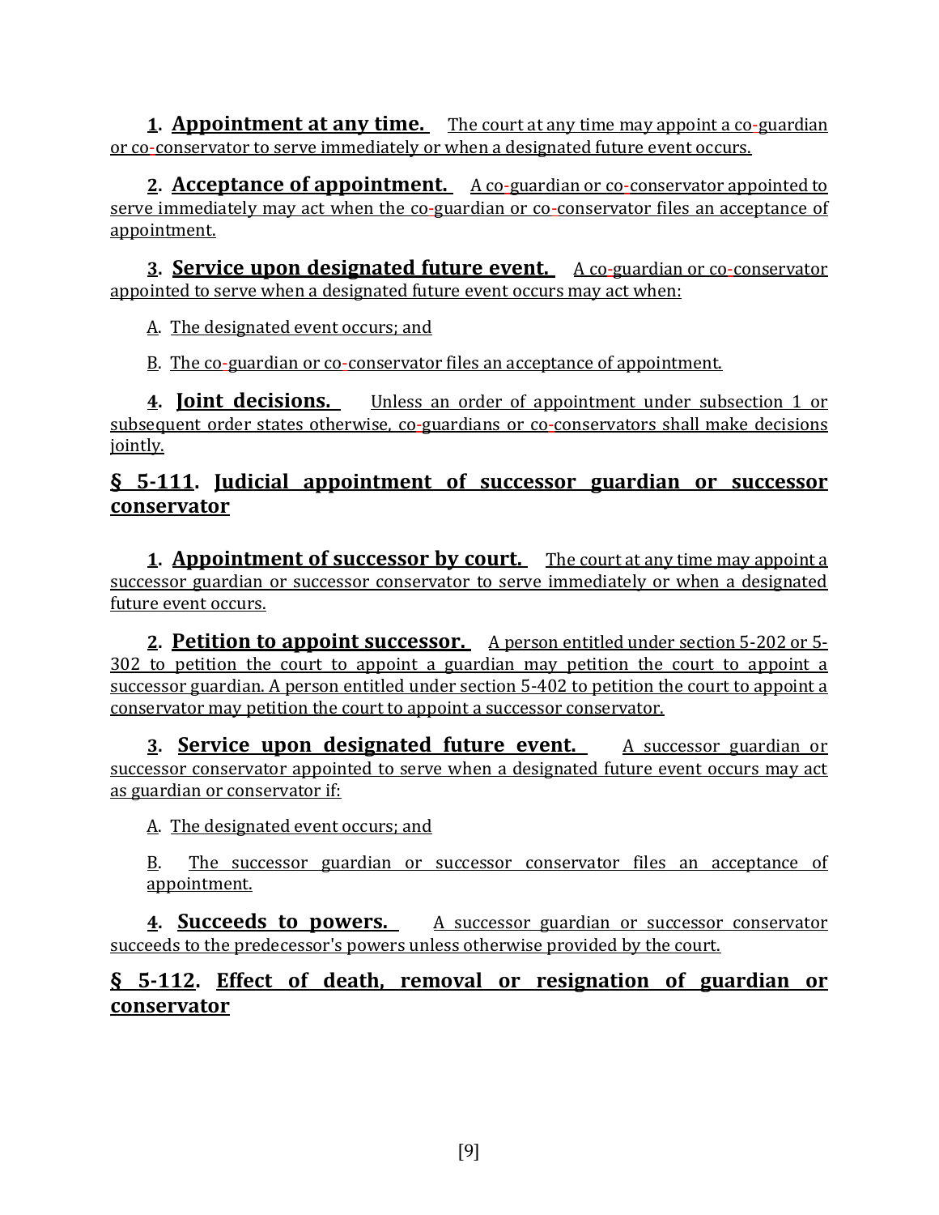**1. Appointment at any time.** The court at any time may appoint a co-guardian or co-conservator to serve immediately or when a designated future event occurs.

**2. Acceptance of appointment.** A co-guardian or co-conservator appointed to serve immediately may act when the co-guardian or co-conservator files an acceptance of appointment.

**3. Service upon designated future event.** A co-guardian or co-conservator appointed to serve when a designated future event occurs may act when:

A. The designated event occurs; and

B. The co-guardian or co-conservator files an acceptance of appointment.

**4. Joint decisions.** Unless an order of appointment under subsection 1 or subsequent order states otherwise, co-guardians or co-conservators shall make decisions jointly.

## § 5-111. Judicial appointment of successor guardian or successor conservator

**1. Appointment of successor by court.** The court at any time may appoint a successor guardian or successor conservator to serve immediately or when a designated future event occurs.

**2. Petition to appoint successor.** A person entitled under section 5-202 or 5-302 to petition the court to appoint a guardian may petition the court to appoint a successor guardian. A person entitled under section 5-402 to petition the court to appoint a conservator may petition the court to appoint a successor conservator.

**3. Service upon designated future event.** A successor guardian or successor conservator appointed to serve when a designated future event occurs may act as guardian or conservator if:

A. The designated event occurs; and

B. The successor guardian or successor conservator files an acceptance of appointment.

**4. Succeeds to powers.** A successor guardian or successor conservator succeeds to the predecessor's powers unless otherwise provided by the court.

## § 5-112. Effect of death, removal or resignation of guardian or conservator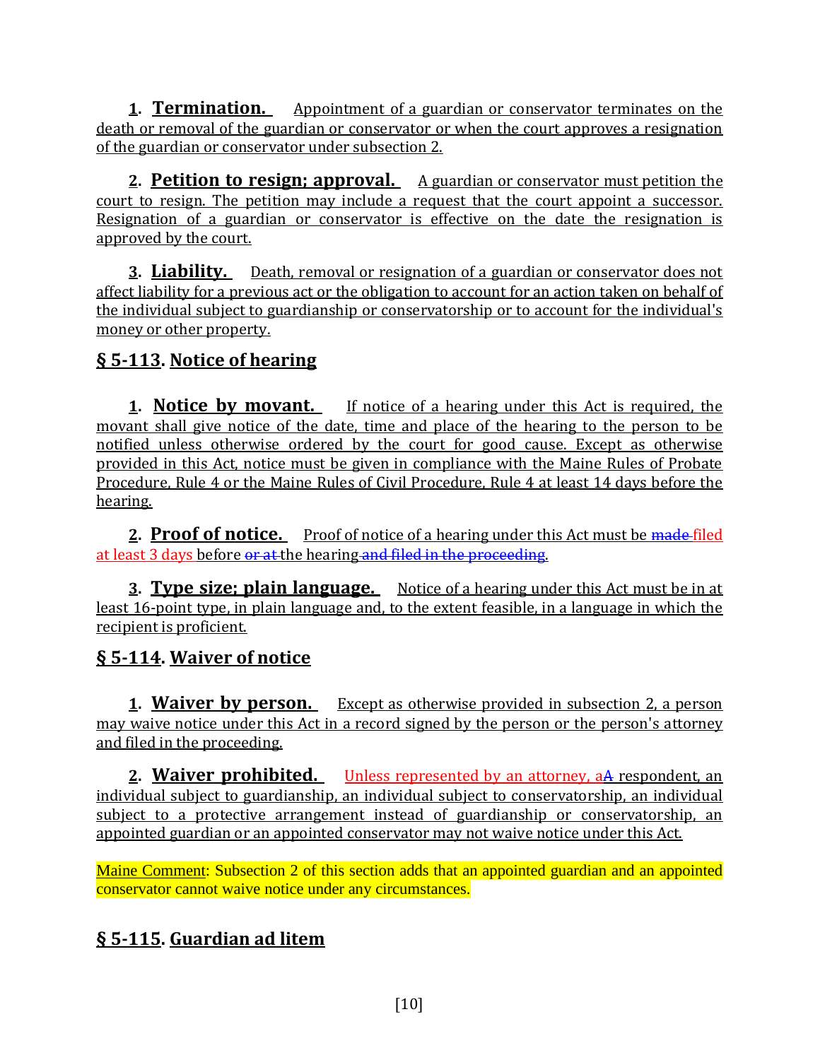**1. Termination.** Appointment of a guardian or conservator terminates on the death or removal of the guardian or conservator or when the court approves a resignation of the guardian or conservator under subsection 2.

**2. Petition to resign; approval.** A guardian or conservator must petition the court to resign. The petition may include a request that the court appoint a successor. Resignation of a guardian or conservator is effective on the date the resignation is approved by the court.

**3. Liability.** Death, removal or resignation of a guardian or conservator does not affect liability for a previous act or the obligation to account for an action taken on behalf of the individual subject to guardianship or conservatorship or to account for the individual's money or other property.

## § 5-113. Notice of hearing

**1. Notice by movant.** If notice of a hearing under this Act is required, the movant shall give notice of the date, time and place of the hearing to the person to be notified unless otherwise ordered by the court for good cause. Except as otherwise provided in this Act, notice must be given in compliance with the Maine Rules of Probate Procedure, Rule 4 or the Maine Rules of Civil Procedure, Rule 4 at least 14 days before the hearing.

**2. Proof of notice.** Proof of notice of a hearing under this Act must be ~~made~~ filed at least 3 days before ~~or at~~ the hearing ~~and filed in the proceeding~~.

**3. Type size; plain language.** Notice of a hearing under this Act must be in at least 16-point type, in plain language and, to the extent feasible, in a language in which the recipient is proficient.

## § 5-114. Waiver of notice

**1. Waiver by person.** Except as otherwise provided in subsection 2, a person may waive notice under this Act in a record signed by the person or the person's attorney and filed in the proceeding.

**2. Waiver prohibited.** Unless represented by an attorney, a~~A~~ respondent, an individual subject to guardianship, an individual subject to conservatorship, an individual subject to a protective arrangement instead of guardianship or conservatorship, an appointed guardian or an appointed conservator may not waive notice under this Act.

Maine Comment: Subsection 2 of this section adds that an appointed guardian and an appointed conservator cannot waive notice under any circumstances.

## § 5-115. Guardian ad litem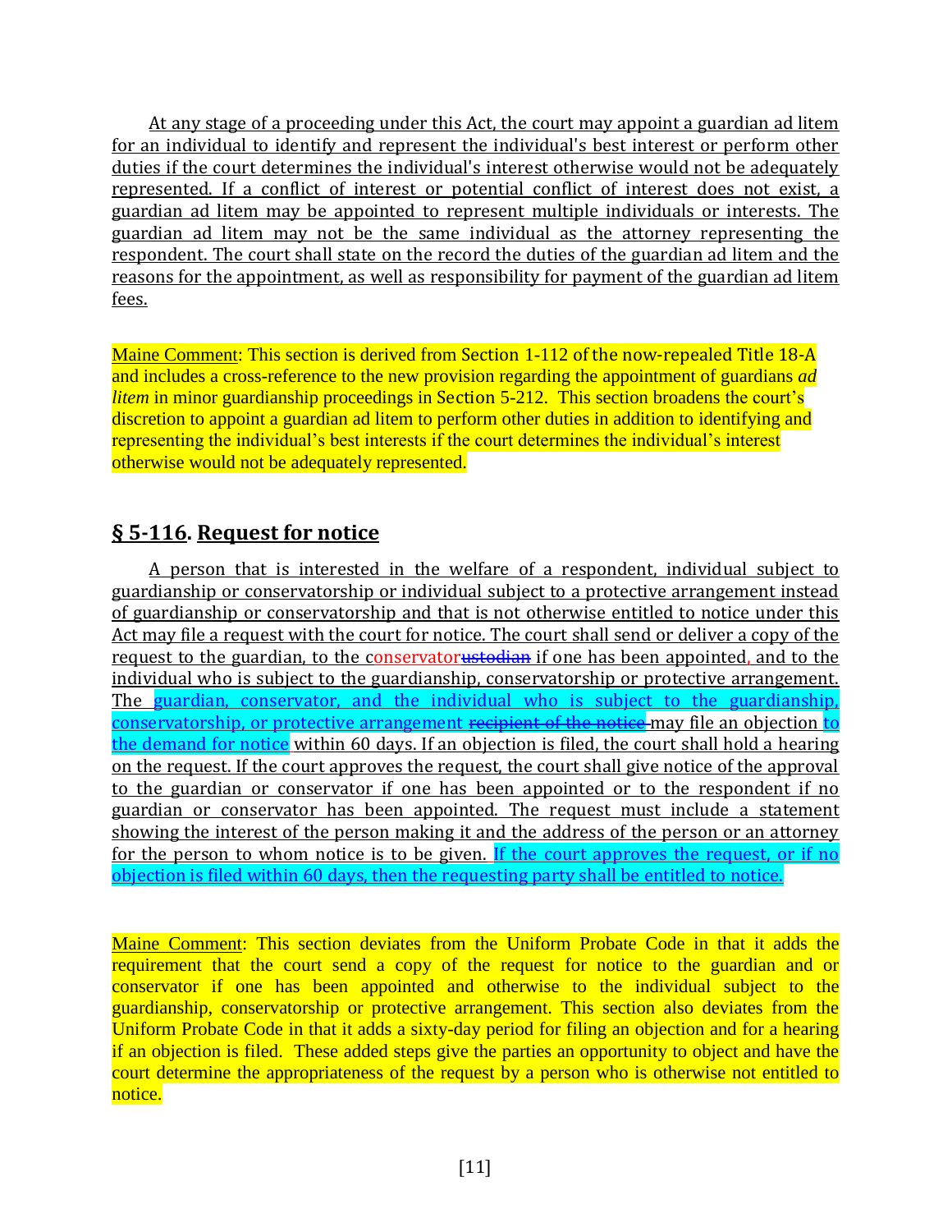At any stage of a proceeding under this Act, the court may appoint a guardian ad litem for an individual to identify and represent the individual's best interest or perform other duties if the court determines the individual's interest otherwise would not be adequately represented. If a conflict of interest or potential conflict of interest does not exist, a guardian ad litem may be appointed to represent multiple individuals or interests. The guardian ad litem may not be the same individual as the attorney representing the respondent. The court shall state on the record the duties of the guardian ad litem and the reasons for the appointment, as well as responsibility for payment of the guardian ad litem fees.

Maine Comment: This section is derived from Section 1-112 of the now-repealed Title 18-A and includes a cross-reference to the new provision regarding the appointment of guardians *ad litem* in minor guardianship proceedings in Section 5-212. This section broadens the court's discretion to appoint a guardian ad litem to perform other duties in addition to identifying and representing the individual's best interests if the court determines the individual's interest otherwise would not be adequately represented.

## § 5-116. Request for notice

A person that is interested in the welfare of a respondent, individual subject to guardianship or conservatorship or individual subject to a protective arrangement instead of guardianship or conservatorship and that is not otherwise entitled to notice under this Act may file a request with the court for notice. The court shall send or deliver a copy of the request to the guardian, to the conservator~~custodian~~ if one has been appointed, and to the individual who is subject to the guardianship, conservatorship or protective arrangement. The guardian, conservator, and the individual who is subject to the guardianship, conservatorship, or protective arrangement ~~recipient of the notice~~ may file an objection to the demand for notice within 60 days. If an objection is filed, the court shall hold a hearing on the request. If the court approves the request, the court shall give notice of the approval to the guardian or conservator if one has been appointed or to the respondent if no guardian or conservator has been appointed. The request must include a statement showing the interest of the person making it and the address of the person or an attorney for the person to whom notice is to be given. If the court approves the request, or if no objection is filed within 60 days, then the requesting party shall be entitled to notice.

Maine Comment: This section deviates from the Uniform Probate Code in that it adds the requirement that the court send a copy of the request for notice to the guardian and or conservator if one has been appointed and otherwise to the individual subject to the guardianship, conservatorship or protective arrangement. This section also deviates from the Uniform Probate Code in that it adds a sixty-day period for filing an objection and for a hearing if an objection is filed. These added steps give the parties an opportunity to object and have the court determine the appropriateness of the request by a person who is otherwise not entitled to notice.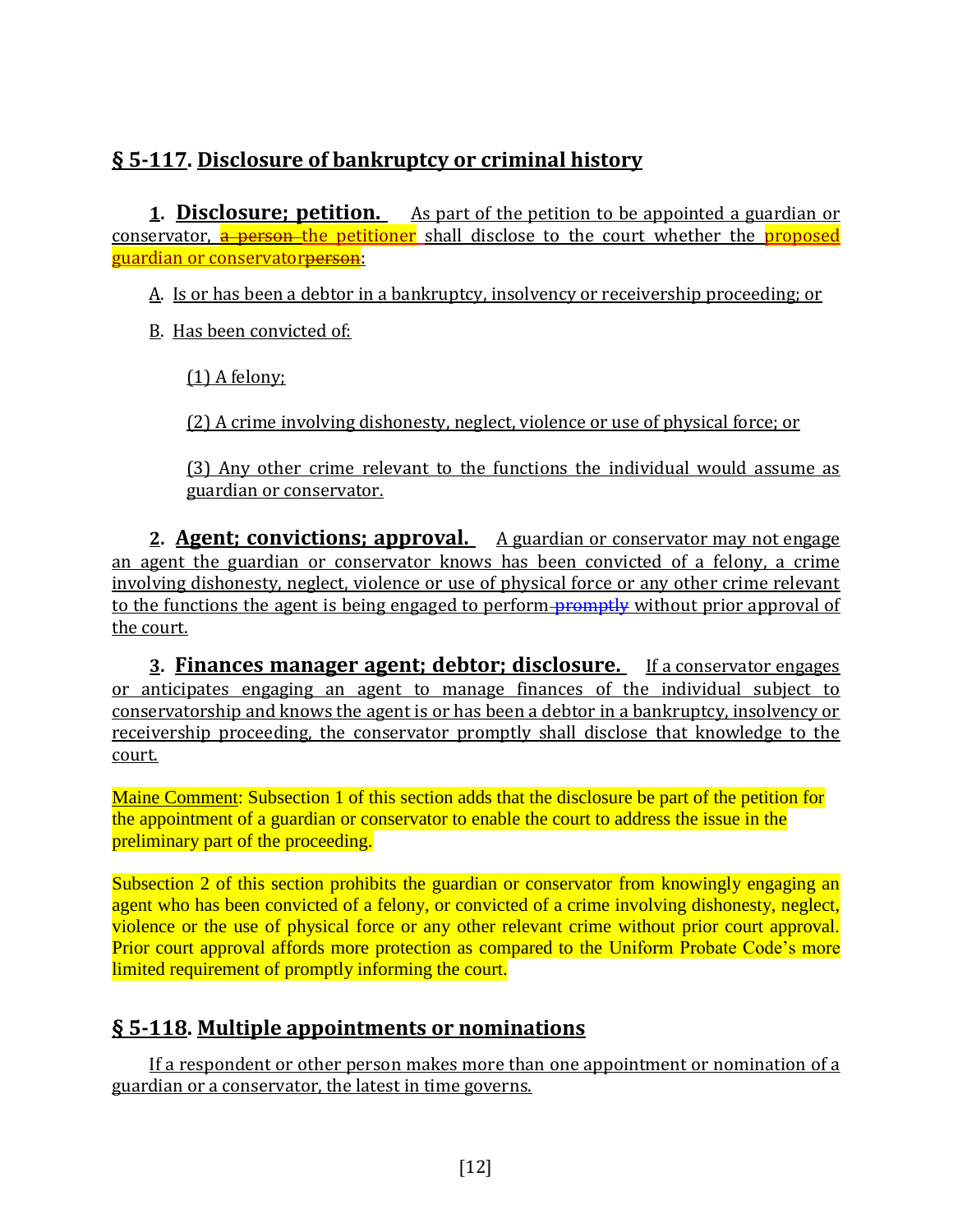## § 5-117. Disclosure of bankruptcy or criminal history

**1. Disclosure; petition.** As part of the petition to be appointed a guardian or conservator, ~~a person~~ the petitioner shall disclose to the court whether the proposed guardian or conservator~~person~~:

A. Is or has been a debtor in a bankruptcy, insolvency or receivership proceeding; or

B. Has been convicted of:

(1) A felony;

(2) A crime involving dishonesty, neglect, violence or use of physical force; or

(3) Any other crime relevant to the functions the individual would assume as guardian or conservator.

**2. Agent; convictions; approval.** A guardian or conservator may not engage an agent the guardian or conservator knows has been convicted of a felony, a crime involving dishonesty, neglect, violence or use of physical force or any other crime relevant to the functions the agent is being engaged to perform ~~promptly~~ without prior approval of the court.

**3. Finances manager agent; debtor; disclosure.** If a conservator engages or anticipates engaging an agent to manage finances of the individual subject to conservatorship and knows the agent is or has been a debtor in a bankruptcy, insolvency or receivership proceeding, the conservator promptly shall disclose that knowledge to the court.

Maine Comment: Subsection 1 of this section adds that the disclosure be part of the petition for the appointment of a guardian or conservator to enable the court to address the issue in the preliminary part of the proceeding.

Subsection 2 of this section prohibits the guardian or conservator from knowingly engaging an agent who has been convicted of a felony, or convicted of a crime involving dishonesty, neglect, violence or the use of physical force or any other relevant crime without prior court approval. Prior court approval affords more protection as compared to the Uniform Probate Code's more limited requirement of promptly informing the court.

## § 5-118. Multiple appointments or nominations

If a respondent or other person makes more than one appointment or nomination of a guardian or a conservator, the latest in time governs.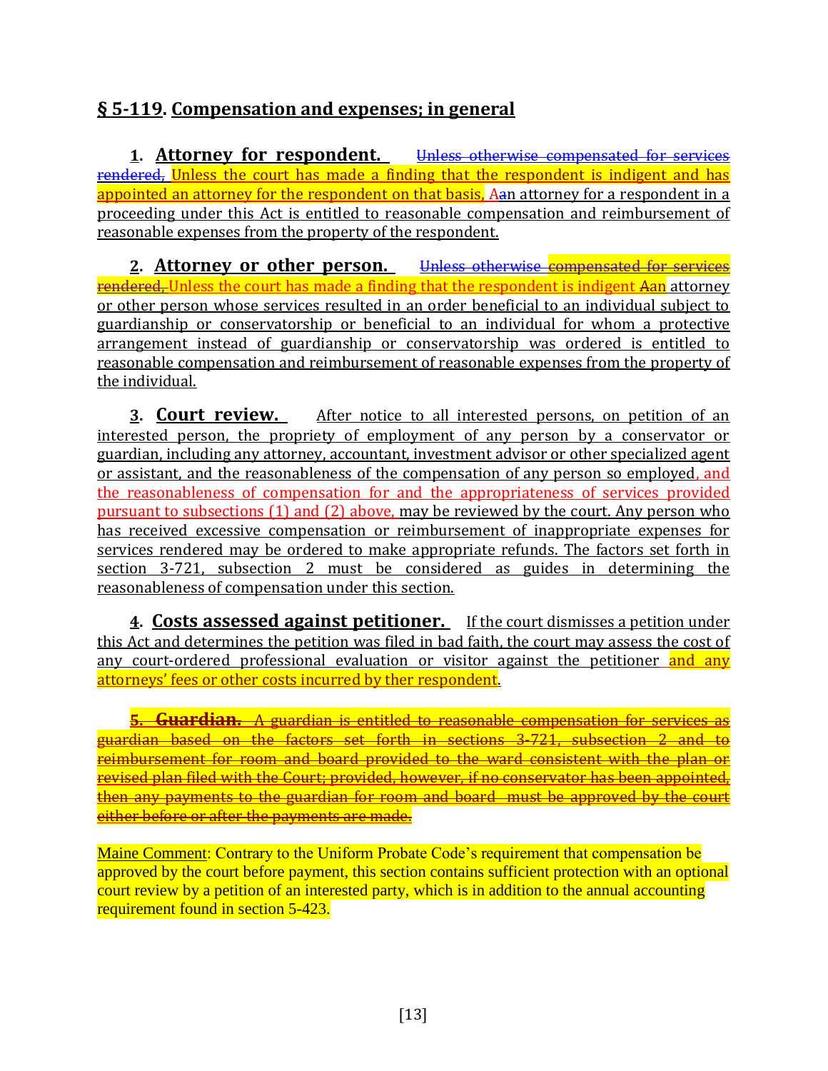## § 5-119. Compensation and expenses; in general

**1. Attorney for respondent.** ~~Unless otherwise compensated for services rendered,~~ Unless the court has made a finding that the respondent is indigent and has appointed an attorney for the respondent on that basis, ~~A~~an attorney for a respondent in a proceeding under this Act is entitled to reasonable compensation and reimbursement of reasonable expenses from the property of the respondent.

**2. Attorney or other person.** ~~Unless otherwise compensated for services rendered,~~ Unless the court has made a finding that the respondent is indigent ~~A~~an attorney or other person whose services resulted in an order beneficial to an individual subject to guardianship or conservatorship or beneficial to an individual for whom a protective arrangement instead of guardianship or conservatorship was ordered is entitled to reasonable compensation and reimbursement of reasonable expenses from the property of the individual.

**3. Court review.** After notice to all interested persons, on petition of an interested person, the propriety of employment of any person by a conservator or guardian, including any attorney, accountant, investment advisor or other specialized agent or assistant, and the reasonableness of the compensation of any person so employed, and the reasonableness of compensation for and the appropriateness of services provided pursuant to subsections (1) and (2) above, may be reviewed by the court. Any person who has received excessive compensation or reimbursement of inappropriate expenses for services rendered may be ordered to make appropriate refunds. The factors set forth in section 3-721, subsection 2 must be considered as guides in determining the reasonableness of compensation under this section.

**4. Costs assessed against petitioner.** If the court dismisses a petition under this Act and determines the petition was filed in bad faith, the court may assess the cost of any court-ordered professional evaluation or visitor against the petitioner and any attorneys' fees or other costs incurred by ther respondent.

~~**5. Guardian.** A guardian is entitled to reasonable compensation for services as guardian based on the factors set forth in sections 3-721, subsection 2 and to reimbursement for room and board provided to the ward consistent with the plan or revised plan filed with the Court; provided, however, if no conservator has been appointed, then any payments to the guardian for room and board must be approved by the court either before or after the payments are made.~~

Maine Comment: Contrary to the Uniform Probate Code's requirement that compensation be approved by the court before payment, this section contains sufficient protection with an optional court review by a petition of an interested party, which is in addition to the annual accounting requirement found in section 5-423.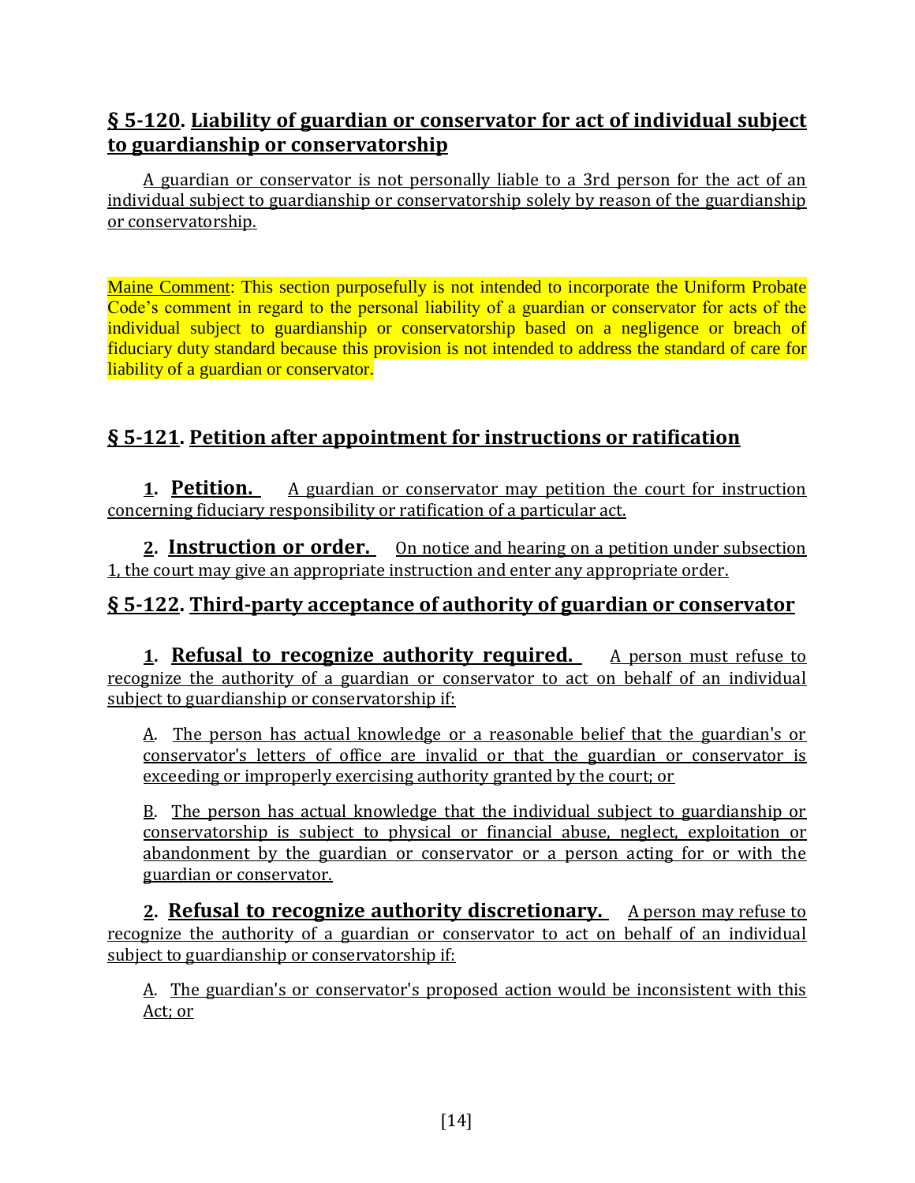## § 5-120. Liability of guardian or conservator for act of individual subject to guardianship or conservatorship

A guardian or conservator is not personally liable to a 3rd person for the act of an individual subject to guardianship or conservatorship solely by reason of the guardianship or conservatorship.

Maine Comment: This section purposefully is not intended to incorporate the Uniform Probate Code's comment in regard to the personal liability of a guardian or conservator for acts of the individual subject to guardianship or conservatorship based on a negligence or breach of fiduciary duty standard because this provision is not intended to address the standard of care for liability of a guardian or conservator.

## § 5-121. Petition after appointment for instructions or ratification

**1. Petition.** A guardian or conservator may petition the court for instruction concerning fiduciary responsibility or ratification of a particular act.

**2. Instruction or order.** On notice and hearing on a petition under subsection 1, the court may give an appropriate instruction and enter any appropriate order.

## § 5-122. Third-party acceptance of authority of guardian or conservator

**1. Refusal to recognize authority required.** A person must refuse to recognize the authority of a guardian or conservator to act on behalf of an individual subject to guardianship or conservatorship if:

A. The person has actual knowledge or a reasonable belief that the guardian's or conservator's letters of office are invalid or that the guardian or conservator is exceeding or improperly exercising authority granted by the court; or

B. The person has actual knowledge that the individual subject to guardianship or conservatorship is subject to physical or financial abuse, neglect, exploitation or abandonment by the guardian or conservator or a person acting for or with the guardian or conservator.

**2. Refusal to recognize authority discretionary.** A person may refuse to recognize the authority of a guardian or conservator to act on behalf of an individual subject to guardianship or conservatorship if:

A. The guardian's or conservator's proposed action would be inconsistent with this Act; or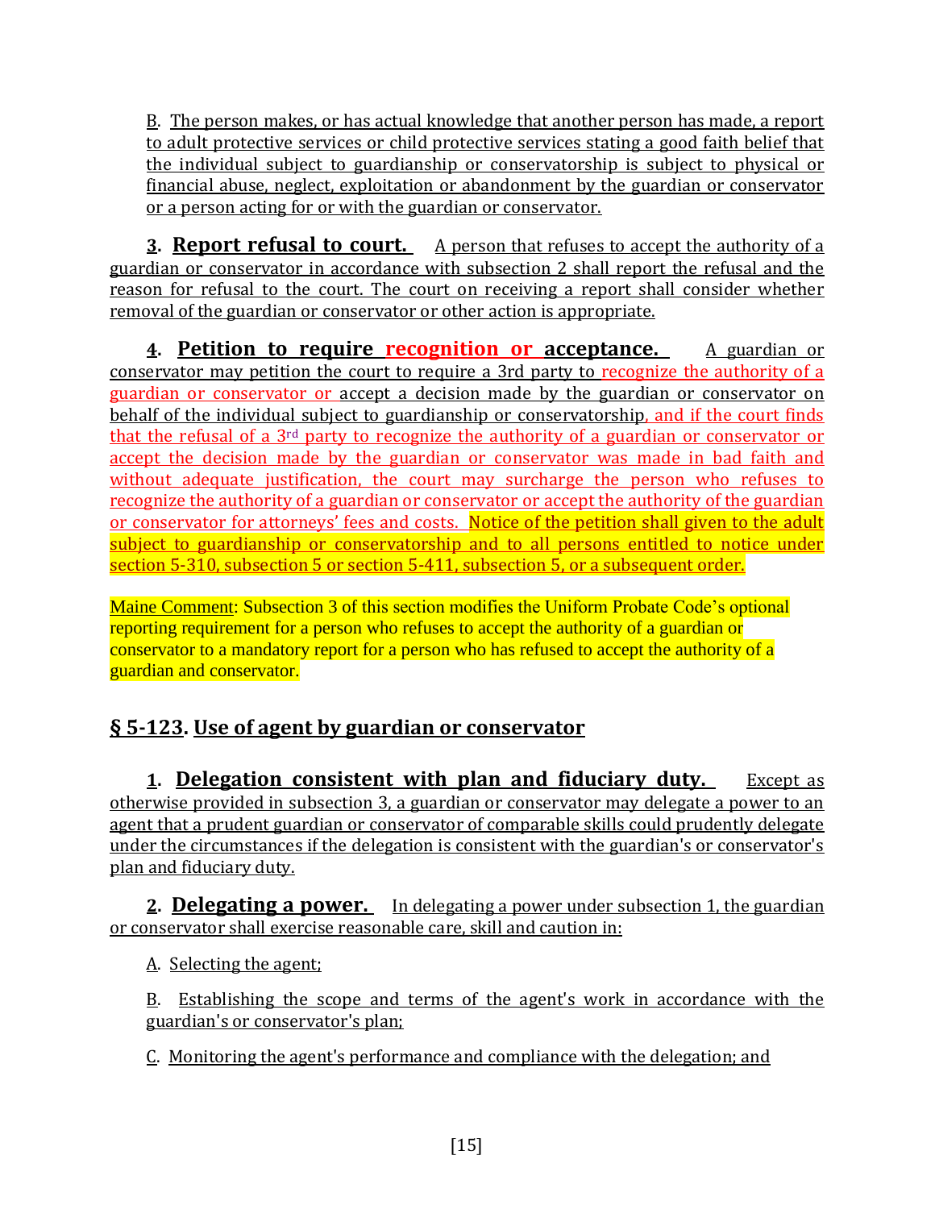B. The person makes, or has actual knowledge that another person has made, a report to adult protective services or child protective services stating a good faith belief that the individual subject to guardianship or conservatorship is subject to physical or financial abuse, neglect, exploitation or abandonment by the guardian or conservator or a person acting for or with the guardian or conservator.

**3. Report refusal to court.** A person that refuses to accept the authority of a guardian or conservator in accordance with subsection 2 shall report the refusal and the reason for refusal to the court. The court on receiving a report shall consider whether removal of the guardian or conservator or other action is appropriate.

**4. Petition to require recognition or acceptance.** A guardian or conservator may petition the court to require a 3rd party to recognize the authority of a guardian or conservator or accept a decision made by the guardian or conservator on behalf of the individual subject to guardianship or conservatorship, and if the court finds that the refusal of a 3rd party to recognize the authority of a guardian or conservator or accept the decision made by the guardian or conservator was made in bad faith and without adequate justification, the court may surcharge the person who refuses to recognize the authority of a guardian or conservator or accept the authority of the guardian or conservator for attorneys' fees and costs. Notice of the petition shall given to the adult subject to guardianship or conservatorship and to all persons entitled to notice under section 5-310, subsection 5 or section 5-411, subsection 5, or a subsequent order.

Maine Comment: Subsection 3 of this section modifies the Uniform Probate Code's optional reporting requirement for a person who refuses to accept the authority of a guardian or conservator to a mandatory report for a person who has refused to accept the authority of a guardian and conservator.

## § 5-123. Use of agent by guardian or conservator

**1. Delegation consistent with plan and fiduciary duty.** Except as otherwise provided in subsection 3, a guardian or conservator may delegate a power to an agent that a prudent guardian or conservator of comparable skills could prudently delegate under the circumstances if the delegation is consistent with the guardian's or conservator's plan and fiduciary duty.

**2. Delegating a power.** In delegating a power under subsection 1, the guardian or conservator shall exercise reasonable care, skill and caution in:

A. Selecting the agent;

B. Establishing the scope and terms of the agent's work in accordance with the guardian's or conservator's plan;

C. Monitoring the agent's performance and compliance with the delegation; and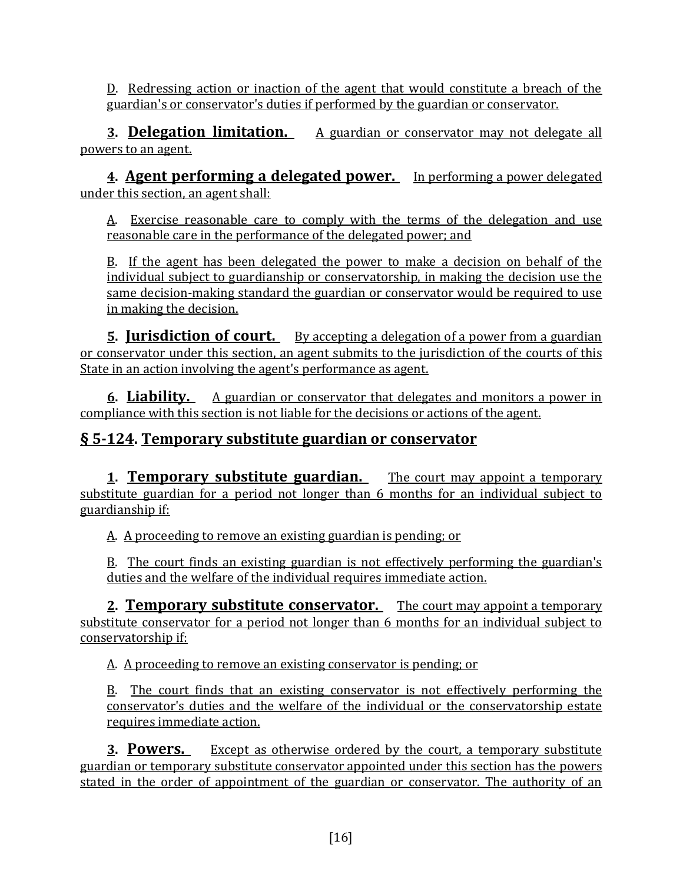D. Redressing action or inaction of the agent that would constitute a breach of the guardian's or conservator's duties if performed by the guardian or conservator.

**3. Delegation limitation.** A guardian or conservator may not delegate all powers to an agent.

**4. Agent performing a delegated power.** In performing a power delegated under this section, an agent shall:

A. Exercise reasonable care to comply with the terms of the delegation and use reasonable care in the performance of the delegated power; and

B. If the agent has been delegated the power to make a decision on behalf of the individual subject to guardianship or conservatorship, in making the decision use the same decision-making standard the guardian or conservator would be required to use in making the decision.

**5. Jurisdiction of court.** By accepting a delegation of a power from a guardian or conservator under this section, an agent submits to the jurisdiction of the courts of this State in an action involving the agent's performance as agent.

**6. Liability.** A guardian or conservator that delegates and monitors a power in compliance with this section is not liable for the decisions or actions of the agent.

## § 5-124. Temporary substitute guardian or conservator

**1. Temporary substitute guardian.** The court may appoint a temporary substitute guardian for a period not longer than 6 months for an individual subject to guardianship if:

A. A proceeding to remove an existing guardian is pending; or

B. The court finds an existing guardian is not effectively performing the guardian's duties and the welfare of the individual requires immediate action.

**2. Temporary substitute conservator.** The court may appoint a temporary substitute conservator for a period not longer than 6 months for an individual subject to conservatorship if:

A. A proceeding to remove an existing conservator is pending; or

B. The court finds that an existing conservator is not effectively performing the conservator's duties and the welfare of the individual or the conservatorship estate requires immediate action.

**3. Powers.** Except as otherwise ordered by the court, a temporary substitute guardian or temporary substitute conservator appointed under this section has the powers stated in the order of appointment of the guardian or conservator. The authority of an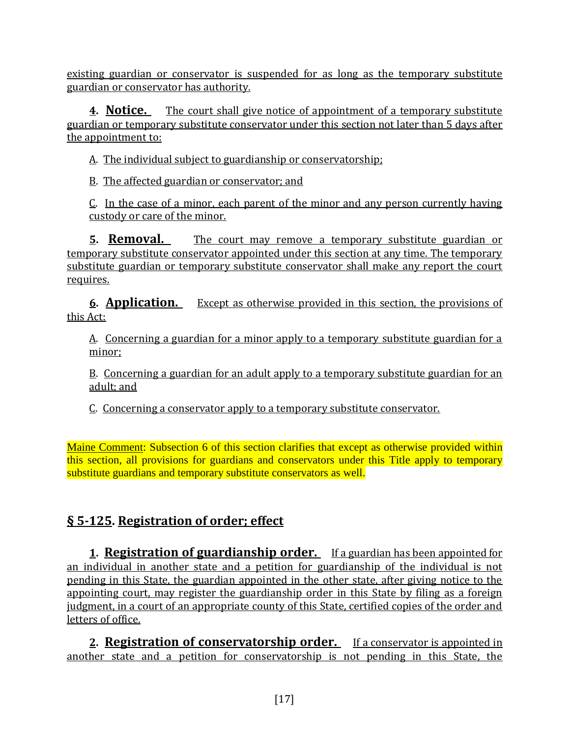existing guardian or conservator is suspended for as long as the temporary substitute guardian or conservator has authority.

**4. Notice.** The court shall give notice of appointment of a temporary substitute guardian or temporary substitute conservator under this section not later than 5 days after the appointment to:

A. The individual subject to guardianship or conservatorship;

B. The affected guardian or conservator; and

C. In the case of a minor, each parent of the minor and any person currently having custody or care of the minor.

**5. Removal.** The court may remove a temporary substitute guardian or temporary substitute conservator appointed under this section at any time. The temporary substitute guardian or temporary substitute conservator shall make any report the court requires.

**6. Application.** Except as otherwise provided in this section, the provisions of this Act:

A. Concerning a guardian for a minor apply to a temporary substitute guardian for a minor;

B. Concerning a guardian for an adult apply to a temporary substitute guardian for an adult; and

C. Concerning a conservator apply to a temporary substitute conservator.

Maine Comment: Subsection 6 of this section clarifies that except as otherwise provided within this section, all provisions for guardians and conservators under this Title apply to temporary substitute guardians and temporary substitute conservators as well.

## § 5-125. Registration of order; effect

**1. Registration of guardianship order.** If a guardian has been appointed for an individual in another state and a petition for guardianship of the individual is not pending in this State, the guardian appointed in the other state, after giving notice to the appointing court, may register the guardianship order in this State by filing as a foreign judgment, in a court of an appropriate county of this State, certified copies of the order and letters of office.

**2. Registration of conservatorship order.** If a conservator is appointed in another state and a petition for conservatorship is not pending in this State, the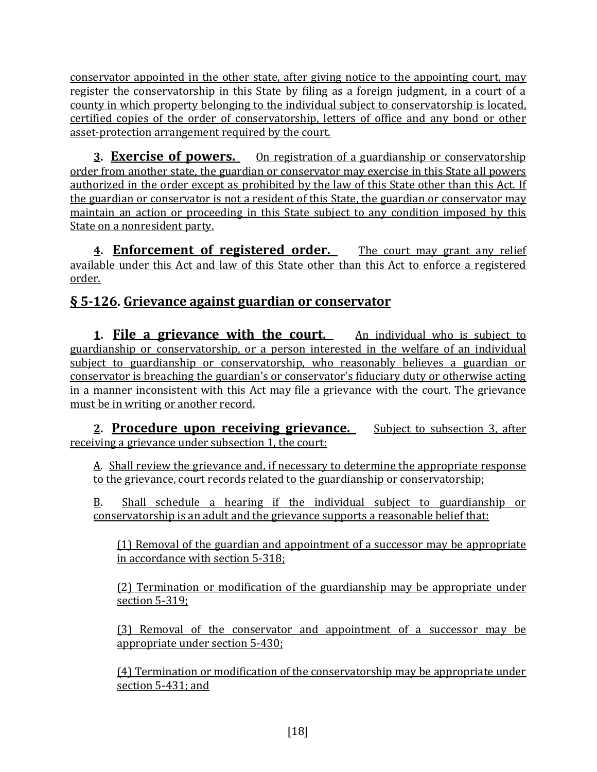conservator appointed in the other state, after giving notice to the appointing court, may register the conservatorship in this State by filing as a foreign judgment, in a court of a county in which property belonging to the individual subject to conservatorship is located, certified copies of the order of conservatorship, letters of office and any bond or other asset-protection arrangement required by the court.

**3. Exercise of powers.** On registration of a guardianship or conservatorship order from another state, the guardian or conservator may exercise in this State all powers authorized in the order except as prohibited by the law of this State other than this Act. If the guardian or conservator is not a resident of this State, the guardian or conservator may maintain an action or proceeding in this State subject to any condition imposed by this State on a nonresident party.

**4. Enforcement of registered order.** The court may grant any relief available under this Act and law of this State other than this Act to enforce a registered order.

## § 5-126. Grievance against guardian or conservator

**1. File a grievance with the court.** An individual who is subject to guardianship or conservatorship, or a person interested in the welfare of an individual subject to guardianship or conservatorship, who reasonably believes a guardian or conservator is breaching the guardian's or conservator's fiduciary duty or otherwise acting in a manner inconsistent with this Act may file a grievance with the court. The grievance must be in writing or another record.

**2. Procedure upon receiving grievance.** Subject to subsection 3, after receiving a grievance under subsection 1, the court:

A. Shall review the grievance and, if necessary to determine the appropriate response to the grievance, court records related to the guardianship or conservatorship;

B. Shall schedule a hearing if the individual subject to guardianship or conservatorship is an adult and the grievance supports a reasonable belief that:

(1) Removal of the guardian and appointment of a successor may be appropriate in accordance with section 5-318;

(2) Termination or modification of the guardianship may be appropriate under section 5-319;

(3) Removal of the conservator and appointment of a successor may be appropriate under section 5-430;

(4) Termination or modification of the conservatorship may be appropriate under section 5-431; and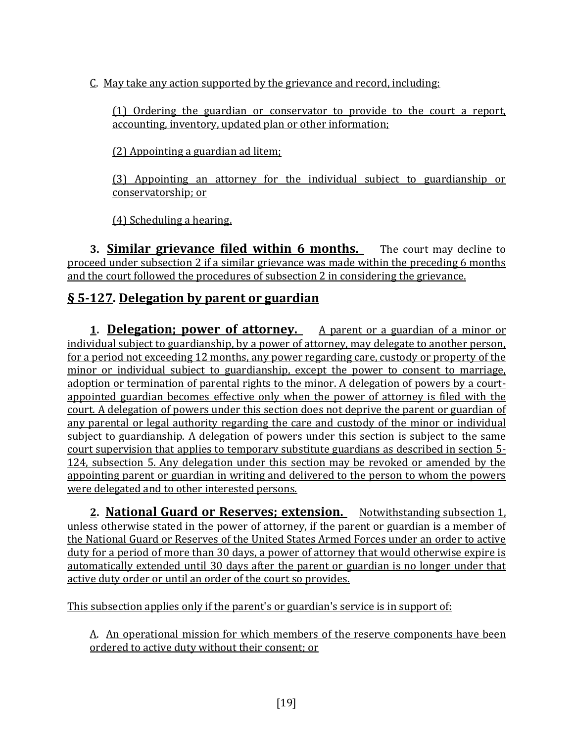C. May take any action supported by the grievance and record, including:

(1) Ordering the guardian or conservator to provide to the court a report, accounting, inventory, updated plan or other information;

(2) Appointing a guardian ad litem;

(3) Appointing an attorney for the individual subject to guardianship or conservatorship; or

(4) Scheduling a hearing.

**3. Similar grievance filed within 6 months.** The court may decline to proceed under subsection 2 if a similar grievance was made within the preceding 6 months and the court followed the procedures of subsection 2 in considering the grievance.

## § 5-127. Delegation by parent or guardian

**1. Delegation; power of attorney.** A parent or a guardian of a minor or individual subject to guardianship, by a power of attorney, may delegate to another person, for a period not exceeding 12 months, any power regarding care, custody or property of the minor or individual subject to guardianship, except the power to consent to marriage, adoption or termination of parental rights to the minor. A delegation of powers by a court-appointed guardian becomes effective only when the power of attorney is filed with the court. A delegation of powers under this section does not deprive the parent or guardian of any parental or legal authority regarding the care and custody of the minor or individual subject to guardianship. A delegation of powers under this section is subject to the same court supervision that applies to temporary substitute guardians as described in section 5-124, subsection 5. Any delegation under this section may be revoked or amended by the appointing parent or guardian in writing and delivered to the person to whom the powers were delegated and to other interested persons.

**2. National Guard or Reserves; extension.** Notwithstanding subsection 1, unless otherwise stated in the power of attorney, if the parent or guardian is a member of the National Guard or Reserves of the United States Armed Forces under an order to active duty for a period of more than 30 days, a power of attorney that would otherwise expire is automatically extended until 30 days after the parent or guardian is no longer under that active duty order or until an order of the court so provides.

This subsection applies only if the parent's or guardian's service is in support of:

A. An operational mission for which members of the reserve components have been ordered to active duty without their consent; or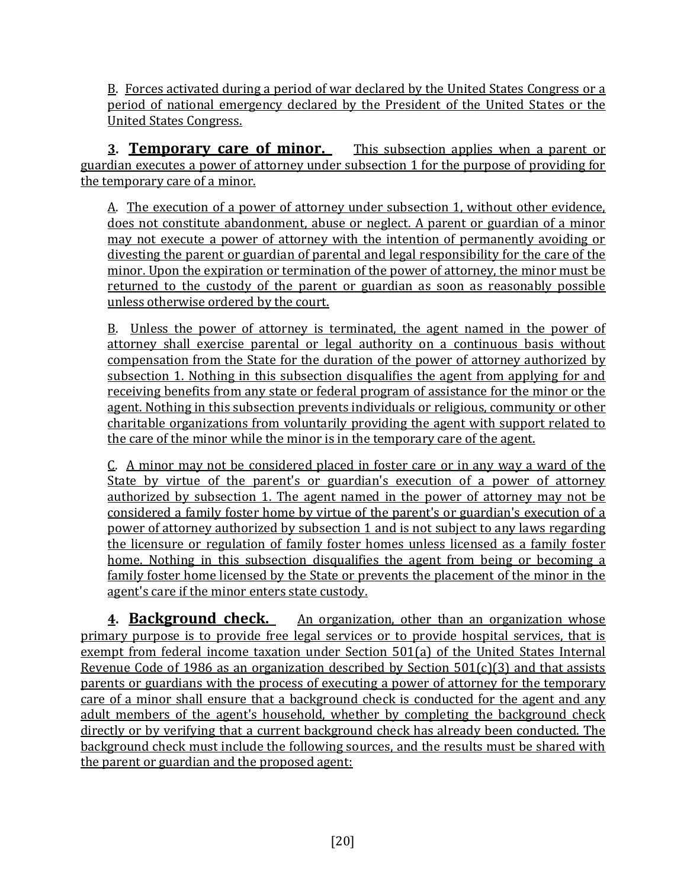B. Forces activated during a period of war declared by the United States Congress or a period of national emergency declared by the President of the United States or the United States Congress.

**3. Temporary care of minor.** This subsection applies when a parent or guardian executes a power of attorney under subsection 1 for the purpose of providing for the temporary care of a minor.

A. The execution of a power of attorney under subsection 1, without other evidence, does not constitute abandonment, abuse or neglect. A parent or guardian of a minor may not execute a power of attorney with the intention of permanently avoiding or divesting the parent or guardian of parental and legal responsibility for the care of the minor. Upon the expiration or termination of the power of attorney, the minor must be returned to the custody of the parent or guardian as soon as reasonably possible unless otherwise ordered by the court.

B. Unless the power of attorney is terminated, the agent named in the power of attorney shall exercise parental or legal authority on a continuous basis without compensation from the State for the duration of the power of attorney authorized by subsection 1. Nothing in this subsection disqualifies the agent from applying for and receiving benefits from any state or federal program of assistance for the minor or the agent. Nothing in this subsection prevents individuals or religious, community or other charitable organizations from voluntarily providing the agent with support related to the care of the minor while the minor is in the temporary care of the agent.

C. A minor may not be considered placed in foster care or in any way a ward of the State by virtue of the parent's or guardian's execution of a power of attorney authorized by subsection 1. The agent named in the power of attorney may not be considered a family foster home by virtue of the parent's or guardian's execution of a power of attorney authorized by subsection 1 and is not subject to any laws regarding the licensure or regulation of family foster homes unless licensed as a family foster home. Nothing in this subsection disqualifies the agent from being or becoming a family foster home licensed by the State or prevents the placement of the minor in the agent's care if the minor enters state custody.

**4. Background check.** An organization, other than an organization whose primary purpose is to provide free legal services or to provide hospital services, that is exempt from federal income taxation under Section 501(a) of the United States Internal Revenue Code of 1986 as an organization described by Section 501(c)(3) and that assists parents or guardians with the process of executing a power of attorney for the temporary care of a minor shall ensure that a background check is conducted for the agent and any adult members of the agent's household, whether by completing the background check directly or by verifying that a current background check has already been conducted. The background check must include the following sources, and the results must be shared with the parent or guardian and the proposed agent: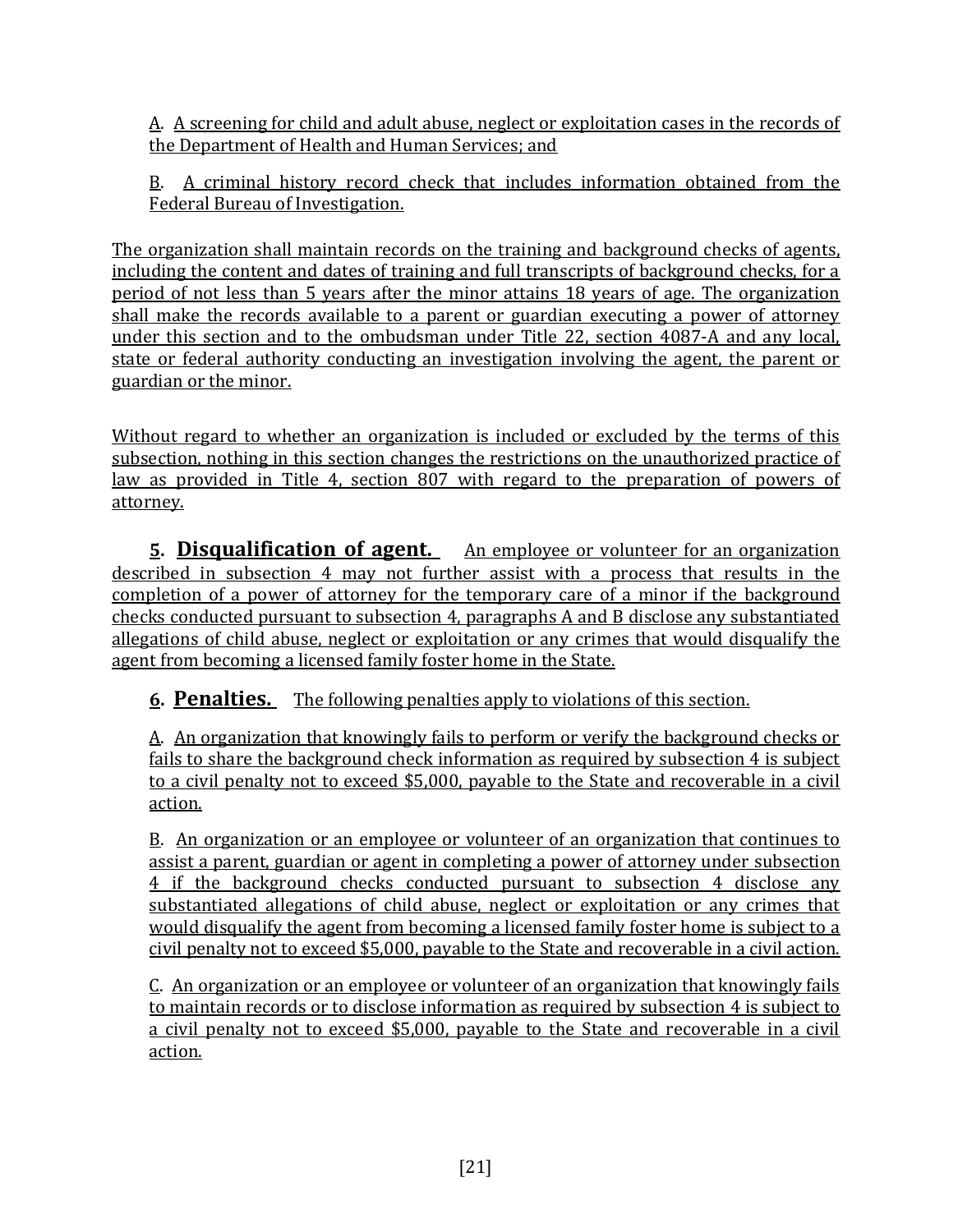A. A screening for child and adult abuse, neglect or exploitation cases in the records of the Department of Health and Human Services; and

B. A criminal history record check that includes information obtained from the Federal Bureau of Investigation.

The organization shall maintain records on the training and background checks of agents, including the content and dates of training and full transcripts of background checks, for a period of not less than 5 years after the minor attains 18 years of age. The organization shall make the records available to a parent or guardian executing a power of attorney under this section and to the ombudsman under Title 22, section 4087-A and any local, state or federal authority conducting an investigation involving the agent, the parent or guardian or the minor.

Without regard to whether an organization is included or excluded by the terms of this subsection, nothing in this section changes the restrictions on the unauthorized practice of law as provided in Title 4, section 807 with regard to the preparation of powers of attorney.

**5. Disqualification of agent.** An employee or volunteer for an organization described in subsection 4 may not further assist with a process that results in the completion of a power of attorney for the temporary care of a minor if the background checks conducted pursuant to subsection 4, paragraphs A and B disclose any substantiated allegations of child abuse, neglect or exploitation or any crimes that would disqualify the agent from becoming a licensed family foster home in the State.

**6. Penalties.** The following penalties apply to violations of this section.

A. An organization that knowingly fails to perform or verify the background checks or fails to share the background check information as required by subsection 4 is subject to a civil penalty not to exceed $5,000, payable to the State and recoverable in a civil action.

B. An organization or an employee or volunteer of an organization that continues to assist a parent, guardian or agent in completing a power of attorney under subsection 4 if the background checks conducted pursuant to subsection 4 disclose any substantiated allegations of child abuse, neglect or exploitation or any crimes that would disqualify the agent from becoming a licensed family foster home is subject to a civil penalty not to exceed $5,000, payable to the State and recoverable in a civil action.

C. An organization or an employee or volunteer of an organization that knowingly fails to maintain records or to disclose information as required by subsection 4 is subject to a civil penalty not to exceed $5,000, payable to the State and recoverable in a civil action.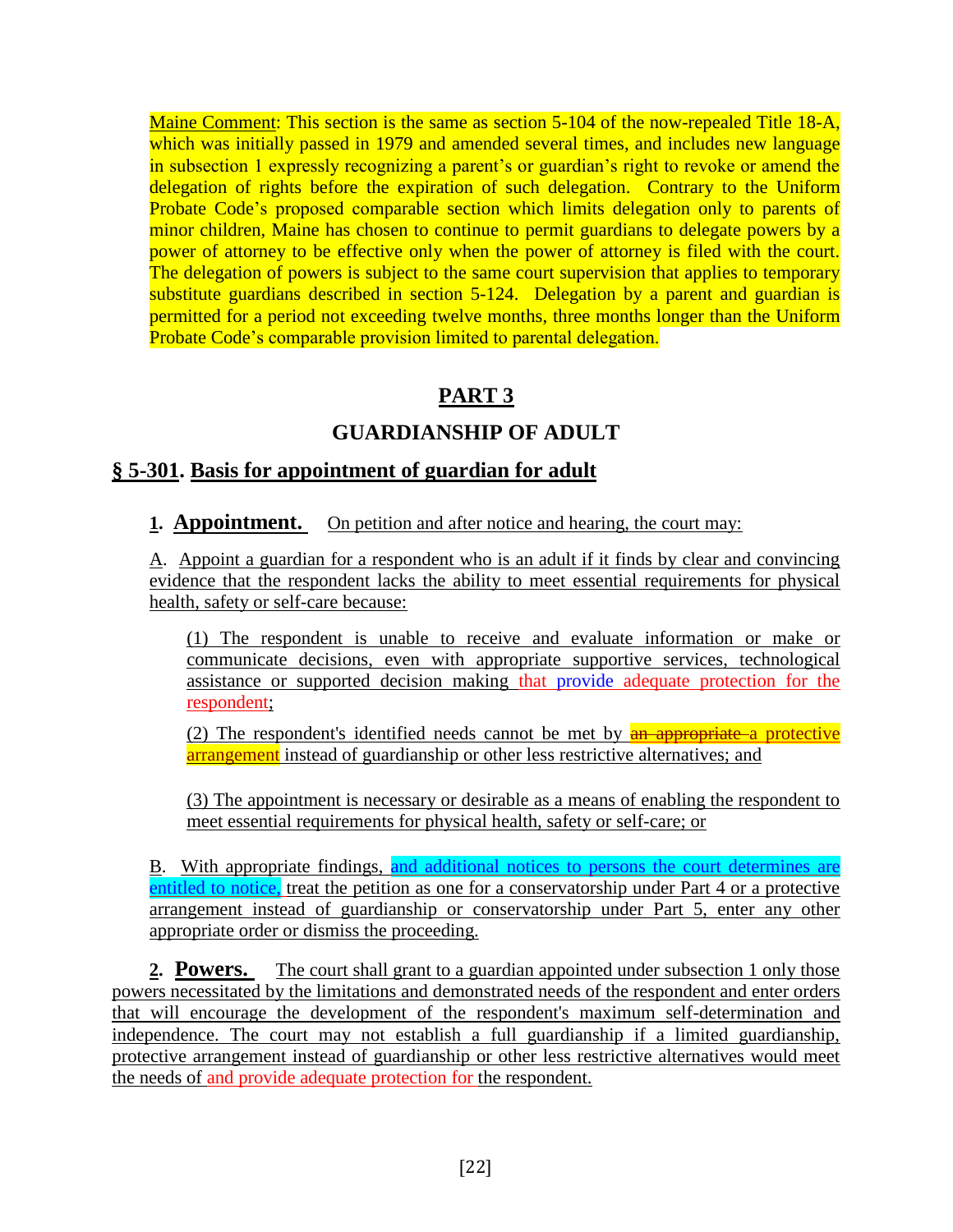Maine Comment: This section is the same as section 5-104 of the now-repealed Title 18-A, which was initially passed in 1979 and amended several times, and includes new language in subsection 1 expressly recognizing a parent's or guardian's right to revoke or amend the delegation of rights before the expiration of such delegation. Contrary to the Uniform Probate Code's proposed comparable section which limits delegation only to parents of minor children, Maine has chosen to continue to permit guardians to delegate powers by a power of attorney to be effective only when the power of attorney is filed with the court. The delegation of powers is subject to the same court supervision that applies to temporary substitute guardians described in section 5-124. Delegation by a parent and guardian is permitted for a period not exceeding twelve months, three months longer than the Uniform Probate Code's comparable provision limited to parental delegation.

# PART 3

## GUARDIANSHIP OF ADULT

### § 5-301. Basis for appointment of guardian for adult

**1. Appointment.** On petition and after notice and hearing, the court may:

A. Appoint a guardian for a respondent who is an adult if it finds by clear and convincing evidence that the respondent lacks the ability to meet essential requirements for physical health, safety or self-care because:

(1) The respondent is unable to receive and evaluate information or make or communicate decisions, even with appropriate supportive services, technological assistance or supported decision making that provide adequate protection for the respondent;

(2) The respondent's identified needs cannot be met by ~~an appropriate~~ a protective arrangement instead of guardianship or other less restrictive alternatives; and

(3) The appointment is necessary or desirable as a means of enabling the respondent to meet essential requirements for physical health, safety or self-care; or

B. With appropriate findings, and additional notices to persons the court determines are entitled to notice, treat the petition as one for a conservatorship under Part 4 or a protective arrangement instead of guardianship or conservatorship under Part 5, enter any other appropriate order or dismiss the proceeding.

**2. Powers.** The court shall grant to a guardian appointed under subsection 1 only those powers necessitated by the limitations and demonstrated needs of the respondent and enter orders that will encourage the development of the respondent's maximum self-determination and independence. The court may not establish a full guardianship if a limited guardianship, protective arrangement instead of guardianship or other less restrictive alternatives would meet the needs of and provide adequate protection for the respondent.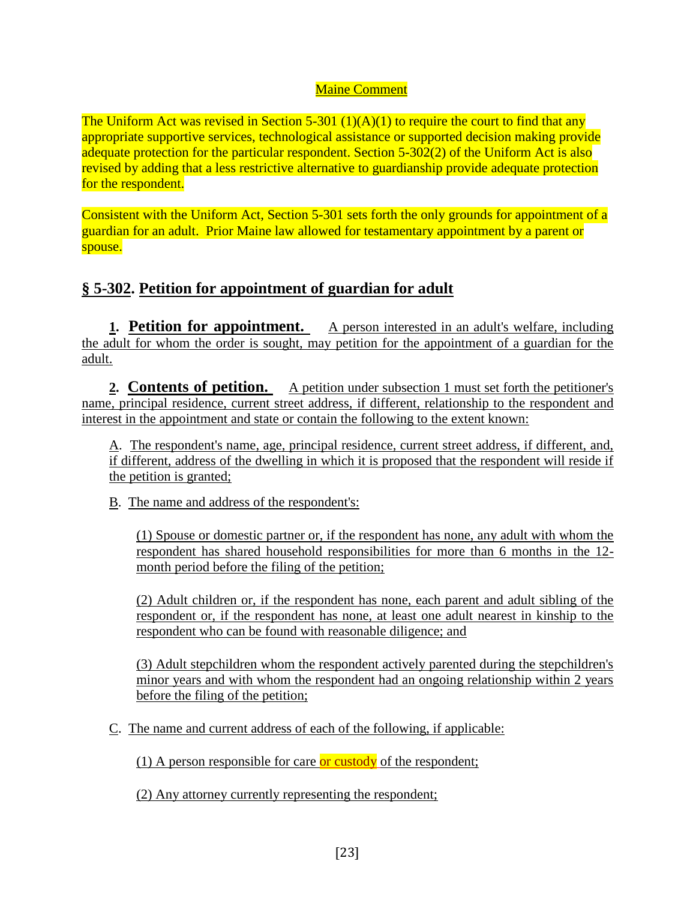Maine Comment

The Uniform Act was revised in Section 5-301 (1)(A)(1) to require the court to find that any appropriate supportive services, technological assistance or supported decision making provide adequate protection for the particular respondent. Section 5-302(2) of the Uniform Act is also revised by adding that a less restrictive alternative to guardianship provide adequate protection for the respondent.

Consistent with the Uniform Act, Section 5-301 sets forth the only grounds for appointment of a guardian for an adult. Prior Maine law allowed for testamentary appointment by a parent or spouse.

## § 5-302. Petition for appointment of guardian for adult

**1. Petition for appointment.** A person interested in an adult's welfare, including the adult for whom the order is sought, may petition for the appointment of a guardian for the adult.

**2. Contents of petition.** A petition under subsection 1 must set forth the petitioner's name, principal residence, current street address, if different, relationship to the respondent and interest in the appointment and state or contain the following to the extent known:

A. The respondent's name, age, principal residence, current street address, if different, and, if different, address of the dwelling in which it is proposed that the respondent will reside if the petition is granted;

B. The name and address of the respondent's:

(1) Spouse or domestic partner or, if the respondent has none, any adult with whom the respondent has shared household responsibilities for more than 6 months in the 12-month period before the filing of the petition;

(2) Adult children or, if the respondent has none, each parent and adult sibling of the respondent or, if the respondent has none, at least one adult nearest in kinship to the respondent who can be found with reasonable diligence; and

(3) Adult stepchildren whom the respondent actively parented during the stepchildren's minor years and with whom the respondent had an ongoing relationship within 2 years before the filing of the petition;

C. The name and current address of each of the following, if applicable:

(1) A person responsible for care or custody of the respondent;

(2) Any attorney currently representing the respondent;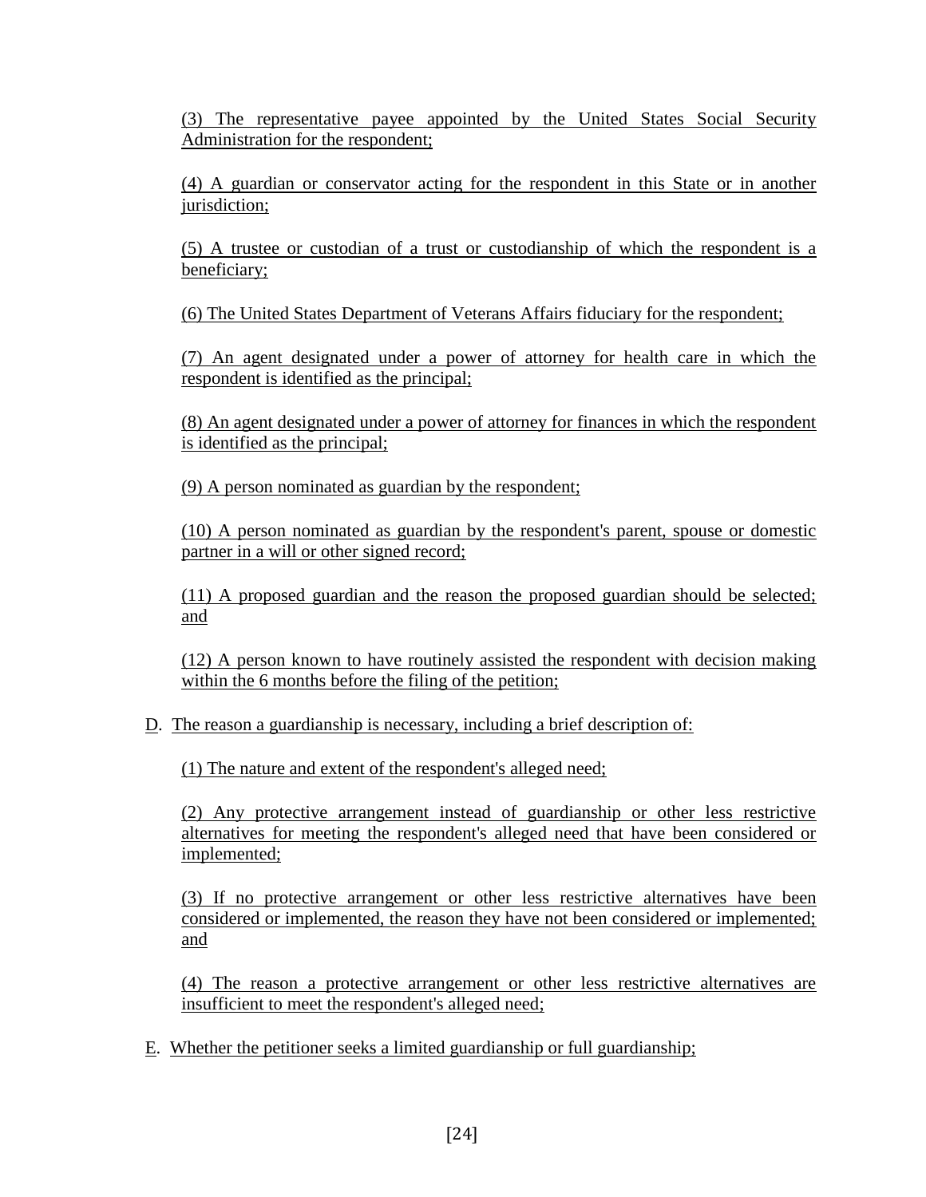(3) The representative payee appointed by the United States Social Security Administration for the respondent;

(4) A guardian or conservator acting for the respondent in this State or in another jurisdiction;

(5) A trustee or custodian of a trust or custodianship of which the respondent is a beneficiary;

(6) The United States Department of Veterans Affairs fiduciary for the respondent;

(7) An agent designated under a power of attorney for health care in which the respondent is identified as the principal;

(8) An agent designated under a power of attorney for finances in which the respondent is identified as the principal;

(9) A person nominated as guardian by the respondent;

(10) A person nominated as guardian by the respondent's parent, spouse or domestic partner in a will or other signed record;

(11) A proposed guardian and the reason the proposed guardian should be selected; and

(12) A person known to have routinely assisted the respondent with decision making within the 6 months before the filing of the petition;

D. The reason a guardianship is necessary, including a brief description of:

(1) The nature and extent of the respondent's alleged need;

(2) Any protective arrangement instead of guardianship or other less restrictive alternatives for meeting the respondent's alleged need that have been considered or implemented;

(3) If no protective arrangement or other less restrictive alternatives have been considered or implemented, the reason they have not been considered or implemented; and

(4) The reason a protective arrangement or other less restrictive alternatives are insufficient to meet the respondent's alleged need;

E. Whether the petitioner seeks a limited guardianship or full guardianship;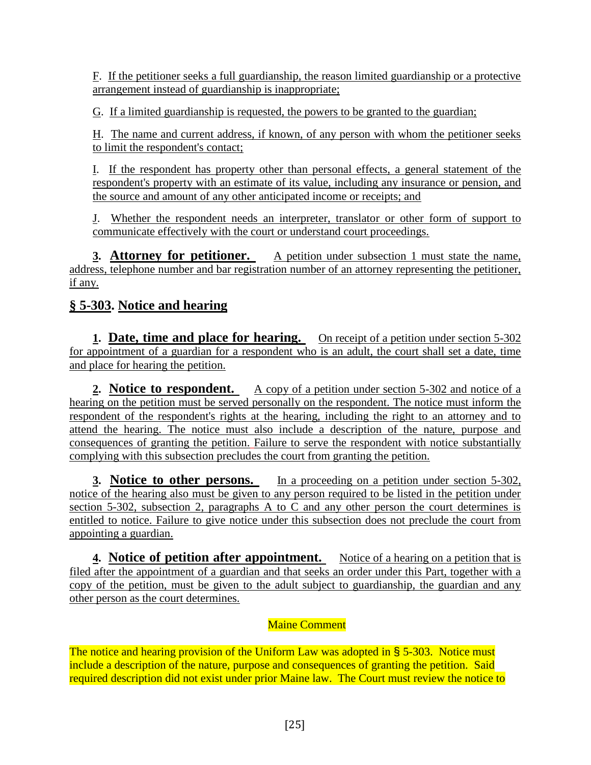F. If the petitioner seeks a full guardianship, the reason limited guardianship or a protective arrangement instead of guardianship is inappropriate;

G. If a limited guardianship is requested, the powers to be granted to the guardian;

H. The name and current address, if known, of any person with whom the petitioner seeks to limit the respondent's contact;

I. If the respondent has property other than personal effects, a general statement of the respondent's property with an estimate of its value, including any insurance or pension, and the source and amount of any other anticipated income or receipts; and

J. Whether the respondent needs an interpreter, translator or other form of support to communicate effectively with the court or understand court proceedings.

**3. Attorney for petitioner.** A petition under subsection 1 must state the name, address, telephone number and bar registration number of an attorney representing the petitioner, if any.

## § 5-303. Notice and hearing

**1. Date, time and place for hearing.** On receipt of a petition under section 5-302 for appointment of a guardian for a respondent who is an adult, the court shall set a date, time and place for hearing the petition.

**2. Notice to respondent.** A copy of a petition under section 5-302 and notice of a hearing on the petition must be served personally on the respondent. The notice must inform the respondent of the respondent's rights at the hearing, including the right to an attorney and to attend the hearing. The notice must also include a description of the nature, purpose and consequences of granting the petition. Failure to serve the respondent with notice substantially complying with this subsection precludes the court from granting the petition.

**3. Notice to other persons.** In a proceeding on a petition under section 5-302, notice of the hearing also must be given to any person required to be listed in the petition under section 5-302, subsection 2, paragraphs A to C and any other person the court determines is entitled to notice. Failure to give notice under this subsection does not preclude the court from appointing a guardian.

**4. Notice of petition after appointment.** Notice of a hearing on a petition that is filed after the appointment of a guardian and that seeks an order under this Part, together with a copy of the petition, must be given to the adult subject to guardianship, the guardian and any other person as the court determines.

Maine Comment

The notice and hearing provision of the Uniform Law was adopted in § 5-303. Notice must include a description of the nature, purpose and consequences of granting the petition. Said required description did not exist under prior Maine law. The Court must review the notice to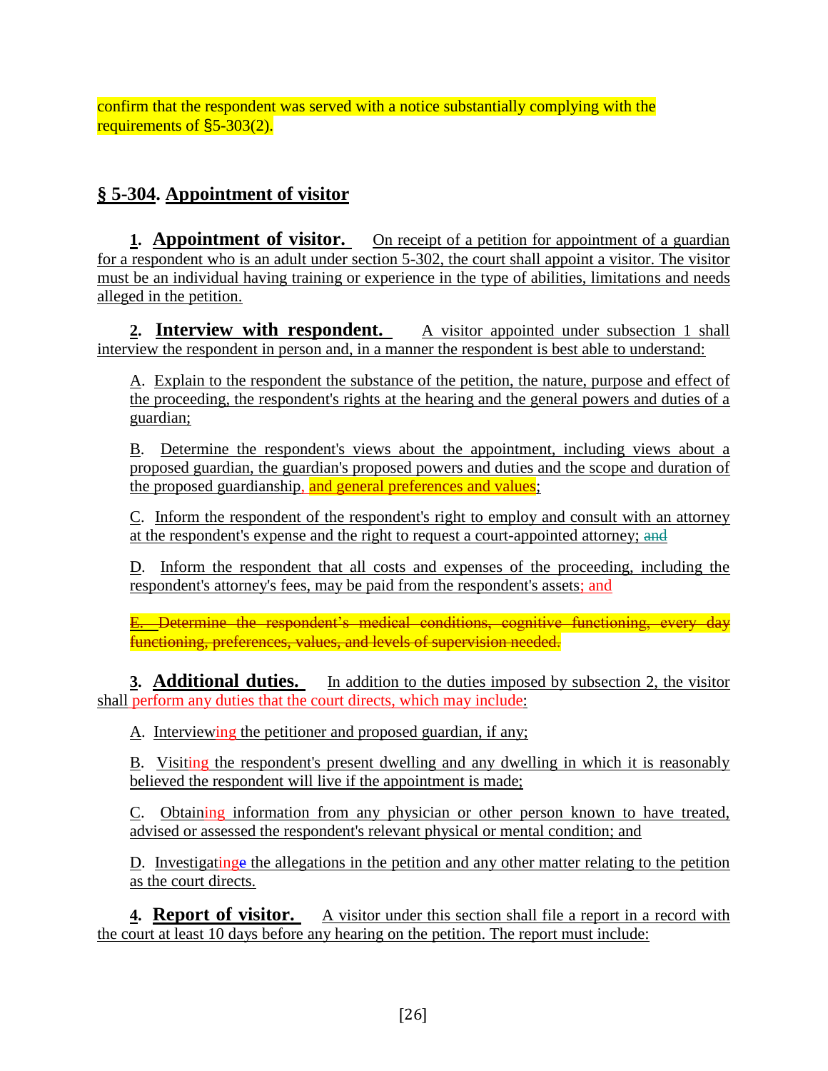confirm that the respondent was served with a notice substantially complying with the requirements of §5-303(2).

## § 5-304. Appointment of visitor

**1. Appointment of visitor.** On receipt of a petition for appointment of a guardian for a respondent who is an adult under section 5-302, the court shall appoint a visitor. The visitor must be an individual having training or experience in the type of abilities, limitations and needs alleged in the petition.

**2. Interview with respondent.** A visitor appointed under subsection 1 shall interview the respondent in person and, in a manner the respondent is best able to understand:

A. Explain to the respondent the substance of the petition, the nature, purpose and effect of the proceeding, the respondent's rights at the hearing and the general powers and duties of a guardian;

B. Determine the respondent's views about the appointment, including views about a proposed guardian, the guardian's proposed powers and duties and the scope and duration of the proposed guardianship, and general preferences and values;

C. Inform the respondent of the respondent's right to employ and consult with an attorney at the respondent's expense and the right to request a court-appointed attorney; ~~and~~

D. Inform the respondent that all costs and expenses of the proceeding, including the respondent's attorney's fees, may be paid from the respondent's assets; and

~~E. Determine the respondent's medical conditions, cognitive functioning, every day functioning, preferences, values, and levels of supervision needed.~~

**3. Additional duties.** In addition to the duties imposed by subsection 2, the visitor shall perform any duties that the court directs, which may include:

A. Interviewing the petitioner and proposed guardian, if any;

B. Visiting the respondent's present dwelling and any dwelling in which it is reasonably believed the respondent will live if the appointment is made;

C. Obtaining information from any physician or other person known to have treated, advised or assessed the respondent's relevant physical or mental condition; and

D. Investigating~~e~~ the allegations in the petition and any other matter relating to the petition as the court directs.

**4. Report of visitor.** A visitor under this section shall file a report in a record with the court at least 10 days before any hearing on the petition. The report must include: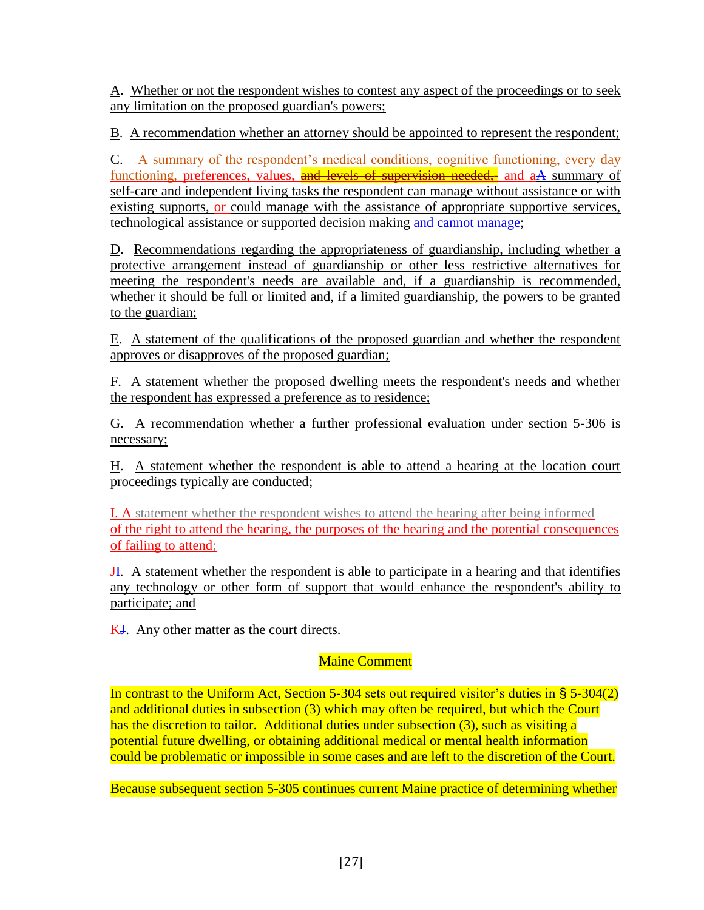A. Whether or not the respondent wishes to contest any aspect of the proceedings or to seek any limitation on the proposed guardian's powers;

B. A recommendation whether an attorney should be appointed to represent the respondent;

C. A summary of the respondent's medical conditions, cognitive functioning, every day functioning, preferences, values, ~~and levels of supervision needed,~~ and a~~A~~ summary of self-care and independent living tasks the respondent can manage without assistance or with existing supports, or could manage with the assistance of appropriate supportive services, technological assistance or supported decision making ~~and cannot manage~~;

D. Recommendations regarding the appropriateness of guardianship, including whether a protective arrangement instead of guardianship or other less restrictive alternatives for meeting the respondent's needs are available and, if a guardianship is recommended, whether it should be full or limited and, if a limited guardianship, the powers to be granted to the guardian;

E. A statement of the qualifications of the proposed guardian and whether the respondent approves or disapproves of the proposed guardian;

F. A statement whether the proposed dwelling meets the respondent's needs and whether the respondent has expressed a preference as to residence;

G. A recommendation whether a further professional evaluation under section 5-306 is necessary;

H. A statement whether the respondent is able to attend a hearing at the location court proceedings typically are conducted;

I. A statement whether the respondent wishes to attend the hearing after being informed of the right to attend the hearing, the purposes of the hearing and the potential consequences of failing to attend;

J~~I~~. A statement whether the respondent is able to participate in a hearing and that identifies any technology or other form of support that would enhance the respondent's ability to participate; and

K~~J~~. Any other matter as the court directs.

## Maine Comment

In contrast to the Uniform Act, Section 5-304 sets out required visitor's duties in § 5-304(2) and additional duties in subsection (3) which may often be required, but which the Court has the discretion to tailor. Additional duties under subsection (3), such as visiting a potential future dwelling, or obtaining additional medical or mental health information could be problematic or impossible in some cases and are left to the discretion of the Court.

Because subsequent section 5-305 continues current Maine practice of determining whether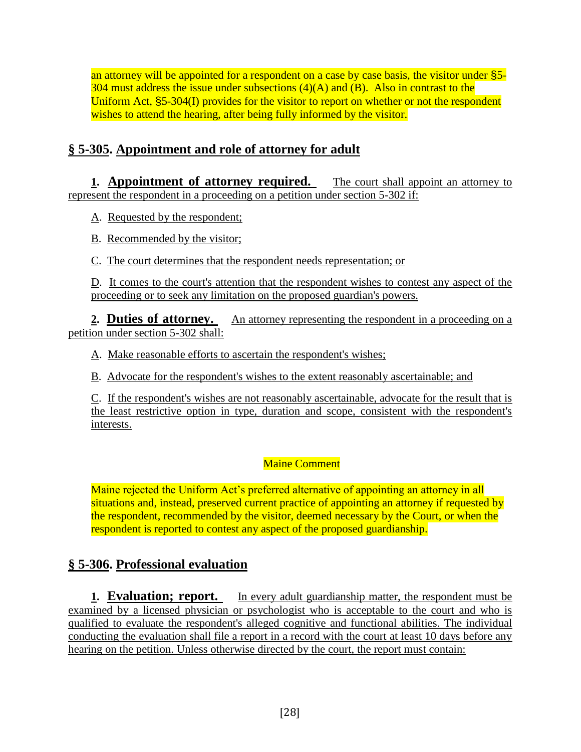an attorney will be appointed for a respondent on a case by case basis, the visitor under §5-304 must address the issue under subsections (4)(A) and (B). Also in contrast to the Uniform Act, §5-304(I) provides for the visitor to report on whether or not the respondent wishes to attend the hearing, after being fully informed by the visitor.

## § 5-305. Appointment and role of attorney for adult

**1. Appointment of attorney required.** The court shall appoint an attorney to represent the respondent in a proceeding on a petition under section 5-302 if:

A. Requested by the respondent;

B. Recommended by the visitor;

C. The court determines that the respondent needs representation; or

D. It comes to the court's attention that the respondent wishes to contest any aspect of the proceeding or to seek any limitation on the proposed guardian's powers.

**2. Duties of attorney.** An attorney representing the respondent in a proceeding on a petition under section 5-302 shall:

A. Make reasonable efforts to ascertain the respondent's wishes;

B. Advocate for the respondent's wishes to the extent reasonably ascertainable; and

C. If the respondent's wishes are not reasonably ascertainable, advocate for the result that is the least restrictive option in type, duration and scope, consistent with the respondent's interests.

Maine Comment

Maine rejected the Uniform Act's preferred alternative of appointing an attorney in all situations and, instead, preserved current practice of appointing an attorney if requested by the respondent, recommended by the visitor, deemed necessary by the Court, or when the respondent is reported to contest any aspect of the proposed guardianship.

## § 5-306. Professional evaluation

**1. Evaluation; report.** In every adult guardianship matter, the respondent must be examined by a licensed physician or psychologist who is acceptable to the court and who is qualified to evaluate the respondent's alleged cognitive and functional abilities. The individual conducting the evaluation shall file a report in a record with the court at least 10 days before any hearing on the petition. Unless otherwise directed by the court, the report must contain: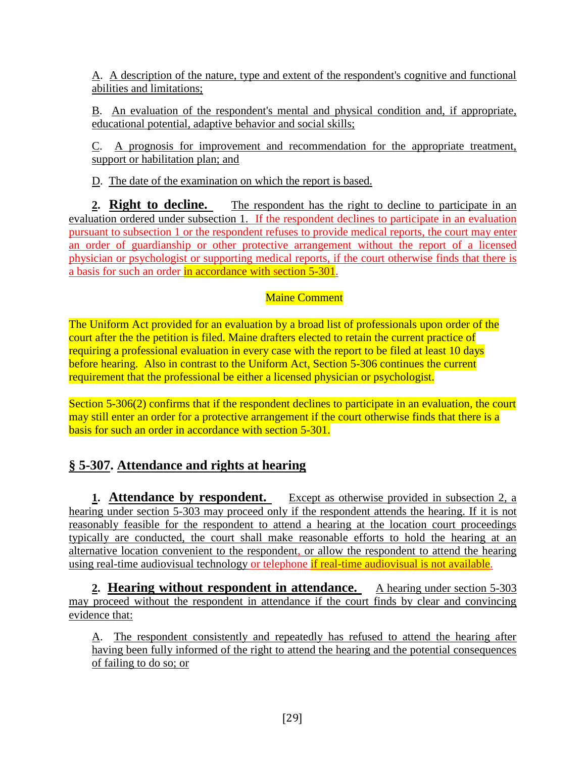A. A description of the nature, type and extent of the respondent's cognitive and functional abilities and limitations;

B. An evaluation of the respondent's mental and physical condition and, if appropriate, educational potential, adaptive behavior and social skills;

C. A prognosis for improvement and recommendation for the appropriate treatment, support or habilitation plan; and

D. The date of the examination on which the report is based.

**2. Right to decline.** The respondent has the right to decline to participate in an evaluation ordered under subsection 1. If the respondent declines to participate in an evaluation pursuant to subsection 1 or the respondent refuses to provide medical reports, the court may enter an order of guardianship or other protective arrangement without the report of a licensed physician or psychologist or supporting medical reports, if the court otherwise finds that there is a basis for such an order in accordance with section 5-301.

Maine Comment

The Uniform Act provided for an evaluation by a broad list of professionals upon order of the court after the the petition is filed. Maine drafters elected to retain the current practice of requiring a professional evaluation in every case with the report to be filed at least 10 days before hearing. Also in contrast to the Uniform Act, Section 5-306 continues the current requirement that the professional be either a licensed physician or psychologist.

Section 5-306(2) confirms that if the respondent declines to participate in an evaluation, the court may still enter an order for a protective arrangement if the court otherwise finds that there is a basis for such an order in accordance with section 5-301.

## § 5-307. Attendance and rights at hearing

**1. Attendance by respondent.** Except as otherwise provided in subsection 2, a hearing under section 5-303 may proceed only if the respondent attends the hearing. If it is not reasonably feasible for the respondent to attend a hearing at the location court proceedings typically are conducted, the court shall make reasonable efforts to hold the hearing at an alternative location convenient to the respondent, or allow the respondent to attend the hearing using real-time audiovisual technology or telephone if real-time audiovisual is not available.

**2. Hearing without respondent in attendance.** A hearing under section 5-303 may proceed without the respondent in attendance if the court finds by clear and convincing evidence that:

A. The respondent consistently and repeatedly has refused to attend the hearing after having been fully informed of the right to attend the hearing and the potential consequences of failing to do so; or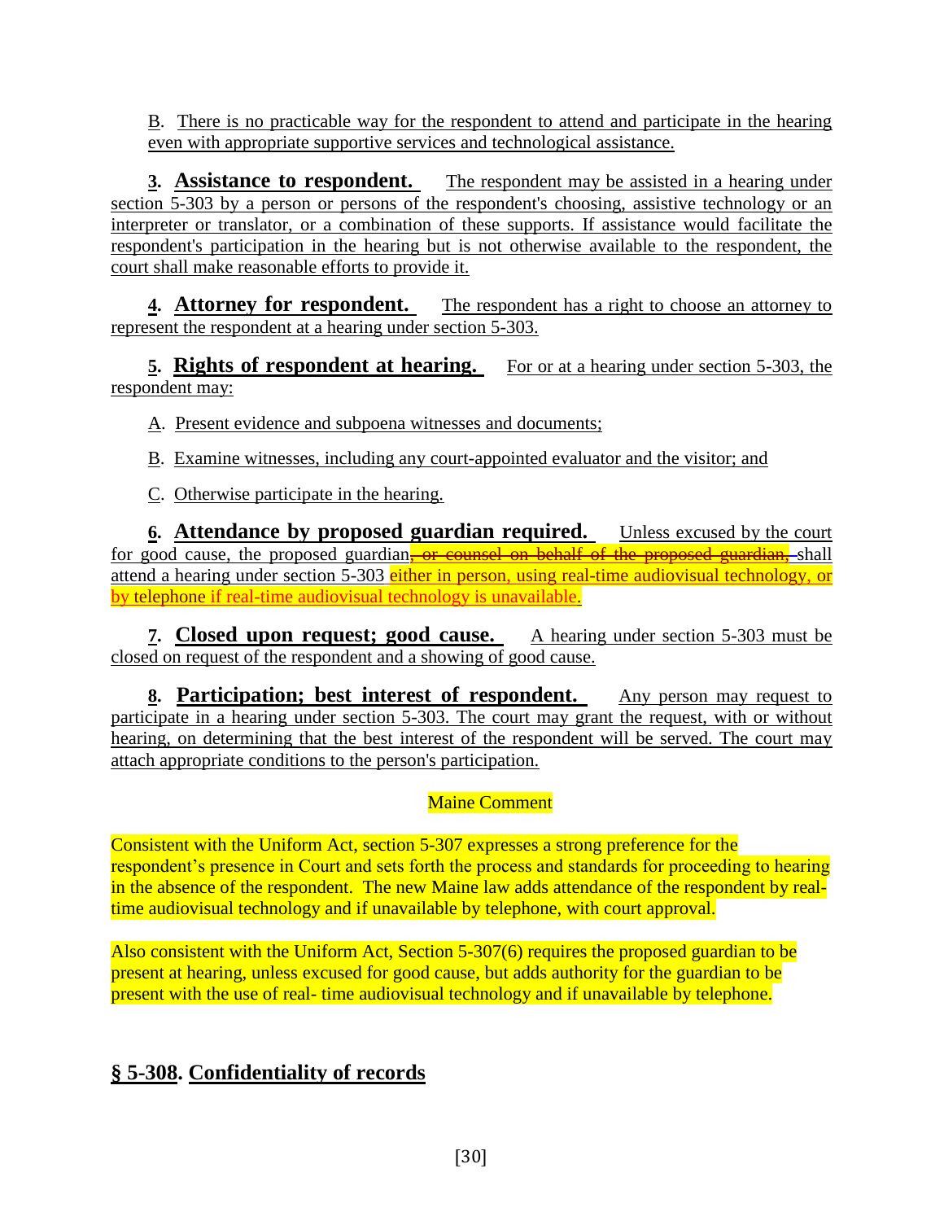B. There is no practicable way for the respondent to attend and participate in the hearing even with appropriate supportive services and technological assistance.

**3. Assistance to respondent.** The respondent may be assisted in a hearing under section 5-303 by a person or persons of the respondent's choosing, assistive technology or an interpreter or translator, or a combination of these supports. If assistance would facilitate the respondent's participation in the hearing but is not otherwise available to the respondent, the court shall make reasonable efforts to provide it.

**4. Attorney for respondent.** The respondent has a right to choose an attorney to represent the respondent at a hearing under section 5-303.

**5. Rights of respondent at hearing.** For or at a hearing under section 5-303, the respondent may:

A. Present evidence and subpoena witnesses and documents;

B. Examine witnesses, including any court-appointed evaluator and the visitor; and

C. Otherwise participate in the hearing.

**6. Attendance by proposed guardian required.** Unless excused by the court for good cause, the proposed guardian~~, or counsel on behalf of the proposed guardian,~~ shall attend a hearing under section 5-303 either in person, using real-time audiovisual technology, or by telephone if real-time audiovisual technology is unavailable.

**7. Closed upon request; good cause.** A hearing under section 5-303 must be closed on request of the respondent and a showing of good cause.

**8. Participation; best interest of respondent.** Any person may request to participate in a hearing under section 5-303. The court may grant the request, with or without hearing, on determining that the best interest of the respondent will be served. The court may attach appropriate conditions to the person's participation.

Maine Comment

Consistent with the Uniform Act, section 5-307 expresses a strong preference for the respondent's presence in Court and sets forth the process and standards for proceeding to hearing in the absence of the respondent. The new Maine law adds attendance of the respondent by real-time audiovisual technology and if unavailable by telephone, with court approval.

Also consistent with the Uniform Act, Section 5-307(6) requires the proposed guardian to be present at hearing, unless excused for good cause, but adds authority for the guardian to be present with the use of real- time audiovisual technology and if unavailable by telephone.

## § 5-308. Confidentiality of records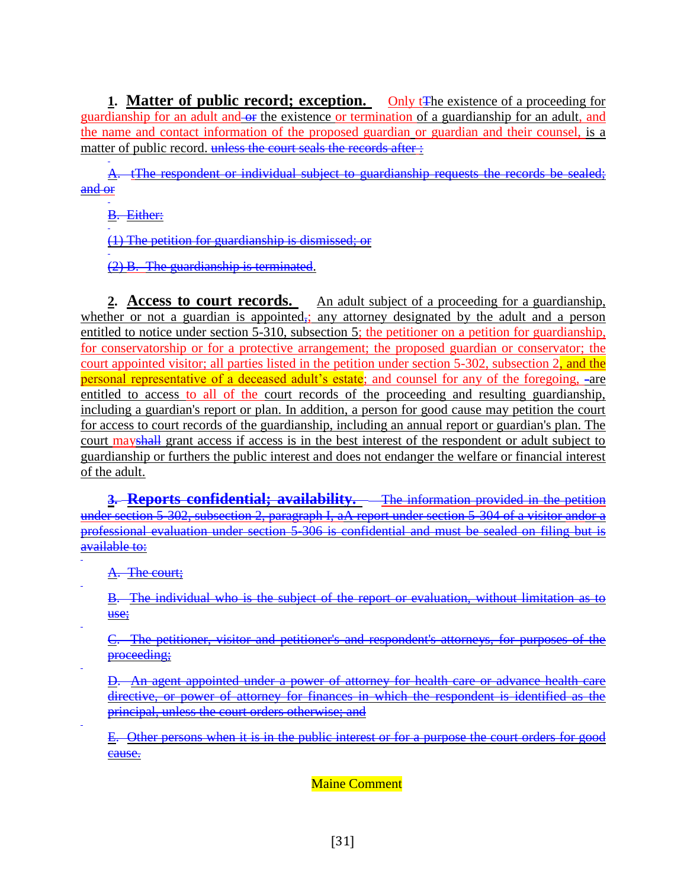**1. Matter of public record; exception.** Only tThe existence of a proceeding for guardianship for an adult and or the existence or termination of a guardianship for an adult, and the name and contact information of the proposed guardian or guardian and their counsel, is a matter of public record. ~~unless the court seals the records after :~~

~~A. tThe respondent or individual subject to guardianship requests the records be sealed; and or~~

~~B. Either:~~

~~(1) The petition for guardianship is dismissed; or~~

~~(2) B. The guardianship is terminated.~~

**2. Access to court records.** An adult subject of a proceeding for a guardianship, whether or not a guardian is appointed,; any attorney designated by the adult and a person entitled to notice under section 5-310, subsection 5; the petitioner on a petition for guardianship, for conservatorship or for a protective arrangement; the proposed guardian or conservator; the court appointed visitor; all parties listed in the petition under section 5-302, subsection 2, and the personal representative of a deceased adult's estate; and counsel for any of the foregoing, are entitled to access to all of the court records of the proceeding and resulting guardianship, including a guardian's report or plan. In addition, a person for good cause may petition the court for access to court records of the guardianship, including an annual report or guardian's plan. The court mayshall grant access if access is in the best interest of the respondent or adult subject to guardianship or furthers the public interest and does not endanger the welfare or financial interest of the adult.

~~**3. Reports confidential; availability.** The information provided in the petition under section 5-302, subsection 2, paragraph I, aA report under section 5-304 of a visitor andor a professional evaluation under section 5-306 is confidential and must be sealed on filing but is available to:~~

~~A. The court;~~

~~B. The individual who is the subject of the report or evaluation, without limitation as to use;~~

~~C. The petitioner, visitor and petitioner's and respondent's attorneys, for purposes of the proceeding;~~

~~D. An agent appointed under a power of attorney for health care or advance health care directive, or power of attorney for finances in which the respondent is identified as the principal, unless the court orders otherwise; and~~

~~E. Other persons when it is in the public interest or for a purpose the court orders for good cause.~~

Maine Comment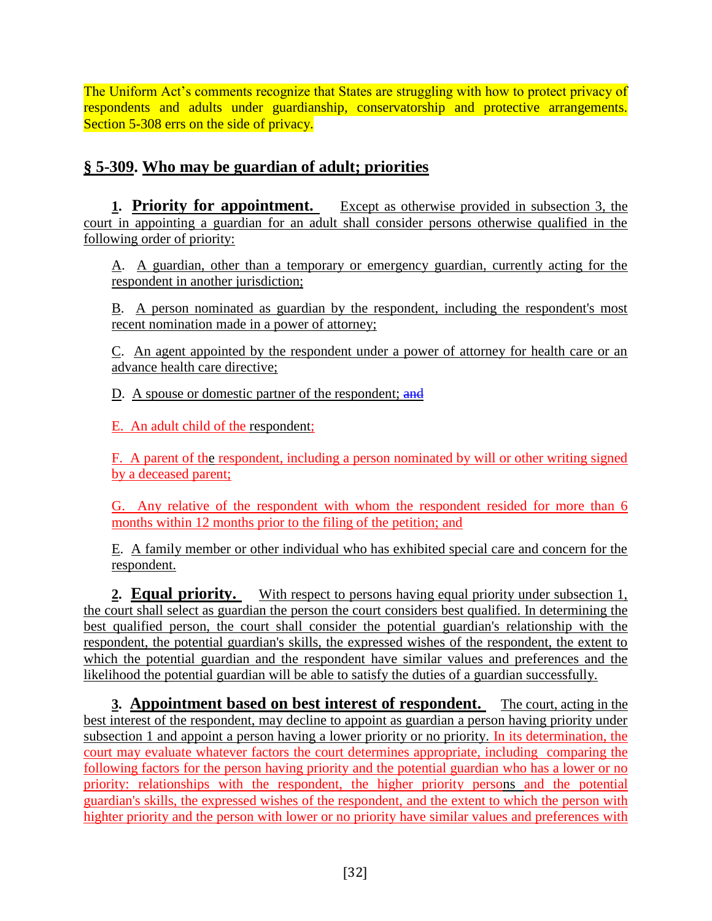The Uniform Act's comments recognize that States are struggling with how to protect privacy of respondents and adults under guardianship, conservatorship and protective arrangements. Section 5-308 errs on the side of privacy.

## § 5-309. Who may be guardian of adult; priorities

**1. Priority for appointment.** Except as otherwise provided in subsection 3, the court in appointing a guardian for an adult shall consider persons otherwise qualified in the following order of priority:

A. A guardian, other than a temporary or emergency guardian, currently acting for the respondent in another jurisdiction;

B. A person nominated as guardian by the respondent, including the respondent's most recent nomination made in a power of attorney;

C. An agent appointed by the respondent under a power of attorney for health care or an advance health care directive;

D. A spouse or domestic partner of the respondent; ~~and~~

E. An adult child of the respondent;

F. A parent of the respondent, including a person nominated by will or other writing signed by a deceased parent;

G. Any relative of the respondent with whom the respondent resided for more than 6 months within 12 months prior to the filing of the petition; and

E. A family member or other individual who has exhibited special care and concern for the respondent.

**2. Equal priority.** With respect to persons having equal priority under subsection 1, the court shall select as guardian the person the court considers best qualified. In determining the best qualified person, the court shall consider the potential guardian's relationship with the respondent, the potential guardian's skills, the expressed wishes of the respondent, the extent to which the potential guardian and the respondent have similar values and preferences and the likelihood the potential guardian will be able to satisfy the duties of a guardian successfully.

**3. Appointment based on best interest of respondent.** The court, acting in the best interest of the respondent, may decline to appoint as guardian a person having priority under subsection 1 and appoint a person having a lower priority or no priority. In its determination, the court may evaluate whatever factors the court determines appropriate, including comparing the following factors for the person having priority and the potential guardian who has a lower or no priority: relationships with the respondent, the higher priority persons and the potential guardian's skills, the expressed wishes of the respondent, and the extent to which the person with highter priority and the person with lower or no priority have similar values and preferences with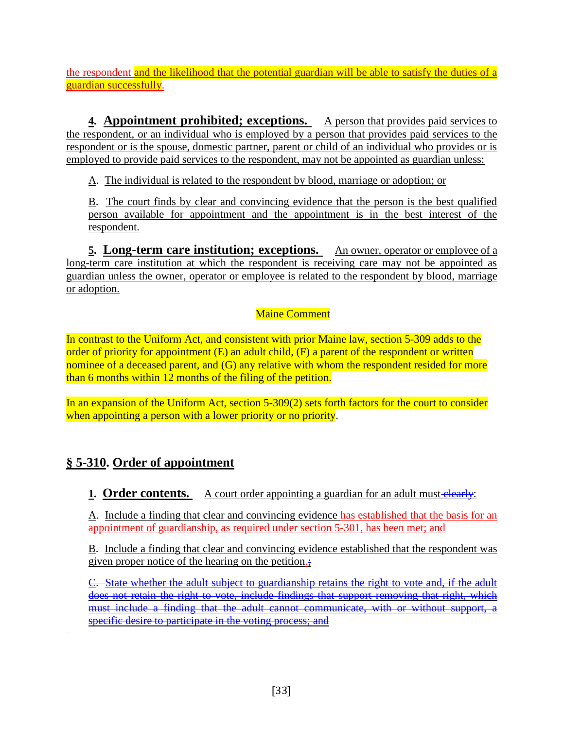the respondent and the likelihood that the potential guardian will be able to satisfy the duties of a guardian successfully.

**4. Appointment prohibited; exceptions.** A person that provides paid services to the respondent, or an individual who is employed by a person that provides paid services to the respondent or is the spouse, domestic partner, parent or child of an individual who provides or is employed to provide paid services to the respondent, may not be appointed as guardian unless:

A. The individual is related to the respondent by blood, marriage or adoption; or

B. The court finds by clear and convincing evidence that the person is the best qualified person available for appointment and the appointment is in the best interest of the respondent.

**5. Long-term care institution; exceptions.** An owner, operator or employee of a long-term care institution at which the respondent is receiving care may not be appointed as guardian unless the owner, operator or employee is related to the respondent by blood, marriage or adoption.

Maine Comment

In contrast to the Uniform Act, and consistent with prior Maine law, section 5-309 adds to the order of priority for appointment (E) an adult child, (F) a parent of the respondent or written nominee of a deceased parent, and (G) any relative with whom the respondent resided for more than 6 months within 12 months of the filing of the petition.

In an expansion of the Uniform Act, section 5-309(2) sets forth factors for the court to consider when appointing a person with a lower priority or no priority.

## § 5-310. Order of appointment

**1. Order contents.** A court order appointing a guardian for an adult must ~~clearly~~:

A. Include a finding that clear and convincing evidence has established that the basis for an appointment of guardianship, as required under section 5-301, has been met; and

B. Include a finding that clear and convincing evidence established that the respondent was given proper notice of the hearing on the petition.~~;~~

~~C. State whether the adult subject to guardianship retains the right to vote and, if the adult does not retain the right to vote, include findings that support removing that right, which must include a finding that the adult cannot communicate, with or without support, a specific desire to participate in the voting process; and~~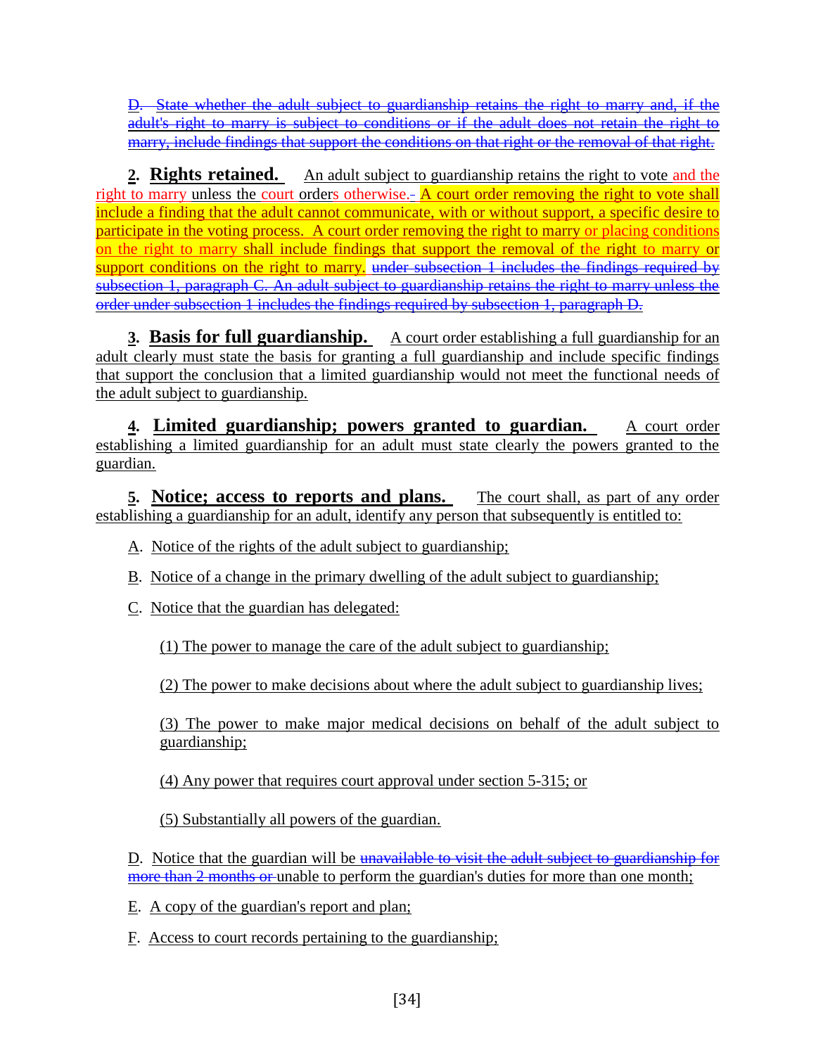~~D. State whether the adult subject to guardianship retains the right to marry and, if the adult's right to marry is subject to conditions or if the adult does not retain the right to marry, include findings that support the conditions on that right or the removal of that right.~~

**2. Rights retained.** An adult subject to guardianship retains the right to vote and the right to marry unless the court orders otherwise. A court order removing the right to vote shall include a finding that the adult cannot communicate, with or without support, a specific desire to participate in the voting process. A court order removing the right to marry or placing conditions on the right to marry shall include findings that support the removal of the right to marry or support conditions on the right to marry. ~~under subsection 1 includes the findings required by subsection 1, paragraph C. An adult subject to guardianship retains the right to marry unless the order under subsection 1 includes the findings required by subsection 1, paragraph D.~~

**3. Basis for full guardianship.** A court order establishing a full guardianship for an adult clearly must state the basis for granting a full guardianship and include specific findings that support the conclusion that a limited guardianship would not meet the functional needs of the adult subject to guardianship.

**4. Limited guardianship; powers granted to guardian.** A court order establishing a limited guardianship for an adult must state clearly the powers granted to the guardian.

**5. Notice; access to reports and plans.** The court shall, as part of any order establishing a guardianship for an adult, identify any person that subsequently is entitled to:

A. Notice of the rights of the adult subject to guardianship;

B. Notice of a change in the primary dwelling of the adult subject to guardianship;

C. Notice that the guardian has delegated:

(1) The power to manage the care of the adult subject to guardianship;

(2) The power to make decisions about where the adult subject to guardianship lives;

(3) The power to make major medical decisions on behalf of the adult subject to guardianship;

(4) Any power that requires court approval under section 5-315; or

(5) Substantially all powers of the guardian.

D. Notice that the guardian will be ~~unavailable to visit the adult subject to guardianship for more than 2 months or~~ unable to perform the guardian's duties for more than one month;

E. A copy of the guardian's report and plan;

F. Access to court records pertaining to the guardianship;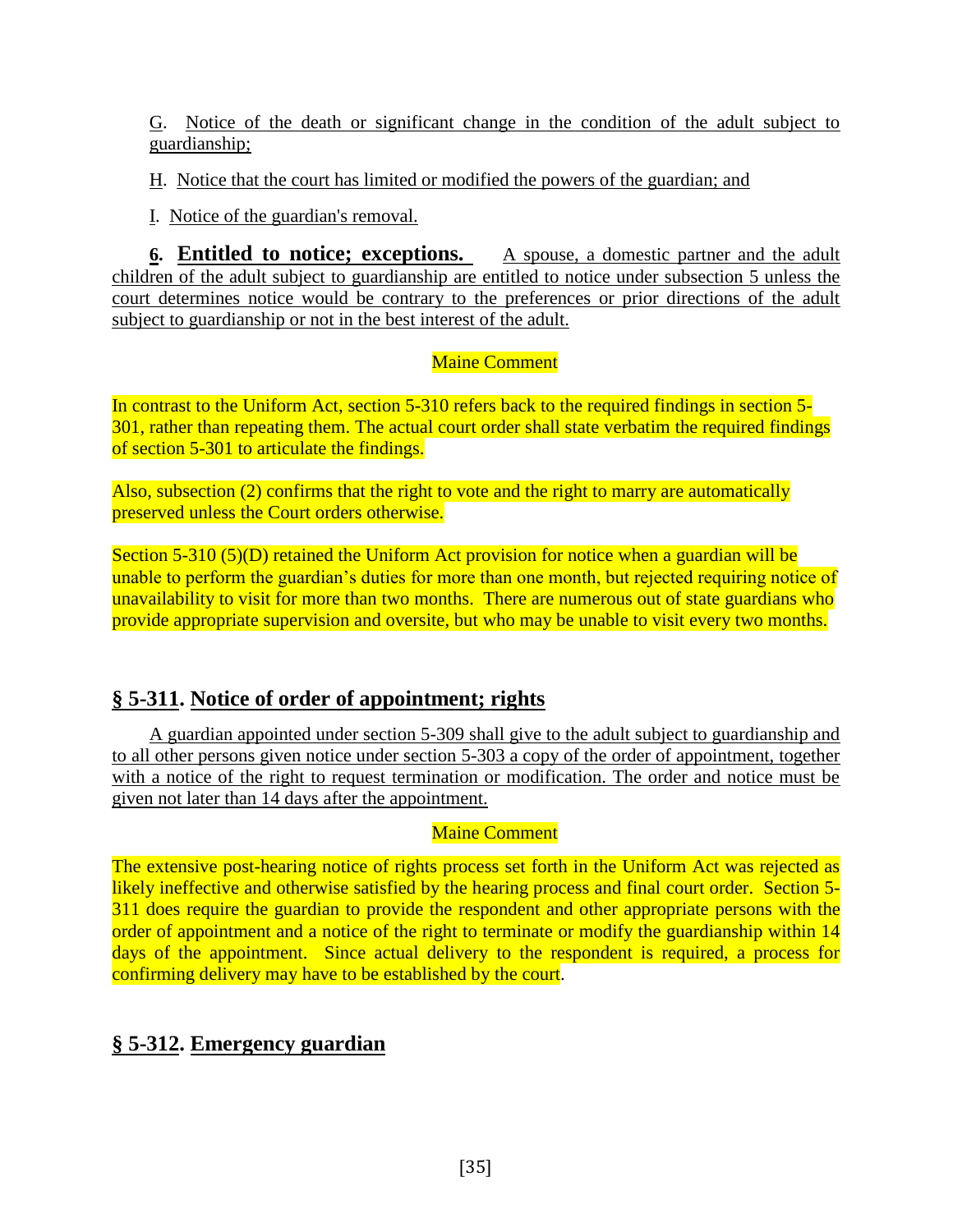G. Notice of the death or significant change in the condition of the adult subject to guardianship;

H. Notice that the court has limited or modified the powers of the guardian; and

I. Notice of the guardian's removal.

**6. Entitled to notice; exceptions.** A spouse, a domestic partner and the adult children of the adult subject to guardianship are entitled to notice under subsection 5 unless the court determines notice would be contrary to the preferences or prior directions of the adult subject to guardianship or not in the best interest of the adult.

Maine Comment

In contrast to the Uniform Act, section 5-310 refers back to the required findings in section 5-301, rather than repeating them. The actual court order shall state verbatim the required findings of section 5-301 to articulate the findings.

Also, subsection (2) confirms that the right to vote and the right to marry are automatically preserved unless the Court orders otherwise.

Section 5-310 (5)(D) retained the Uniform Act provision for notice when a guardian will be unable to perform the guardian's duties for more than one month, but rejected requiring notice of unavailability to visit for more than two months. There are numerous out of state guardians who provide appropriate supervision and oversite, but who may be unable to visit every two months.

## § 5-311. Notice of order of appointment; rights

A guardian appointed under section 5-309 shall give to the adult subject to guardianship and to all other persons given notice under section 5-303 a copy of the order of appointment, together with a notice of the right to request termination or modification. The order and notice must be given not later than 14 days after the appointment.

Maine Comment

The extensive post-hearing notice of rights process set forth in the Uniform Act was rejected as likely ineffective and otherwise satisfied by the hearing process and final court order. Section 5-311 does require the guardian to provide the respondent and other appropriate persons with the order of appointment and a notice of the right to terminate or modify the guardianship within 14 days of the appointment. Since actual delivery to the respondent is required, a process for confirming delivery may have to be established by the court.

## § 5-312. Emergency guardian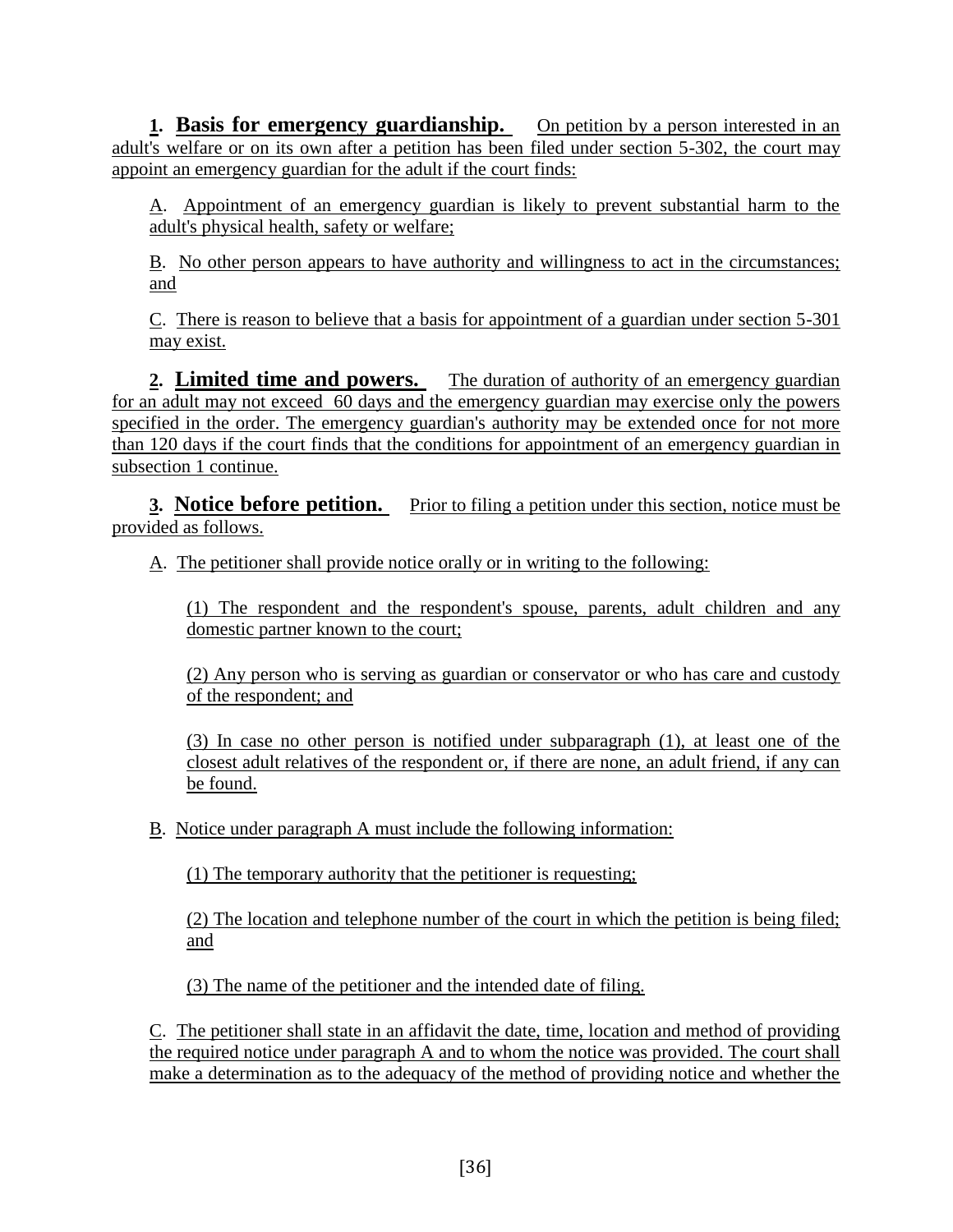**1. Basis for emergency guardianship.** On petition by a person interested in an adult's welfare or on its own after a petition has been filed under section 5-302, the court may appoint an emergency guardian for the adult if the court finds:

A. Appointment of an emergency guardian is likely to prevent substantial harm to the adult's physical health, safety or welfare;

B. No other person appears to have authority and willingness to act in the circumstances; and

C. There is reason to believe that a basis for appointment of a guardian under section 5-301 may exist.

**2. Limited time and powers.** The duration of authority of an emergency guardian for an adult may not exceed 60 days and the emergency guardian may exercise only the powers specified in the order. The emergency guardian's authority may be extended once for not more than 120 days if the court finds that the conditions for appointment of an emergency guardian in subsection 1 continue.

**3. Notice before petition.** Prior to filing a petition under this section, notice must be provided as follows.

A. The petitioner shall provide notice orally or in writing to the following:

(1) The respondent and the respondent's spouse, parents, adult children and any domestic partner known to the court;

(2) Any person who is serving as guardian or conservator or who has care and custody of the respondent; and

(3) In case no other person is notified under subparagraph (1), at least one of the closest adult relatives of the respondent or, if there are none, an adult friend, if any can be found.

B. Notice under paragraph A must include the following information:

(1) The temporary authority that the petitioner is requesting;

(2) The location and telephone number of the court in which the petition is being filed; and

(3) The name of the petitioner and the intended date of filing.

C. The petitioner shall state in an affidavit the date, time, location and method of providing the required notice under paragraph A and to whom the notice was provided. The court shall make a determination as to the adequacy of the method of providing notice and whether the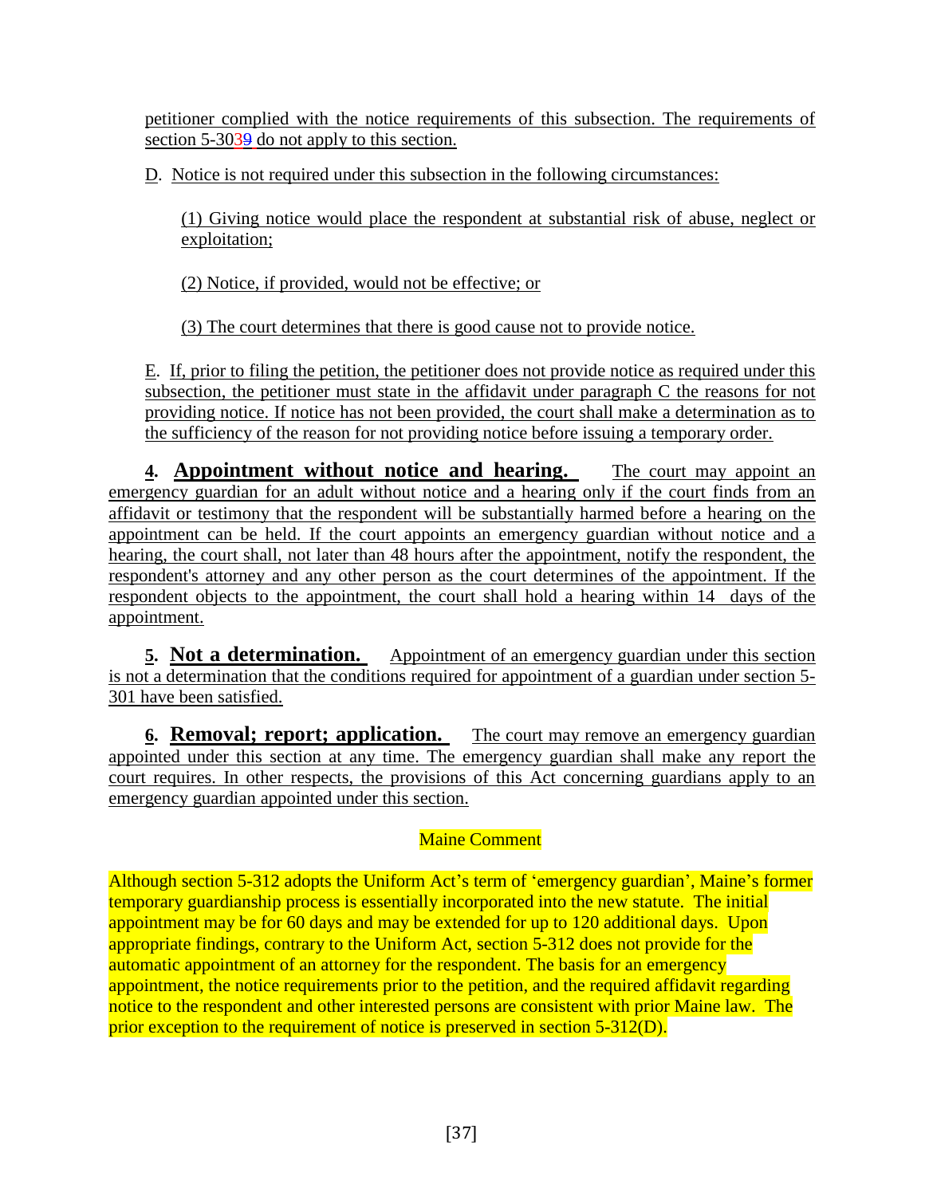petitioner complied with the notice requirements of this subsection. The requirements of section 5-3039 do not apply to this section.

D. Notice is not required under this subsection in the following circumstances:

(1) Giving notice would place the respondent at substantial risk of abuse, neglect or exploitation;

(2) Notice, if provided, would not be effective; or

(3) The court determines that there is good cause not to provide notice.

E. If, prior to filing the petition, the petitioner does not provide notice as required under this subsection, the petitioner must state in the affidavit under paragraph C the reasons for not providing notice. If notice has not been provided, the court shall make a determination as to the sufficiency of the reason for not providing notice before issuing a temporary order.

**4. Appointment without notice and hearing.** The court may appoint an emergency guardian for an adult without notice and a hearing only if the court finds from an affidavit or testimony that the respondent will be substantially harmed before a hearing on the appointment can be held. If the court appoints an emergency guardian without notice and a hearing, the court shall, not later than 48 hours after the appointment, notify the respondent, the respondent's attorney and any other person as the court determines of the appointment. If the respondent objects to the appointment, the court shall hold a hearing within 14 days of the appointment.

**5. Not a determination.** Appointment of an emergency guardian under this section is not a determination that the conditions required for appointment of a guardian under section 5-301 have been satisfied.

**6. Removal; report; application.** The court may remove an emergency guardian appointed under this section at any time. The emergency guardian shall make any report the court requires. In other respects, the provisions of this Act concerning guardians apply to an emergency guardian appointed under this section.

Maine Comment

Although section 5-312 adopts the Uniform Act's term of 'emergency guardian', Maine's former temporary guardianship process is essentially incorporated into the new statute. The initial appointment may be for 60 days and may be extended for up to 120 additional days. Upon appropriate findings, contrary to the Uniform Act, section 5-312 does not provide for the automatic appointment of an attorney for the respondent. The basis for an emergency appointment, the notice requirements prior to the petition, and the required affidavit regarding notice to the respondent and other interested persons are consistent with prior Maine law. The prior exception to the requirement of notice is preserved in section 5-312(D).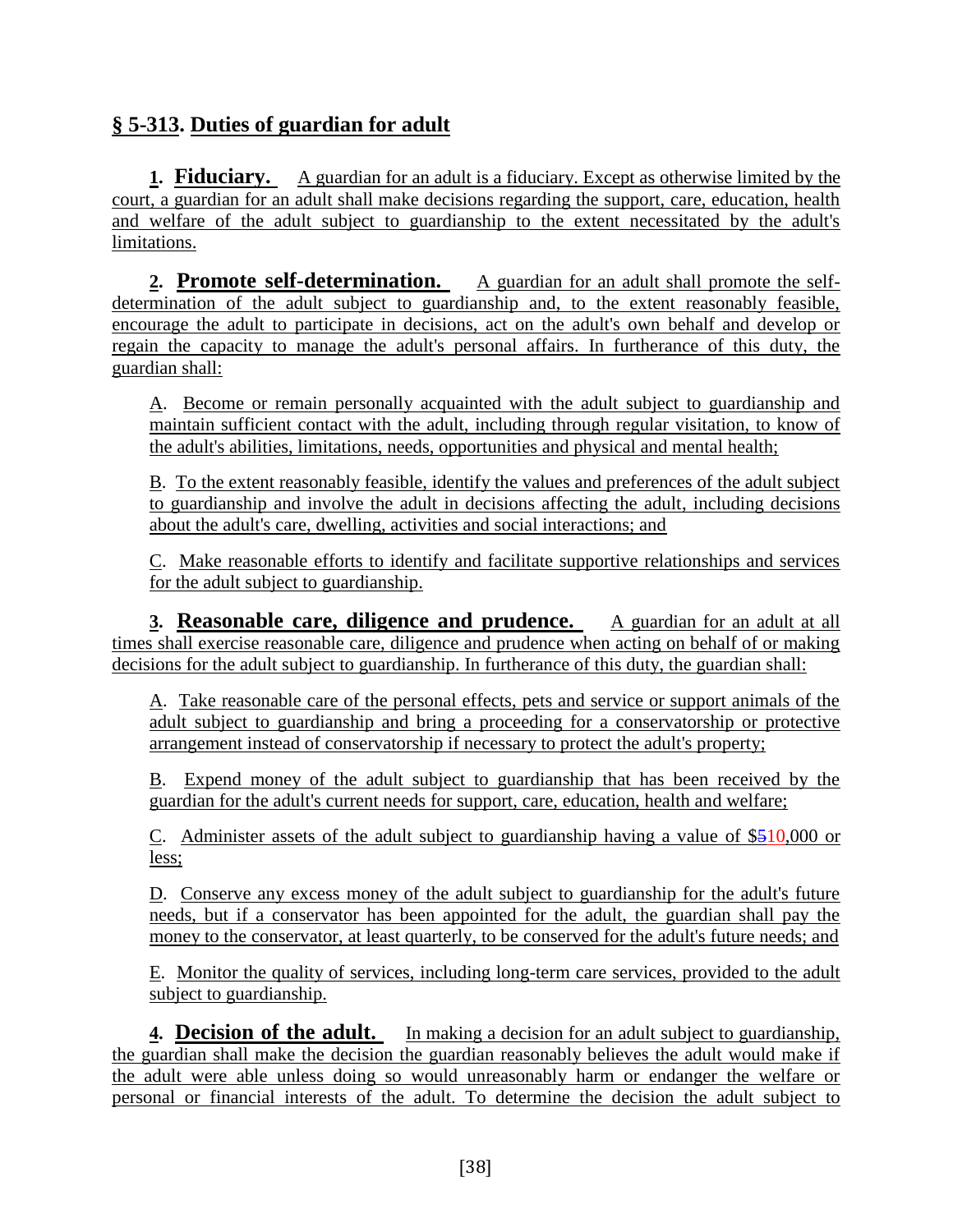## § 5-313. Duties of guardian for adult

**1. Fiduciary.** A guardian for an adult is a fiduciary. Except as otherwise limited by the court, a guardian for an adult shall make decisions regarding the support, care, education, health and welfare of the adult subject to guardianship to the extent necessitated by the adult's limitations.

**2. Promote self-determination.** A guardian for an adult shall promote the self-determination of the adult subject to guardianship and, to the extent reasonably feasible, encourage the adult to participate in decisions, act on the adult's own behalf and develop or regain the capacity to manage the adult's personal affairs. In furtherance of this duty, the guardian shall:

A. Become or remain personally acquainted with the adult subject to guardianship and maintain sufficient contact with the adult, including through regular visitation, to know of the adult's abilities, limitations, needs, opportunities and physical and mental health;

B. To the extent reasonably feasible, identify the values and preferences of the adult subject to guardianship and involve the adult in decisions affecting the adult, including decisions about the adult's care, dwelling, activities and social interactions; and

C. Make reasonable efforts to identify and facilitate supportive relationships and services for the adult subject to guardianship.

**3. Reasonable care, diligence and prudence.** A guardian for an adult at all times shall exercise reasonable care, diligence and prudence when acting on behalf of or making decisions for the adult subject to guardianship. In furtherance of this duty, the guardian shall:

A. Take reasonable care of the personal effects, pets and service or support animals of the adult subject to guardianship and bring a proceeding for a conservatorship or protective arrangement instead of conservatorship if necessary to protect the adult's property;

B. Expend money of the adult subject to guardianship that has been received by the guardian for the adult's current needs for support, care, education, health and welfare;

C. Administer assets of the adult subject to guardianship having a value of $~~5~~10,000 or less;

D. Conserve any excess money of the adult subject to guardianship for the adult's future needs, but if a conservator has been appointed for the adult, the guardian shall pay the money to the conservator, at least quarterly, to be conserved for the adult's future needs; and

E. Monitor the quality of services, including long-term care services, provided to the adult subject to guardianship.

**4. Decision of the adult.** In making a decision for an adult subject to guardianship, the guardian shall make the decision the guardian reasonably believes the adult would make if the adult were able unless doing so would unreasonably harm or endanger the welfare or personal or financial interests of the adult. To determine the decision the adult subject to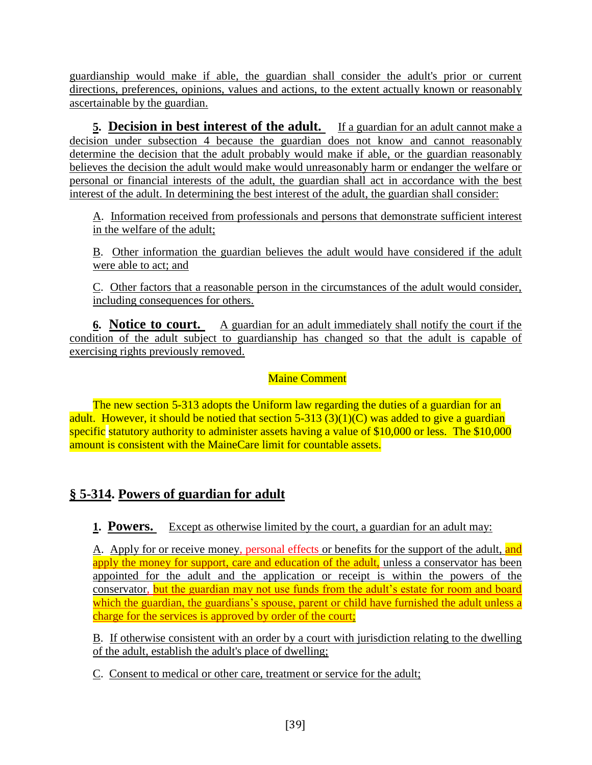guardianship would make if able, the guardian shall consider the adult's prior or current directions, preferences, opinions, values and actions, to the extent actually known or reasonably ascertainable by the guardian.

**5. Decision in best interest of the adult.** If a guardian for an adult cannot make a decision under subsection 4 because the guardian does not know and cannot reasonably determine the decision that the adult probably would make if able, or the guardian reasonably believes the decision the adult would make would unreasonably harm or endanger the welfare or personal or financial interests of the adult, the guardian shall act in accordance with the best interest of the adult. In determining the best interest of the adult, the guardian shall consider:

A. Information received from professionals and persons that demonstrate sufficient interest in the welfare of the adult;

B. Other information the guardian believes the adult would have considered if the adult were able to act; and

C. Other factors that a reasonable person in the circumstances of the adult would consider, including consequences for others.

**6. Notice to court.** A guardian for an adult immediately shall notify the court if the condition of the adult subject to guardianship has changed so that the adult is capable of exercising rights previously removed.

Maine Comment

The new section 5-313 adopts the Uniform law regarding the duties of a guardian for an adult. However, it should be notied that section 5-313 (3)(1)(C) was added to give a guardian specific statutory authority to administer assets having a value of $10,000 or less. The $10,000 amount is consistent with the MaineCare limit for countable assets.

## § 5-314. Powers of guardian for adult

**1. Powers.** Except as otherwise limited by the court, a guardian for an adult may:

A. Apply for or receive money, personal effects or benefits for the support of the adult, and apply the money for support, care and education of the adult, unless a conservator has been appointed for the adult and the application or receipt is within the powers of the conservator, but the guardian may not use funds from the adult's estate for room and board which the guardian, the guardians's spouse, parent or child have furnished the adult unless a charge for the services is approved by order of the court;

B. If otherwise consistent with an order by a court with jurisdiction relating to the dwelling of the adult, establish the adult's place of dwelling;

C. Consent to medical or other care, treatment or service for the adult;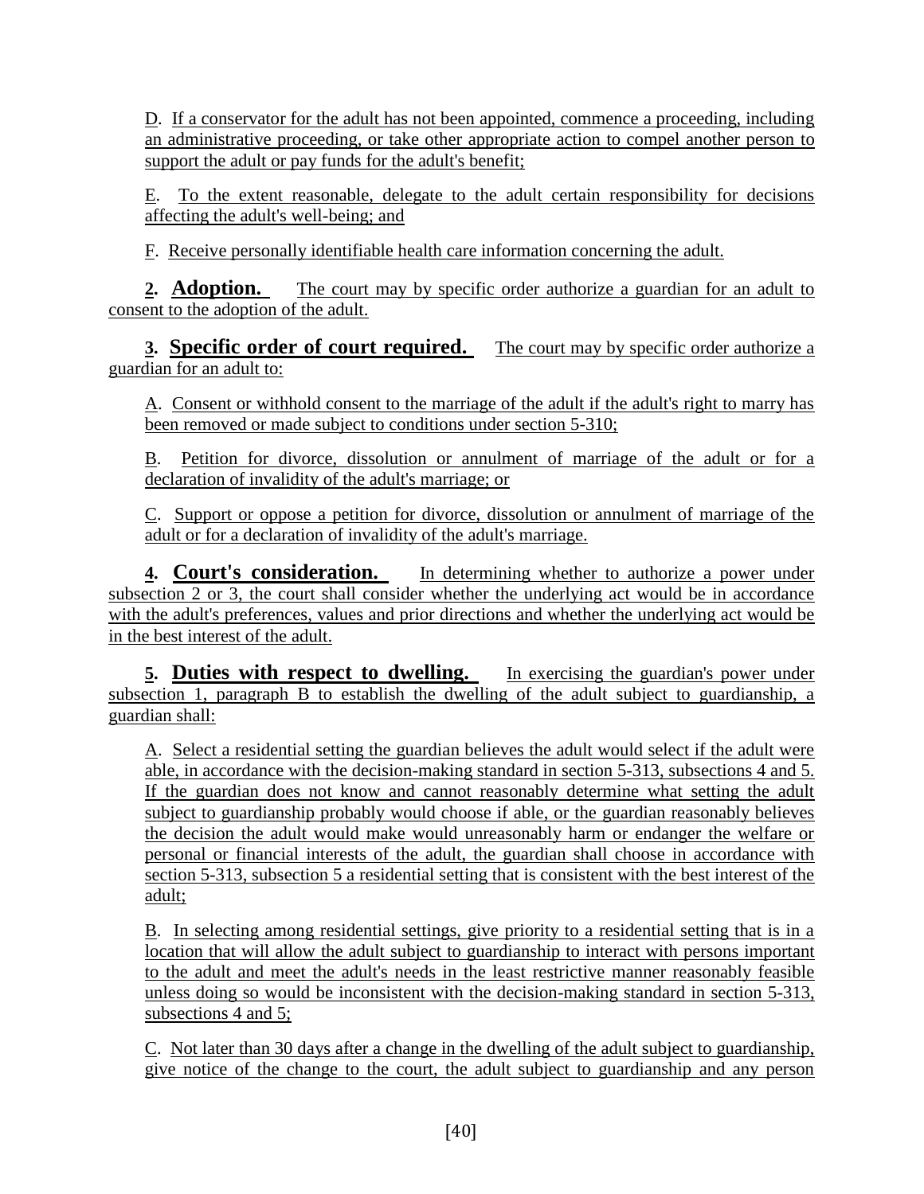D. If a conservator for the adult has not been appointed, commence a proceeding, including an administrative proceeding, or take other appropriate action to compel another person to support the adult or pay funds for the adult's benefit;

E. To the extent reasonable, delegate to the adult certain responsibility for decisions affecting the adult's well-being; and

F. Receive personally identifiable health care information concerning the adult.

**2. Adoption.** The court may by specific order authorize a guardian for an adult to consent to the adoption of the adult.

**3. Specific order of court required.** The court may by specific order authorize a guardian for an adult to:

A. Consent or withhold consent to the marriage of the adult if the adult's right to marry has been removed or made subject to conditions under section 5-310;

B. Petition for divorce, dissolution or annulment of marriage of the adult or for a declaration of invalidity of the adult's marriage; or

C. Support or oppose a petition for divorce, dissolution or annulment of marriage of the adult or for a declaration of invalidity of the adult's marriage.

**4. Court's consideration.** In determining whether to authorize a power under subsection 2 or 3, the court shall consider whether the underlying act would be in accordance with the adult's preferences, values and prior directions and whether the underlying act would be in the best interest of the adult.

**5. Duties with respect to dwelling.** In exercising the guardian's power under subsection 1, paragraph B to establish the dwelling of the adult subject to guardianship, a guardian shall:

A. Select a residential setting the guardian believes the adult would select if the adult were able, in accordance with the decision-making standard in section 5-313, subsections 4 and 5. If the guardian does not know and cannot reasonably determine what setting the adult subject to guardianship probably would choose if able, or the guardian reasonably believes the decision the adult would make would unreasonably harm or endanger the welfare or personal or financial interests of the adult, the guardian shall choose in accordance with section 5-313, subsection 5 a residential setting that is consistent with the best interest of the adult;

B. In selecting among residential settings, give priority to a residential setting that is in a location that will allow the adult subject to guardianship to interact with persons important to the adult and meet the adult's needs in the least restrictive manner reasonably feasible unless doing so would be inconsistent with the decision-making standard in section 5-313, subsections 4 and 5;

C. Not later than 30 days after a change in the dwelling of the adult subject to guardianship, give notice of the change to the court, the adult subject to guardianship and any person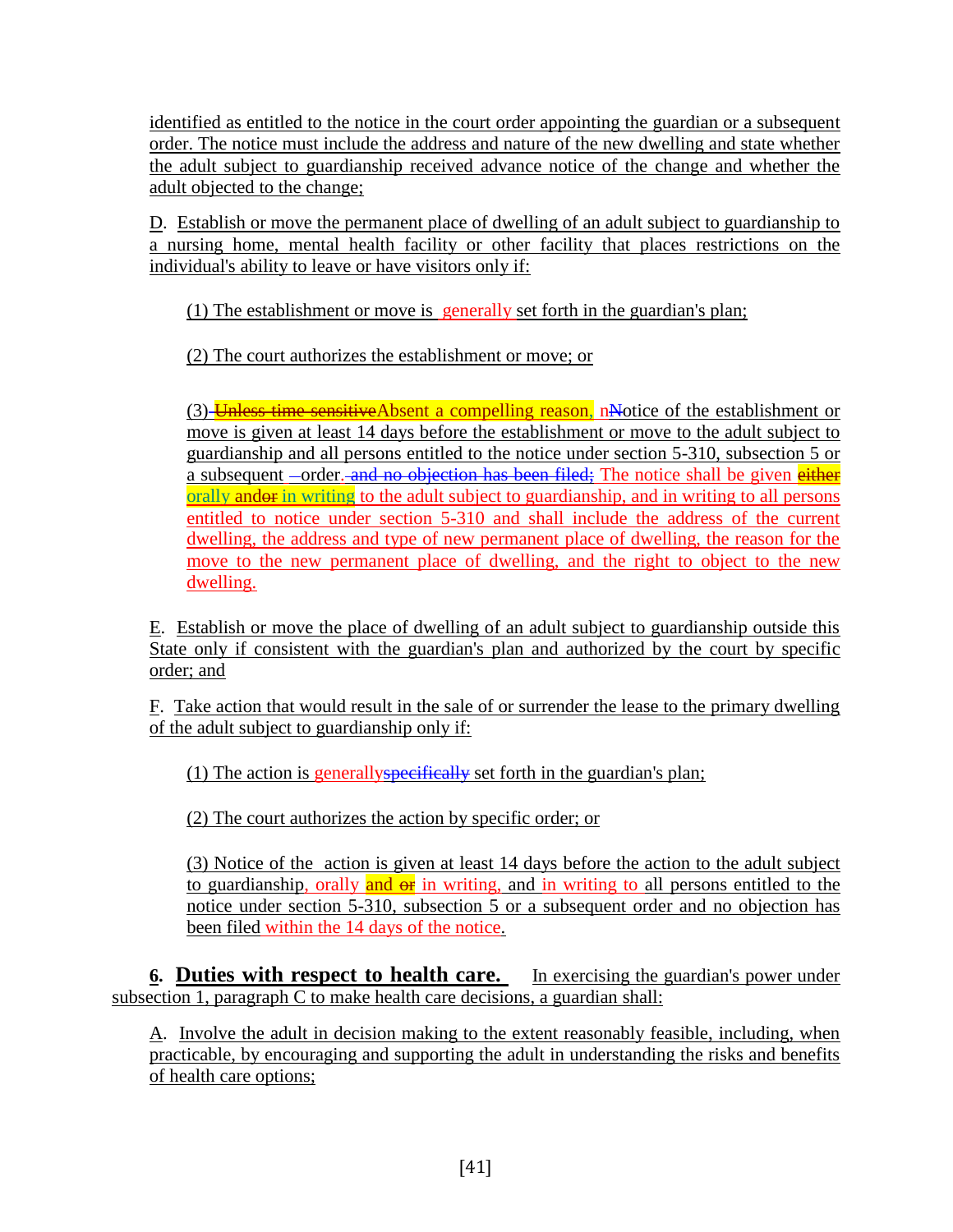identified as entitled to the notice in the court order appointing the guardian or a subsequent order. The notice must include the address and nature of the new dwelling and state whether the adult subject to guardianship received advance notice of the change and whether the adult objected to the change;

D. Establish or move the permanent place of dwelling of an adult subject to guardianship to a nursing home, mental health facility or other facility that places restrictions on the individual's ability to leave or have visitors only if:

(1) The establishment or move is generally set forth in the guardian's plan;

(2) The court authorizes the establishment or move; or

(3) ~~Unless time sensitive~~Absent a compelling reason, n~~N~~otice of the establishment or move is given at least 14 days before the establishment or move to the adult subject to guardianship and all persons entitled to the notice under section 5-310, subsection 5 or a subsequent ~~-~~order~~. and no objection has been filed;~~ The notice shall be given ~~either~~ orally and~~or~~ in writing to the adult subject to guardianship, and in writing to all persons entitled to notice under section 5-310 and shall include the address of the current dwelling, the address and type of new permanent place of dwelling, the reason for the move to the new permanent place of dwelling, and the right to object to the new dwelling.

E. Establish or move the place of dwelling of an adult subject to guardianship outside this State only if consistent with the guardian's plan and authorized by the court by specific order; and

F. Take action that would result in the sale of or surrender the lease to the primary dwelling of the adult subject to guardianship only if:

(1) The action is generally~~specifically~~ set forth in the guardian's plan;

(2) The court authorizes the action by specific order; or

(3) Notice of the action is given at least 14 days before the action to the adult subject to guardianship, orally and ~~or~~ in writing, and in writing to all persons entitled to the notice under section 5-310, subsection 5 or a subsequent order and no objection has been filed within the 14 days of the notice.

**6. Duties with respect to health care.** In exercising the guardian's power under subsection 1, paragraph C to make health care decisions, a guardian shall:

A. Involve the adult in decision making to the extent reasonably feasible, including, when practicable, by encouraging and supporting the adult in understanding the risks and benefits of health care options;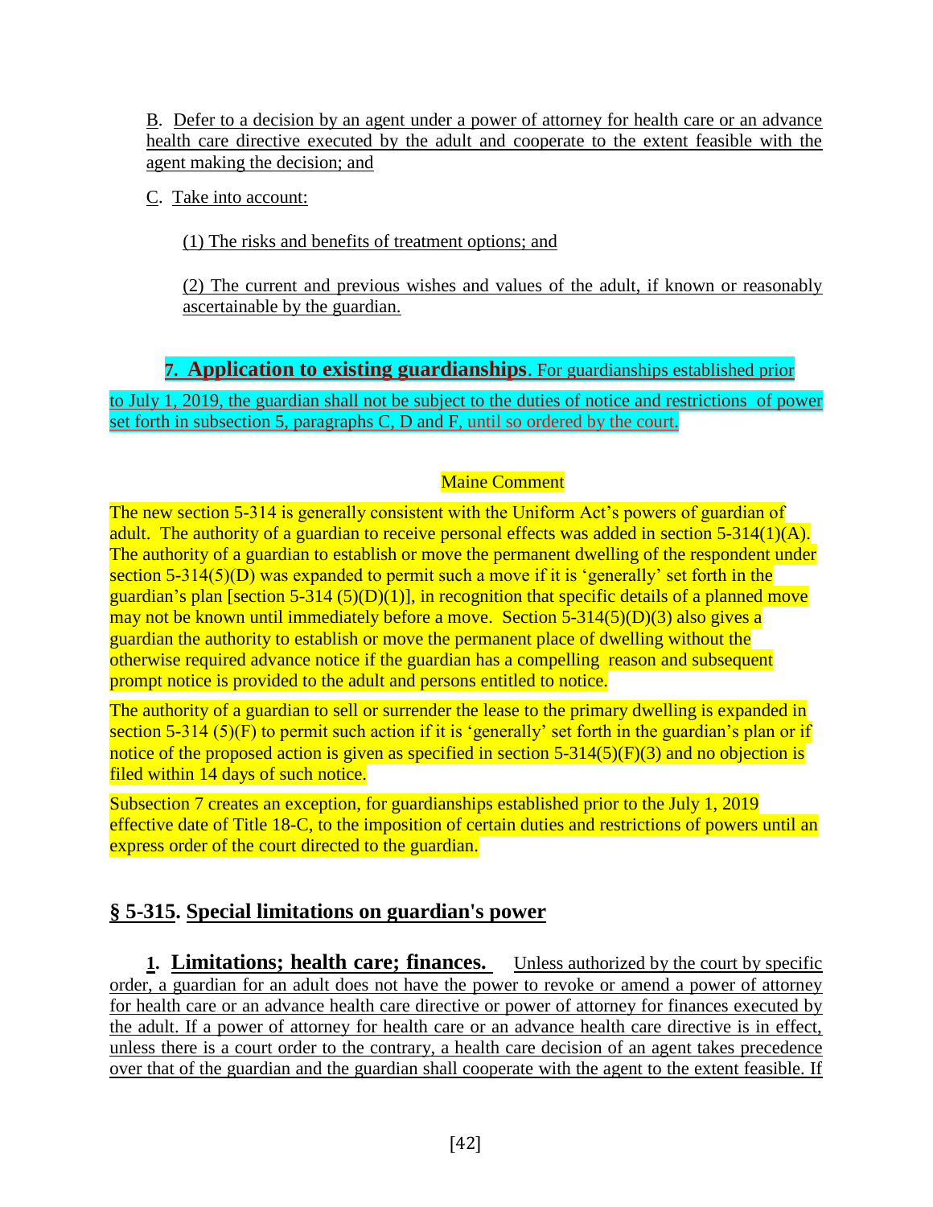B. Defer to a decision by an agent under a power of attorney for health care or an advance health care directive executed by the adult and cooperate to the extent feasible with the agent making the decision; and

C. Take into account:

(1) The risks and benefits of treatment options; and

(2) The current and previous wishes and values of the adult, if known or reasonably ascertainable by the guardian.

**7. Application to existing guardianships**. For guardianships established prior to July 1, 2019, the guardian shall not be subject to the duties of notice and restrictions of power set forth in subsection 5, paragraphs C, D and F, until so ordered by the court.

Maine Comment

The new section 5-314 is generally consistent with the Uniform Act's powers of guardian of adult. The authority of a guardian to receive personal effects was added in section 5-314(1)(A). The authority of a guardian to establish or move the permanent dwelling of the respondent under section 5-314(5)(D) was expanded to permit such a move if it is 'generally' set forth in the guardian's plan [section 5-314 (5)(D)(1)], in recognition that specific details of a planned move may not be known until immediately before a move. Section 5-314(5)(D)(3) also gives a guardian the authority to establish or move the permanent place of dwelling without the otherwise required advance notice if the guardian has a compelling reason and subsequent prompt notice is provided to the adult and persons entitled to notice.

The authority of a guardian to sell or surrender the lease to the primary dwelling is expanded in section 5-314 (5)(F) to permit such action if it is 'generally' set forth in the guardian's plan or if notice of the proposed action is given as specified in section 5-314(5)(F)(3) and no objection is filed within 14 days of such notice.

Subsection 7 creates an exception, for guardianships established prior to the July 1, 2019 effective date of Title 18-C, to the imposition of certain duties and restrictions of powers until an express order of the court directed to the guardian.

## § 5-315. Special limitations on guardian's power

**1. Limitations; health care; finances.** Unless authorized by the court by specific order, a guardian for an adult does not have the power to revoke or amend a power of attorney for health care or an advance health care directive or power of attorney for finances executed by the adult. If a power of attorney for health care or an advance health care directive is in effect, unless there is a court order to the contrary, a health care decision of an agent takes precedence over that of the guardian and the guardian shall cooperate with the agent to the extent feasible. If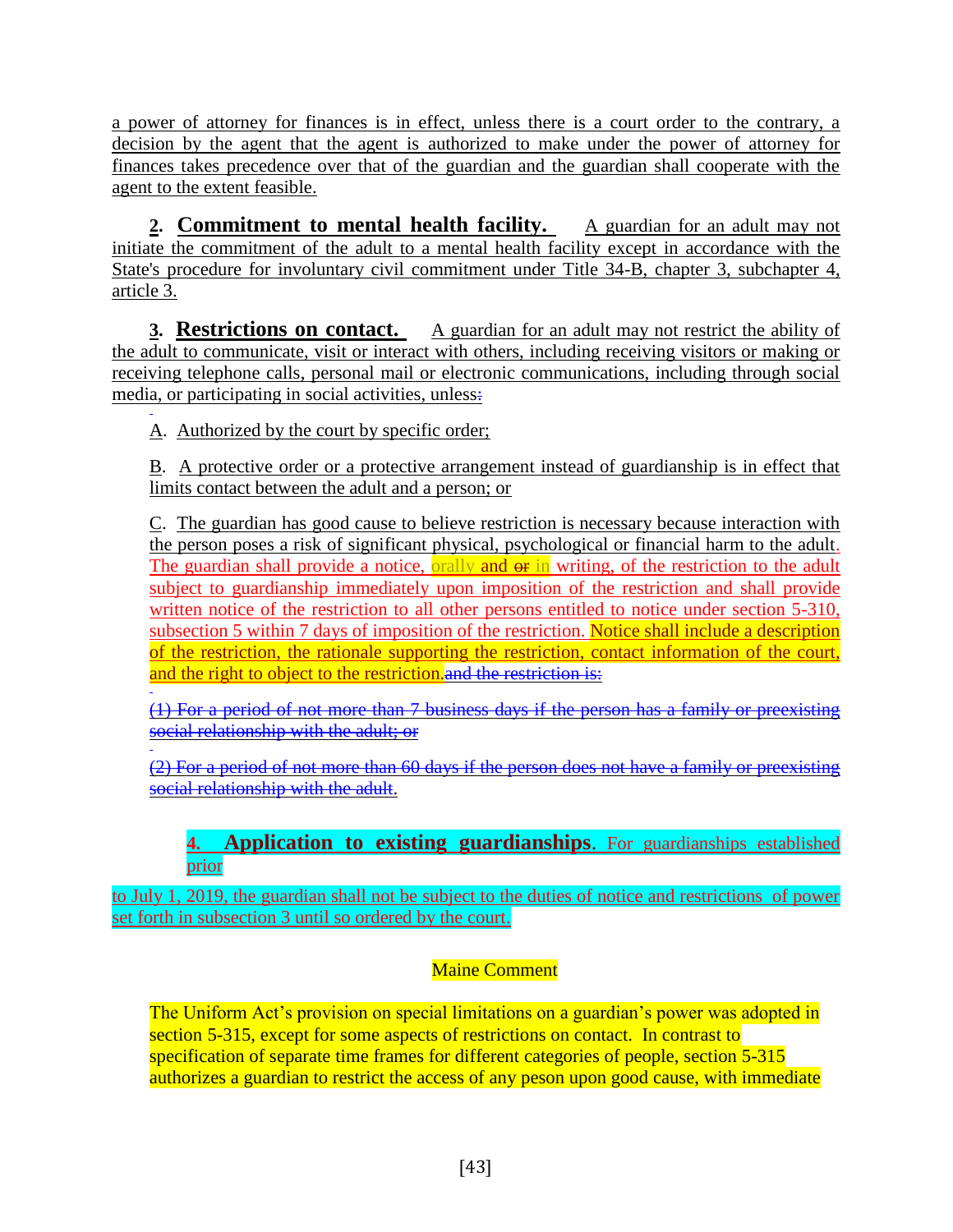a power of attorney for finances is in effect, unless there is a court order to the contrary, a decision by the agent that the agent is authorized to make under the power of attorney for finances takes precedence over that of the guardian and the guardian shall cooperate with the agent to the extent feasible.

**2. Commitment to mental health facility.** A guardian for an adult may not initiate the commitment of the adult to a mental health facility except in accordance with the State's procedure for involuntary civil commitment under Title 34-B, chapter 3, subchapter 4, article 3.

**3. Restrictions on contact.** A guardian for an adult may not restrict the ability of the adult to communicate, visit or interact with others, including receiving visitors or making or receiving telephone calls, personal mail or electronic communications, including through social media, or participating in social activities, unless~~:~~

A. Authorized by the court by specific order;

B. A protective order or a protective arrangement instead of guardianship is in effect that limits contact between the adult and a person; or

C. The guardian has good cause to believe restriction is necessary because interaction with the person poses a risk of significant physical, psychological or financial harm to the adult. The guardian shall provide a notice, orally and ~~or~~ in writing, of the restriction to the adult subject to guardianship immediately upon imposition of the restriction and shall provide written notice of the restriction to all other persons entitled to notice under section 5-310, subsection 5 within 7 days of imposition of the restriction. Notice shall include a description of the restriction, the rationale supporting the restriction, contact information of the court, and the right to object to the restriction.~~and the restriction is:~~

~~(1) For a period of not more than 7 business days if the person has a family or preexisting social relationship with the adult; or~~

~~(2) For a period of not more than 60 days if the person does not have a family or preexisting social relationship with the adult~~.

**4. Application to existing guardianships**. For guardianships established prior to July 1, 2019, the guardian shall not be subject to the duties of notice and restrictions of power set forth in subsection 3 until so ordered by the court.

Maine Comment

The Uniform Act's provision on special limitations on a guardian's power was adopted in section 5-315, except for some aspects of restrictions on contact. In contrast to specification of separate time frames for different categories of people, section 5-315 authorizes a guardian to restrict the access of any peson upon good cause, with immediate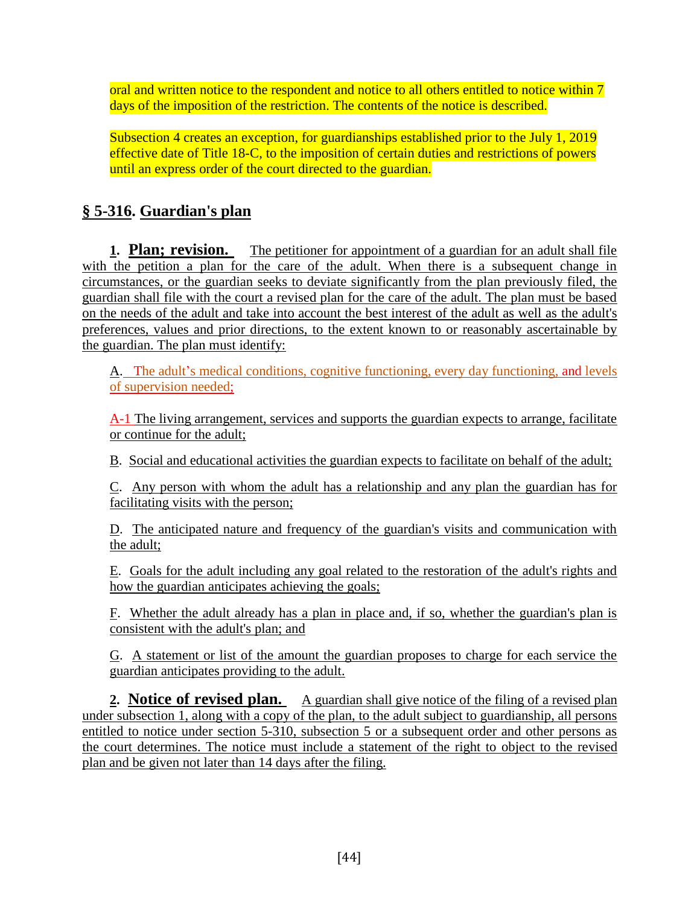oral and written notice to the respondent and notice to all others entitled to notice within 7 days of the imposition of the restriction. The contents of the notice is described.

Subsection 4 creates an exception, for guardianships established prior to the July 1, 2019 effective date of Title 18-C, to the imposition of certain duties and restrictions of powers until an express order of the court directed to the guardian.

## § 5-316. Guardian's plan

**1. Plan; revision.** The petitioner for appointment of a guardian for an adult shall file with the petition a plan for the care of the adult. When there is a subsequent change in circumstances, or the guardian seeks to deviate significantly from the plan previously filed, the guardian shall file with the court a revised plan for the care of the adult. The plan must be based on the needs of the adult and take into account the best interest of the adult as well as the adult's preferences, values and prior directions, to the extent known to or reasonably ascertainable by the guardian. The plan must identify:

A. The adult's medical conditions, cognitive functioning, every day functioning, and levels of supervision needed;

A-1 The living arrangement, services and supports the guardian expects to arrange, facilitate or continue for the adult;

B. Social and educational activities the guardian expects to facilitate on behalf of the adult;

C. Any person with whom the adult has a relationship and any plan the guardian has for facilitating visits with the person;

D. The anticipated nature and frequency of the guardian's visits and communication with the adult;

E. Goals for the adult including any goal related to the restoration of the adult's rights and how the guardian anticipates achieving the goals;

F. Whether the adult already has a plan in place and, if so, whether the guardian's plan is consistent with the adult's plan; and

G. A statement or list of the amount the guardian proposes to charge for each service the guardian anticipates providing to the adult.

**2. Notice of revised plan.** A guardian shall give notice of the filing of a revised plan under subsection 1, along with a copy of the plan, to the adult subject to guardianship, all persons entitled to notice under section 5-310, subsection 5 or a subsequent order and other persons as the court determines. The notice must include a statement of the right to object to the revised plan and be given not later than 14 days after the filing.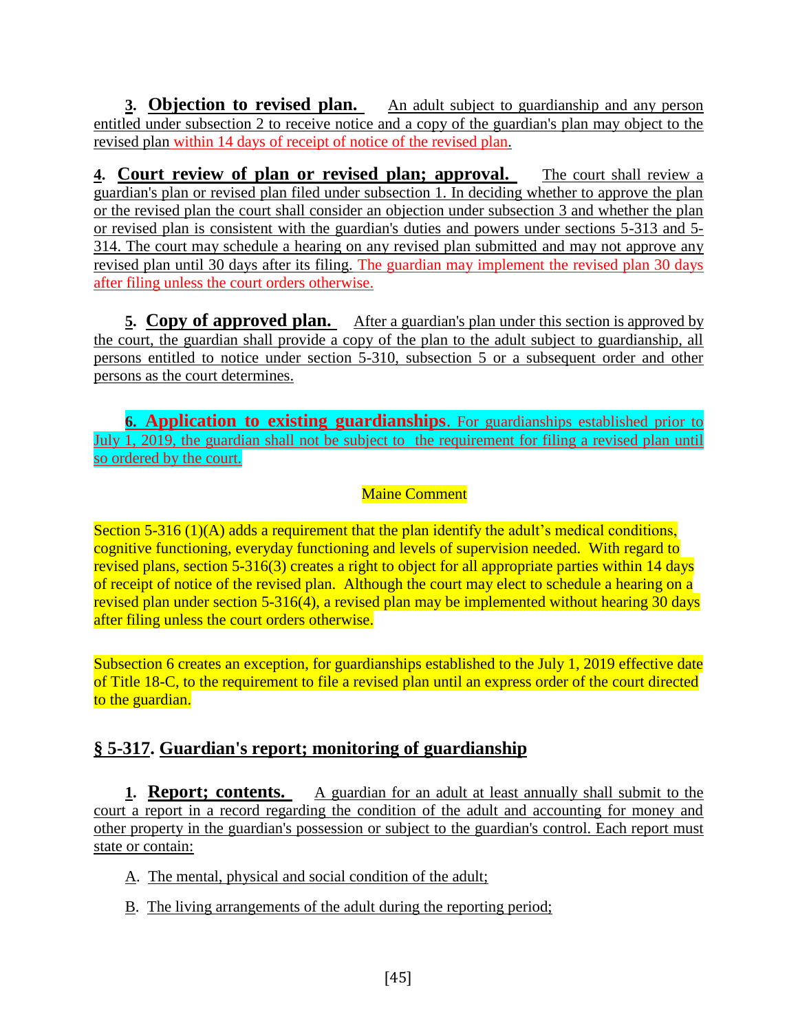**3. Objection to revised plan.** An adult subject to guardianship and any person entitled under subsection 2 to receive notice and a copy of the guardian's plan may object to the revised plan within 14 days of receipt of notice of the revised plan.

**4. Court review of plan or revised plan; approval.** The court shall review a guardian's plan or revised plan filed under subsection 1. In deciding whether to approve the plan or the revised plan the court shall consider an objection under subsection 3 and whether the plan or revised plan is consistent with the guardian's duties and powers under sections 5-313 and 5-314. The court may schedule a hearing on any revised plan submitted and may not approve any revised plan until 30 days after its filing. The guardian may implement the revised plan 30 days after filing unless the court orders otherwise.

**5. Copy of approved plan.** After a guardian's plan under this section is approved by the court, the guardian shall provide a copy of the plan to the adult subject to guardianship, all persons entitled to notice under section 5-310, subsection 5 or a subsequent order and other persons as the court determines.

**6. Application to existing guardianships**. For guardianships established prior to July 1, 2019, the guardian shall not be subject to the requirement for filing a revised plan until so ordered by the court.

Maine Comment

Section 5-316 (1)(A) adds a requirement that the plan identify the adult's medical conditions, cognitive functioning, everyday functioning and levels of supervision needed. With regard to revised plans, section 5-316(3) creates a right to object for all appropriate parties within 14 days of receipt of notice of the revised plan. Although the court may elect to schedule a hearing on a revised plan under section 5-316(4), a revised plan may be implemented without hearing 30 days after filing unless the court orders otherwise.

Subsection 6 creates an exception, for guardianships established to the July 1, 2019 effective date of Title 18-C, to the requirement to file a revised plan until an express order of the court directed to the guardian.

## § 5-317. Guardian's report; monitoring of guardianship

**1. Report; contents.** A guardian for an adult at least annually shall submit to the court a report in a record regarding the condition of the adult and accounting for money and other property in the guardian's possession or subject to the guardian's control. Each report must state or contain:

A. The mental, physical and social condition of the adult;

B. The living arrangements of the adult during the reporting period;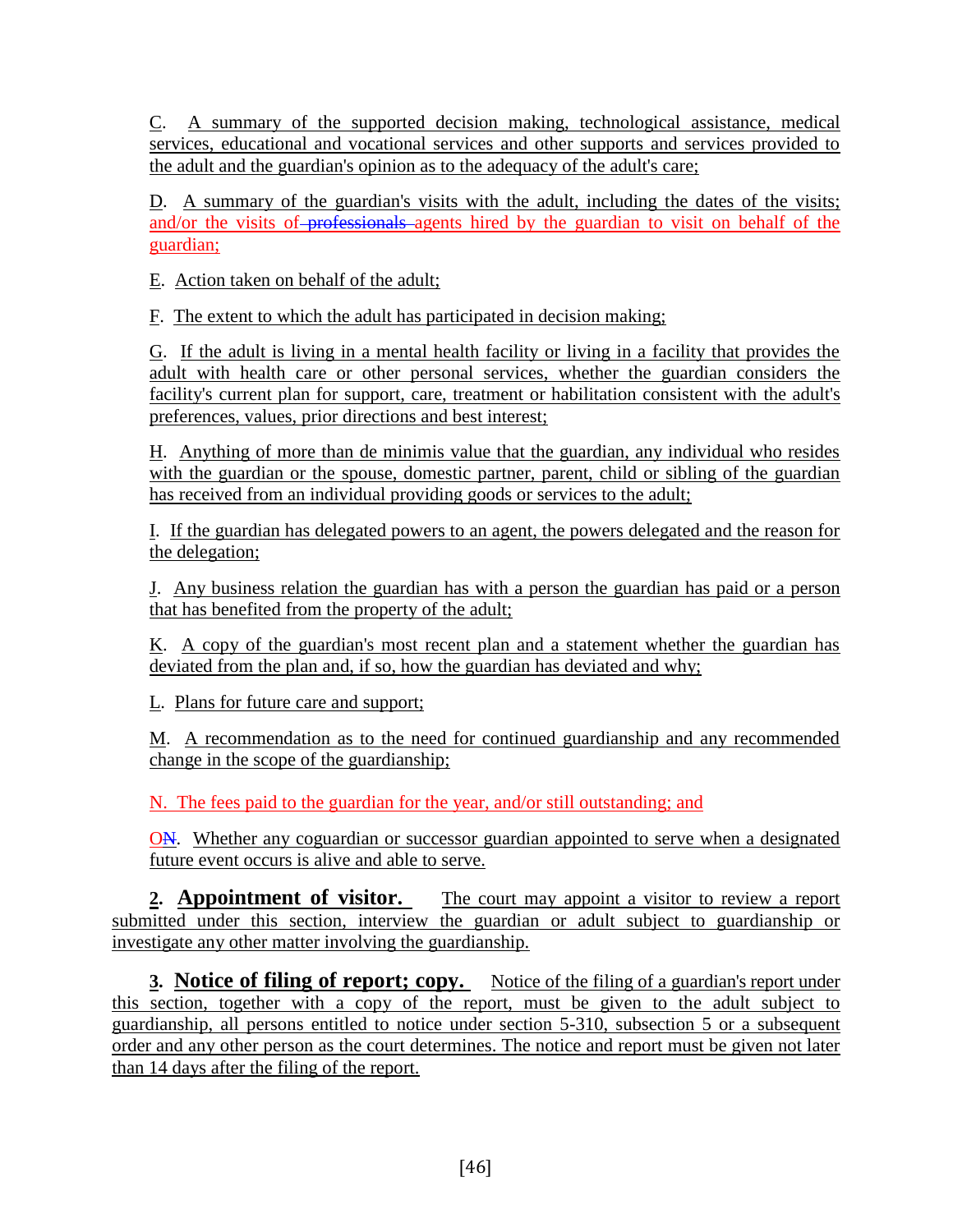C. A summary of the supported decision making, technological assistance, medical services, educational and vocational services and other supports and services provided to the adult and the guardian's opinion as to the adequacy of the adult's care;

D. A summary of the guardian's visits with the adult, including the dates of the visits; and/or the visits of ~~professionals~~ agents hired by the guardian to visit on behalf of the guardian;

E. Action taken on behalf of the adult;

F. The extent to which the adult has participated in decision making;

G. If the adult is living in a mental health facility or living in a facility that provides the adult with health care or other personal services, whether the guardian considers the facility's current plan for support, care, treatment or habilitation consistent with the adult's preferences, values, prior directions and best interest;

H. Anything of more than de minimis value that the guardian, any individual who resides with the guardian or the spouse, domestic partner, parent, child or sibling of the guardian has received from an individual providing goods or services to the adult;

I. If the guardian has delegated powers to an agent, the powers delegated and the reason for the delegation;

J. Any business relation the guardian has with a person the guardian has paid or a person that has benefited from the property of the adult;

K. A copy of the guardian's most recent plan and a statement whether the guardian has deviated from the plan and, if so, how the guardian has deviated and why;

L. Plans for future care and support;

M. A recommendation as to the need for continued guardianship and any recommended change in the scope of the guardianship;

N. The fees paid to the guardian for the year, and/or still outstanding; and

O~~N~~. Whether any coguardian or successor guardian appointed to serve when a designated future event occurs is alive and able to serve.

**2. Appointment of visitor.** The court may appoint a visitor to review a report submitted under this section, interview the guardian or adult subject to guardianship or investigate any other matter involving the guardianship.

**3. Notice of filing of report; copy.** Notice of the filing of a guardian's report under this section, together with a copy of the report, must be given to the adult subject to guardianship, all persons entitled to notice under section 5-310, subsection 5 or a subsequent order and any other person as the court determines. The notice and report must be given not later than 14 days after the filing of the report.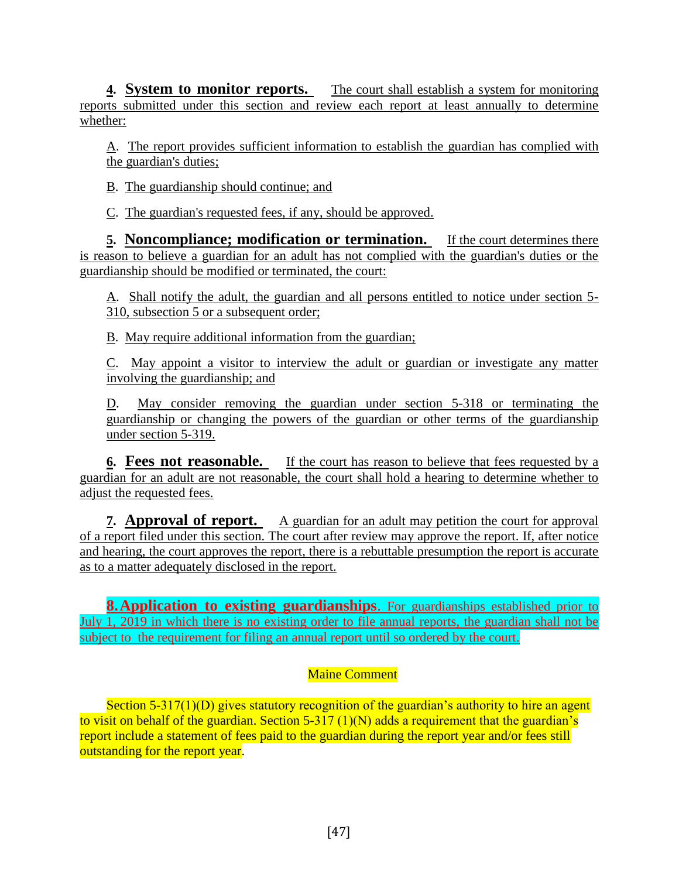**4. System to monitor reports.** The court shall establish a system for monitoring reports submitted under this section and review each report at least annually to determine whether:

A. The report provides sufficient information to establish the guardian has complied with the guardian's duties;

B. The guardianship should continue; and

C. The guardian's requested fees, if any, should be approved.

**5. Noncompliance; modification or termination.** If the court determines there is reason to believe a guardian for an adult has not complied with the guardian's duties or the guardianship should be modified or terminated, the court:

A. Shall notify the adult, the guardian and all persons entitled to notice under section 5-310, subsection 5 or a subsequent order;

B. May require additional information from the guardian;

C. May appoint a visitor to interview the adult or guardian or investigate any matter involving the guardianship; and

D. May consider removing the guardian under section 5-318 or terminating the guardianship or changing the powers of the guardian or other terms of the guardianship under section 5-319.

**6. Fees not reasonable.** If the court has reason to believe that fees requested by a guardian for an adult are not reasonable, the court shall hold a hearing to determine whether to adjust the requested fees.

**7. Approval of report.** A guardian for an adult may petition the court for approval of a report filed under this section. The court after review may approve the report. If, after notice and hearing, the court approves the report, there is a rebuttable presumption the report is accurate as to a matter adequately disclosed in the report.

**8. Application to existing guardianships.** For guardianships established prior to July 1, 2019 in which there is no existing order to file annual reports, the guardian shall not be subject to the requirement for filing an annual report until so ordered by the court.

Maine Comment

Section 5-317(1)(D) gives statutory recognition of the guardian's authority to hire an agent to visit on behalf of the guardian. Section 5-317 (1)(N) adds a requirement that the guardian's report include a statement of fees paid to the guardian during the report year and/or fees still outstanding for the report year.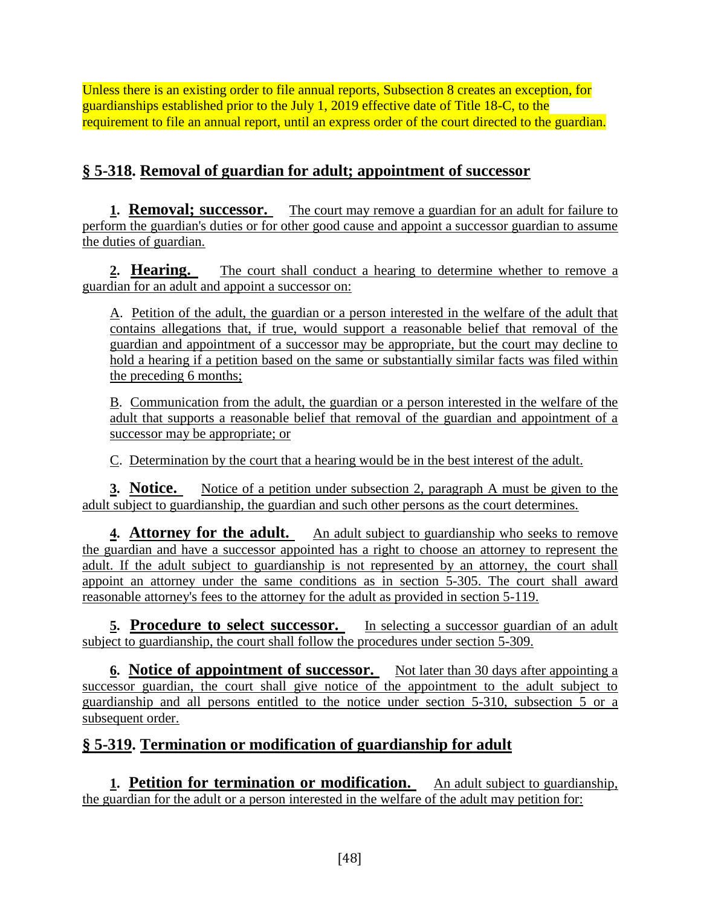Unless there is an existing order to file annual reports, Subsection 8 creates an exception, for guardianships established prior to the July 1, 2019 effective date of Title 18-C, to the requirement to file an annual report, until an express order of the court directed to the guardian.

## § 5-318. Removal of guardian for adult; appointment of successor

**1. Removal; successor.** The court may remove a guardian for an adult for failure to perform the guardian's duties or for other good cause and appoint a successor guardian to assume the duties of guardian.

**2. Hearing.** The court shall conduct a hearing to determine whether to remove a guardian for an adult and appoint a successor on:

A. Petition of the adult, the guardian or a person interested in the welfare of the adult that contains allegations that, if true, would support a reasonable belief that removal of the guardian and appointment of a successor may be appropriate, but the court may decline to hold a hearing if a petition based on the same or substantially similar facts was filed within the preceding 6 months;

B. Communication from the adult, the guardian or a person interested in the welfare of the adult that supports a reasonable belief that removal of the guardian and appointment of a successor may be appropriate; or

C. Determination by the court that a hearing would be in the best interest of the adult.

**3. Notice.** Notice of a petition under subsection 2, paragraph A must be given to the adult subject to guardianship, the guardian and such other persons as the court determines.

**4. Attorney for the adult.** An adult subject to guardianship who seeks to remove the guardian and have a successor appointed has a right to choose an attorney to represent the adult. If the adult subject to guardianship is not represented by an attorney, the court shall appoint an attorney under the same conditions as in section 5-305. The court shall award reasonable attorney's fees to the attorney for the adult as provided in section 5-119.

**5. Procedure to select successor.** In selecting a successor guardian of an adult subject to guardianship, the court shall follow the procedures under section 5-309.

**6. Notice of appointment of successor.** Not later than 30 days after appointing a successor guardian, the court shall give notice of the appointment to the adult subject to guardianship and all persons entitled to the notice under section 5-310, subsection 5 or a subsequent order.

## § 5-319. Termination or modification of guardianship for adult

**1. Petition for termination or modification.** An adult subject to guardianship, the guardian for the adult or a person interested in the welfare of the adult may petition for: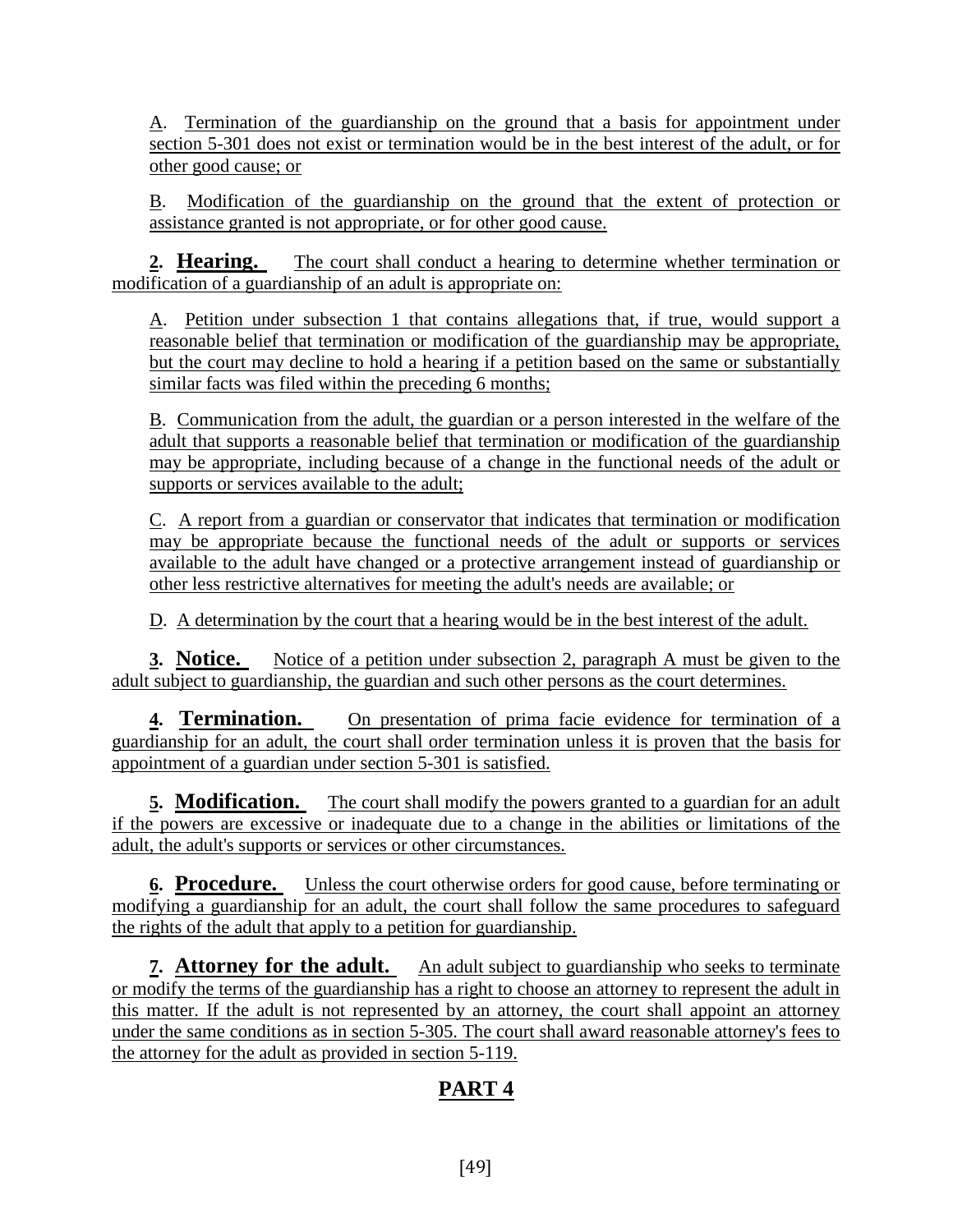A. Termination of the guardianship on the ground that a basis for appointment under section 5-301 does not exist or termination would be in the best interest of the adult, or for other good cause; or

B. Modification of the guardianship on the ground that the extent of protection or assistance granted is not appropriate, or for other good cause.

**2. Hearing.** The court shall conduct a hearing to determine whether termination or modification of a guardianship of an adult is appropriate on:

A. Petition under subsection 1 that contains allegations that, if true, would support a reasonable belief that termination or modification of the guardianship may be appropriate, but the court may decline to hold a hearing if a petition based on the same or substantially similar facts was filed within the preceding 6 months;

B. Communication from the adult, the guardian or a person interested in the welfare of the adult that supports a reasonable belief that termination or modification of the guardianship may be appropriate, including because of a change in the functional needs of the adult or supports or services available to the adult;

C. A report from a guardian or conservator that indicates that termination or modification may be appropriate because the functional needs of the adult or supports or services available to the adult have changed or a protective arrangement instead of guardianship or other less restrictive alternatives for meeting the adult's needs are available; or

D. A determination by the court that a hearing would be in the best interest of the adult.

**3. Notice.** Notice of a petition under subsection 2, paragraph A must be given to the adult subject to guardianship, the guardian and such other persons as the court determines.

**4. Termination.** On presentation of prima facie evidence for termination of a guardianship for an adult, the court shall order termination unless it is proven that the basis for appointment of a guardian under section 5-301 is satisfied.

**5. Modification.** The court shall modify the powers granted to a guardian for an adult if the powers are excessive or inadequate due to a change in the abilities or limitations of the adult, the adult's supports or services or other circumstances.

**6. Procedure.** Unless the court otherwise orders for good cause, before terminating or modifying a guardianship for an adult, the court shall follow the same procedures to safeguard the rights of the adult that apply to a petition for guardianship.

**7. Attorney for the adult.** An adult subject to guardianship who seeks to terminate or modify the terms of the guardianship has a right to choose an attorney to represent the adult in this matter. If the adult is not represented by an attorney, the court shall appoint an attorney under the same conditions as in section 5-305. The court shall award reasonable attorney's fees to the attorney for the adult as provided in section 5-119.

## PART 4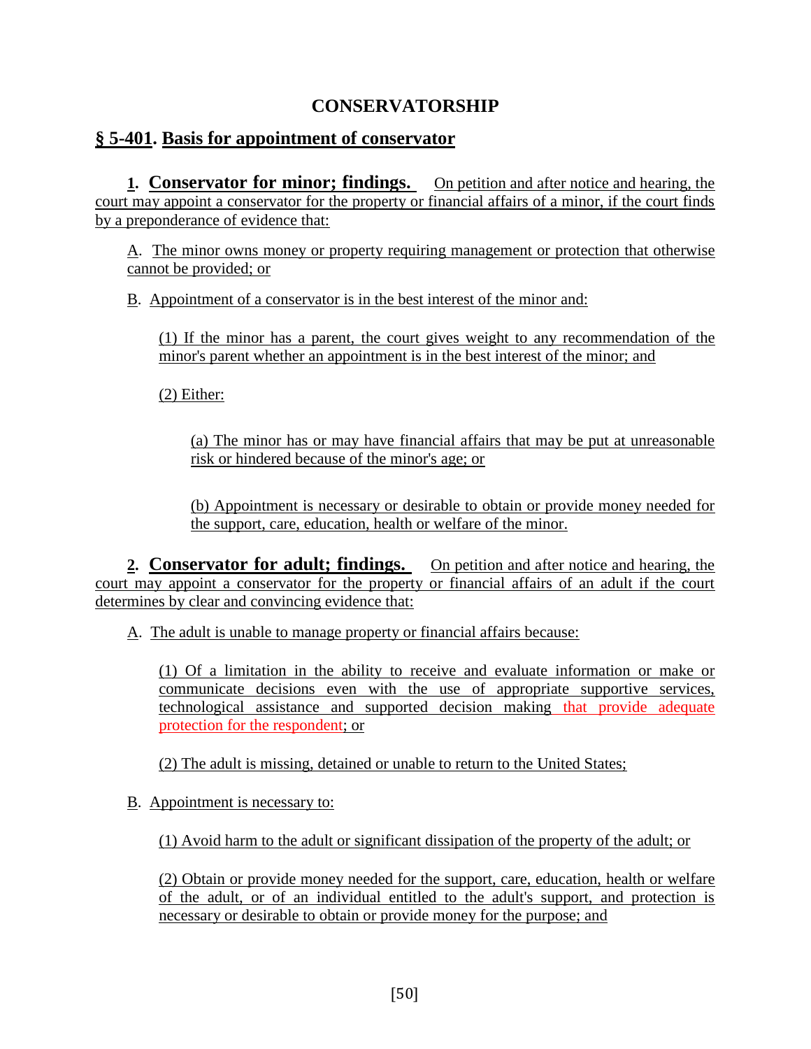# CONSERVATORSHIP

## § 5-401. Basis for appointment of conservator

**1. Conservator for minor; findings.** On petition and after notice and hearing, the court may appoint a conservator for the property or financial affairs of a minor, if the court finds by a preponderance of evidence that:

A. The minor owns money or property requiring management or protection that otherwise cannot be provided; or

B. Appointment of a conservator is in the best interest of the minor and:

(1) If the minor has a parent, the court gives weight to any recommendation of the minor's parent whether an appointment is in the best interest of the minor; and

(2) Either:

(a) The minor has or may have financial affairs that may be put at unreasonable risk or hindered because of the minor's age; or

(b) Appointment is necessary or desirable to obtain or provide money needed for the support, care, education, health or welfare of the minor.

**2. Conservator for adult; findings.** On petition and after notice and hearing, the court may appoint a conservator for the property or financial affairs of an adult if the court determines by clear and convincing evidence that:

A. The adult is unable to manage property or financial affairs because:

(1) Of a limitation in the ability to receive and evaluate information or make or communicate decisions even with the use of appropriate supportive services, technological assistance and supported decision making that provide adequate protection for the respondent; or

(2) The adult is missing, detained or unable to return to the United States;

B. Appointment is necessary to:

(1) Avoid harm to the adult or significant dissipation of the property of the adult; or

(2) Obtain or provide money needed for the support, care, education, health or welfare of the adult, or of an individual entitled to the adult's support, and protection is necessary or desirable to obtain or provide money for the purpose; and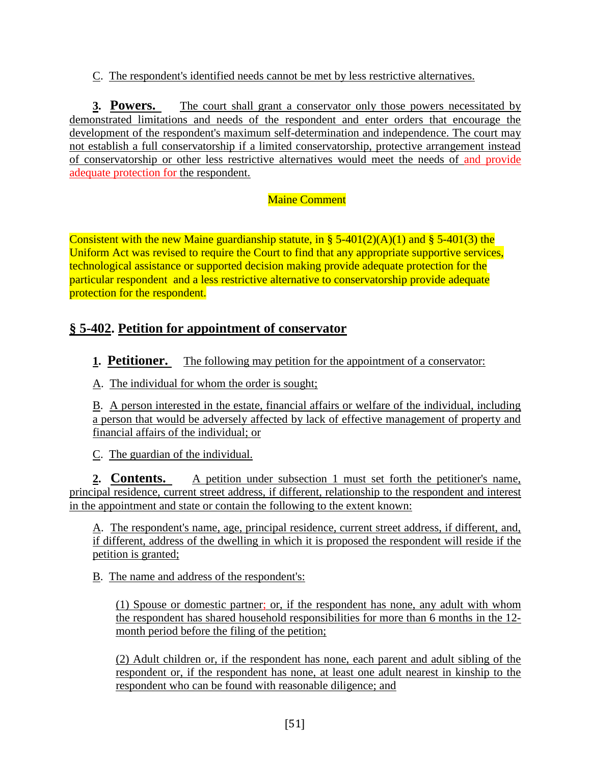C. The respondent's identified needs cannot be met by less restrictive alternatives.

**3. Powers.** The court shall grant a conservator only those powers necessitated by demonstrated limitations and needs of the respondent and enter orders that encourage the development of the respondent's maximum self-determination and independence. The court may not establish a full conservatorship if a limited conservatorship, protective arrangement instead of conservatorship or other less restrictive alternatives would meet the needs of and provide adequate protection for the respondent.

Maine Comment

Consistent with the new Maine guardianship statute, in § 5-401(2)(A)(1) and § 5-401(3) the Uniform Act was revised to require the Court to find that any appropriate supportive services, technological assistance or supported decision making provide adequate protection for the particular respondent and a less restrictive alternative to conservatorship provide adequate protection for the respondent.

## § 5-402. Petition for appointment of conservator

**1. Petitioner.** The following may petition for the appointment of a conservator:

A. The individual for whom the order is sought;

B. A person interested in the estate, financial affairs or welfare of the individual, including a person that would be adversely affected by lack of effective management of property and financial affairs of the individual; or

C. The guardian of the individual.

**2. Contents.** A petition under subsection 1 must set forth the petitioner's name, principal residence, current street address, if different, relationship to the respondent and interest in the appointment and state or contain the following to the extent known:

A. The respondent's name, age, principal residence, current street address, if different, and, if different, address of the dwelling in which it is proposed the respondent will reside if the petition is granted;

B. The name and address of the respondent's:

(1) Spouse or domestic partner; or, if the respondent has none, any adult with whom the respondent has shared household responsibilities for more than 6 months in the 12-month period before the filing of the petition;

(2) Adult children or, if the respondent has none, each parent and adult sibling of the respondent or, if the respondent has none, at least one adult nearest in kinship to the respondent who can be found with reasonable diligence; and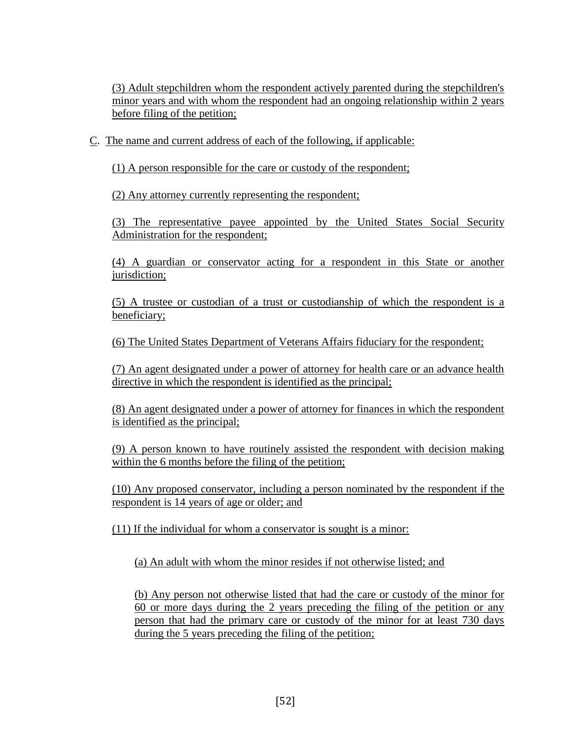(3) Adult stepchildren whom the respondent actively parented during the stepchildren's minor years and with whom the respondent had an ongoing relationship within 2 years before filing of the petition;

C. The name and current address of each of the following, if applicable:

(1) A person responsible for the care or custody of the respondent;

(2) Any attorney currently representing the respondent;

(3) The representative payee appointed by the United States Social Security Administration for the respondent;

(4) A guardian or conservator acting for a respondent in this State or another jurisdiction;

(5) A trustee or custodian of a trust or custodianship of which the respondent is a beneficiary;

(6) The United States Department of Veterans Affairs fiduciary for the respondent;

(7) An agent designated under a power of attorney for health care or an advance health directive in which the respondent is identified as the principal;

(8) An agent designated under a power of attorney for finances in which the respondent is identified as the principal;

(9) A person known to have routinely assisted the respondent with decision making within the 6 months before the filing of the petition;

(10) Any proposed conservator, including a person nominated by the respondent if the respondent is 14 years of age or older; and

(11) If the individual for whom a conservator is sought is a minor:

(a) An adult with whom the minor resides if not otherwise listed; and

(b) Any person not otherwise listed that had the care or custody of the minor for 60 or more days during the 2 years preceding the filing of the petition or any person that had the primary care or custody of the minor for at least 730 days during the 5 years preceding the filing of the petition;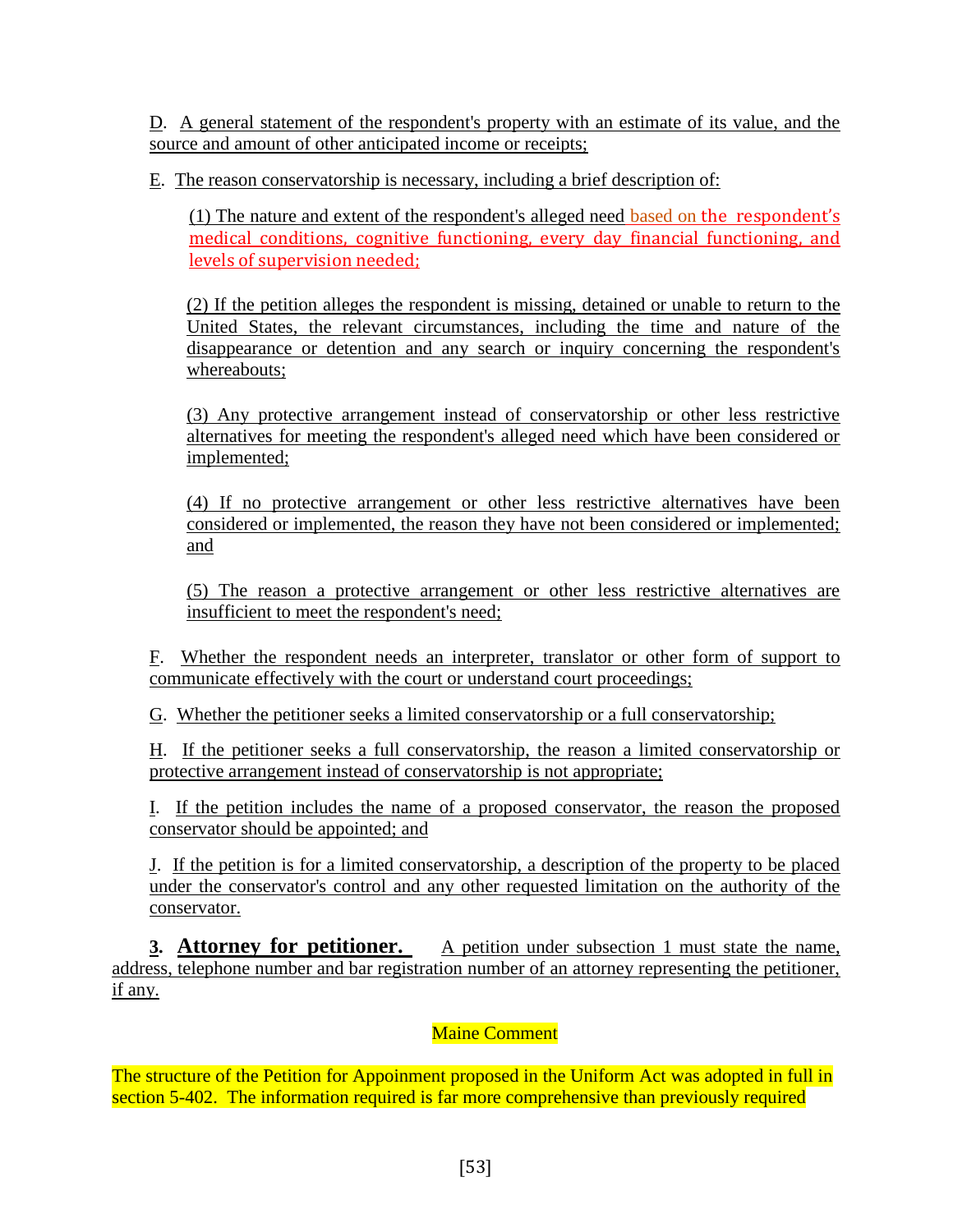D. A general statement of the respondent's property with an estimate of its value, and the source and amount of other anticipated income or receipts;

E. The reason conservatorship is necessary, including a brief description of:

> (1) The nature and extent of the respondent's alleged need based on the respondent's medical conditions, cognitive functioning, every day financial functioning, and levels of supervision needed;
>
> (2) If the petition alleges the respondent is missing, detained or unable to return to the United States, the relevant circumstances, including the time and nature of the disappearance or detention and any search or inquiry concerning the respondent's whereabouts;
>
> (3) Any protective arrangement instead of conservatorship or other less restrictive alternatives for meeting the respondent's alleged need which have been considered or implemented;
>
> (4) If no protective arrangement or other less restrictive alternatives have been considered or implemented, the reason they have not been considered or implemented; and
>
> (5) The reason a protective arrangement or other less restrictive alternatives are insufficient to meet the respondent's need;

F. Whether the respondent needs an interpreter, translator or other form of support to communicate effectively with the court or understand court proceedings;

G. Whether the petitioner seeks a limited conservatorship or a full conservatorship;

H. If the petitioner seeks a full conservatorship, the reason a limited conservatorship or protective arrangement instead of conservatorship is not appropriate;

I. If the petition includes the name of a proposed conservator, the reason the proposed conservator should be appointed; and

J. If the petition is for a limited conservatorship, a description of the property to be placed under the conservator's control and any other requested limitation on the authority of the conservator.

**3. Attorney for petitioner.** A petition under subsection 1 must state the name, address, telephone number and bar registration number of an attorney representing the petitioner, if any.

Maine Comment

The structure of the Petition for Appoinment proposed in the Uniform Act was adopted in full in section 5-402. The information required is far more comprehensive than previously required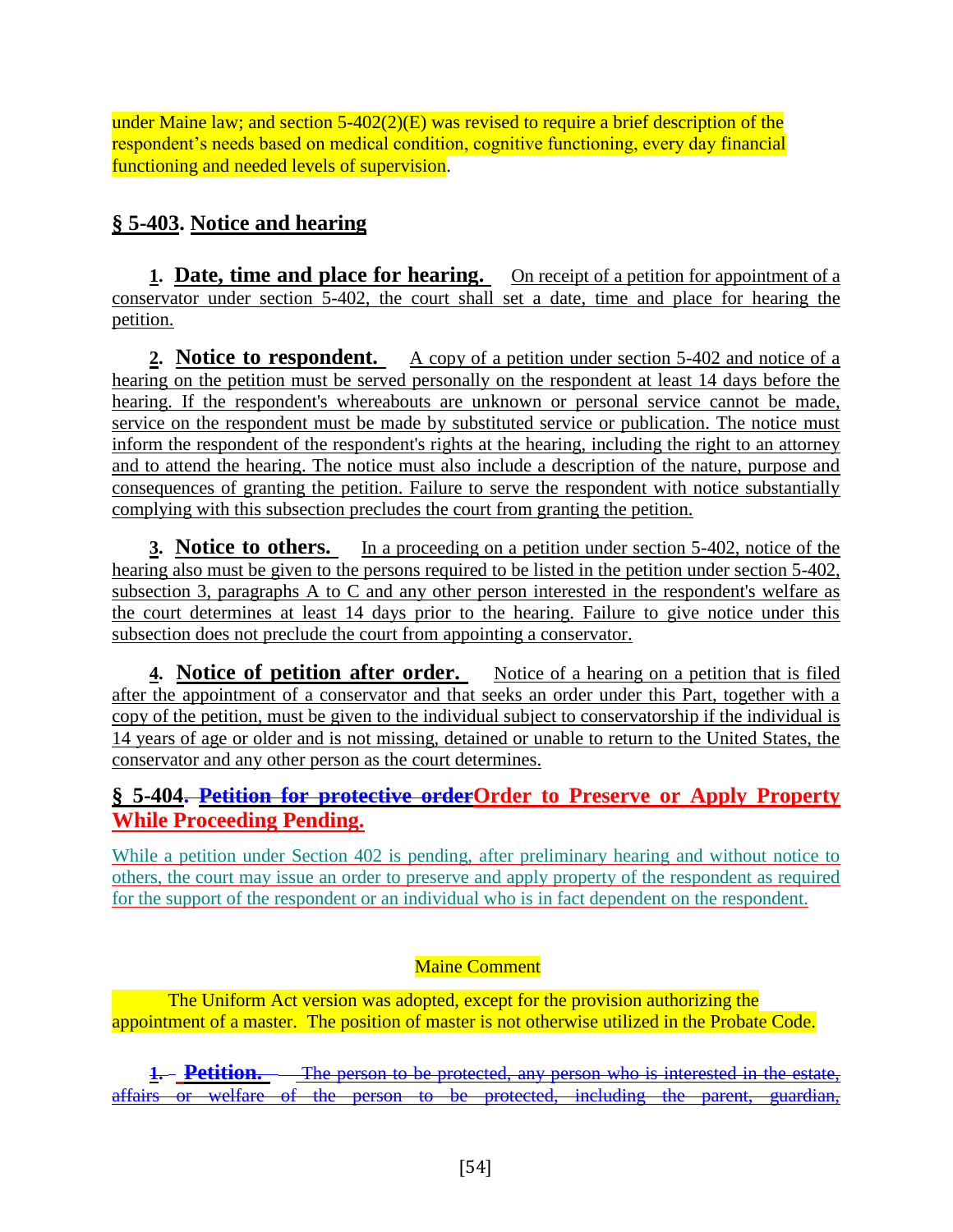under Maine law; and section 5-402(2)(E) was revised to require a brief description of the respondent's needs based on medical condition, cognitive functioning, every day financial functioning and needed levels of supervision.

## § 5-403. Notice and hearing

**1. Date, time and place for hearing.** On receipt of a petition for appointment of a conservator under section 5-402, the court shall set a date, time and place for hearing the petition.

**2. Notice to respondent.** A copy of a petition under section 5-402 and notice of a hearing on the petition must be served personally on the respondent at least 14 days before the hearing. If the respondent's whereabouts are unknown or personal service cannot be made, service on the respondent must be made by substituted service or publication. The notice must inform the respondent of the respondent's rights at the hearing, including the right to an attorney and to attend the hearing. The notice must also include a description of the nature, purpose and consequences of granting the petition. Failure to serve the respondent with notice substantially complying with this subsection precludes the court from granting the petition.

**3. Notice to others.** In a proceeding on a petition under section 5-402, notice of the hearing also must be given to the persons required to be listed in the petition under section 5-402, subsection 3, paragraphs A to C and any other person interested in the respondent's welfare as the court determines at least 14 days prior to the hearing. Failure to give notice under this subsection does not preclude the court from appointing a conservator.

**4. Notice of petition after order.** Notice of a hearing on a petition that is filed after the appointment of a conservator and that seeks an order under this Part, together with a copy of the petition, must be given to the individual subject to conservatorship if the individual is 14 years of age or older and is not missing, detained or unable to return to the United States, the conservator and any other person as the court determines.

## § 5-404. ~~Petition for protective order~~ Order to Preserve or Apply Property While Proceeding Pending.

While a petition under Section 402 is pending, after preliminary hearing and without notice to others, the court may issue an order to preserve and apply property of the respondent as required for the support of the respondent or an individual who is in fact dependent on the respondent.

Maine Comment

The Uniform Act version was adopted, except for the provision authorizing the appointment of a master. The position of master is not otherwise utilized in the Probate Code.

~~**1. Petition.** The person to be protected, any person who is interested in the estate, affairs or welfare of the person to be protected, including the parent, guardian,~~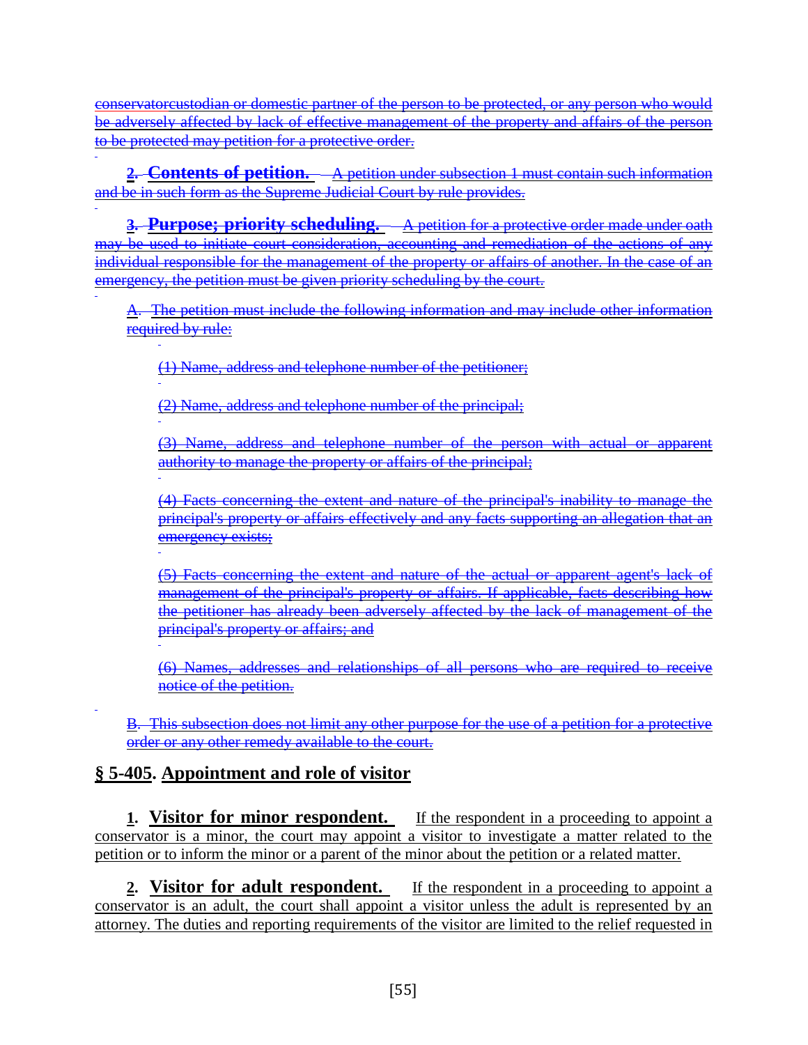~~conservatorcustodian or domestic partner of the person to be protected, or any person who would be adversely affected by lack of effective management of the property and affairs of the person to be protected may petition for a protective order.~~

~~**2. Contents of petition.** A petition under subsection 1 must contain such information and be in such form as the Supreme Judicial Court by rule provides.~~

~~**3. Purpose; priority scheduling.** A petition for a protective order made under oath may be used to initiate court consideration, accounting and remediation of the actions of any individual responsible for the management of the property or affairs of another. In the case of an emergency, the petition must be given priority scheduling by the court.~~

~~A. The petition must include the following information and may include other information required by rule:~~

~~(1) Name, address and telephone number of the petitioner;~~

~~(2) Name, address and telephone number of the principal;~~

~~(3) Name, address and telephone number of the person with actual or apparent authority to manage the property or affairs of the principal;~~

~~(4) Facts concerning the extent and nature of the principal's inability to manage the principal's property or affairs effectively and any facts supporting an allegation that an emergency exists;~~

~~(5) Facts concerning the extent and nature of the actual or apparent agent's lack of management of the principal's property or affairs. If applicable, facts describing how the petitioner has already been adversely affected by the lack of management of the principal's property or affairs; and~~

~~(6) Names, addresses and relationships of all persons who are required to receive notice of the petition.~~

~~B. This subsection does not limit any other purpose for the use of a petition for a protective order or any other remedy available to the court.~~

## § 5-405. Appointment and role of visitor

**1. Visitor for minor respondent.** If the respondent in a proceeding to appoint a conservator is a minor, the court may appoint a visitor to investigate a matter related to the petition or to inform the minor or a parent of the minor about the petition or a related matter.

**2. Visitor for adult respondent.** If the respondent in a proceeding to appoint a conservator is an adult, the court shall appoint a visitor unless the adult is represented by an attorney. The duties and reporting requirements of the visitor are limited to the relief requested in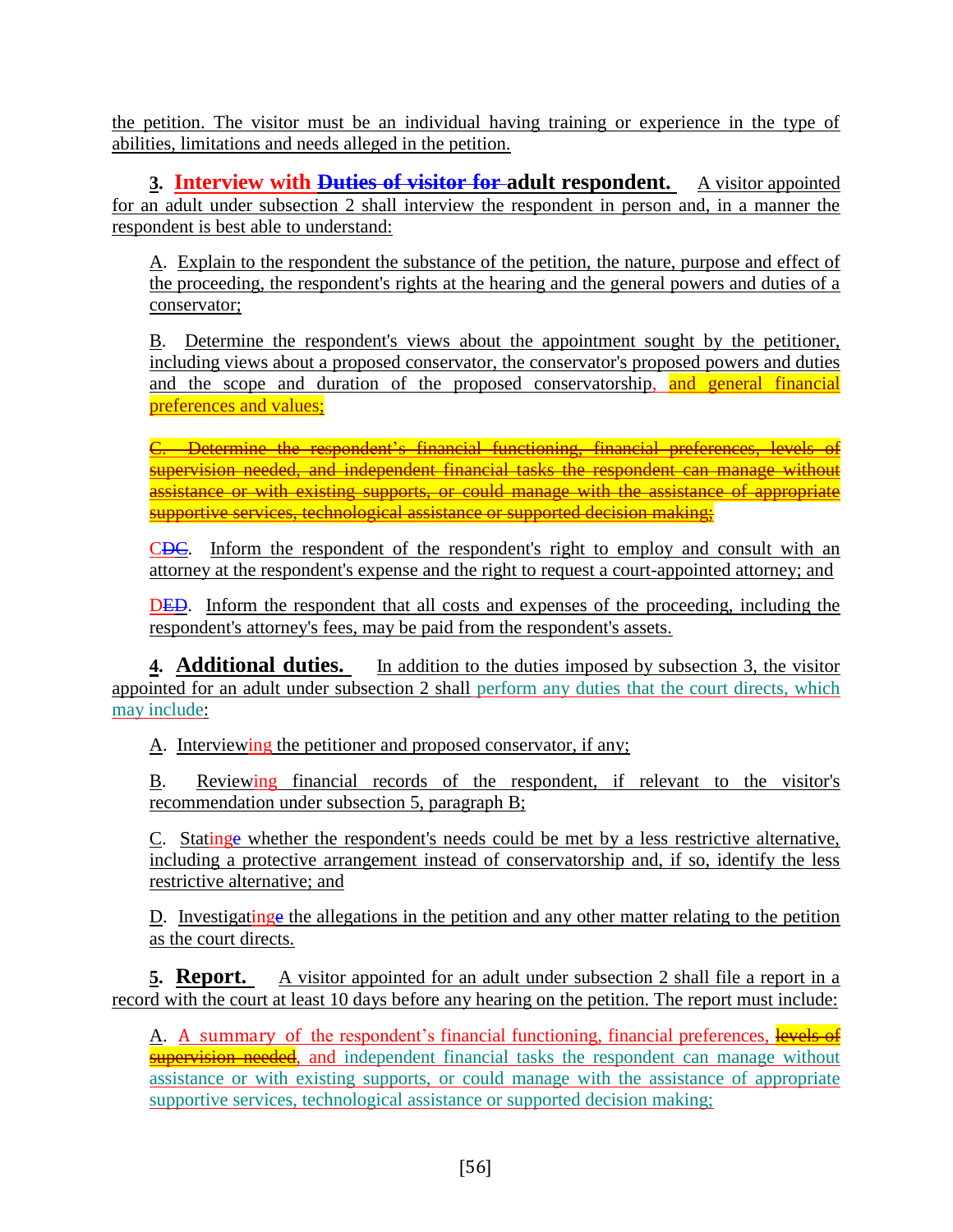the petition. The visitor must be an individual having training or experience in the type of abilities, limitations and needs alleged in the petition.

**3. Interview with ~~Duties of visitor for~~ adult respondent.** A visitor appointed for an adult under subsection 2 shall interview the respondent in person and, in a manner the respondent is best able to understand:

A. Explain to the respondent the substance of the petition, the nature, purpose and effect of the proceeding, the respondent's rights at the hearing and the general powers and duties of a conservator;

B. Determine the respondent's views about the appointment sought by the petitioner, including views about a proposed conservator, the conservator's proposed powers and duties and the scope and duration of the proposed conservatorship, and general financial preferences and values;

~~C. Determine the respondent's financial functioning, financial preferences, levels of supervision needed, and independent financial tasks the respondent can manage without assistance or with existing supports, or could manage with the assistance of appropriate supportive services, technological assistance or supported decision making;~~

C~~DC~~. Inform the respondent of the respondent's right to employ and consult with an attorney at the respondent's expense and the right to request a court-appointed attorney; and

D~~ED~~. Inform the respondent that all costs and expenses of the proceeding, including the respondent's attorney's fees, may be paid from the respondent's assets.

**4. Additional duties.** In addition to the duties imposed by subsection 3, the visitor appointed for an adult under subsection 2 shall perform any duties that the court directs, which may include:

A. Interviewing the petitioner and proposed conservator, if any;

B. Reviewing financial records of the respondent, if relevant to the visitor's recommendation under subsection 5, paragraph B;

C. Stating~~e~~ whether the respondent's needs could be met by a less restrictive alternative, including a protective arrangement instead of conservatorship and, if so, identify the less restrictive alternative; and

D. Investigating~~e~~ the allegations in the petition and any other matter relating to the petition as the court directs.

**5. Report.** A visitor appointed for an adult under subsection 2 shall file a report in a record with the court at least 10 days before any hearing on the petition. The report must include:

A. A summary of the respondent's financial functioning, financial preferences, ~~levels of supervision needed~~, and independent financial tasks the respondent can manage without assistance or with existing supports, or could manage with the assistance of appropriate supportive services, technological assistance or supported decision making;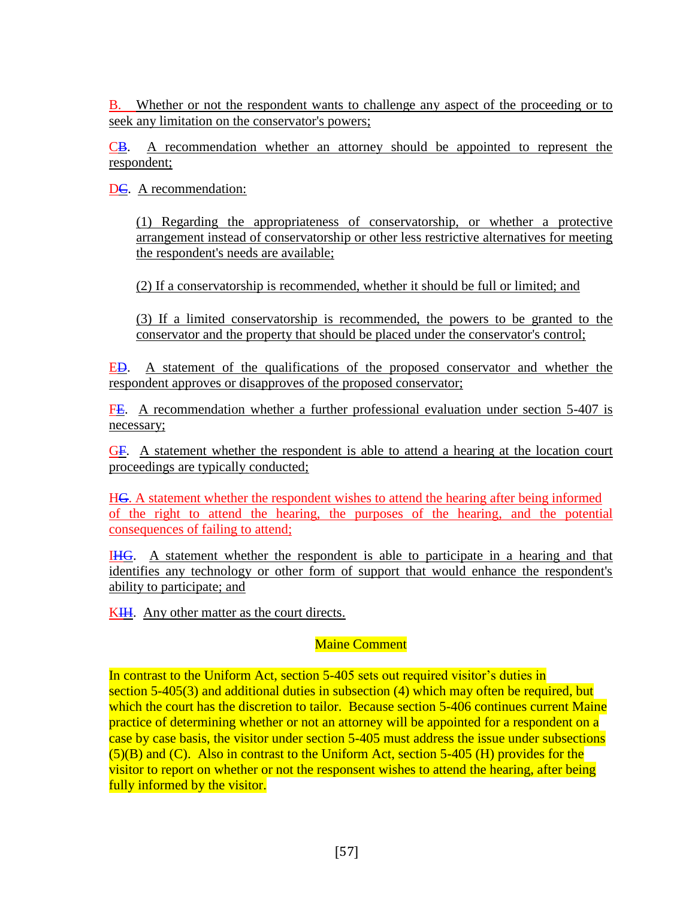B. Whether or not the respondent wants to challenge any aspect of the proceeding or to seek any limitation on the conservator's powers;

CB. A recommendation whether an attorney should be appointed to represent the respondent;

DC. A recommendation:

> (1) Regarding the appropriateness of conservatorship, or whether a protective arrangement instead of conservatorship or other less restrictive alternatives for meeting the respondent's needs are available;
>
> (2) If a conservatorship is recommended, whether it should be full or limited; and
>
> (3) If a limited conservatorship is recommended, the powers to be granted to the conservator and the property that should be placed under the conservator's control;

ED. A statement of the qualifications of the proposed conservator and whether the respondent approves or disapproves of the proposed conservator;

FE. A recommendation whether a further professional evaluation under section 5-407 is necessary;

GF. A statement whether the respondent is able to attend a hearing at the location court proceedings are typically conducted;

HG. A statement whether the respondent wishes to attend the hearing after being informed of the right to attend the hearing, the purposes of the hearing, and the potential consequences of failing to attend;

IHG. A statement whether the respondent is able to participate in a hearing and that identifies any technology or other form of support that would enhance the respondent's ability to participate; and

KIH. Any other matter as the court directs.

## Maine Comment

In contrast to the Uniform Act, section 5-405 sets out required visitor's duties in section 5-405(3) and additional duties in subsection (4) which may often be required, but which the court has the discretion to tailor. Because section 5-406 continues current Maine practice of determining whether or not an attorney will be appointed for a respondent on a case by case basis, the visitor under section 5-405 must address the issue under subsections (5)(B) and (C). Also in contrast to the Uniform Act, section 5-405 (H) provides for the visitor to report on whether or not the responsent wishes to attend the hearing, after being fully informed by the visitor.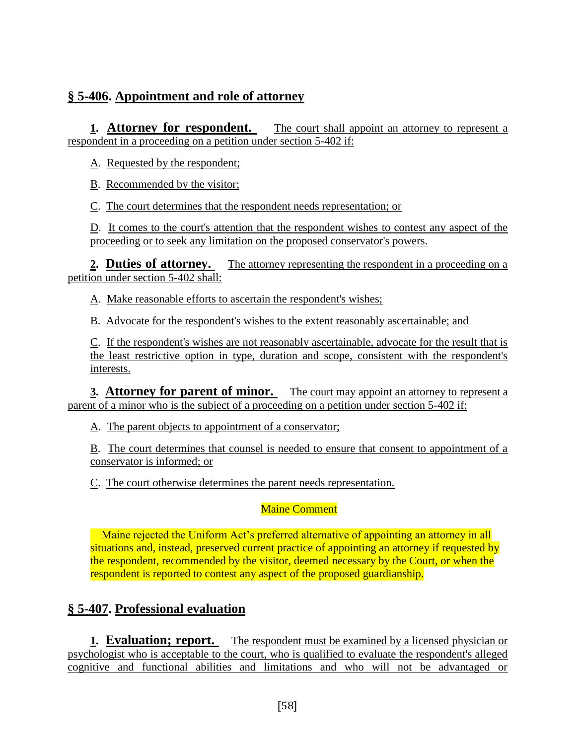## § 5-406. Appointment and role of attorney

**1. Attorney for respondent.** The court shall appoint an attorney to represent a respondent in a proceeding on a petition under section 5-402 if:

A. Requested by the respondent;

B. Recommended by the visitor;

C. The court determines that the respondent needs representation; or

D. It comes to the court's attention that the respondent wishes to contest any aspect of the proceeding or to seek any limitation on the proposed conservator's powers.

**2. Duties of attorney.** The attorney representing the respondent in a proceeding on a petition under section 5-402 shall:

A. Make reasonable efforts to ascertain the respondent's wishes;

B. Advocate for the respondent's wishes to the extent reasonably ascertainable; and

C. If the respondent's wishes are not reasonably ascertainable, advocate for the result that is the least restrictive option in type, duration and scope, consistent with the respondent's interests.

**3. Attorney for parent of minor.** The court may appoint an attorney to represent a parent of a minor who is the subject of a proceeding on a petition under section 5-402 if:

A. The parent objects to appointment of a conservator;

B. The court determines that counsel is needed to ensure that consent to appointment of a conservator is informed; or

C. The court otherwise determines the parent needs representation.

Maine Comment

Maine rejected the Uniform Act's preferred alternative of appointing an attorney in all situations and, instead, preserved current practice of appointing an attorney if requested by the respondent, recommended by the visitor, deemed necessary by the Court, or when the respondent is reported to contest any aspect of the proposed guardianship.

## § 5-407. Professional evaluation

**1. Evaluation; report.** The respondent must be examined by a licensed physician or psychologist who is acceptable to the court, who is qualified to evaluate the respondent's alleged cognitive and functional abilities and limitations and who will not be advantaged or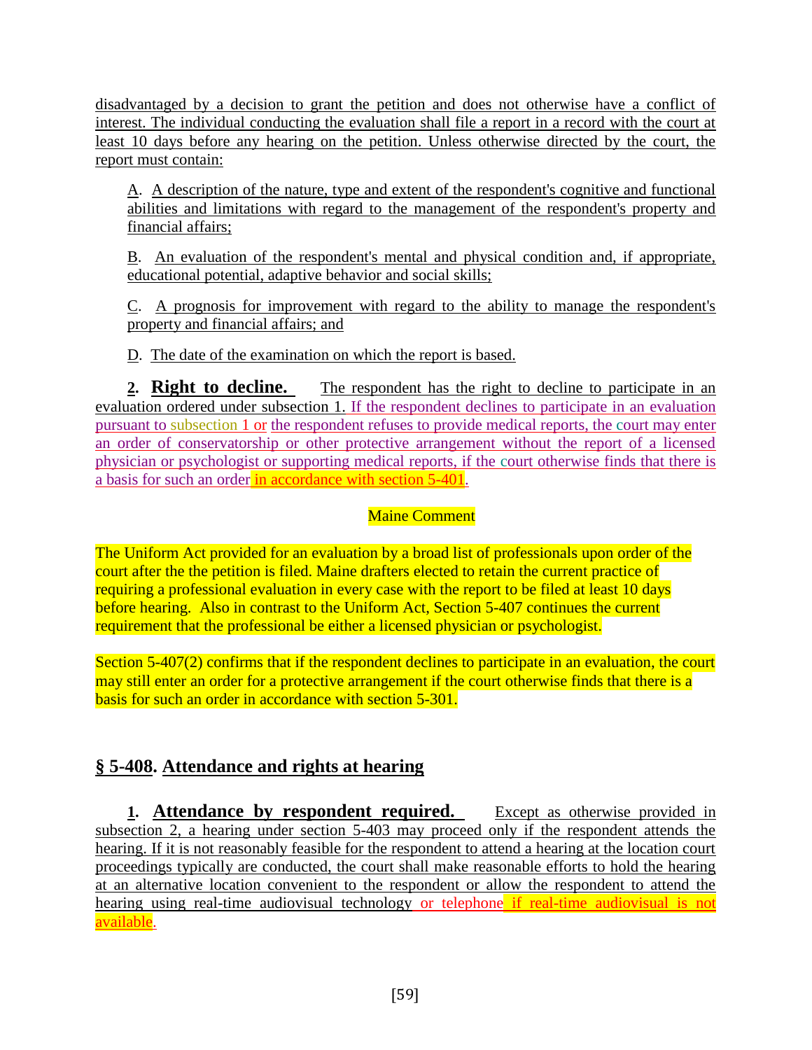disadvantaged by a decision to grant the petition and does not otherwise have a conflict of interest. The individual conducting the evaluation shall file a report in a record with the court at least 10 days before any hearing on the petition. Unless otherwise directed by the court, the report must contain:

A. A description of the nature, type and extent of the respondent's cognitive and functional abilities and limitations with regard to the management of the respondent's property and financial affairs;

B. An evaluation of the respondent's mental and physical condition and, if appropriate, educational potential, adaptive behavior and social skills;

C. A prognosis for improvement with regard to the ability to manage the respondent's property and financial affairs; and

D. The date of the examination on which the report is based.

**2. Right to decline.** The respondent has the right to decline to participate in an evaluation ordered under subsection 1. If the respondent declines to participate in an evaluation pursuant to subsection 1 or the respondent refuses to provide medical reports, the court may enter an order of conservatorship or other protective arrangement without the report of a licensed physician or psychologist or supporting medical reports, if the court otherwise finds that there is a basis for such an order in accordance with section 5-401.

Maine Comment

The Uniform Act provided for an evaluation by a broad list of professionals upon order of the court after the the petition is filed. Maine drafters elected to retain the current practice of requiring a professional evaluation in every case with the report to be filed at least 10 days before hearing. Also in contrast to the Uniform Act, Section 5-407 continues the current requirement that the professional be either a licensed physician or psychologist.

Section 5-407(2) confirms that if the respondent declines to participate in an evaluation, the court may still enter an order for a protective arrangement if the court otherwise finds that there is a basis for such an order in accordance with section 5-301.

## § 5-408. Attendance and rights at hearing

**1. Attendance by respondent required.** Except as otherwise provided in subsection 2, a hearing under section 5-403 may proceed only if the respondent attends the hearing. If it is not reasonably feasible for the respondent to attend a hearing at the location court proceedings typically are conducted, the court shall make reasonable efforts to hold the hearing at an alternative location convenient to the respondent or allow the respondent to attend the hearing using real-time audiovisual technology or telephone if real-time audiovisual is not available.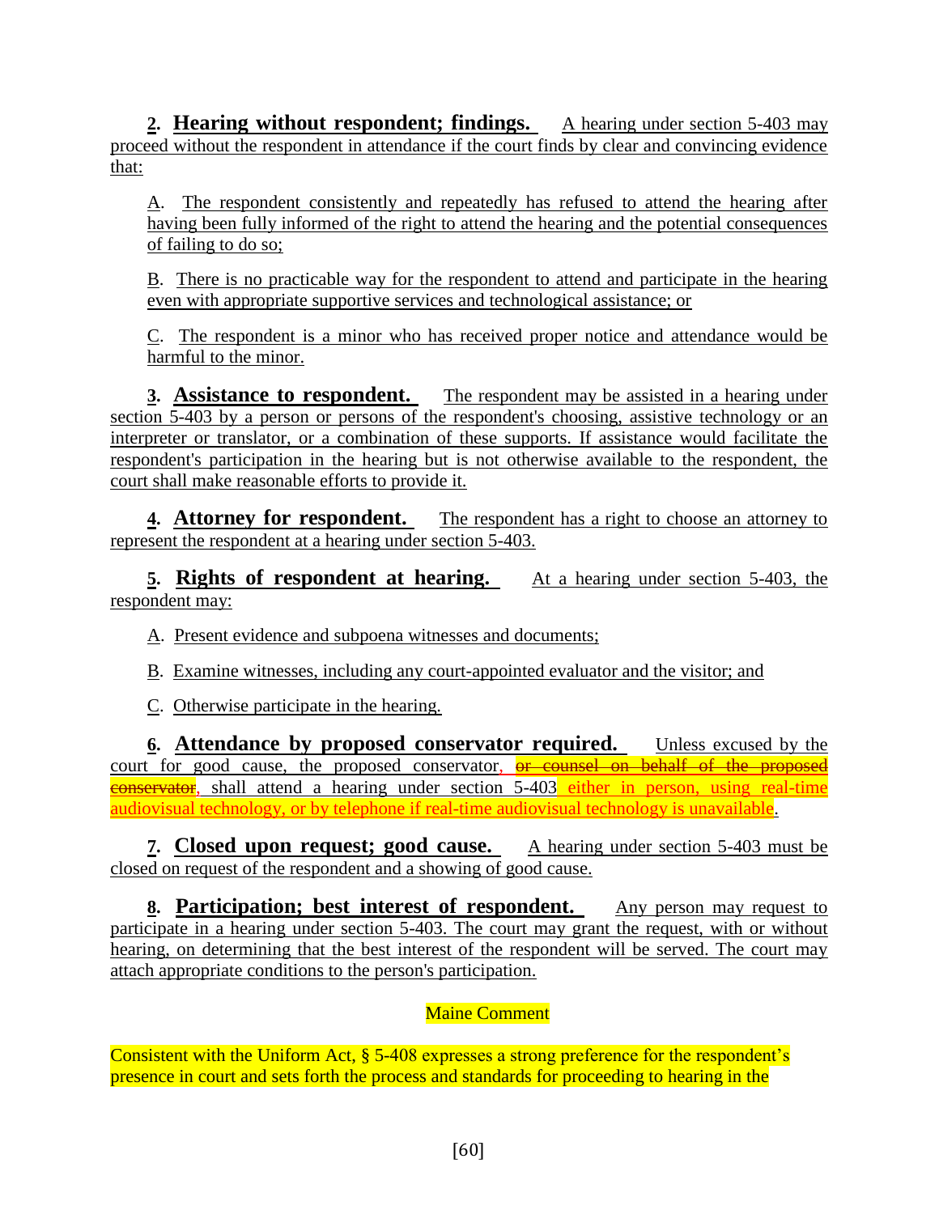**2. Hearing without respondent; findings.** A hearing under section 5-403 may proceed without the respondent in attendance if the court finds by clear and convincing evidence that:

A. The respondent consistently and repeatedly has refused to attend the hearing after having been fully informed of the right to attend the hearing and the potential consequences of failing to do so;

B. There is no practicable way for the respondent to attend and participate in the hearing even with appropriate supportive services and technological assistance; or

C. The respondent is a minor who has received proper notice and attendance would be harmful to the minor.

**3. Assistance to respondent.** The respondent may be assisted in a hearing under section 5-403 by a person or persons of the respondent's choosing, assistive technology or an interpreter or translator, or a combination of these supports. If assistance would facilitate the respondent's participation in the hearing but is not otherwise available to the respondent, the court shall make reasonable efforts to provide it.

**4. Attorney for respondent.** The respondent has a right to choose an attorney to represent the respondent at a hearing under section 5-403.

**5. Rights of respondent at hearing.** At a hearing under section 5-403, the respondent may:

A. Present evidence and subpoena witnesses and documents;

B. Examine witnesses, including any court-appointed evaluator and the visitor; and

C. Otherwise participate in the hearing.

**6. Attendance by proposed conservator required.** Unless excused by the court for good cause, the proposed conservator, ~~or counsel on behalf of the proposed conservator~~, shall attend a hearing under section 5-403 either in person, using real-time audiovisual technology, or by telephone if real-time audiovisual technology is unavailable.

**7. Closed upon request; good cause.** A hearing under section 5-403 must be closed on request of the respondent and a showing of good cause.

**8. Participation; best interest of respondent.** Any person may request to participate in a hearing under section 5-403. The court may grant the request, with or without hearing, on determining that the best interest of the respondent will be served. The court may attach appropriate conditions to the person's participation.

Maine Comment

Consistent with the Uniform Act, § 5-408 expresses a strong preference for the respondent's presence in court and sets forth the process and standards for proceeding to hearing in the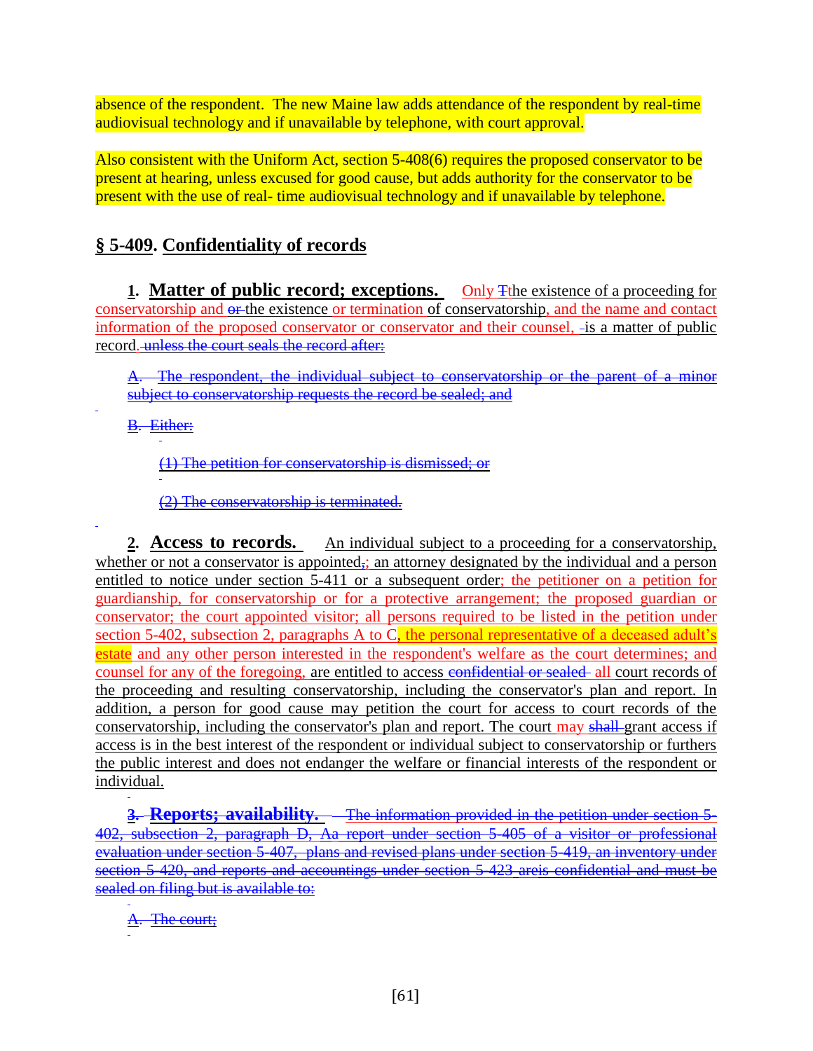absence of the respondent. The new Maine law adds attendance of the respondent by real-time audiovisual technology and if unavailable by telephone, with court approval.

Also consistent with the Uniform Act, section 5-408(6) requires the proposed conservator to be present at hearing, unless excused for good cause, but adds authority for the conservator to be present with the use of real- time audiovisual technology and if unavailable by telephone.

## § 5-409. Confidentiality of records

**1. Matter of public record; exceptions.** Only Tthe existence of a proceeding for conservatorship and or the existence or termination of conservatorship, and the name and contact information of the proposed conservator or conservator and their counsel, is a matter of public record. ~~unless the court seals the record after:~~

~~A. The respondent, the individual subject to conservatorship or the parent of a minor subject to conservatorship requests the record be sealed; and~~

~~B. Either:~~

~~(1) The petition for conservatorship is dismissed; or~~

~~(2) The conservatorship is terminated.~~

**2. Access to records.** An individual subject to a proceeding for a conservatorship, whether or not a conservator is appointed,; an attorney designated by the individual and a person entitled to notice under section 5-411 or a subsequent order; the petitioner on a petition for guardianship, for conservatorship or for a protective arrangement; the proposed guardian or conservator; the court appointed visitor; all persons required to be listed in the petition under section 5-402, subsection 2, paragraphs A to C, the personal representative of a deceased adult's estate and any other person interested in the respondent's welfare as the court determines; and counsel for any of the foregoing, are entitled to access ~~confidential or sealed~~ all court records of the proceeding and resulting conservatorship, including the conservator's plan and report. In addition, a person for good cause may petition the court for access to court records of the conservatorship, including the conservator's plan and report. The court may ~~shall~~ grant access if access is in the best interest of the respondent or individual subject to conservatorship or furthers the public interest and does not endanger the welfare or financial interests of the respondent or individual.

~~**3. Reports; availability.** The information provided in the petition under section 5-402, subsection 2, paragraph D, Aa report under section 5-405 of a visitor or professional evaluation under section 5-407, plans and revised plans under section 5-419, an inventory under section 5-420, and reports and accountings under section 5-423 areis confidential and must be sealed on filing but is available to:~~

~~A. The court;~~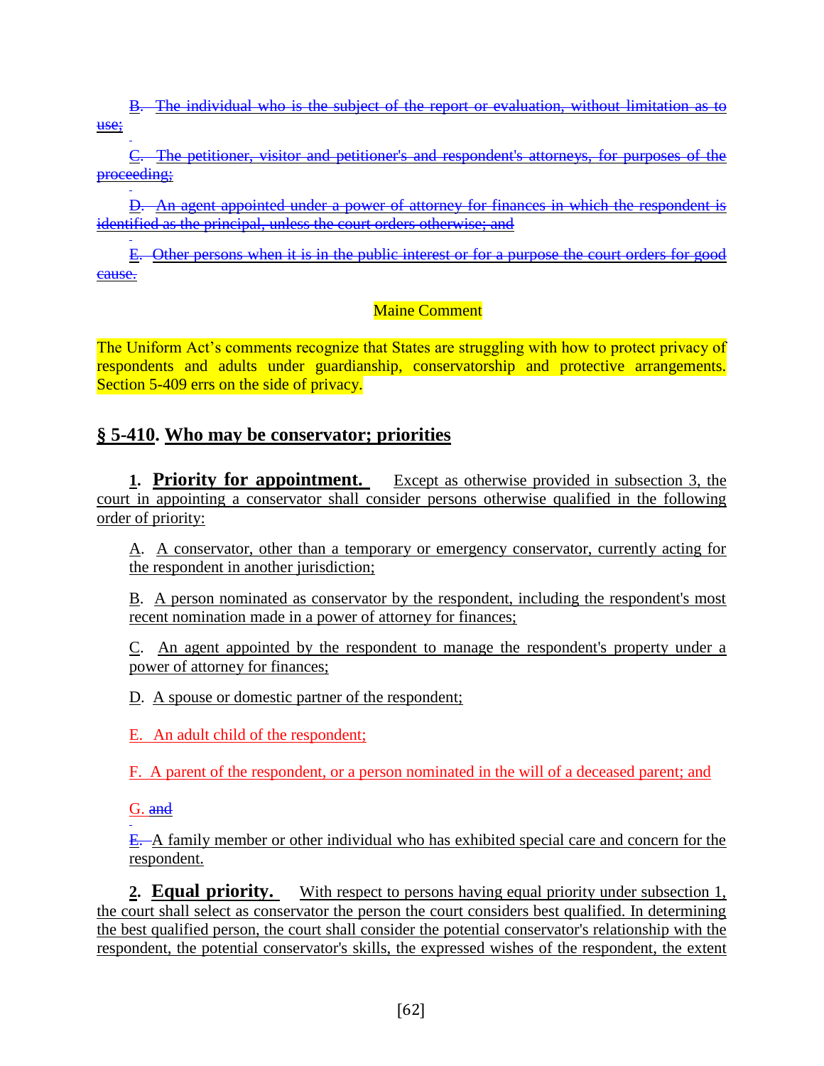~~B. The individual who is the subject of the report or evaluation, without limitation as to use;~~

~~C. The petitioner, visitor and petitioner's and respondent's attorneys, for purposes of the proceeding;~~

~~D. An agent appointed under a power of attorney for finances in which the respondent is identified as the principal, unless the court orders otherwise; and~~

~~E. Other persons when it is in the public interest or for a purpose the court orders for good cause.~~

Maine Comment

The Uniform Act's comments recognize that States are struggling with how to protect privacy of respondents and adults under guardianship, conservatorship and protective arrangements. Section 5-409 errs on the side of privacy.

## § 5-410. Who may be conservator; priorities

**1. Priority for appointment.** Except as otherwise provided in subsection 3, the court in appointing a conservator shall consider persons otherwise qualified in the following order of priority:

A. A conservator, other than a temporary or emergency conservator, currently acting for the respondent in another jurisdiction;

B. A person nominated as conservator by the respondent, including the respondent's most recent nomination made in a power of attorney for finances;

C. An agent appointed by the respondent to manage the respondent's property under a power of attorney for finances;

D. A spouse or domestic partner of the respondent;

E. An adult child of the respondent;

F. A parent of the respondent, or a person nominated in the will of a deceased parent; and

G. ~~and~~

~~E.~~ A family member or other individual who has exhibited special care and concern for the respondent.

**2. Equal priority.** With respect to persons having equal priority under subsection 1, the court shall select as conservator the person the court considers best qualified. In determining the best qualified person, the court shall consider the potential conservator's relationship with the respondent, the potential conservator's skills, the expressed wishes of the respondent, the extent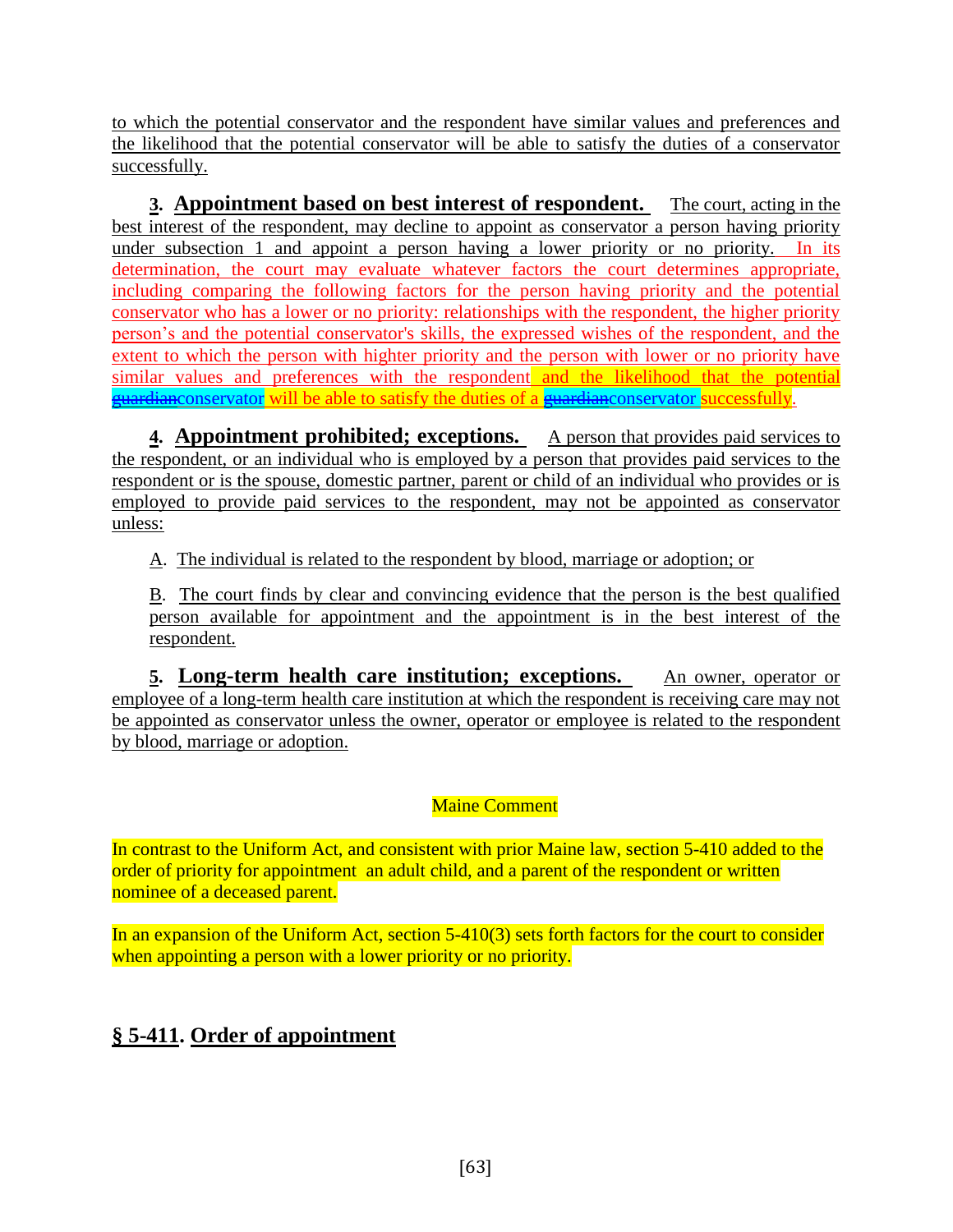to which the potential conservator and the respondent have similar values and preferences and the likelihood that the potential conservator will be able to satisfy the duties of a conservator successfully.

**3. Appointment based on best interest of respondent.** The court, acting in the best interest of the respondent, may decline to appoint as conservator a person having priority under subsection 1 and appoint a person having a lower priority or no priority. In its determination, the court may evaluate whatever factors the court determines appropriate, including comparing the following factors for the person having priority and the potential conservator who has a lower or no priority: relationships with the respondent, the higher priority person's and the potential conservator's skills, the expressed wishes of the respondent, and the extent to which the person with highter priority and the person with lower or no priority have similar values and preferences with the respondent and the likelihood that the potential ~~guardian~~conservator will be able to satisfy the duties of a ~~guardian~~conservator successfully.

**4. Appointment prohibited; exceptions.** A person that provides paid services to the respondent, or an individual who is employed by a person that provides paid services to the respondent or is the spouse, domestic partner, parent or child of an individual who provides or is employed to provide paid services to the respondent, may not be appointed as conservator unless:

A. The individual is related to the respondent by blood, marriage or adoption; or

B. The court finds by clear and convincing evidence that the person is the best qualified person available for appointment and the appointment is in the best interest of the respondent.

**5. Long-term health care institution; exceptions.** An owner, operator or employee of a long-term health care institution at which the respondent is receiving care may not be appointed as conservator unless the owner, operator or employee is related to the respondent by blood, marriage or adoption.

Maine Comment

In contrast to the Uniform Act, and consistent with prior Maine law, section 5-410 added to the order of priority for appointment an adult child, and a parent of the respondent or written nominee of a deceased parent.

In an expansion of the Uniform Act, section 5-410(3) sets forth factors for the court to consider when appointing a person with a lower priority or no priority.

## § 5-411. Order of appointment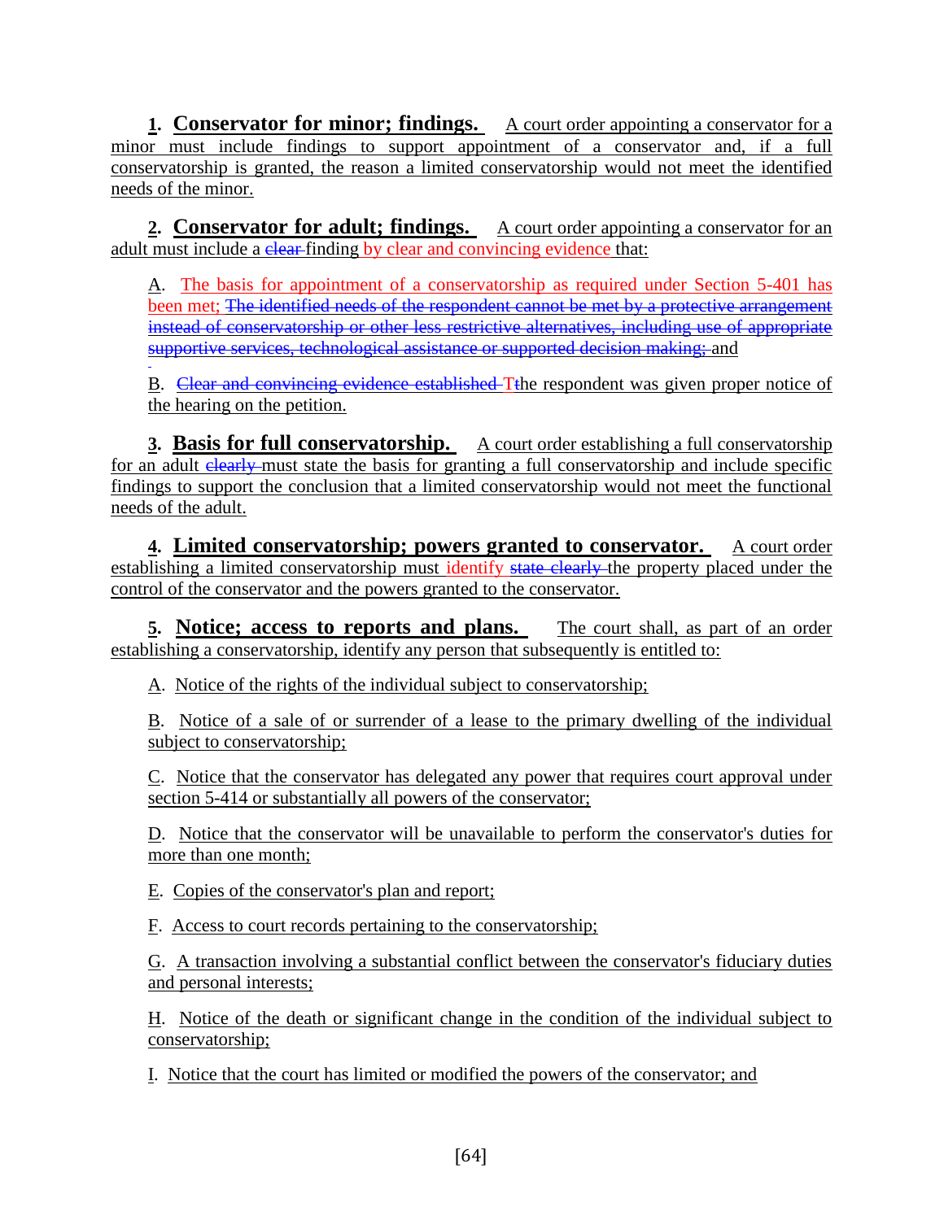**1. Conservator for minor; findings.** A court order appointing a conservator for a minor must include findings to support appointment of a conservator and, if a full conservatorship is granted, the reason a limited conservatorship would not meet the identified needs of the minor.

**2. Conservator for adult; findings.** A court order appointing a conservator for an adult must include a ~~clear~~ finding by clear and convincing evidence that:

A. The basis for appointment of a conservatorship as required under Section 5-401 has been met; ~~The identified needs of the respondent cannot be met by a protective arrangement instead of conservatorship or other less restrictive alternatives, including use of appropriate supportive services, technological assistance or supported decision making;~~ and

B. ~~Clear and convincing evidence established T~~The respondent was given proper notice of the hearing on the petition.

**3. Basis for full conservatorship.** A court order establishing a full conservatorship for an adult ~~clearly~~ must state the basis for granting a full conservatorship and include specific findings to support the conclusion that a limited conservatorship would not meet the functional needs of the adult.

**4. Limited conservatorship; powers granted to conservator.** A court order establishing a limited conservatorship must identify ~~state clearly~~ the property placed under the control of the conservator and the powers granted to the conservator.

**5. Notice; access to reports and plans.** The court shall, as part of an order establishing a conservatorship, identify any person that subsequently is entitled to:

A. Notice of the rights of the individual subject to conservatorship;

B. Notice of a sale of or surrender of a lease to the primary dwelling of the individual subject to conservatorship;

C. Notice that the conservator has delegated any power that requires court approval under section 5-414 or substantially all powers of the conservator;

D. Notice that the conservator will be unavailable to perform the conservator's duties for more than one month;

E. Copies of the conservator's plan and report;

F. Access to court records pertaining to the conservatorship;

G. A transaction involving a substantial conflict between the conservator's fiduciary duties and personal interests;

H. Notice of the death or significant change in the condition of the individual subject to conservatorship;

I. Notice that the court has limited or modified the powers of the conservator; and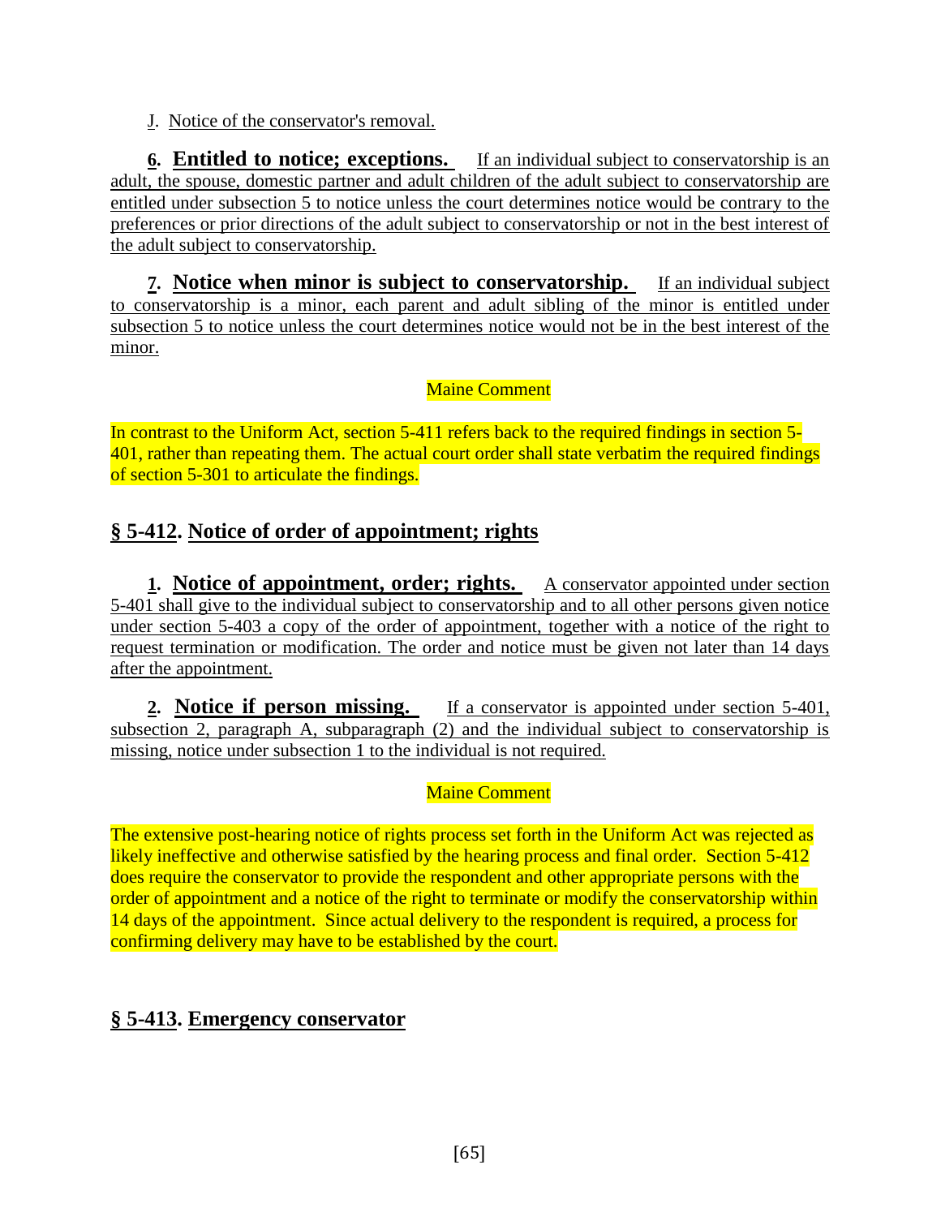J. Notice of the conservator's removal.

**6. Entitled to notice; exceptions.** If an individual subject to conservatorship is an adult, the spouse, domestic partner and adult children of the adult subject to conservatorship are entitled under subsection 5 to notice unless the court determines notice would be contrary to the preferences or prior directions of the adult subject to conservatorship or not in the best interest of the adult subject to conservatorship.

**7. Notice when minor is subject to conservatorship.** If an individual subject to conservatorship is a minor, each parent and adult sibling of the minor is entitled under subsection 5 to notice unless the court determines notice would not be in the best interest of the minor.

Maine Comment

In contrast to the Uniform Act, section 5-411 refers back to the required findings in section 5-401, rather than repeating them. The actual court order shall state verbatim the required findings of section 5-301 to articulate the findings.

## § 5-412. Notice of order of appointment; rights

**1. Notice of appointment, order; rights.** A conservator appointed under section 5-401 shall give to the individual subject to conservatorship and to all other persons given notice under section 5-403 a copy of the order of appointment, together with a notice of the right to request termination or modification. The order and notice must be given not later than 14 days after the appointment.

**2. Notice if person missing.** If a conservator is appointed under section 5-401, subsection 2, paragraph A, subparagraph (2) and the individual subject to conservatorship is missing, notice under subsection 1 to the individual is not required.

Maine Comment

The extensive post-hearing notice of rights process set forth in the Uniform Act was rejected as likely ineffective and otherwise satisfied by the hearing process and final order. Section 5-412 does require the conservator to provide the respondent and other appropriate persons with the order of appointment and a notice of the right to terminate or modify the conservatorship within 14 days of the appointment. Since actual delivery to the respondent is required, a process for confirming delivery may have to be established by the court.

## § 5-413. Emergency conservator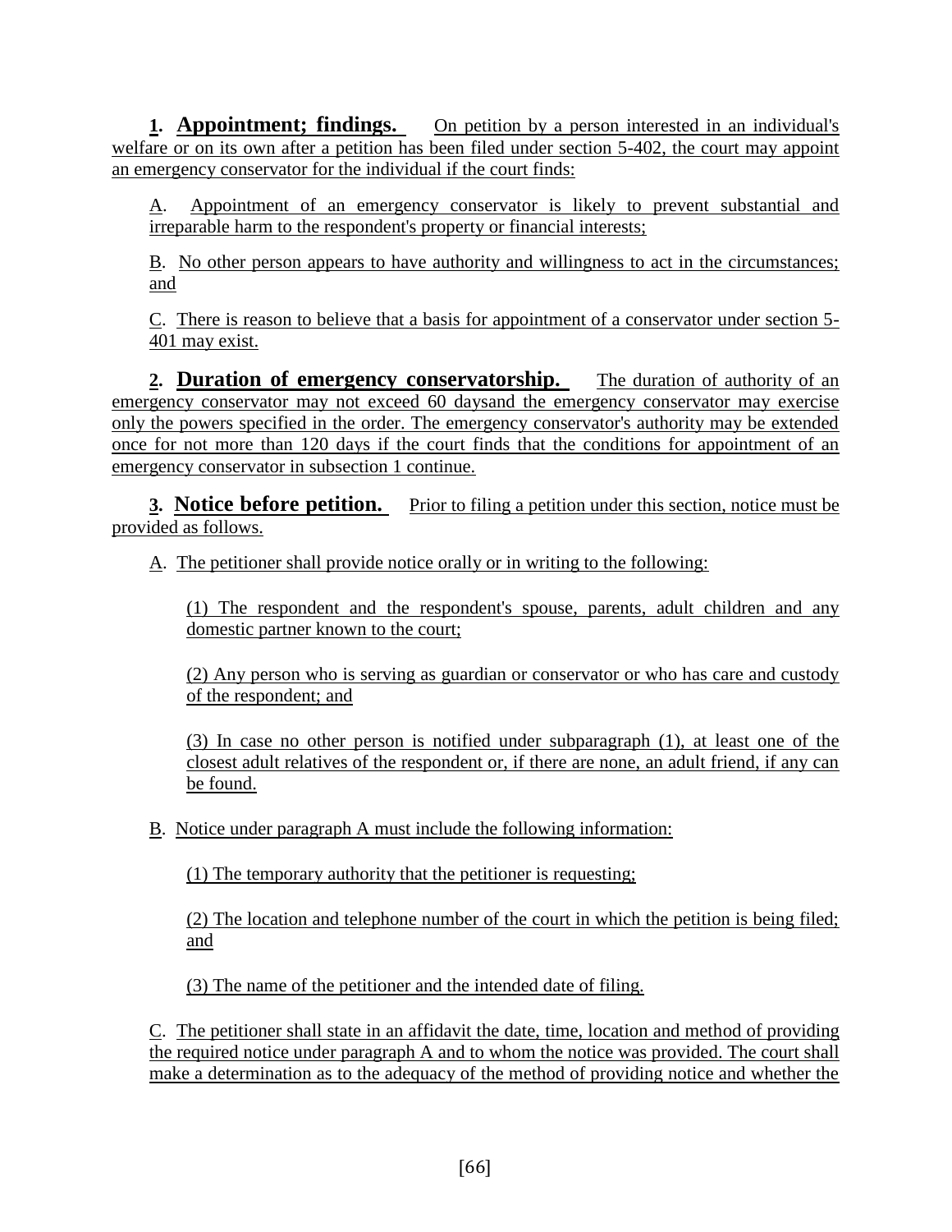**1. Appointment; findings.** On petition by a person interested in an individual's welfare or on its own after a petition has been filed under section 5-402, the court may appoint an emergency conservator for the individual if the court finds:

A. Appointment of an emergency conservator is likely to prevent substantial and irreparable harm to the respondent's property or financial interests;

B. No other person appears to have authority and willingness to act in the circumstances; and

C. There is reason to believe that a basis for appointment of a conservator under section 5-401 may exist.

**2. Duration of emergency conservatorship.** The duration of authority of an emergency conservator may not exceed 60 daysand the emergency conservator may exercise only the powers specified in the order. The emergency conservator's authority may be extended once for not more than 120 days if the court finds that the conditions for appointment of an emergency conservator in subsection 1 continue.

**3. Notice before petition.** Prior to filing a petition under this section, notice must be provided as follows.

A. The petitioner shall provide notice orally or in writing to the following:

(1) The respondent and the respondent's spouse, parents, adult children and any domestic partner known to the court;

(2) Any person who is serving as guardian or conservator or who has care and custody of the respondent; and

(3) In case no other person is notified under subparagraph (1), at least one of the closest adult relatives of the respondent or, if there are none, an adult friend, if any can be found.

B. Notice under paragraph A must include the following information:

(1) The temporary authority that the petitioner is requesting;

(2) The location and telephone number of the court in which the petition is being filed; and

(3) The name of the petitioner and the intended date of filing.

C. The petitioner shall state in an affidavit the date, time, location and method of providing the required notice under paragraph A and to whom the notice was provided. The court shall make a determination as to the adequacy of the method of providing notice and whether the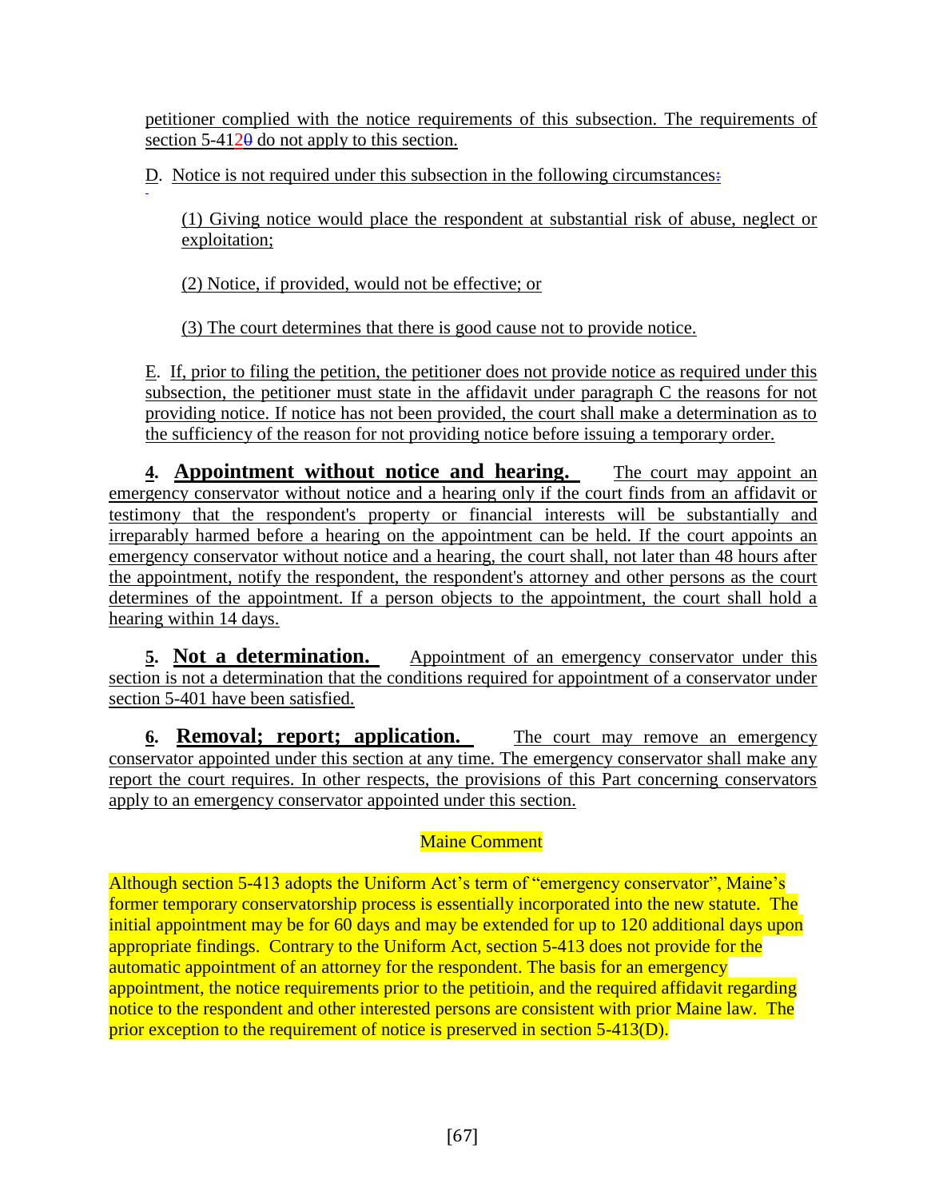petitioner complied with the notice requirements of this subsection. The requirements of section 5-4120 do not apply to this section.

D. Notice is not required under this subsection in the following circumstances:

(1) Giving notice would place the respondent at substantial risk of abuse, neglect or exploitation;

(2) Notice, if provided, would not be effective; or

(3) The court determines that there is good cause not to provide notice.

E. If, prior to filing the petition, the petitioner does not provide notice as required under this subsection, the petitioner must state in the affidavit under paragraph C the reasons for not providing notice. If notice has not been provided, the court shall make a determination as to the sufficiency of the reason for not providing notice before issuing a temporary order.

**4. Appointment without notice and hearing.** The court may appoint an emergency conservator without notice and a hearing only if the court finds from an affidavit or testimony that the respondent's property or financial interests will be substantially and irreparably harmed before a hearing on the appointment can be held. If the court appoints an emergency conservator without notice and a hearing, the court shall, not later than 48 hours after the appointment, notify the respondent, the respondent's attorney and other persons as the court determines of the appointment. If a person objects to the appointment, the court shall hold a hearing within 14 days.

**5. Not a determination.** Appointment of an emergency conservator under this section is not a determination that the conditions required for appointment of a conservator under section 5-401 have been satisfied.

**6. Removal; report; application.** The court may remove an emergency conservator appointed under this section at any time. The emergency conservator shall make any report the court requires. In other respects, the provisions of this Part concerning conservators apply to an emergency conservator appointed under this section.

## Maine Comment

Although section 5-413 adopts the Uniform Act's term of "emergency conservator", Maine's former temporary conservatorship process is essentially incorporated into the new statute. The initial appointment may be for 60 days and may be extended for up to 120 additional days upon appropriate findings. Contrary to the Uniform Act, section 5-413 does not provide for the automatic appointment of an attorney for the respondent. The basis for an emergency appointment, the notice requirements prior to the petitioin, and the required affidavit regarding notice to the respondent and other interested persons are consistent with prior Maine law. The prior exception to the requirement of notice is preserved in section 5-413(D).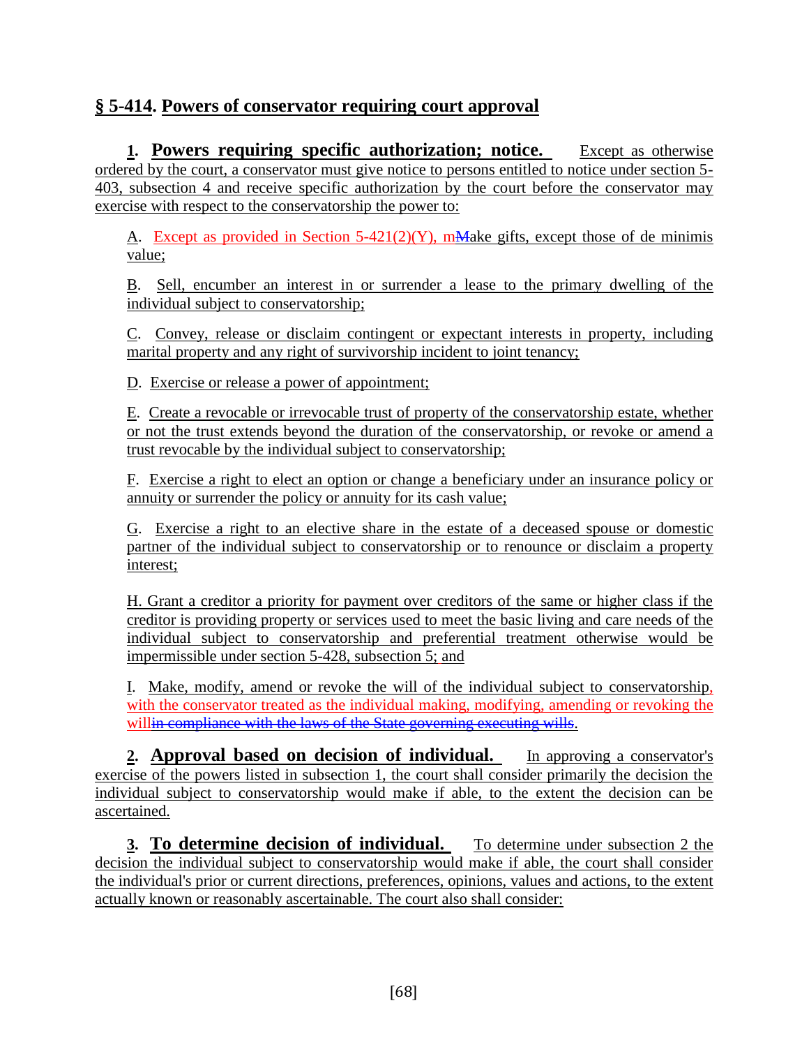## § 5-414. Powers of conservator requiring court approval

**1. Powers requiring specific authorization; notice.** Except as otherwise ordered by the court, a conservator must give notice to persons entitled to notice under section 5-403, subsection 4 and receive specific authorization by the court before the conservator may exercise with respect to the conservatorship the power to:

A. Except as provided in Section 5-421(2)(Y), m~~M~~ake gifts, except those of de minimis value;

B. Sell, encumber an interest in or surrender a lease to the primary dwelling of the individual subject to conservatorship;

C. Convey, release or disclaim contingent or expectant interests in property, including marital property and any right of survivorship incident to joint tenancy;

D. Exercise or release a power of appointment;

E. Create a revocable or irrevocable trust of property of the conservatorship estate, whether or not the trust extends beyond the duration of the conservatorship, or revoke or amend a trust revocable by the individual subject to conservatorship;

F. Exercise a right to elect an option or change a beneficiary under an insurance policy or annuity or surrender the policy or annuity for its cash value;

G. Exercise a right to an elective share in the estate of a deceased spouse or domestic partner of the individual subject to conservatorship or to renounce or disclaim a property interest;

H. Grant a creditor a priority for payment over creditors of the same or higher class if the creditor is providing property or services used to meet the basic living and care needs of the individual subject to conservatorship and preferential treatment otherwise would be impermissible under section 5-428, subsection 5; and

I. Make, modify, amend or revoke the will of the individual subject to conservatorship, with the conservator treated as the individual making, modifying, amending or revoking the will~~in compliance with the laws of the State governing executing wills~~.

**2. Approval based on decision of individual.** In approving a conservator's exercise of the powers listed in subsection 1, the court shall consider primarily the decision the individual subject to conservatorship would make if able, to the extent the decision can be ascertained.

**3. To determine decision of individual.** To determine under subsection 2 the decision the individual subject to conservatorship would make if able, the court shall consider the individual's prior or current directions, preferences, opinions, values and actions, to the extent actually known or reasonably ascertainable. The court also shall consider: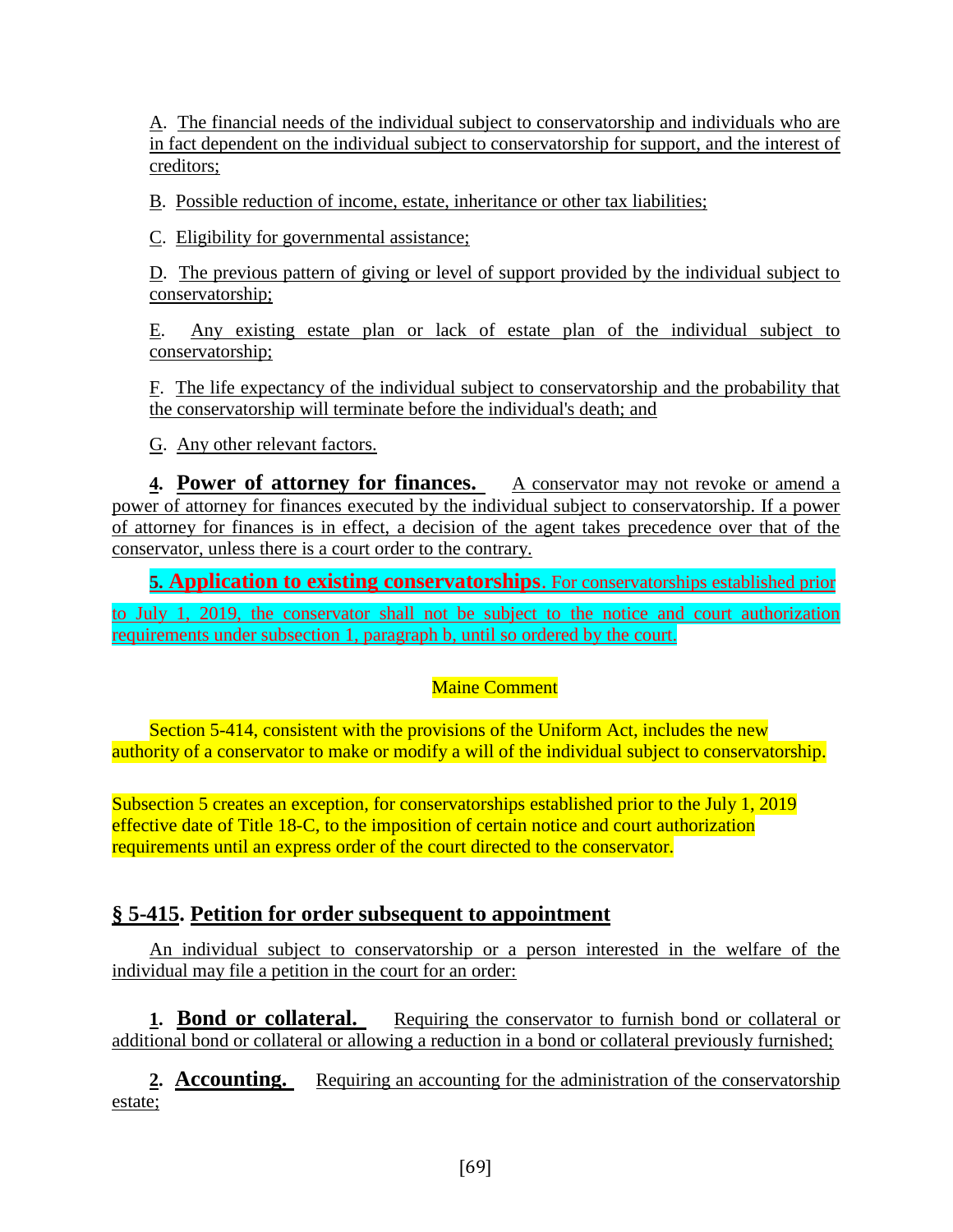A. The financial needs of the individual subject to conservatorship and individuals who are in fact dependent on the individual subject to conservatorship for support, and the interest of creditors;

B. Possible reduction of income, estate, inheritance or other tax liabilities;

C. Eligibility for governmental assistance;

D. The previous pattern of giving or level of support provided by the individual subject to conservatorship;

E. Any existing estate plan or lack of estate plan of the individual subject to conservatorship;

F. The life expectancy of the individual subject to conservatorship and the probability that the conservatorship will terminate before the individual's death; and

G. Any other relevant factors.

**4. Power of attorney for finances.** A conservator may not revoke or amend a power of attorney for finances executed by the individual subject to conservatorship. If a power of attorney for finances is in effect, a decision of the agent takes precedence over that of the conservator, unless there is a court order to the contrary.

**5. Application to existing conservatorships**. For conservatorships established prior to July 1, 2019, the conservator shall not be subject to the notice and court authorization requirements under subsection 1, paragraph b, until so ordered by the court.

Maine Comment

Section 5-414, consistent with the provisions of the Uniform Act, includes the new authority of a conservator to make or modify a will of the individual subject to conservatorship.

Subsection 5 creates an exception, for conservatorships established prior to the July 1, 2019 effective date of Title 18-C, to the imposition of certain notice and court authorization requirements until an express order of the court directed to the conservator.

## § 5-415. Petition for order subsequent to appointment

An individual subject to conservatorship or a person interested in the welfare of the individual may file a petition in the court for an order:

**1. Bond or collateral.** Requiring the conservator to furnish bond or collateral or additional bond or collateral or allowing a reduction in a bond or collateral previously furnished;

**2. Accounting.** Requiring an accounting for the administration of the conservatorship estate;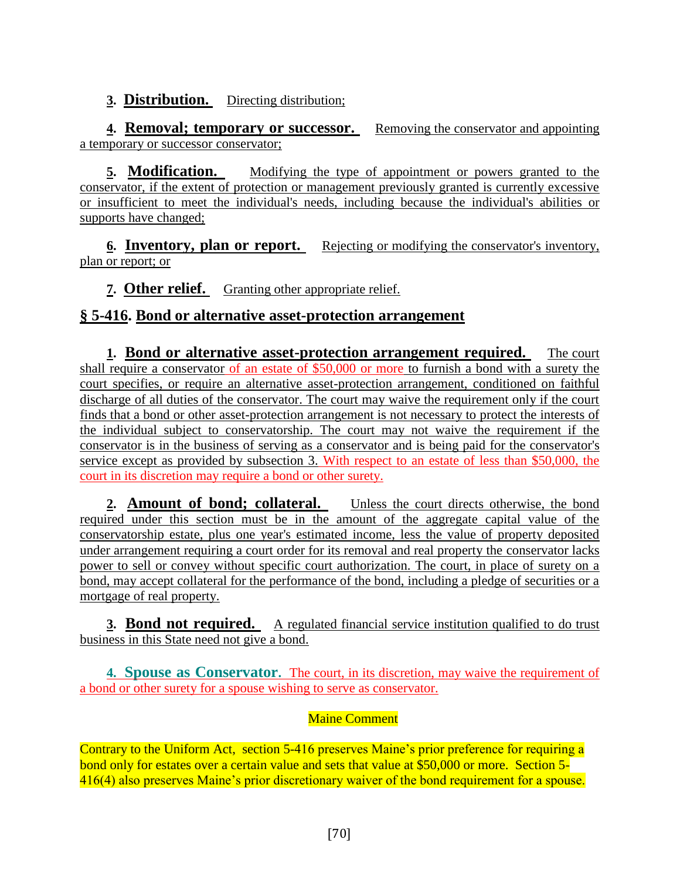**3. Distribution.** Directing distribution;

**4. Removal; temporary or successor.** Removing the conservator and appointing a temporary or successor conservator;

**5. Modification.** Modifying the type of appointment or powers granted to the conservator, if the extent of protection or management previously granted is currently excessive or insufficient to meet the individual's needs, including because the individual's abilities or supports have changed;

**6. Inventory, plan or report.** Rejecting or modifying the conservator's inventory, plan or report; or

**7. Other relief.** Granting other appropriate relief.

## § 5-416. Bond or alternative asset-protection arrangement

**1. Bond or alternative asset-protection arrangement required.** The court shall require a conservator of an estate of $50,000 or more to furnish a bond with a surety the court specifies, or require an alternative asset-protection arrangement, conditioned on faithful discharge of all duties of the conservator. The court may waive the requirement only if the court finds that a bond or other asset-protection arrangement is not necessary to protect the interests of the individual subject to conservatorship. The court may not waive the requirement if the conservator is in the business of serving as a conservator and is being paid for the conservator's service except as provided by subsection 3. With respect to an estate of less than $50,000, the court in its discretion may require a bond or other surety.

**2. Amount of bond; collateral.** Unless the court directs otherwise, the bond required under this section must be in the amount of the aggregate capital value of the conservatorship estate, plus one year's estimated income, less the value of property deposited under arrangement requiring a court order for its removal and real property the conservator lacks power to sell or convey without specific court authorization. The court, in place of surety on a bond, may accept collateral for the performance of the bond, including a pledge of securities or a mortgage of real property.

**3. Bond not required.** A regulated financial service institution qualified to do trust business in this State need not give a bond.

**4. Spouse as Conservator.** The court, in its discretion, may waive the requirement of a bond or other surety for a spouse wishing to serve as conservator.

Maine Comment

Contrary to the Uniform Act, section 5-416 preserves Maine's prior preference for requiring a bond only for estates over a certain value and sets that value at $50,000 or more. Section 5-416(4) also preserves Maine's prior discretionary waiver of the bond requirement for a spouse.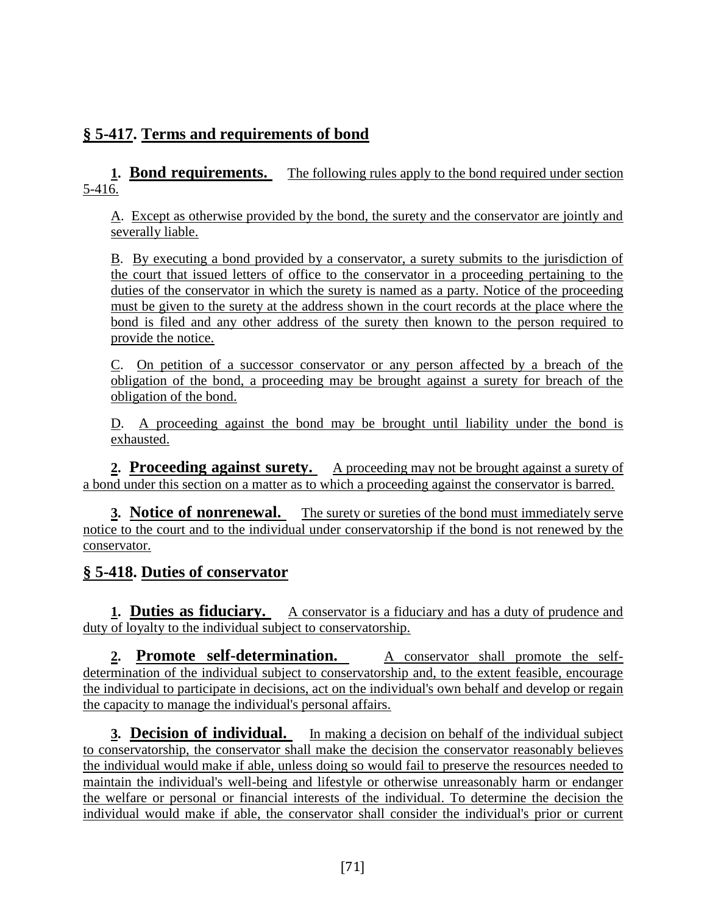## § 5-417. Terms and requirements of bond

**1. Bond requirements.** The following rules apply to the bond required under section 5-416.

A. Except as otherwise provided by the bond, the surety and the conservator are jointly and severally liable.

B. By executing a bond provided by a conservator, a surety submits to the jurisdiction of the court that issued letters of office to the conservator in a proceeding pertaining to the duties of the conservator in which the surety is named as a party. Notice of the proceeding must be given to the surety at the address shown in the court records at the place where the bond is filed and any other address of the surety then known to the person required to provide the notice.

C. On petition of a successor conservator or any person affected by a breach of the obligation of the bond, a proceeding may be brought against a surety for breach of the obligation of the bond.

D. A proceeding against the bond may be brought until liability under the bond is exhausted.

**2. Proceeding against surety.** A proceeding may not be brought against a surety of a bond under this section on a matter as to which a proceeding against the conservator is barred.

**3. Notice of nonrenewal.** The surety or sureties of the bond must immediately serve notice to the court and to the individual under conservatorship if the bond is not renewed by the conservator.

## § 5-418. Duties of conservator

**1. Duties as fiduciary.** A conservator is a fiduciary and has a duty of prudence and duty of loyalty to the individual subject to conservatorship.

**2. Promote self-determination.** A conservator shall promote the self-determination of the individual subject to conservatorship and, to the extent feasible, encourage the individual to participate in decisions, act on the individual's own behalf and develop or regain the capacity to manage the individual's personal affairs.

**3. Decision of individual.** In making a decision on behalf of the individual subject to conservatorship, the conservator shall make the decision the conservator reasonably believes the individual would make if able, unless doing so would fail to preserve the resources needed to maintain the individual's well-being and lifestyle or otherwise unreasonably harm or endanger the welfare or personal or financial interests of the individual. To determine the decision the individual would make if able, the conservator shall consider the individual's prior or current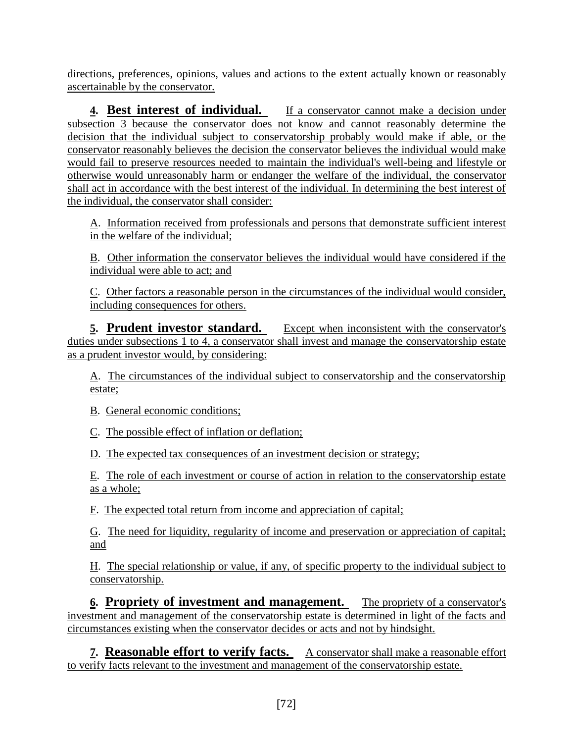directions, preferences, opinions, values and actions to the extent actually known or reasonably ascertainable by the conservator.

**4. Best interest of individual.** If a conservator cannot make a decision under subsection 3 because the conservator does not know and cannot reasonably determine the decision that the individual subject to conservatorship probably would make if able, or the conservator reasonably believes the decision the conservator believes the individual would make would fail to preserve resources needed to maintain the individual's well-being and lifestyle or otherwise would unreasonably harm or endanger the welfare of the individual, the conservator shall act in accordance with the best interest of the individual. In determining the best interest of the individual, the conservator shall consider:

A. Information received from professionals and persons that demonstrate sufficient interest in the welfare of the individual;

B. Other information the conservator believes the individual would have considered if the individual were able to act; and

C. Other factors a reasonable person in the circumstances of the individual would consider, including consequences for others.

**5. Prudent investor standard.** Except when inconsistent with the conservator's duties under subsections 1 to 4, a conservator shall invest and manage the conservatorship estate as a prudent investor would, by considering:

A. The circumstances of the individual subject to conservatorship and the conservatorship estate;

B. General economic conditions;

C. The possible effect of inflation or deflation;

D. The expected tax consequences of an investment decision or strategy;

E. The role of each investment or course of action in relation to the conservatorship estate as a whole;

F. The expected total return from income and appreciation of capital;

G. The need for liquidity, regularity of income and preservation or appreciation of capital; and

H. The special relationship or value, if any, of specific property to the individual subject to conservatorship.

**6. Propriety of investment and management.** The propriety of a conservator's investment and management of the conservatorship estate is determined in light of the facts and circumstances existing when the conservator decides or acts and not by hindsight.

**7. Reasonable effort to verify facts.** A conservator shall make a reasonable effort to verify facts relevant to the investment and management of the conservatorship estate.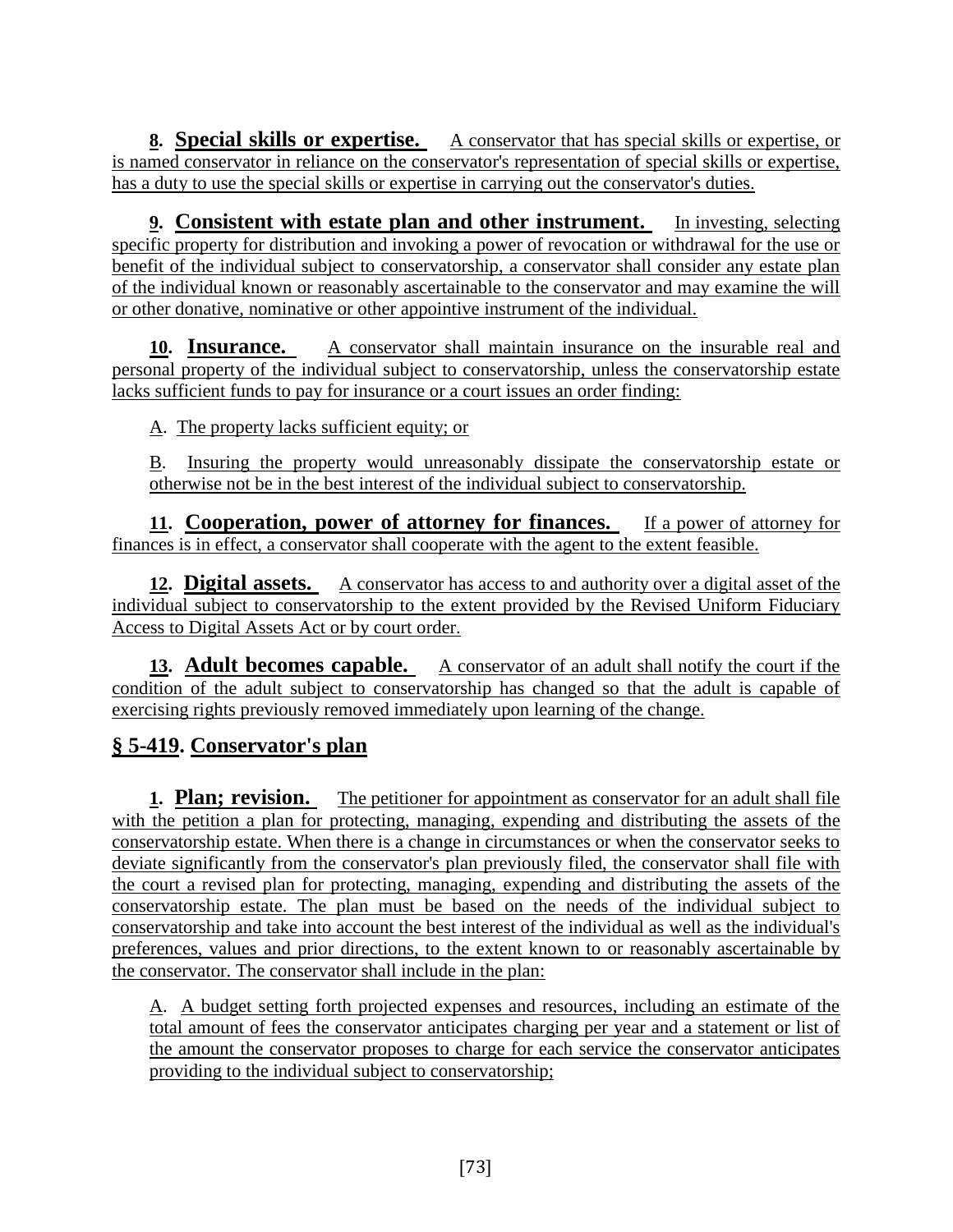**8. Special skills or expertise.** A conservator that has special skills or expertise, or is named conservator in reliance on the conservator's representation of special skills or expertise, has a duty to use the special skills or expertise in carrying out the conservator's duties.

**9. Consistent with estate plan and other instrument.** In investing, selecting specific property for distribution and invoking a power of revocation or withdrawal for the use or benefit of the individual subject to conservatorship, a conservator shall consider any estate plan of the individual known or reasonably ascertainable to the conservator and may examine the will or other donative, nominative or other appointive instrument of the individual.

**10. Insurance.** A conservator shall maintain insurance on the insurable real and personal property of the individual subject to conservatorship, unless the conservatorship estate lacks sufficient funds to pay for insurance or a court issues an order finding:

A. The property lacks sufficient equity; or

B. Insuring the property would unreasonably dissipate the conservatorship estate or otherwise not be in the best interest of the individual subject to conservatorship.

**11. Cooperation, power of attorney for finances.** If a power of attorney for finances is in effect, a conservator shall cooperate with the agent to the extent feasible.

**12. Digital assets.** A conservator has access to and authority over a digital asset of the individual subject to conservatorship to the extent provided by the Revised Uniform Fiduciary Access to Digital Assets Act or by court order.

**13. Adult becomes capable.** A conservator of an adult shall notify the court if the condition of the adult subject to conservatorship has changed so that the adult is capable of exercising rights previously removed immediately upon learning of the change.

## § 5-419. Conservator's plan

**1. Plan; revision.** The petitioner for appointment as conservator for an adult shall file with the petition a plan for protecting, managing, expending and distributing the assets of the conservatorship estate. When there is a change in circumstances or when the conservator seeks to deviate significantly from the conservator's plan previously filed, the conservator shall file with the court a revised plan for protecting, managing, expending and distributing the assets of the conservatorship estate. The plan must be based on the needs of the individual subject to conservatorship and take into account the best interest of the individual as well as the individual's preferences, values and prior directions, to the extent known to or reasonably ascertainable by the conservator. The conservator shall include in the plan:

A. A budget setting forth projected expenses and resources, including an estimate of the total amount of fees the conservator anticipates charging per year and a statement or list of the amount the conservator proposes to charge for each service the conservator anticipates providing to the individual subject to conservatorship;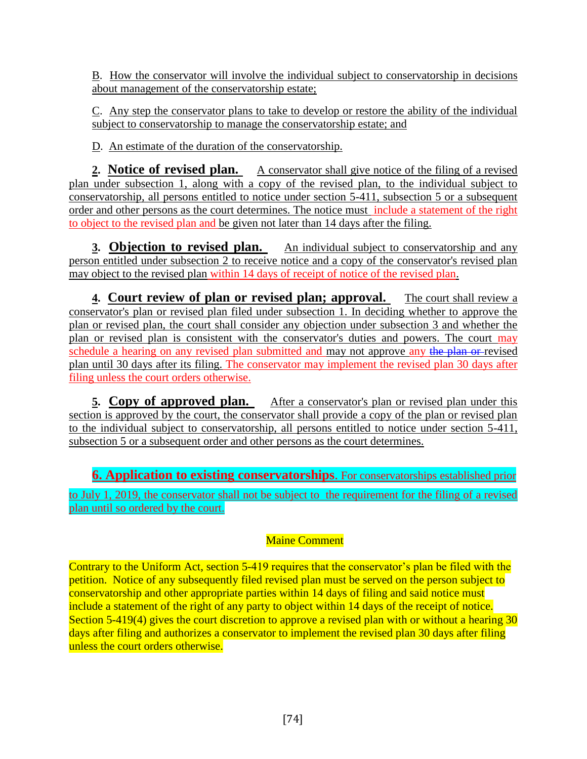B. How the conservator will involve the individual subject to conservatorship in decisions about management of the conservatorship estate;

C. Any step the conservator plans to take to develop or restore the ability of the individual subject to conservatorship to manage the conservatorship estate; and

D. An estimate of the duration of the conservatorship.

**2. Notice of revised plan.** A conservator shall give notice of the filing of a revised plan under subsection 1, along with a copy of the revised plan, to the individual subject to conservatorship, all persons entitled to notice under section 5-411, subsection 5 or a subsequent order and other persons as the court determines. The notice must include a statement of the right to object to the revised plan and be given not later than 14 days after the filing.

**3. Objection to revised plan.** An individual subject to conservatorship and any person entitled under subsection 2 to receive notice and a copy of the conservator's revised plan may object to the revised plan within 14 days of receipt of notice of the revised plan.

**4. Court review of plan or revised plan; approval.** The court shall review a conservator's plan or revised plan filed under subsection 1. In deciding whether to approve the plan or revised plan, the court shall consider any objection under subsection 3 and whether the plan or revised plan is consistent with the conservator's duties and powers. The court may schedule a hearing on any revised plan submitted and may not approve any ~~the plan or~~ revised plan until 30 days after its filing. The conservator may implement the revised plan 30 days after filing unless the court orders otherwise.

**5. Copy of approved plan.** After a conservator's plan or revised plan under this section is approved by the court, the conservator shall provide a copy of the plan or revised plan to the individual subject to conservatorship, all persons entitled to notice under section 5-411, subsection 5 or a subsequent order and other persons as the court determines.

**6. Application to existing conservatorships**. For conservatorships established prior to July 1, 2019, the conservator shall not be subject to the requirement for the filing of a revised plan until so ordered by the court.

Maine Comment

Contrary to the Uniform Act, section 5-419 requires that the conservator's plan be filed with the petition. Notice of any subsequently filed revised plan must be served on the person subject to conservatorship and other appropriate parties within 14 days of filing and said notice must include a statement of the right of any party to object within 14 days of the receipt of notice. Section 5-419(4) gives the court discretion to approve a revised plan with or without a hearing 30 days after filing and authorizes a conservator to implement the revised plan 30 days after filing unless the court orders otherwise.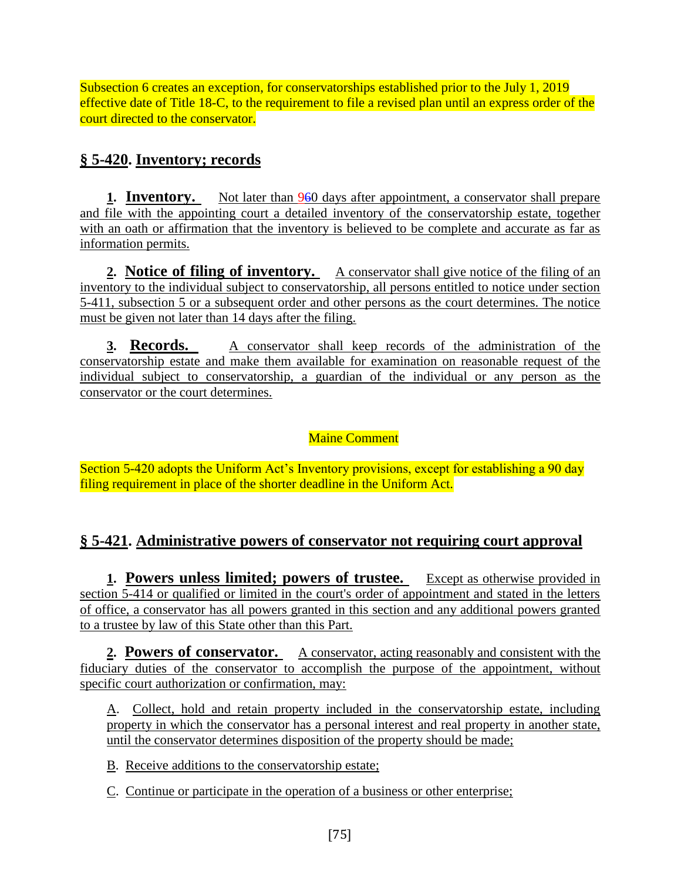Subsection 6 creates an exception, for conservatorships established prior to the July 1, 2019 effective date of Title 18-C, to the requirement to file a revised plan until an express order of the court directed to the conservator.

## § 5-420. Inventory; records

**1. Inventory.** Not later than 960 days after appointment, a conservator shall prepare and file with the appointing court a detailed inventory of the conservatorship estate, together with an oath or affirmation that the inventory is believed to be complete and accurate as far as information permits.

**2. Notice of filing of inventory.** A conservator shall give notice of the filing of an inventory to the individual subject to conservatorship, all persons entitled to notice under section 5-411, subsection 5 or a subsequent order and other persons as the court determines. The notice must be given not later than 14 days after the filing.

**3. Records.** A conservator shall keep records of the administration of the conservatorship estate and make them available for examination on reasonable request of the individual subject to conservatorship, a guardian of the individual or any person as the conservator or the court determines.

Maine Comment

Section 5-420 adopts the Uniform Act's Inventory provisions, except for establishing a 90 day filing requirement in place of the shorter deadline in the Uniform Act.

## § 5-421. Administrative powers of conservator not requiring court approval

**1. Powers unless limited; powers of trustee.** Except as otherwise provided in section 5-414 or qualified or limited in the court's order of appointment and stated in the letters of office, a conservator has all powers granted in this section and any additional powers granted to a trustee by law of this State other than this Part.

**2. Powers of conservator.** A conservator, acting reasonably and consistent with the fiduciary duties of the conservator to accomplish the purpose of the appointment, without specific court authorization or confirmation, may:

A. Collect, hold and retain property included in the conservatorship estate, including property in which the conservator has a personal interest and real property in another state, until the conservator determines disposition of the property should be made;

B. Receive additions to the conservatorship estate;

C. Continue or participate in the operation of a business or other enterprise;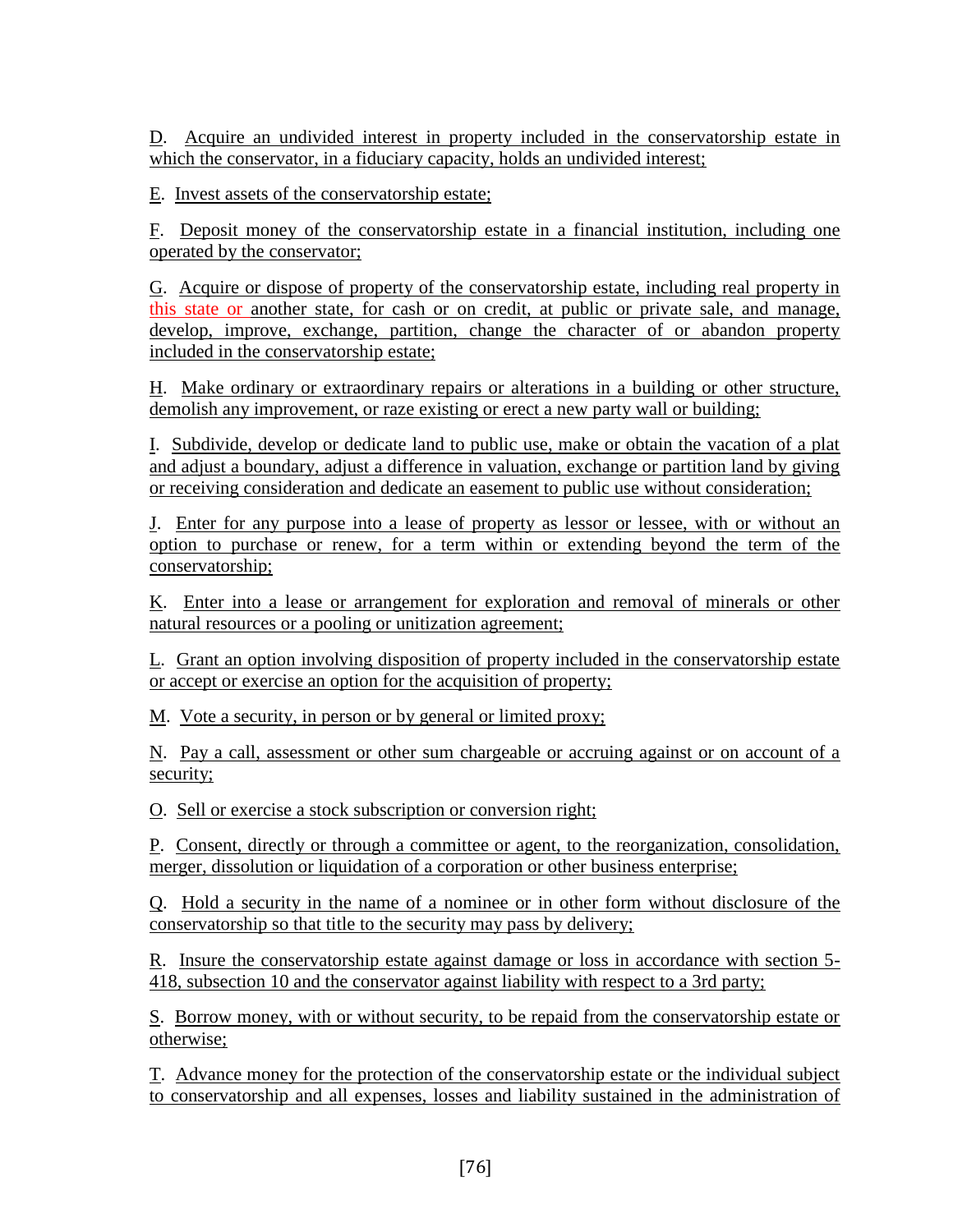D. Acquire an undivided interest in property included in the conservatorship estate in which the conservator, in a fiduciary capacity, holds an undivided interest;

E. Invest assets of the conservatorship estate;

F. Deposit money of the conservatorship estate in a financial institution, including one operated by the conservator;

G. Acquire or dispose of property of the conservatorship estate, including real property in this state or another state, for cash or on credit, at public or private sale, and manage, develop, improve, exchange, partition, change the character of or abandon property included in the conservatorship estate;

H. Make ordinary or extraordinary repairs or alterations in a building or other structure, demolish any improvement, or raze existing or erect a new party wall or building;

I. Subdivide, develop or dedicate land to public use, make or obtain the vacation of a plat and adjust a boundary, adjust a difference in valuation, exchange or partition land by giving or receiving consideration and dedicate an easement to public use without consideration;

J. Enter for any purpose into a lease of property as lessor or lessee, with or without an option to purchase or renew, for a term within or extending beyond the term of the conservatorship;

K. Enter into a lease or arrangement for exploration and removal of minerals or other natural resources or a pooling or unitization agreement;

L. Grant an option involving disposition of property included in the conservatorship estate or accept or exercise an option for the acquisition of property;

M. Vote a security, in person or by general or limited proxy;

N. Pay a call, assessment or other sum chargeable or accruing against or on account of a security;

O. Sell or exercise a stock subscription or conversion right;

P. Consent, directly or through a committee or agent, to the reorganization, consolidation, merger, dissolution or liquidation of a corporation or other business enterprise;

Q. Hold a security in the name of a nominee or in other form without disclosure of the conservatorship so that title to the security may pass by delivery;

R. Insure the conservatorship estate against damage or loss in accordance with section 5-418, subsection 10 and the conservator against liability with respect to a 3rd party;

S. Borrow money, with or without security, to be repaid from the conservatorship estate or otherwise;

T. Advance money for the protection of the conservatorship estate or the individual subject to conservatorship and all expenses, losses and liability sustained in the administration of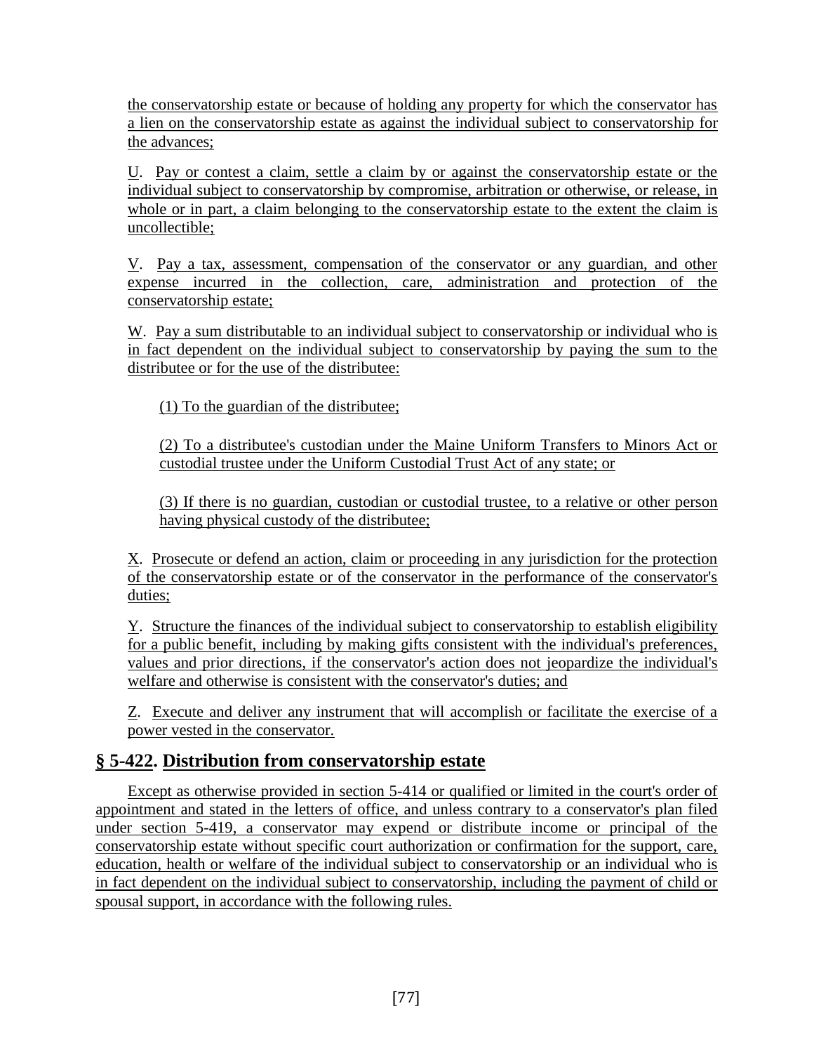the conservatorship estate or because of holding any property for which the conservator has a lien on the conservatorship estate as against the individual subject to conservatorship for the advances;

U. Pay or contest a claim, settle a claim by or against the conservatorship estate or the individual subject to conservatorship by compromise, arbitration or otherwise, or release, in whole or in part, a claim belonging to the conservatorship estate to the extent the claim is uncollectible;

V. Pay a tax, assessment, compensation of the conservator or any guardian, and other expense incurred in the collection, care, administration and protection of the conservatorship estate;

W. Pay a sum distributable to an individual subject to conservatorship or individual who is in fact dependent on the individual subject to conservatorship by paying the sum to the distributee or for the use of the distributee:

(1) To the guardian of the distributee;

(2) To a distributee's custodian under the Maine Uniform Transfers to Minors Act or custodial trustee under the Uniform Custodial Trust Act of any state; or

(3) If there is no guardian, custodian or custodial trustee, to a relative or other person having physical custody of the distributee;

X. Prosecute or defend an action, claim or proceeding in any jurisdiction for the protection of the conservatorship estate or of the conservator in the performance of the conservator's duties;

Y. Structure the finances of the individual subject to conservatorship to establish eligibility for a public benefit, including by making gifts consistent with the individual's preferences, values and prior directions, if the conservator's action does not jeopardize the individual's welfare and otherwise is consistent with the conservator's duties; and

Z. Execute and deliver any instrument that will accomplish or facilitate the exercise of a power vested in the conservator.

## § 5-422. Distribution from conservatorship estate

Except as otherwise provided in section 5-414 or qualified or limited in the court's order of appointment and stated in the letters of office, and unless contrary to a conservator's plan filed under section 5-419, a conservator may expend or distribute income or principal of the conservatorship estate without specific court authorization or confirmation for the support, care, education, health or welfare of the individual subject to conservatorship or an individual who is in fact dependent on the individual subject to conservatorship, including the payment of child or spousal support, in accordance with the following rules.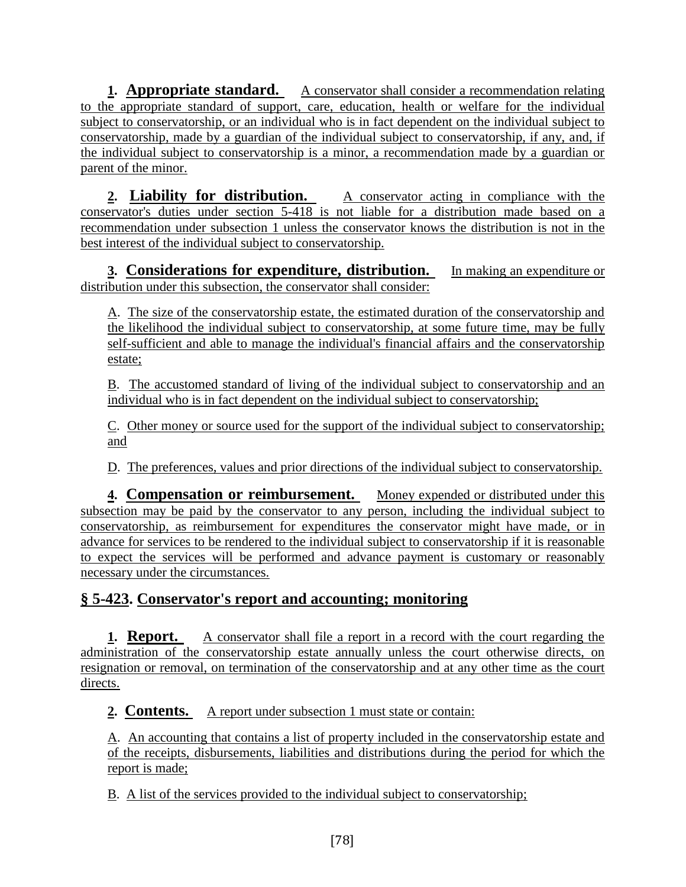**1. Appropriate standard.** A conservator shall consider a recommendation relating to the appropriate standard of support, care, education, health or welfare for the individual subject to conservatorship, or an individual who is in fact dependent on the individual subject to conservatorship, made by a guardian of the individual subject to conservatorship, if any, and, if the individual subject to conservatorship is a minor, a recommendation made by a guardian or parent of the minor.

**2. Liability for distribution.** A conservator acting in compliance with the conservator's duties under section 5-418 is not liable for a distribution made based on a recommendation under subsection 1 unless the conservator knows the distribution is not in the best interest of the individual subject to conservatorship.

**3. Considerations for expenditure, distribution.** In making an expenditure or distribution under this subsection, the conservator shall consider:

A. The size of the conservatorship estate, the estimated duration of the conservatorship and the likelihood the individual subject to conservatorship, at some future time, may be fully self-sufficient and able to manage the individual's financial affairs and the conservatorship estate;

B. The accustomed standard of living of the individual subject to conservatorship and an individual who is in fact dependent on the individual subject to conservatorship;

C. Other money or source used for the support of the individual subject to conservatorship; and

D. The preferences, values and prior directions of the individual subject to conservatorship.

**4. Compensation or reimbursement.** Money expended or distributed under this subsection may be paid by the conservator to any person, including the individual subject to conservatorship, as reimbursement for expenditures the conservator might have made, or in advance for services to be rendered to the individual subject to conservatorship if it is reasonable to expect the services will be performed and advance payment is customary or reasonably necessary under the circumstances.

## § 5-423. Conservator's report and accounting; monitoring

**1. Report.** A conservator shall file a report in a record with the court regarding the administration of the conservatorship estate annually unless the court otherwise directs, on resignation or removal, on termination of the conservatorship and at any other time as the court directs.

**2. Contents.** A report under subsection 1 must state or contain:

A. An accounting that contains a list of property included in the conservatorship estate and of the receipts, disbursements, liabilities and distributions during the period for which the report is made;

B. A list of the services provided to the individual subject to conservatorship;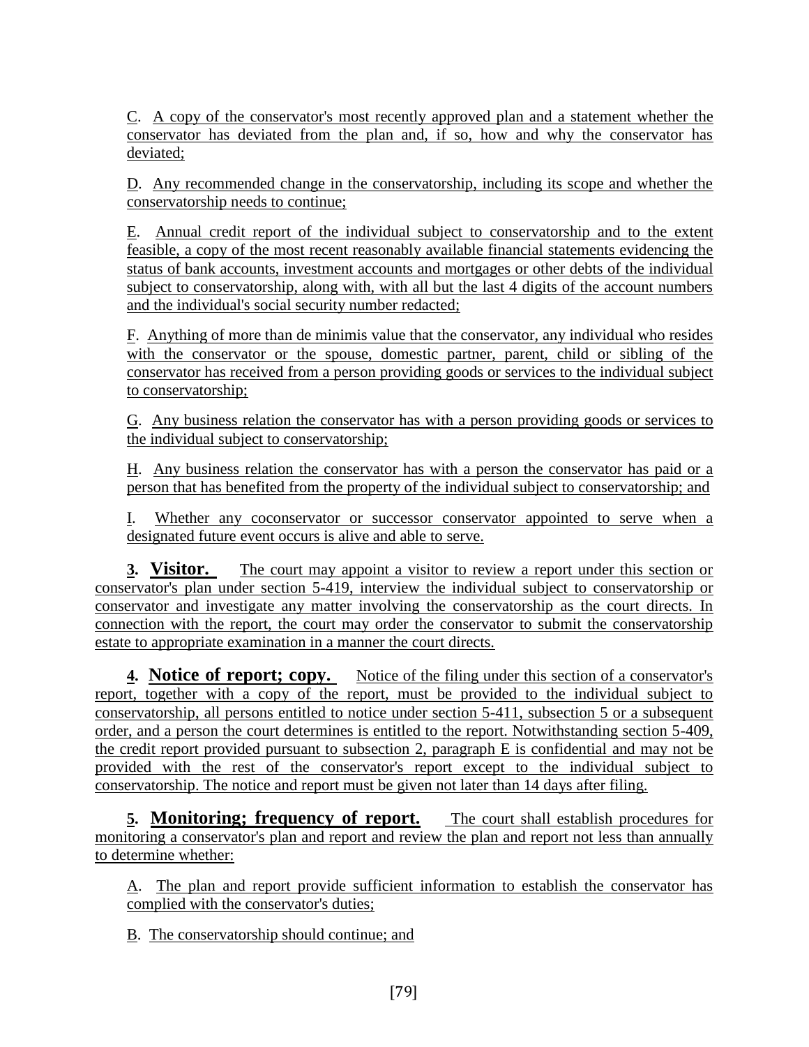C. A copy of the conservator's most recently approved plan and a statement whether the conservator has deviated from the plan and, if so, how and why the conservator has deviated;

D. Any recommended change in the conservatorship, including its scope and whether the conservatorship needs to continue;

E. Annual credit report of the individual subject to conservatorship and to the extent feasible, a copy of the most recent reasonably available financial statements evidencing the status of bank accounts, investment accounts and mortgages or other debts of the individual subject to conservatorship, along with, with all but the last 4 digits of the account numbers and the individual's social security number redacted;

F. Anything of more than de minimis value that the conservator, any individual who resides with the conservator or the spouse, domestic partner, parent, child or sibling of the conservator has received from a person providing goods or services to the individual subject to conservatorship;

G. Any business relation the conservator has with a person providing goods or services to the individual subject to conservatorship;

H. Any business relation the conservator has with a person the conservator has paid or a person that has benefited from the property of the individual subject to conservatorship; and

I. Whether any coconservator or successor conservator appointed to serve when a designated future event occurs is alive and able to serve.

**3. Visitor.** The court may appoint a visitor to review a report under this section or conservator's plan under section 5-419, interview the individual subject to conservatorship or conservator and investigate any matter involving the conservatorship as the court directs. In connection with the report, the court may order the conservator to submit the conservatorship estate to appropriate examination in a manner the court directs.

**4. Notice of report; copy.** Notice of the filing under this section of a conservator's report, together with a copy of the report, must be provided to the individual subject to conservatorship, all persons entitled to notice under section 5-411, subsection 5 or a subsequent order, and a person the court determines is entitled to the report. Notwithstanding section 5-409, the credit report provided pursuant to subsection 2, paragraph E is confidential and may not be provided with the rest of the conservator's report except to the individual subject to conservatorship. The notice and report must be given not later than 14 days after filing.

**5. Monitoring; frequency of report.** The court shall establish procedures for monitoring a conservator's plan and report and review the plan and report not less than annually to determine whether:

A. The plan and report provide sufficient information to establish the conservator has complied with the conservator's duties;

B. The conservatorship should continue; and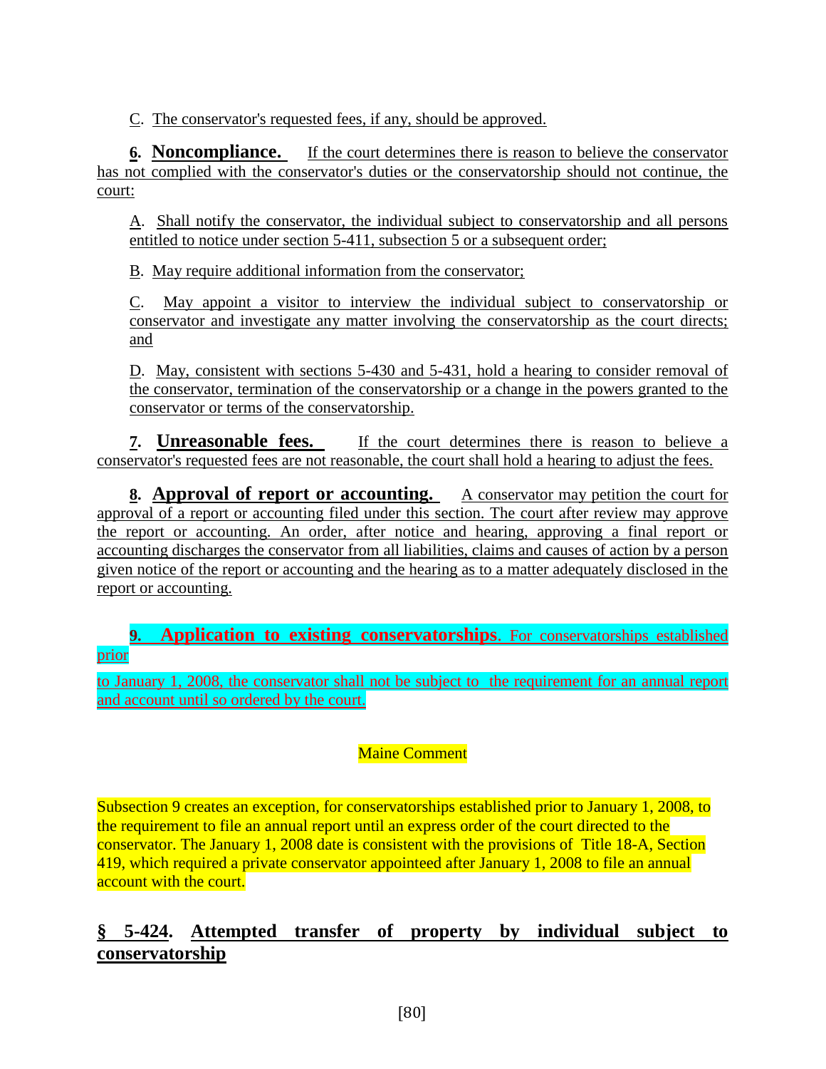C. The conservator's requested fees, if any, should be approved.

**6. Noncompliance.** If the court determines there is reason to believe the conservator has not complied with the conservator's duties or the conservatorship should not continue, the court:

A. Shall notify the conservator, the individual subject to conservatorship and all persons entitled to notice under section 5-411, subsection 5 or a subsequent order;

B. May require additional information from the conservator;

C. May appoint a visitor to interview the individual subject to conservatorship or conservator and investigate any matter involving the conservatorship as the court directs; and

D. May, consistent with sections 5-430 and 5-431, hold a hearing to consider removal of the conservator, termination of the conservatorship or a change in the powers granted to the conservator or terms of the conservatorship.

**7. Unreasonable fees.** If the court determines there is reason to believe a conservator's requested fees are not reasonable, the court shall hold a hearing to adjust the fees.

**8. Approval of report or accounting.** A conservator may petition the court for approval of a report or accounting filed under this section. The court after review may approve the report or accounting. An order, after notice and hearing, approving a final report or accounting discharges the conservator from all liabilities, claims and causes of action by a person given notice of the report or accounting and the hearing as to a matter adequately disclosed in the report or accounting.

**9. Application to existing conservatorships**. For conservatorships established prior to January 1, 2008, the conservator shall not be subject to the requirement for an annual report and account until so ordered by the court.

Maine Comment

Subsection 9 creates an exception, for conservatorships established prior to January 1, 2008, to the requirement to file an annual report until an express order of the court directed to the conservator. The January 1, 2008 date is consistent with the provisions of Title 18-A, Section 419, which required a private conservator appointeed after January 1, 2008 to file an annual account with the court.

## § 5-424. Attempted transfer of property by individual subject to conservatorship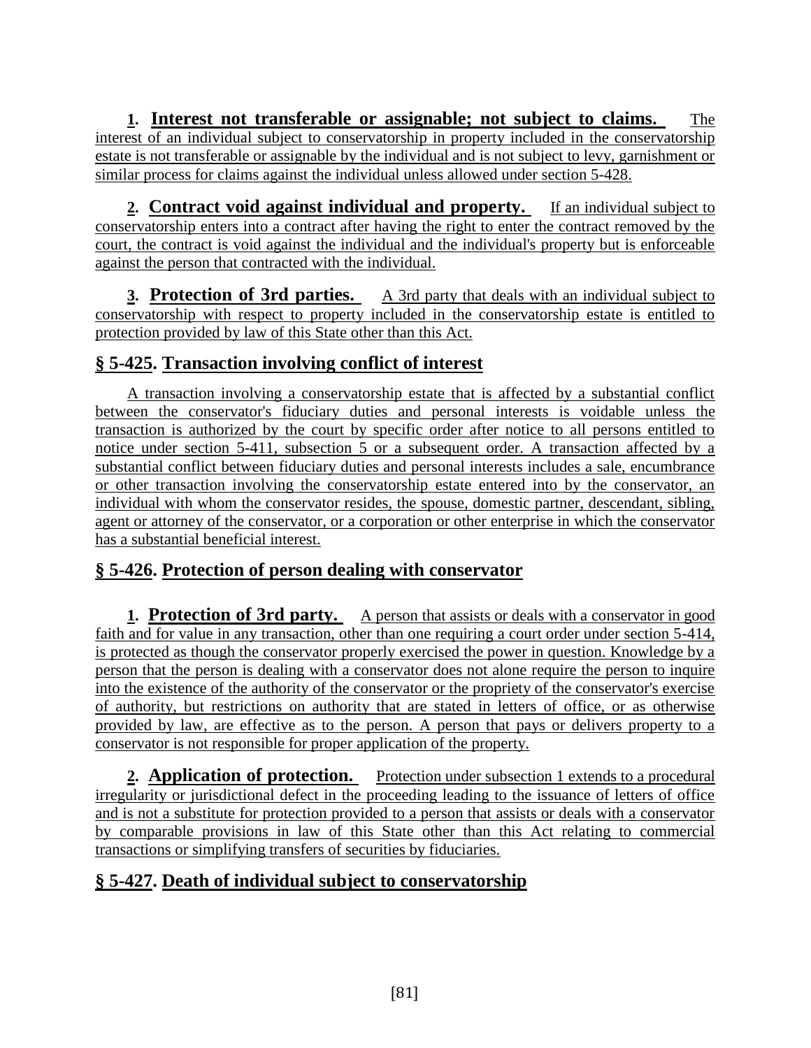**1. Interest not transferable or assignable; not subject to claims.** The interest of an individual subject to conservatorship in property included in the conservatorship estate is not transferable or assignable by the individual and is not subject to levy, garnishment or similar process for claims against the individual unless allowed under section 5-428.

**2. Contract void against individual and property.** If an individual subject to conservatorship enters into a contract after having the right to enter the contract removed by the court, the contract is void against the individual and the individual's property but is enforceable against the person that contracted with the individual.

**3. Protection of 3rd parties.** A 3rd party that deals with an individual subject to conservatorship with respect to property included in the conservatorship estate is entitled to protection provided by law of this State other than this Act.

## § 5-425. Transaction involving conflict of interest

A transaction involving a conservatorship estate that is affected by a substantial conflict between the conservator's fiduciary duties and personal interests is voidable unless the transaction is authorized by the court by specific order after notice to all persons entitled to notice under section 5-411, subsection 5 or a subsequent order. A transaction affected by a substantial conflict between fiduciary duties and personal interests includes a sale, encumbrance or other transaction involving the conservatorship estate entered into by the conservator, an individual with whom the conservator resides, the spouse, domestic partner, descendant, sibling, agent or attorney of the conservator, or a corporation or other enterprise in which the conservator has a substantial beneficial interest.

## § 5-426. Protection of person dealing with conservator

**1. Protection of 3rd party.** A person that assists or deals with a conservator in good faith and for value in any transaction, other than one requiring a court order under section 5-414, is protected as though the conservator properly exercised the power in question. Knowledge by a person that the person is dealing with a conservator does not alone require the person to inquire into the existence of the authority of the conservator or the propriety of the conservator's exercise of authority, but restrictions on authority that are stated in letters of office, or as otherwise provided by law, are effective as to the person. A person that pays or delivers property to a conservator is not responsible for proper application of the property.

**2. Application of protection.** Protection under subsection 1 extends to a procedural irregularity or jurisdictional defect in the proceeding leading to the issuance of letters of office and is not a substitute for protection provided to a person that assists or deals with a conservator by comparable provisions in law of this State other than this Act relating to commercial transactions or simplifying transfers of securities by fiduciaries.

## § 5-427. Death of individual subject to conservatorship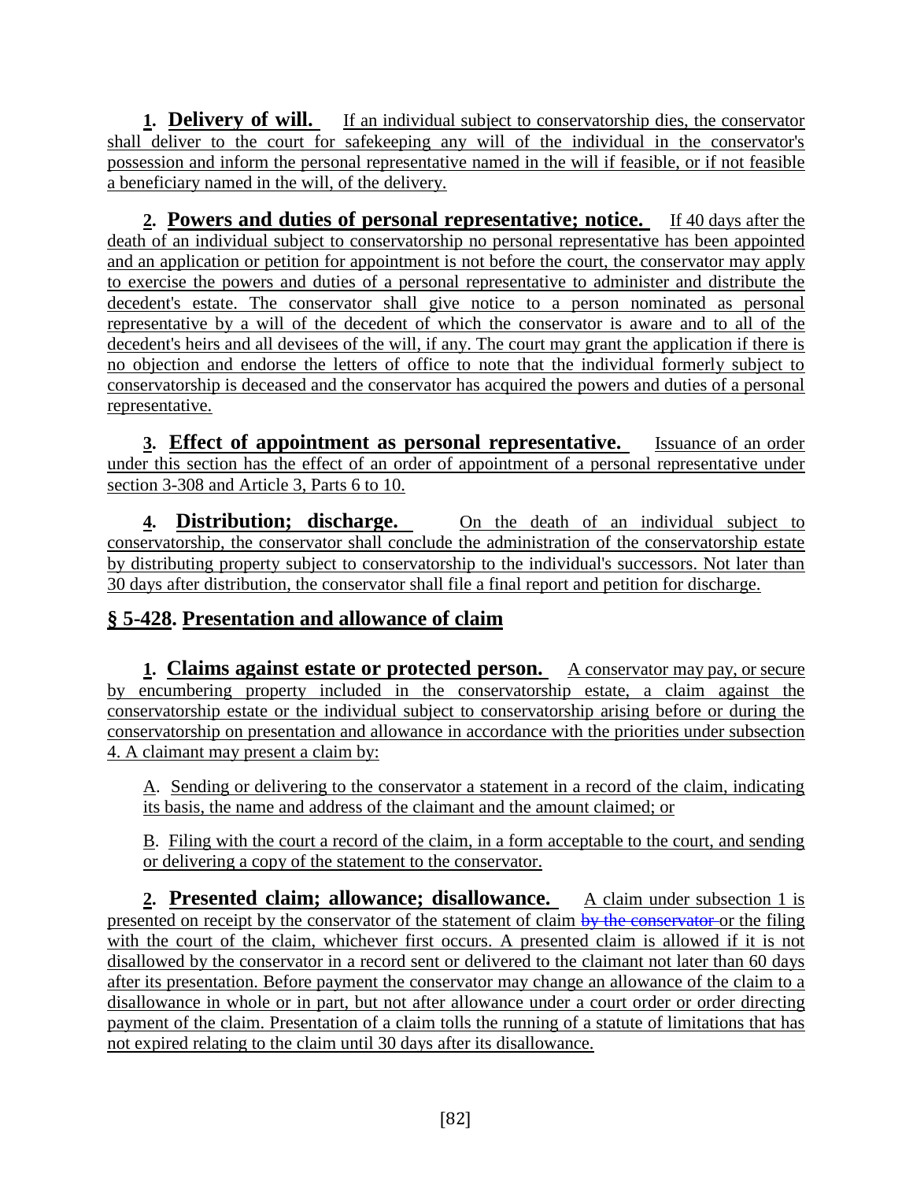**1. Delivery of will.** If an individual subject to conservatorship dies, the conservator shall deliver to the court for safekeeping any will of the individual in the conservator's possession and inform the personal representative named in the will if feasible, or if not feasible a beneficiary named in the will, of the delivery.

**2. Powers and duties of personal representative; notice.** If 40 days after the death of an individual subject to conservatorship no personal representative has been appointed and an application or petition for appointment is not before the court, the conservator may apply to exercise the powers and duties of a personal representative to administer and distribute the decedent's estate. The conservator shall give notice to a person nominated as personal representative by a will of the decedent of which the conservator is aware and to all of the decedent's heirs and all devisees of the will, if any. The court may grant the application if there is no objection and endorse the letters of office to note that the individual formerly subject to conservatorship is deceased and the conservator has acquired the powers and duties of a personal representative.

**3. Effect of appointment as personal representative.** Issuance of an order under this section has the effect of an order of appointment of a personal representative under section 3-308 and Article 3, Parts 6 to 10.

**4. Distribution; discharge.** On the death of an individual subject to conservatorship, the conservator shall conclude the administration of the conservatorship estate by distributing property subject to conservatorship to the individual's successors. Not later than 30 days after distribution, the conservator shall file a final report and petition for discharge.

## § 5-428. Presentation and allowance of claim

**1. Claims against estate or protected person.** A conservator may pay, or secure by encumbering property included in the conservatorship estate, a claim against the conservatorship estate or the individual subject to conservatorship arising before or during the conservatorship on presentation and allowance in accordance with the priorities under subsection 4. A claimant may present a claim by:

A. Sending or delivering to the conservator a statement in a record of the claim, indicating its basis, the name and address of the claimant and the amount claimed; or

B. Filing with the court a record of the claim, in a form acceptable to the court, and sending or delivering a copy of the statement to the conservator.

**2. Presented claim; allowance; disallowance.** A claim under subsection 1 is presented on receipt by the conservator of the statement of claim ~~by the conservator~~ or the filing with the court of the claim, whichever first occurs. A presented claim is allowed if it is not disallowed by the conservator in a record sent or delivered to the claimant not later than 60 days after its presentation. Before payment the conservator may change an allowance of the claim to a disallowance in whole or in part, but not after allowance under a court order or order directing payment of the claim. Presentation of a claim tolls the running of a statute of limitations that has not expired relating to the claim until 30 days after its disallowance.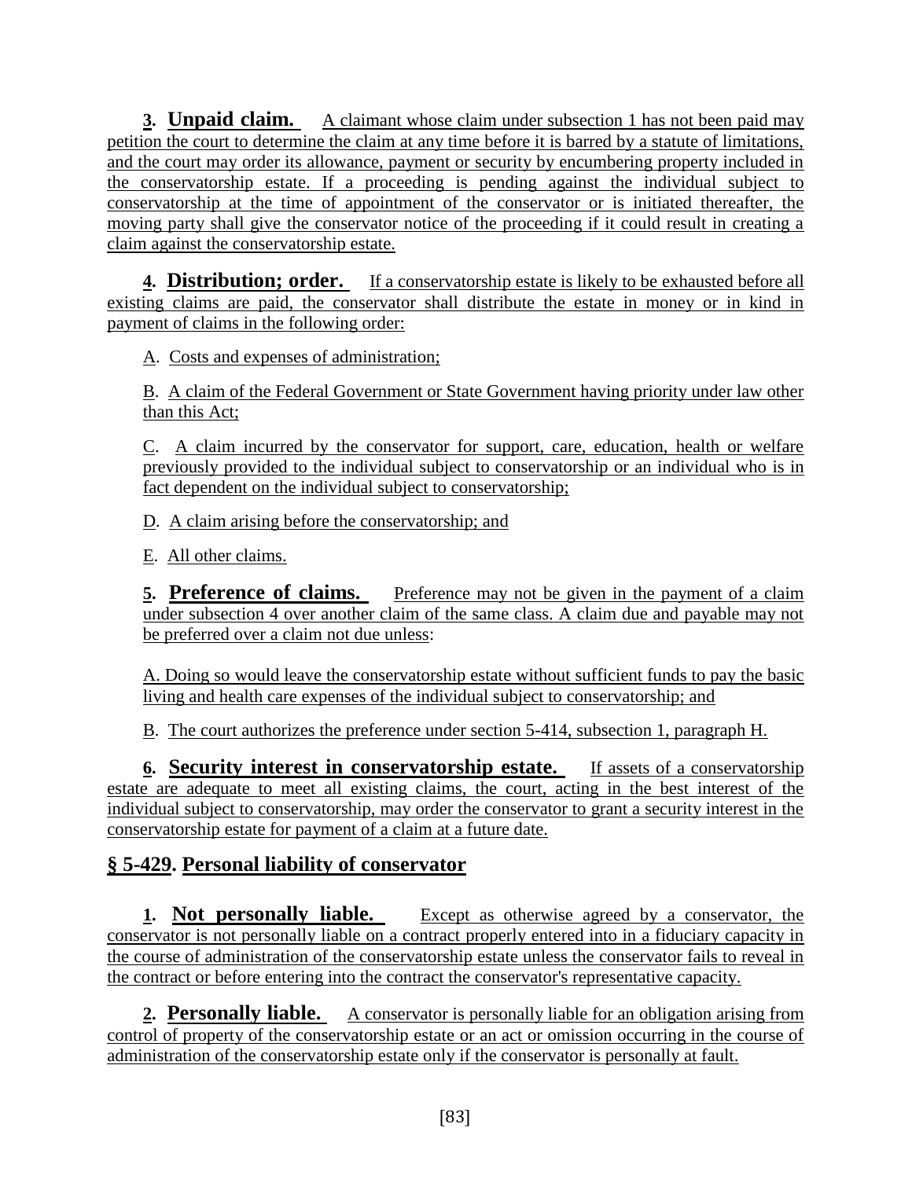**3. Unpaid claim.** A claimant whose claim under subsection 1 has not been paid may petition the court to determine the claim at any time before it is barred by a statute of limitations, and the court may order its allowance, payment or security by encumbering property included in the conservatorship estate. If a proceeding is pending against the individual subject to conservatorship at the time of appointment of the conservator or is initiated thereafter, the moving party shall give the conservator notice of the proceeding if it could result in creating a claim against the conservatorship estate.

**4. Distribution; order.** If a conservatorship estate is likely to be exhausted before all existing claims are paid, the conservator shall distribute the estate in money or in kind in payment of claims in the following order:

A. Costs and expenses of administration;

B. A claim of the Federal Government or State Government having priority under law other than this Act;

C. A claim incurred by the conservator for support, care, education, health or welfare previously provided to the individual subject to conservatorship or an individual who is in fact dependent on the individual subject to conservatorship;

D. A claim arising before the conservatorship; and

E. All other claims.

**5. Preference of claims.** Preference may not be given in the payment of a claim under subsection 4 over another claim of the same class. A claim due and payable may not be preferred over a claim not due unless:

A. Doing so would leave the conservatorship estate without sufficient funds to pay the basic living and health care expenses of the individual subject to conservatorship; and

B. The court authorizes the preference under section 5-414, subsection 1, paragraph H.

**6. Security interest in conservatorship estate.** If assets of a conservatorship estate are adequate to meet all existing claims, the court, acting in the best interest of the individual subject to conservatorship, may order the conservator to grant a security interest in the conservatorship estate for payment of a claim at a future date.

## § 5-429. Personal liability of conservator

**1. Not personally liable.** Except as otherwise agreed by a conservator, the conservator is not personally liable on a contract properly entered into in a fiduciary capacity in the course of administration of the conservatorship estate unless the conservator fails to reveal in the contract or before entering into the contract the conservator's representative capacity.

**2. Personally liable.** A conservator is personally liable for an obligation arising from control of property of the conservatorship estate or an act or omission occurring in the course of administration of the conservatorship estate only if the conservator is personally at fault.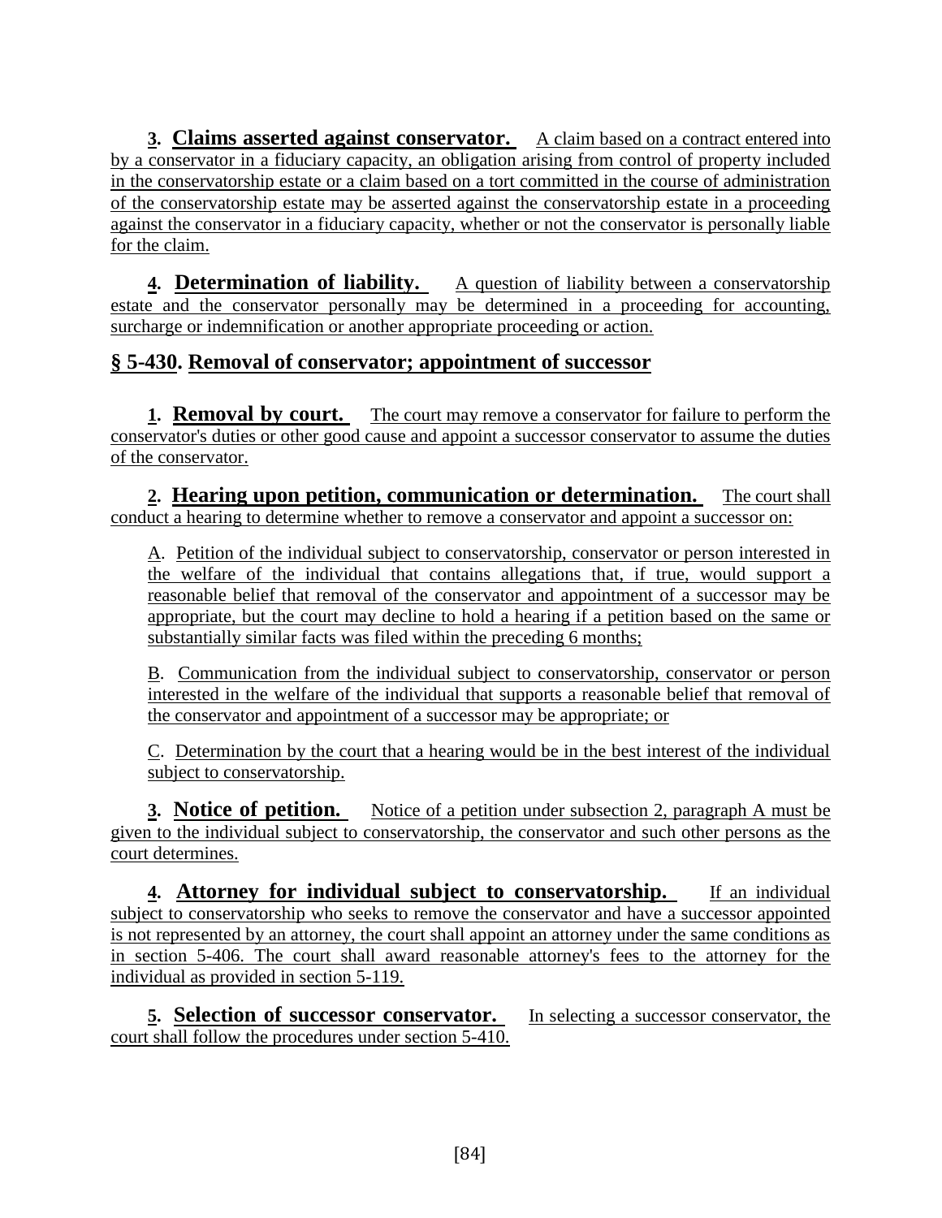**3. Claims asserted against conservator.** A claim based on a contract entered into by a conservator in a fiduciary capacity, an obligation arising from control of property included in the conservatorship estate or a claim based on a tort committed in the course of administration of the conservatorship estate may be asserted against the conservatorship estate in a proceeding against the conservator in a fiduciary capacity, whether or not the conservator is personally liable for the claim.

**4. Determination of liability.** A question of liability between a conservatorship estate and the conservator personally may be determined in a proceeding for accounting, surcharge or indemnification or another appropriate proceeding or action.

## § 5-430. Removal of conservator; appointment of successor

**1. Removal by court.** The court may remove a conservator for failure to perform the conservator's duties or other good cause and appoint a successor conservator to assume the duties of the conservator.

**2. Hearing upon petition, communication or determination.** The court shall conduct a hearing to determine whether to remove a conservator and appoint a successor on:

A. Petition of the individual subject to conservatorship, conservator or person interested in the welfare of the individual that contains allegations that, if true, would support a reasonable belief that removal of the conservator and appointment of a successor may be appropriate, but the court may decline to hold a hearing if a petition based on the same or substantially similar facts was filed within the preceding 6 months;

B. Communication from the individual subject to conservatorship, conservator or person interested in the welfare of the individual that supports a reasonable belief that removal of the conservator and appointment of a successor may be appropriate; or

C. Determination by the court that a hearing would be in the best interest of the individual subject to conservatorship.

**3. Notice of petition.** Notice of a petition under subsection 2, paragraph A must be given to the individual subject to conservatorship, the conservator and such other persons as the court determines.

**4. Attorney for individual subject to conservatorship.** If an individual subject to conservatorship who seeks to remove the conservator and have a successor appointed is not represented by an attorney, the court shall appoint an attorney under the same conditions as in section 5-406. The court shall award reasonable attorney's fees to the attorney for the individual as provided in section 5-119.

**5. Selection of successor conservator.** In selecting a successor conservator, the court shall follow the procedures under section 5-410.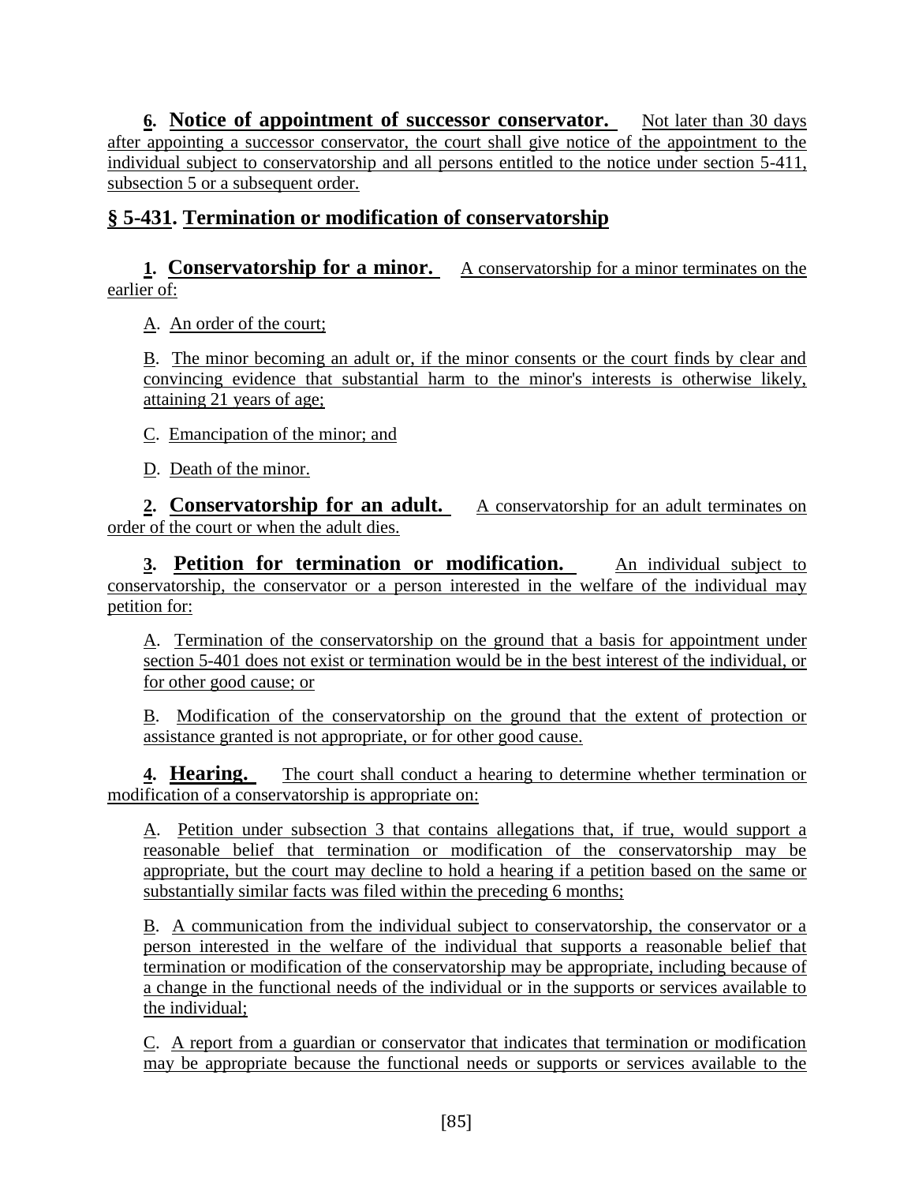**6. Notice of appointment of successor conservator.** Not later than 30 days after appointing a successor conservator, the court shall give notice of the appointment to the individual subject to conservatorship and all persons entitled to the notice under section 5-411, subsection 5 or a subsequent order.

## § 5-431. Termination or modification of conservatorship

**1. Conservatorship for a minor.** A conservatorship for a minor terminates on the earlier of:

A. An order of the court;

B. The minor becoming an adult or, if the minor consents or the court finds by clear and convincing evidence that substantial harm to the minor's interests is otherwise likely, attaining 21 years of age;

C. Emancipation of the minor; and

D. Death of the minor.

**2. Conservatorship for an adult.** A conservatorship for an adult terminates on order of the court or when the adult dies.

**3. Petition for termination or modification.** An individual subject to conservatorship, the conservator or a person interested in the welfare of the individual may petition for:

A. Termination of the conservatorship on the ground that a basis for appointment under section 5-401 does not exist or termination would be in the best interest of the individual, or for other good cause; or

B. Modification of the conservatorship on the ground that the extent of protection or assistance granted is not appropriate, or for other good cause.

**4. Hearing.** The court shall conduct a hearing to determine whether termination or modification of a conservatorship is appropriate on:

A. Petition under subsection 3 that contains allegations that, if true, would support a reasonable belief that termination or modification of the conservatorship may be appropriate, but the court may decline to hold a hearing if a petition based on the same or substantially similar facts was filed within the preceding 6 months;

B. A communication from the individual subject to conservatorship, the conservator or a person interested in the welfare of the individual that supports a reasonable belief that termination or modification of the conservatorship may be appropriate, including because of a change in the functional needs of the individual or in the supports or services available to the individual;

C. A report from a guardian or conservator that indicates that termination or modification may be appropriate because the functional needs or supports or services available to the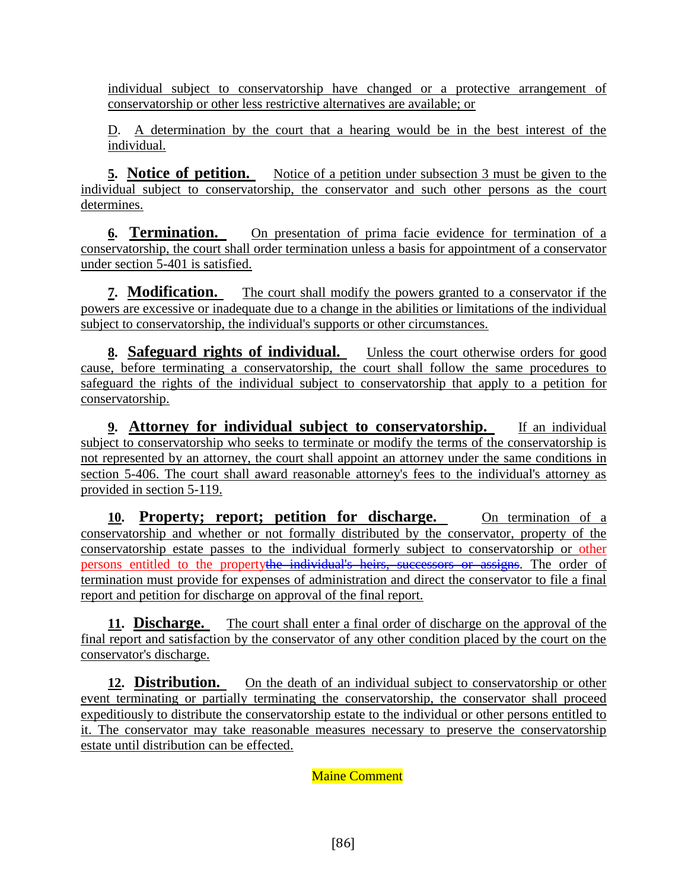individual subject to conservatorship have changed or a protective arrangement of conservatorship or other less restrictive alternatives are available; or

D. A determination by the court that a hearing would be in the best interest of the individual.

**5. Notice of petition.** Notice of a petition under subsection 3 must be given to the individual subject to conservatorship, the conservator and such other persons as the court determines.

**6. Termination.** On presentation of prima facie evidence for termination of a conservatorship, the court shall order termination unless a basis for appointment of a conservator under section 5-401 is satisfied.

**7. Modification.** The court shall modify the powers granted to a conservator if the powers are excessive or inadequate due to a change in the abilities or limitations of the individual subject to conservatorship, the individual's supports or other circumstances.

**8. Safeguard rights of individual.** Unless the court otherwise orders for good cause, before terminating a conservatorship, the court shall follow the same procedures to safeguard the rights of the individual subject to conservatorship that apply to a petition for conservatorship.

**9. Attorney for individual subject to conservatorship.** If an individual subject to conservatorship who seeks to terminate or modify the terms of the conservatorship is not represented by an attorney, the court shall appoint an attorney under the same conditions in section 5-406. The court shall award reasonable attorney's fees to the individual's attorney as provided in section 5-119.

**10. Property; report; petition for discharge.** On termination of a conservatorship and whether or not formally distributed by the conservator, property of the conservatorship estate passes to the individual formerly subject to conservatorship or other persons entitled to the property~~the individual's heirs, successors or assigns~~. The order of termination must provide for expenses of administration and direct the conservator to file a final report and petition for discharge on approval of the final report.

**11. Discharge.** The court shall enter a final order of discharge on the approval of the final report and satisfaction by the conservator of any other condition placed by the court on the conservator's discharge.

**12. Distribution.** On the death of an individual subject to conservatorship or other event terminating or partially terminating the conservatorship, the conservator shall proceed expeditiously to distribute the conservatorship estate to the individual or other persons entitled to it. The conservator may take reasonable measures necessary to preserve the conservatorship estate until distribution can be effected.

Maine Comment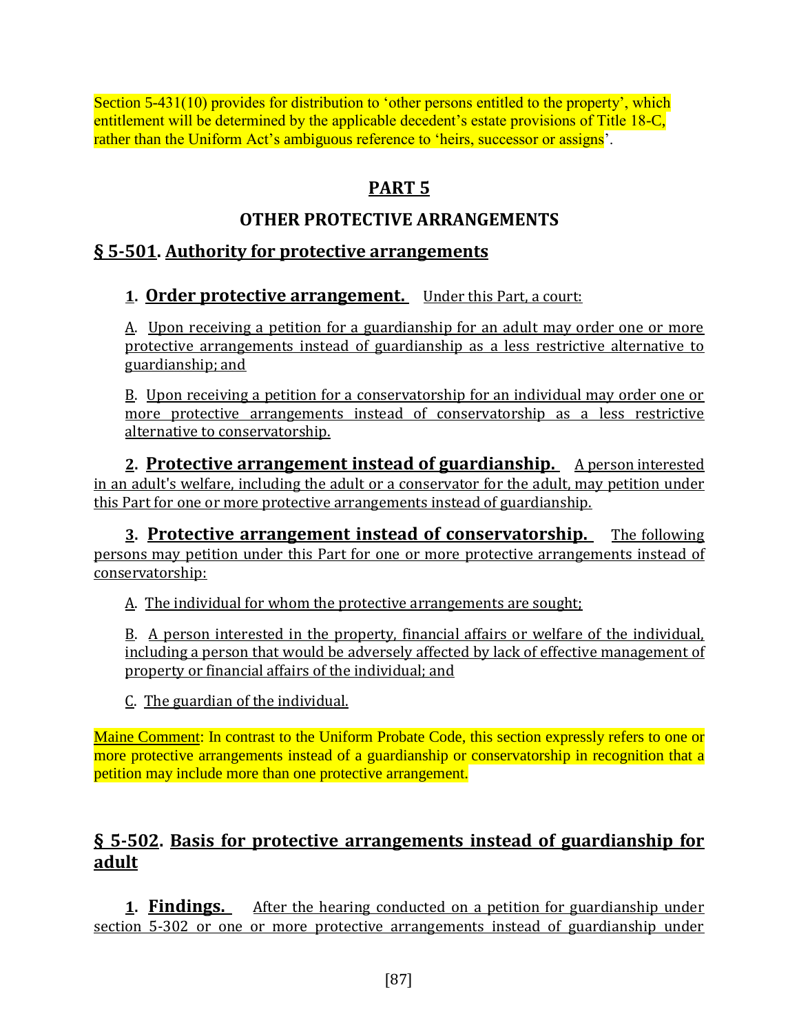Section 5-431(10) provides for distribution to 'other persons entitled to the property', which entitlement will be determined by the applicable decedent's estate provisions of Title 18-C, rather than the Uniform Act's ambiguous reference to 'heirs, successor or assigns'.

# PART 5

## OTHER PROTECTIVE ARRANGEMENTS

### § 5-501. Authority for protective arrangements

**1. Order protective arrangement.** Under this Part, a court:

A. Upon receiving a petition for a guardianship for an adult may order one or more protective arrangements instead of guardianship as a less restrictive alternative to guardianship; and

B. Upon receiving a petition for a conservatorship for an individual may order one or more protective arrangements instead of conservatorship as a less restrictive alternative to conservatorship.

**2. Protective arrangement instead of guardianship.** A person interested in an adult's welfare, including the adult or a conservator for the adult, may petition under this Part for one or more protective arrangements instead of guardianship.

**3. Protective arrangement instead of conservatorship.** The following persons may petition under this Part for one or more protective arrangements instead of conservatorship:

A. The individual for whom the protective arrangements are sought;

B. A person interested in the property, financial affairs or welfare of the individual, including a person that would be adversely affected by lack of effective management of property or financial affairs of the individual; and

C. The guardian of the individual.

Maine Comment: In contrast to the Uniform Probate Code, this section expressly refers to one or more protective arrangements instead of a guardianship or conservatorship in recognition that a petition may include more than one protective arrangement.

### § 5-502. Basis for protective arrangements instead of guardianship for adult

**1. Findings.** After the hearing conducted on a petition for guardianship under section 5-302 or one or more protective arrangements instead of guardianship under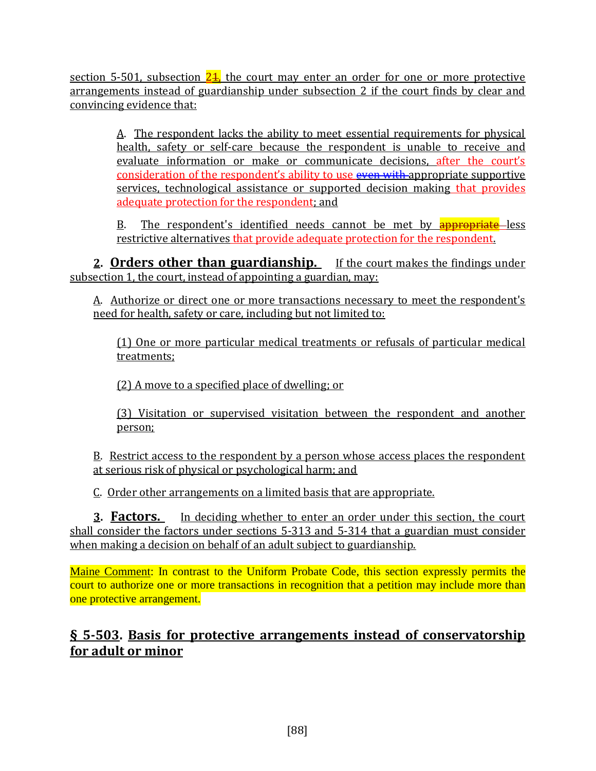section 5-501, subsection 21, the court may enter an order for one or more protective arrangements instead of guardianship under subsection 2 if the court finds by clear and convincing evidence that:

A. The respondent lacks the ability to meet essential requirements for physical health, safety or self-care because the respondent is unable to receive and evaluate information or make or communicate decisions, after the court's consideration of the respondent's ability to use ~~even with~~ appropriate supportive services, technological assistance or supported decision making that provides adequate protection for the respondent; and

B. The respondent's identified needs cannot be met by ~~appropriate~~ less restrictive alternatives that provide adequate protection for the respondent.

**2. Orders other than guardianship.** If the court makes the findings under subsection 1, the court, instead of appointing a guardian, may:

A. Authorize or direct one or more transactions necessary to meet the respondent's need for health, safety or care, including but not limited to:

(1) One or more particular medical treatments or refusals of particular medical treatments;

(2) A move to a specified place of dwelling; or

(3) Visitation or supervised visitation between the respondent and another person;

B. Restrict access to the respondent by a person whose access places the respondent at serious risk of physical or psychological harm; and

C. Order other arrangements on a limited basis that are appropriate.

**3. Factors.** In deciding whether to enter an order under this section, the court shall consider the factors under sections 5-313 and 5-314 that a guardian must consider when making a decision on behalf of an adult subject to guardianship.

Maine Comment: In contrast to the Uniform Probate Code, this section expressly permits the court to authorize one or more transactions in recognition that a petition may include more than one protective arrangement.

## § 5-503. Basis for protective arrangements instead of conservatorship for adult or minor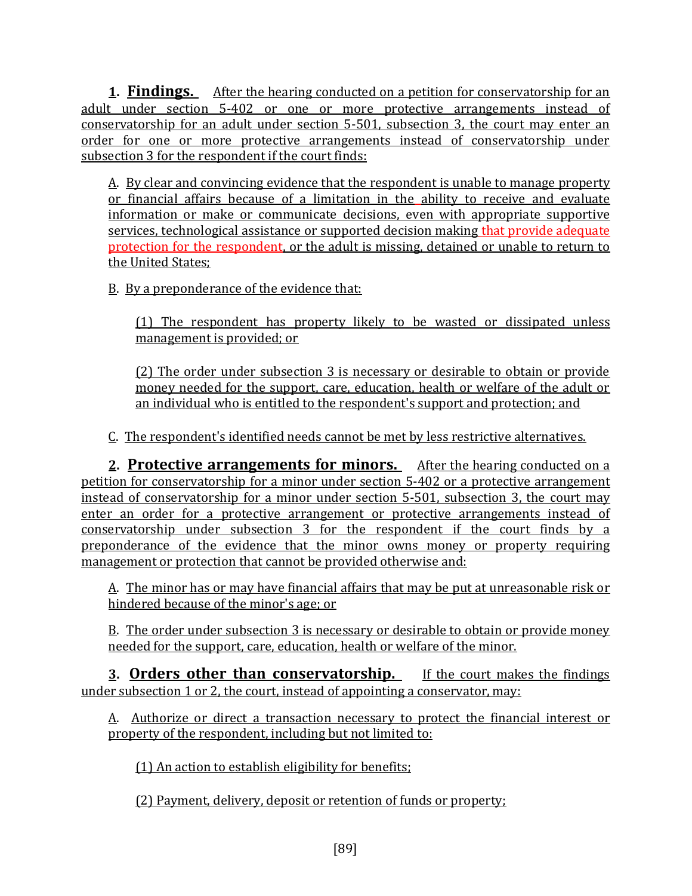**1. Findings.** After the hearing conducted on a petition for conservatorship for an adult under section 5-402 or one or more protective arrangements instead of conservatorship for an adult under section 5-501, subsection 3, the court may enter an order for one or more protective arrangements instead of conservatorship under subsection 3 for the respondent if the court finds:

A. By clear and convincing evidence that the respondent is unable to manage property or financial affairs because of a limitation in the ability to receive and evaluate information or make or communicate decisions, even with appropriate supportive services, technological assistance or supported decision making that provide adequate protection for the respondent, or the adult is missing, detained or unable to return to the United States;

B. By a preponderance of the evidence that:

(1) The respondent has property likely to be wasted or dissipated unless management is provided; or

(2) The order under subsection 3 is necessary or desirable to obtain or provide money needed for the support, care, education, health or welfare of the adult or an individual who is entitled to the respondent's support and protection; and

C. The respondent's identified needs cannot be met by less restrictive alternatives.

**2. Protective arrangements for minors.** After the hearing conducted on a petition for conservatorship for a minor under section 5-402 or a protective arrangement instead of conservatorship for a minor under section 5-501, subsection 3, the court may enter an order for a protective arrangement or protective arrangements instead of conservatorship under subsection 3 for the respondent if the court finds by a preponderance of the evidence that the minor owns money or property requiring management or protection that cannot be provided otherwise and:

A. The minor has or may have financial affairs that may be put at unreasonable risk or hindered because of the minor's age; or

B. The order under subsection 3 is necessary or desirable to obtain or provide money needed for the support, care, education, health or welfare of the minor.

**3. Orders other than conservatorship.** If the court makes the findings under subsection 1 or 2, the court, instead of appointing a conservator, may:

A. Authorize or direct a transaction necessary to protect the financial interest or property of the respondent, including but not limited to:

(1) An action to establish eligibility for benefits;

(2) Payment, delivery, deposit or retention of funds or property;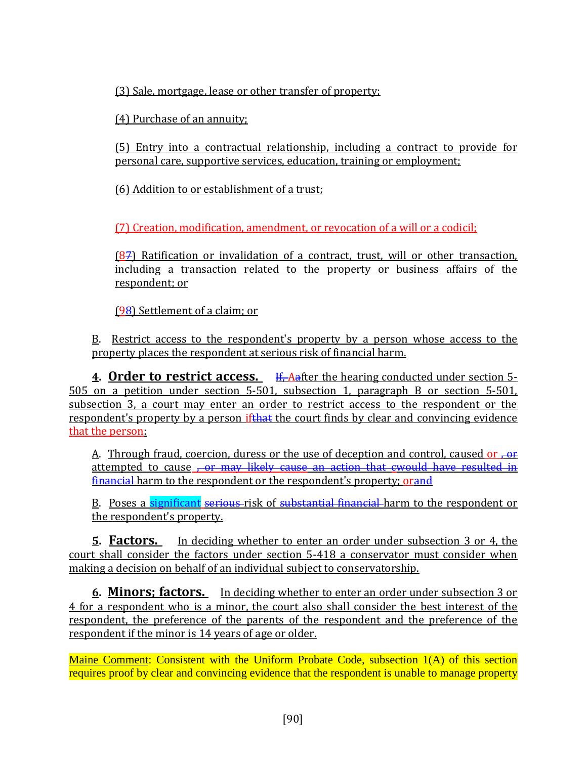(3) Sale, mortgage, lease or other transfer of property;

(4) Purchase of an annuity;

(5) Entry into a contractual relationship, including a contract to provide for personal care, supportive services, education, training or employment;

(6) Addition to or establishment of a trust;

(7) Creation, modification, amendment, or revocation of a will or a codicil;

(~~8~~7) Ratification or invalidation of a contract, trust, will or other transaction, including a transaction related to the property or business affairs of the respondent; or

(~~9~~8) Settlement of a claim; or

B. Restrict access to the respondent's property by a person whose access to the property places the respondent at serious risk of financial harm.

**4. Order to restrict access.** ~~If, A~~After the hearing conducted under section 5-505 on a petition under section 5-501, subsection 1, paragraph B or section 5-501, subsection 3, a court may enter an order to restrict access to the respondent or the respondent's property by a person if~~that~~ the court finds by clear and convincing evidence that the person:

A. Through fraud, coercion, duress or the use of deception and control, caused or ~~, or~~ attempted to cause ~~, or may likely cause an action that cwould have resulted in financial~~ harm to the respondent or the respondent's property; or~~and~~

B. Poses a significant ~~serious~~ risk of ~~substantial financial~~ harm to the respondent or the respondent's property.

**5. Factors.** In deciding whether to enter an order under subsection 3 or 4, the court shall consider the factors under section 5-418 a conservator must consider when making a decision on behalf of an individual subject to conservatorship.

**6. Minors; factors.** In deciding whether to enter an order under subsection 3 or 4 for a respondent who is a minor, the court also shall consider the best interest of the respondent, the preference of the parents of the respondent and the preference of the respondent if the minor is 14 years of age or older.

Maine Comment: Consistent with the Uniform Probate Code, subsection 1(A) of this section requires proof by clear and convincing evidence that the respondent is unable to manage property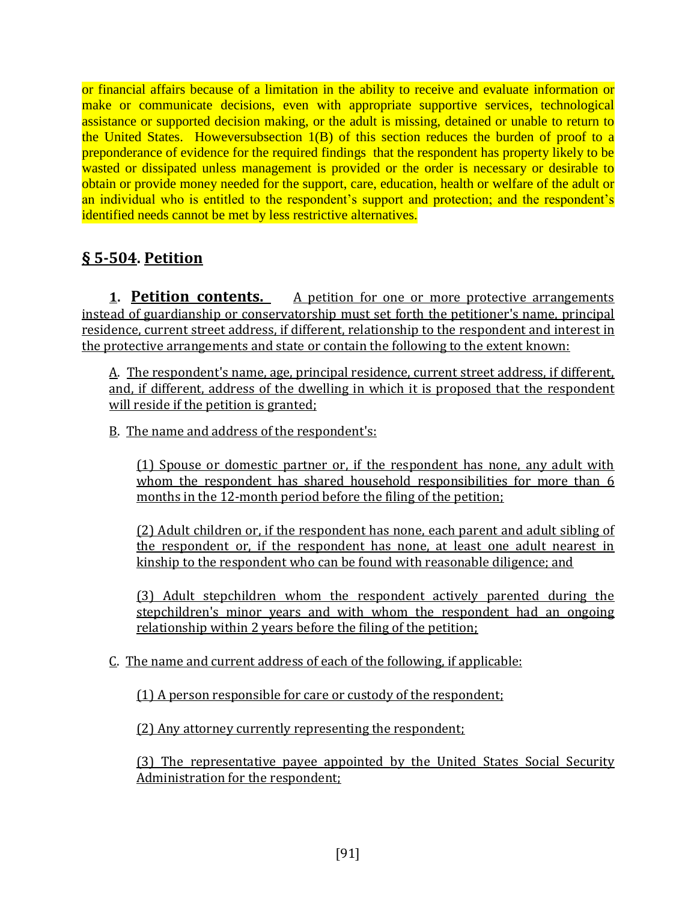or financial affairs because of a limitation in the ability to receive and evaluate information or make or communicate decisions, even with appropriate supportive services, technological assistance or supported decision making, or the adult is missing, detained or unable to return to the United States. Howeversubsection 1(B) of this section reduces the burden of proof to a preponderance of evidence for the required findings that the respondent has property likely to be wasted or dissipated unless management is provided or the order is necessary or desirable to obtain or provide money needed for the support, care, education, health or welfare of the adult or an individual who is entitled to the respondent's support and protection; and the respondent's identified needs cannot be met by less restrictive alternatives.

## § 5-504. Petition

**1. Petition contents.** A petition for one or more protective arrangements instead of guardianship or conservatorship must set forth the petitioner's name, principal residence, current street address, if different, relationship to the respondent and interest in the protective arrangements and state or contain the following to the extent known:

A. The respondent's name, age, principal residence, current street address, if different, and, if different, address of the dwelling in which it is proposed that the respondent will reside if the petition is granted;

B. The name and address of the respondent's:

(1) Spouse or domestic partner or, if the respondent has none, any adult with whom the respondent has shared household responsibilities for more than 6 months in the 12-month period before the filing of the petition;

(2) Adult children or, if the respondent has none, each parent and adult sibling of the respondent or, if the respondent has none, at least one adult nearest in kinship to the respondent who can be found with reasonable diligence; and

(3) Adult stepchildren whom the respondent actively parented during the stepchildren's minor years and with whom the respondent had an ongoing relationship within 2 years before the filing of the petition;

C. The name and current address of each of the following, if applicable:

(1) A person responsible for care or custody of the respondent;

(2) Any attorney currently representing the respondent;

(3) The representative payee appointed by the United States Social Security Administration for the respondent;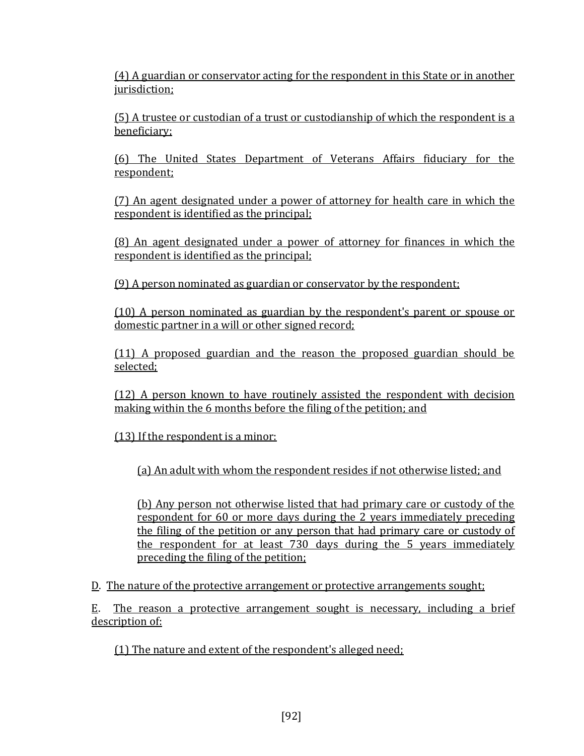(4) A guardian or conservator acting for the respondent in this State or in another jurisdiction;

(5) A trustee or custodian of a trust or custodianship of which the respondent is a beneficiary;

(6) The United States Department of Veterans Affairs fiduciary for the respondent;

(7) An agent designated under a power of attorney for health care in which the respondent is identified as the principal;

(8) An agent designated under a power of attorney for finances in which the respondent is identified as the principal;

(9) A person nominated as guardian or conservator by the respondent;

(10) A person nominated as guardian by the respondent's parent or spouse or domestic partner in a will or other signed record;

(11) A proposed guardian and the reason the proposed guardian should be selected;

(12) A person known to have routinely assisted the respondent with decision making within the 6 months before the filing of the petition; and

(13) If the respondent is a minor:

(a) An adult with whom the respondent resides if not otherwise listed; and

(b) Any person not otherwise listed that had primary care or custody of the respondent for 60 or more days during the 2 years immediately preceding the filing of the petition or any person that had primary care or custody of the respondent for at least 730 days during the 5 years immediately preceding the filing of the petition;

D. The nature of the protective arrangement or protective arrangements sought;

E. The reason a protective arrangement sought is necessary, including a brief description of:

(1) The nature and extent of the respondent's alleged need;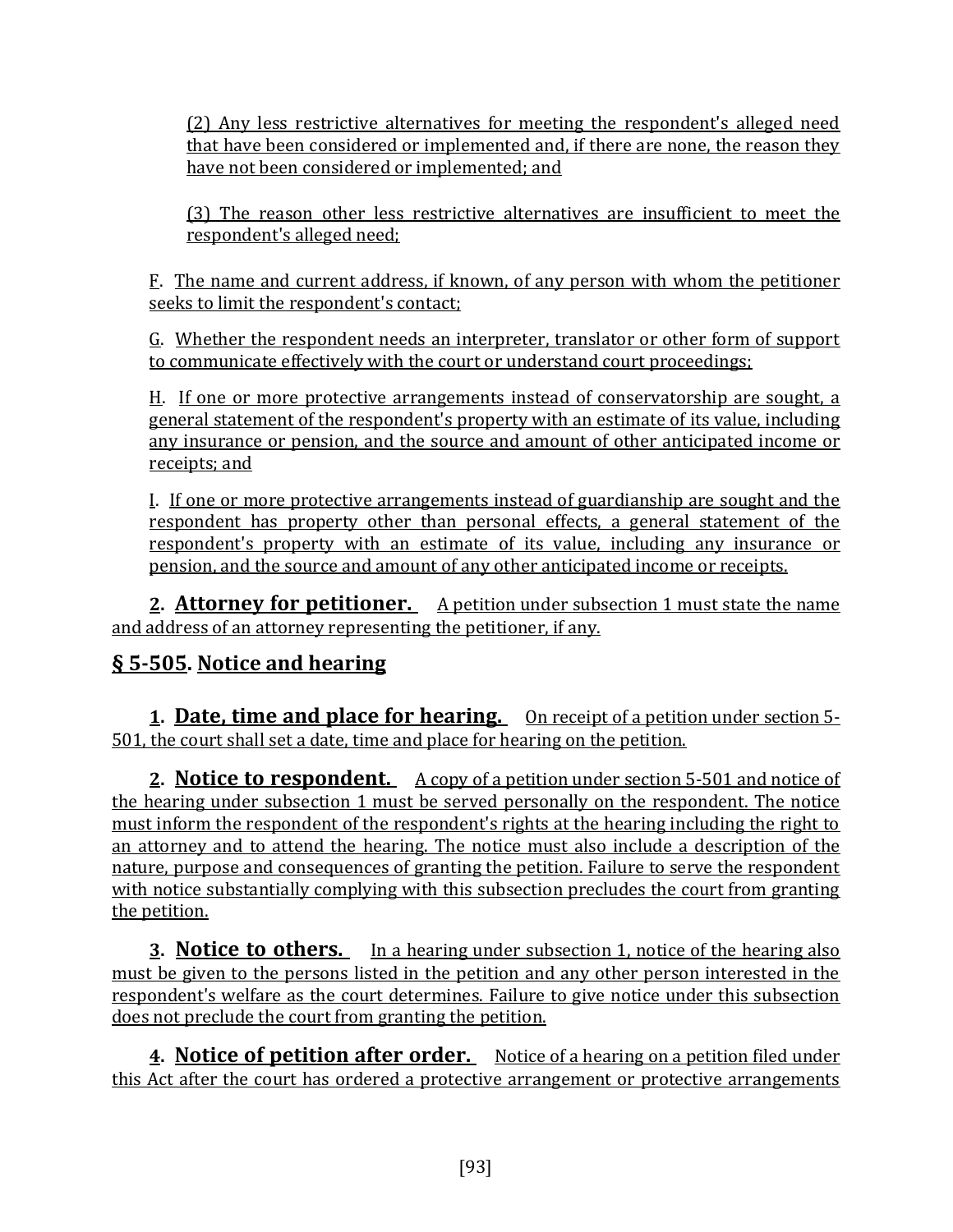(2) Any less restrictive alternatives for meeting the respondent's alleged need that have been considered or implemented and, if there are none, the reason they have not been considered or implemented; and

(3) The reason other less restrictive alternatives are insufficient to meet the respondent's alleged need;

F. The name and current address, if known, of any person with whom the petitioner seeks to limit the respondent's contact;

G. Whether the respondent needs an interpreter, translator or other form of support to communicate effectively with the court or understand court proceedings;

H. If one or more protective arrangements instead of conservatorship are sought, a general statement of the respondent's property with an estimate of its value, including any insurance or pension, and the source and amount of other anticipated income or receipts; and

I. If one or more protective arrangements instead of guardianship are sought and the respondent has property other than personal effects, a general statement of the respondent's property with an estimate of its value, including any insurance or pension, and the source and amount of any other anticipated income or receipts.

**2. Attorney for petitioner.** A petition under subsection 1 must state the name and address of an attorney representing the petitioner, if any.

## § 5-505. Notice and hearing

**1. Date, time and place for hearing.** On receipt of a petition under section 5-501, the court shall set a date, time and place for hearing on the petition.

**2. Notice to respondent.** A copy of a petition under section 5-501 and notice of the hearing under subsection 1 must be served personally on the respondent. The notice must inform the respondent of the respondent's rights at the hearing including the right to an attorney and to attend the hearing. The notice must also include a description of the nature, purpose and consequences of granting the petition. Failure to serve the respondent with notice substantially complying with this subsection precludes the court from granting the petition.

**3. Notice to others.** In a hearing under subsection 1, notice of the hearing also must be given to the persons listed in the petition and any other person interested in the respondent's welfare as the court determines. Failure to give notice under this subsection does not preclude the court from granting the petition.

**4. Notice of petition after order.** Notice of a hearing on a petition filed under this Act after the court has ordered a protective arrangement or protective arrangements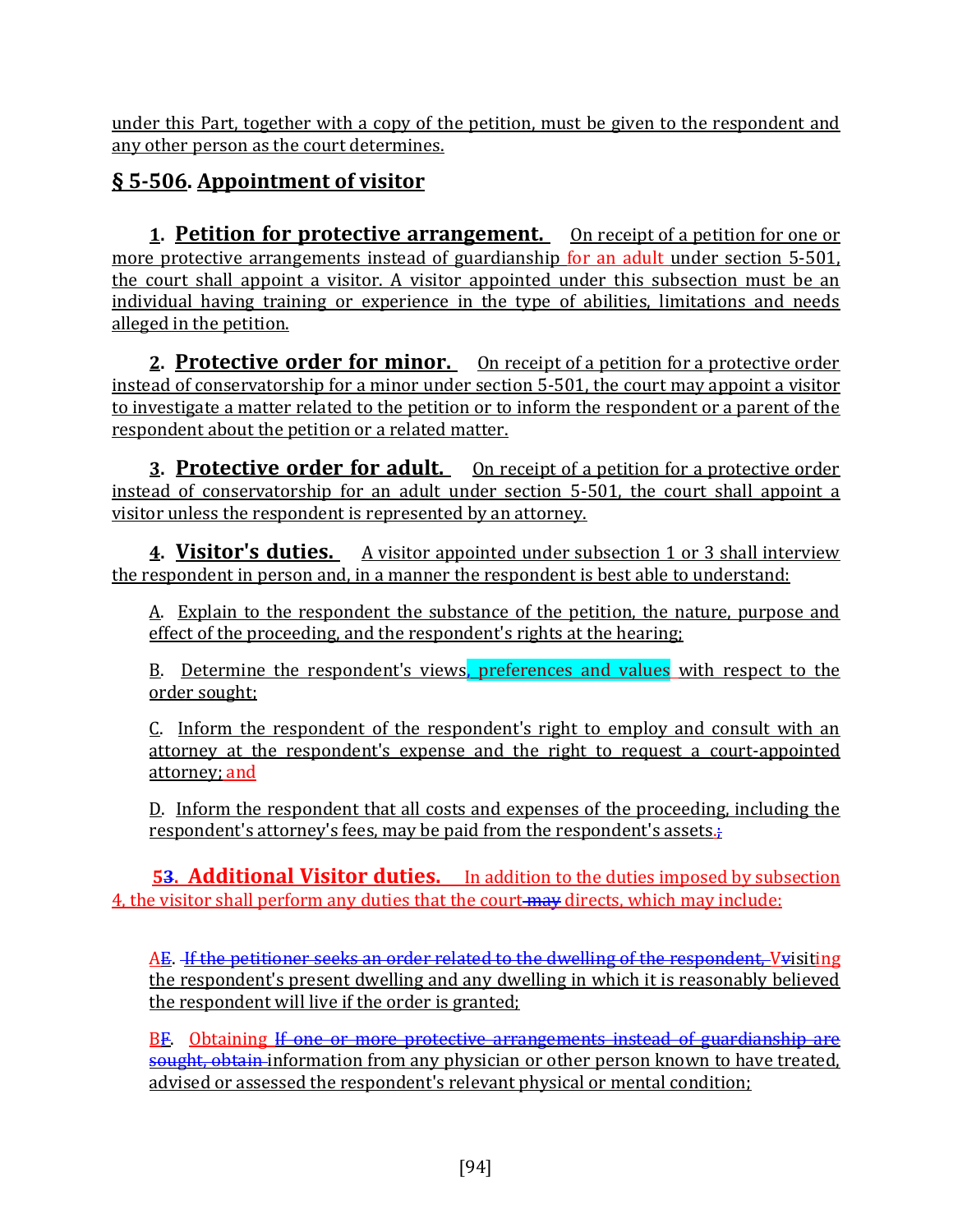under this Part, together with a copy of the petition, must be given to the respondent and any other person as the court determines.

## § 5-506. Appointment of visitor

**1. Petition for protective arrangement.** On receipt of a petition for one or more protective arrangements instead of guardianship for an adult under section 5-501, the court shall appoint a visitor. A visitor appointed under this subsection must be an individual having training or experience in the type of abilities, limitations and needs alleged in the petition.

**2. Protective order for minor.** On receipt of a petition for a protective order instead of conservatorship for a minor under section 5-501, the court may appoint a visitor to investigate a matter related to the petition or to inform the respondent or a parent of the respondent about the petition or a related matter.

**3. Protective order for adult.** On receipt of a petition for a protective order instead of conservatorship for an adult under section 5-501, the court shall appoint a visitor unless the respondent is represented by an attorney.

**4. Visitor's duties.** A visitor appointed under subsection 1 or 3 shall interview the respondent in person and, in a manner the respondent is best able to understand:

A. Explain to the respondent the substance of the petition, the nature, purpose and effect of the proceeding, and the respondent's rights at the hearing;

B. Determine the respondent's views, preferences and values with respect to the order sought;

C. Inform the respondent of the respondent's right to employ and consult with an attorney at the respondent's expense and the right to request a court-appointed attorney; and

D. Inform the respondent that all costs and expenses of the proceeding, including the respondent's attorney's fees, may be paid from the respondent's assets.~~;~~

**5~~3~~. Additional Visitor duties.** In addition to the duties imposed by subsection 4, the visitor shall perform any duties that the court ~~may~~ directs, which may include:

A~~E~~. ~~If the petitioner seeks an order related to the dwelling of the respondent, V~~visiting the respondent's present dwelling and any dwelling in which it is reasonably believed the respondent will live if the order is granted;

B~~F~~. Obtaining ~~If one or more protective arrangements instead of guardianship are sought, obtain~~ information from any physician or other person known to have treated, advised or assessed the respondent's relevant physical or mental condition;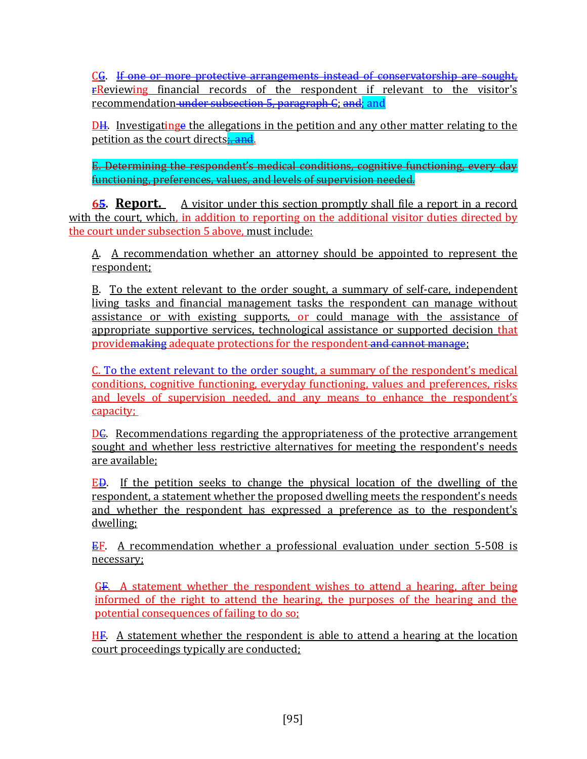CG. If one or more protective arrangements instead of conservatorship are sought, rReviewing financial records of the respondent if relevant to the visitor's recommendation under subsection 5, paragraph C; and; and

DH. Investigatinge the allegations in the petition and any other matter relating to the petition as the court directs; and.

E. Determining the respondent's medical conditions, cognitive functioning, every day functioning, preferences, values, and levels of supervision needed.

**65. Report.** A visitor under this section promptly shall file a report in a record with the court, which, in addition to reporting on the additional visitor duties directed by the court under subsection 5 above, must include:

A. A recommendation whether an attorney should be appointed to represent the respondent;

B. To the extent relevant to the order sought, a summary of self-care, independent living tasks and financial management tasks the respondent can manage without assistance or with existing supports, or could manage with the assistance of appropriate supportive services, technological assistance or supported decision that providemaking adequate protections for the respondent and cannot manage;

C. To the extent relevant to the order sought, a summary of the respondent's medical conditions, cognitive functioning, everyday functioning, values and preferences, risks and levels of supervision needed, and any means to enhance the respondent's capacity;

DC. Recommendations regarding the appropriateness of the protective arrangement sought and whether less restrictive alternatives for meeting the respondent's needs are available;

ED. If the petition seeks to change the physical location of the dwelling of the respondent, a statement whether the proposed dwelling meets the respondent's needs and whether the respondent has expressed a preference as to the respondent's dwelling;

EF. A recommendation whether a professional evaluation under section 5-508 is necessary;

GF. A statement whether the respondent wishes to attend a hearing, after being informed of the right to attend the hearing, the purposes of the hearing and the potential consequences of failing to do so;

HF. A statement whether the respondent is able to attend a hearing at the location court proceedings typically are conducted;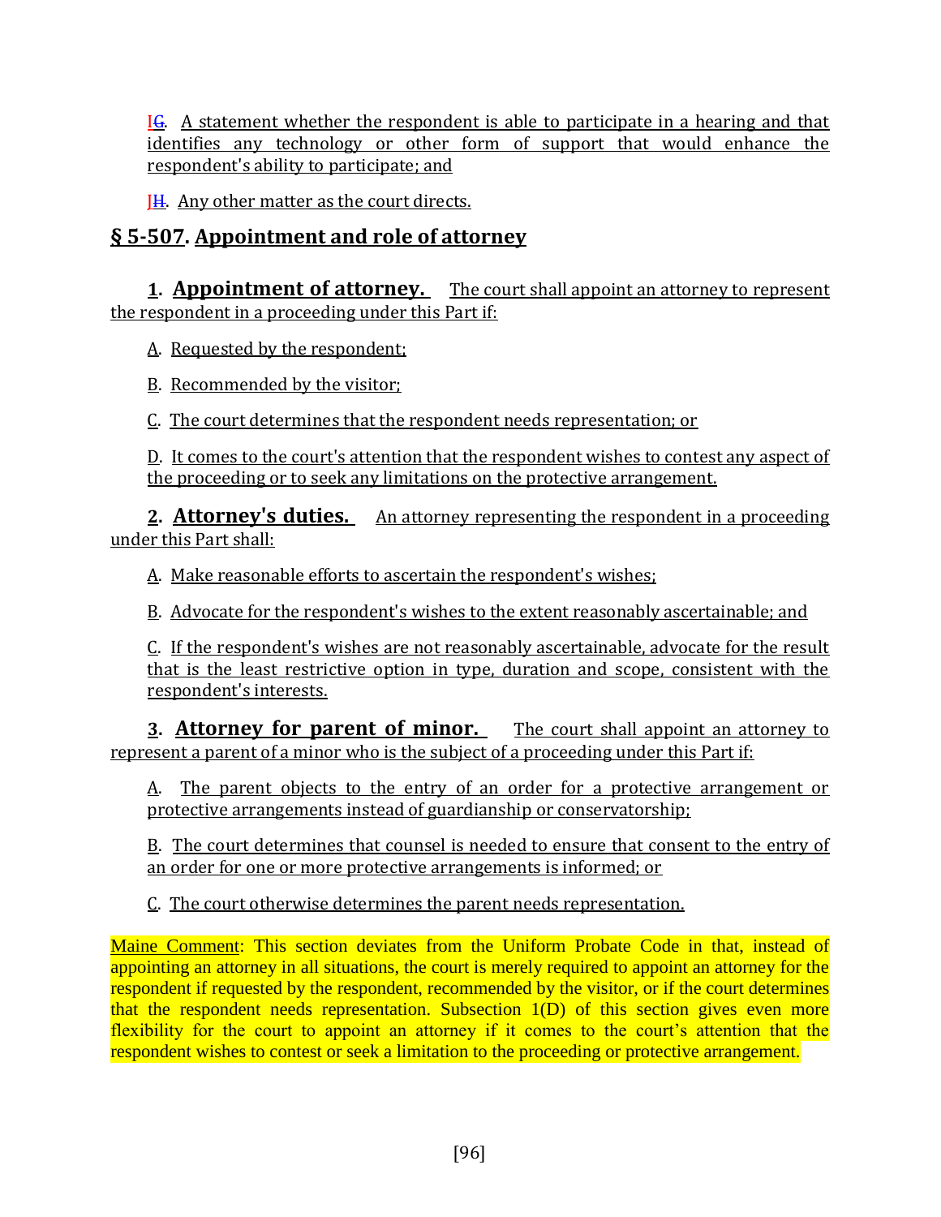IG. A statement whether the respondent is able to participate in a hearing and that identifies any technology or other form of support that would enhance the respondent's ability to participate; and

JH. Any other matter as the court directs.

## § 5-507. Appointment and role of attorney

**1. Appointment of attorney.** The court shall appoint an attorney to represent the respondent in a proceeding under this Part if:

A. Requested by the respondent;

B. Recommended by the visitor;

C. The court determines that the respondent needs representation; or

D. It comes to the court's attention that the respondent wishes to contest any aspect of the proceeding or to seek any limitations on the protective arrangement.

**2. Attorney's duties.** An attorney representing the respondent in a proceeding under this Part shall:

A. Make reasonable efforts to ascertain the respondent's wishes;

B. Advocate for the respondent's wishes to the extent reasonably ascertainable; and

C. If the respondent's wishes are not reasonably ascertainable, advocate for the result that is the least restrictive option in type, duration and scope, consistent with the respondent's interests.

**3. Attorney for parent of minor.** The court shall appoint an attorney to represent a parent of a minor who is the subject of a proceeding under this Part if:

A. The parent objects to the entry of an order for a protective arrangement or protective arrangements instead of guardianship or conservatorship;

B. The court determines that counsel is needed to ensure that consent to the entry of an order for one or more protective arrangements is informed; or

C. The court otherwise determines the parent needs representation.

Maine Comment: This section deviates from the Uniform Probate Code in that, instead of appointing an attorney in all situations, the court is merely required to appoint an attorney for the respondent if requested by the respondent, recommended by the visitor, or if the court determines that the respondent needs representation. Subsection 1(D) of this section gives even more flexibility for the court to appoint an attorney if it comes to the court's attention that the respondent wishes to contest or seek a limitation to the proceeding or protective arrangement.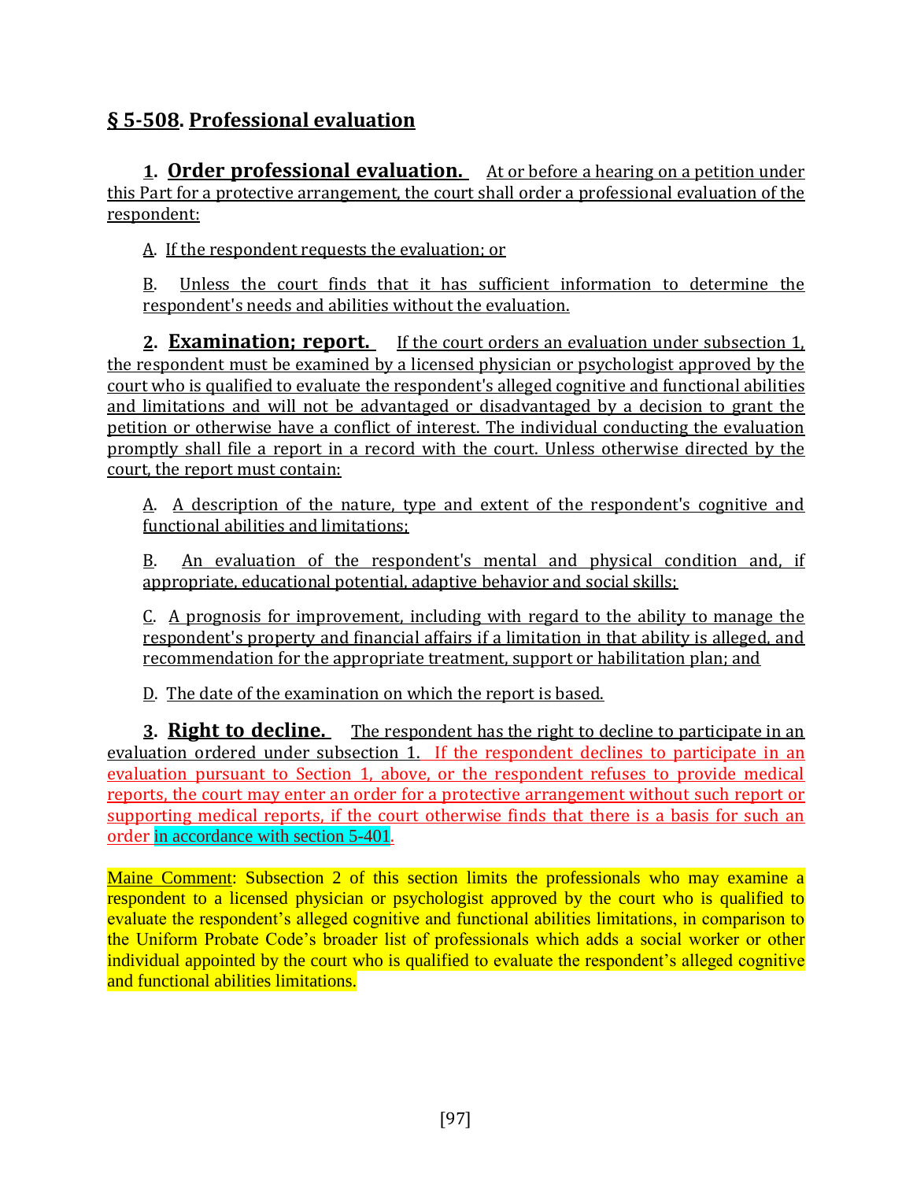## § 5-508. Professional evaluation

**1. Order professional evaluation.** At or before a hearing on a petition under this Part for a protective arrangement, the court shall order a professional evaluation of the respondent:

A. If the respondent requests the evaluation; or

B. Unless the court finds that it has sufficient information to determine the respondent's needs and abilities without the evaluation.

**2. Examination; report.** If the court orders an evaluation under subsection 1, the respondent must be examined by a licensed physician or psychologist approved by the court who is qualified to evaluate the respondent's alleged cognitive and functional abilities and limitations and will not be advantaged or disadvantaged by a decision to grant the petition or otherwise have a conflict of interest. The individual conducting the evaluation promptly shall file a report in a record with the court. Unless otherwise directed by the court, the report must contain:

A. A description of the nature, type and extent of the respondent's cognitive and functional abilities and limitations;

B. An evaluation of the respondent's mental and physical condition and, if appropriate, educational potential, adaptive behavior and social skills;

C. A prognosis for improvement, including with regard to the ability to manage the respondent's property and financial affairs if a limitation in that ability is alleged, and recommendation for the appropriate treatment, support or habilitation plan; and

D. The date of the examination on which the report is based.

**3. Right to decline.** The respondent has the right to decline to participate in an evaluation ordered under subsection 1. If the respondent declines to participate in an evaluation pursuant to Section 1, above, or the respondent refuses to provide medical reports, the court may enter an order for a protective arrangement without such report or supporting medical reports, if the court otherwise finds that there is a basis for such an order in accordance with section 5-401.

Maine Comment: Subsection 2 of this section limits the professionals who may examine a respondent to a licensed physician or psychologist approved by the court who is qualified to evaluate the respondent's alleged cognitive and functional abilities limitations, in comparison to the Uniform Probate Code's broader list of professionals which adds a social worker or other individual appointed by the court who is qualified to evaluate the respondent's alleged cognitive and functional abilities limitations.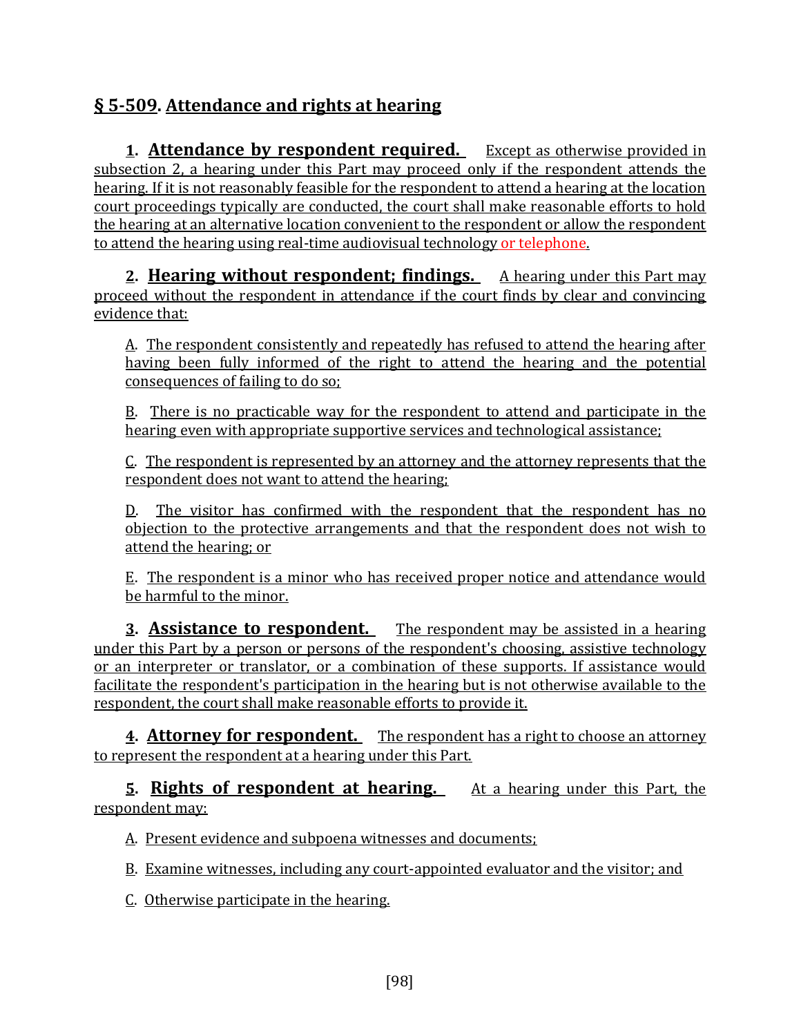## § 5-509. Attendance and rights at hearing

**1. Attendance by respondent required.** Except as otherwise provided in subsection 2, a hearing under this Part may proceed only if the respondent attends the hearing. If it is not reasonably feasible for the respondent to attend a hearing at the location court proceedings typically are conducted, the court shall make reasonable efforts to hold the hearing at an alternative location convenient to the respondent or allow the respondent to attend the hearing using real-time audiovisual technology or telephone.

**2. Hearing without respondent; findings.** A hearing under this Part may proceed without the respondent in attendance if the court finds by clear and convincing evidence that:

A. The respondent consistently and repeatedly has refused to attend the hearing after having been fully informed of the right to attend the hearing and the potential consequences of failing to do so;

B. There is no practicable way for the respondent to attend and participate in the hearing even with appropriate supportive services and technological assistance;

C. The respondent is represented by an attorney and the attorney represents that the respondent does not want to attend the hearing;

D. The visitor has confirmed with the respondent that the respondent has no objection to the protective arrangements and that the respondent does not wish to attend the hearing; or

E. The respondent is a minor who has received proper notice and attendance would be harmful to the minor.

**3. Assistance to respondent.** The respondent may be assisted in a hearing under this Part by a person or persons of the respondent's choosing, assistive technology or an interpreter or translator, or a combination of these supports. If assistance would facilitate the respondent's participation in the hearing but is not otherwise available to the respondent, the court shall make reasonable efforts to provide it.

**4. Attorney for respondent.** The respondent has a right to choose an attorney to represent the respondent at a hearing under this Part.

**5. Rights of respondent at hearing.** At a hearing under this Part, the respondent may:

A. Present evidence and subpoena witnesses and documents;

B. Examine witnesses, including any court-appointed evaluator and the visitor; and

C. Otherwise participate in the hearing.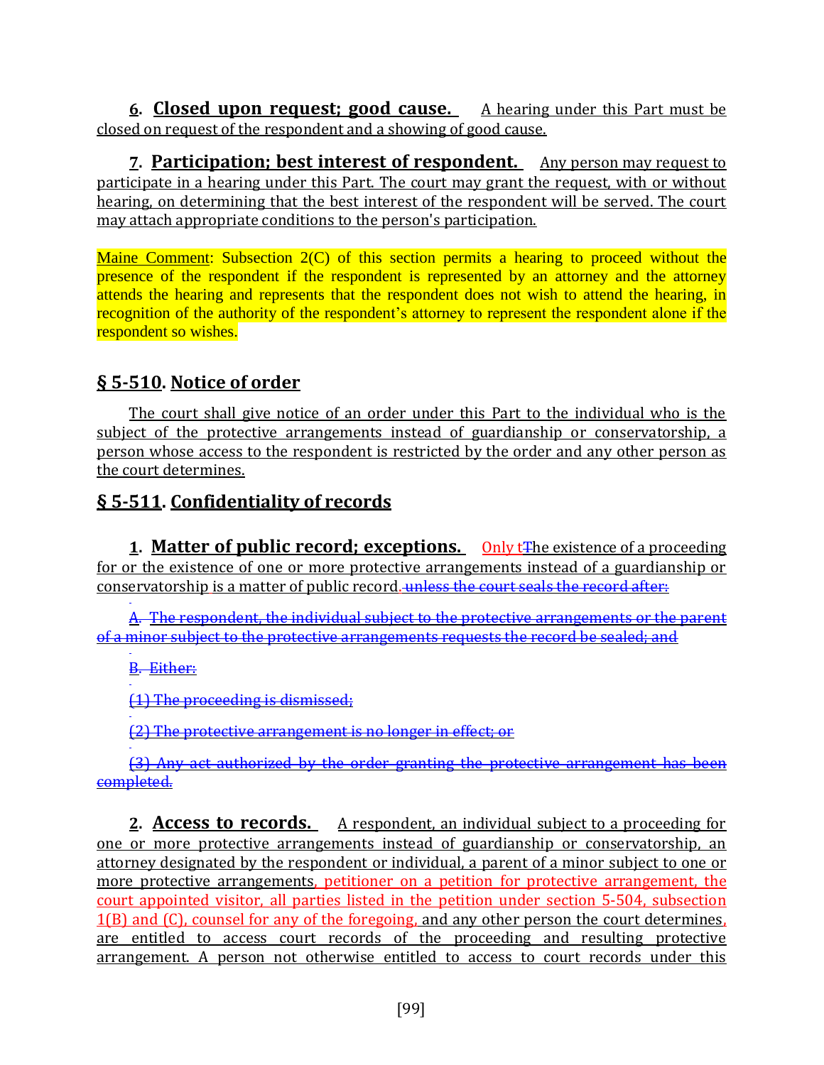**6. Closed upon request; good cause.** A hearing under this Part must be closed on request of the respondent and a showing of good cause.

**7. Participation; best interest of respondent.** Any person may request to participate in a hearing under this Part. The court may grant the request, with or without hearing, on determining that the best interest of the respondent will be served. The court may attach appropriate conditions to the person's participation.

Maine Comment: Subsection 2(C) of this section permits a hearing to proceed without the presence of the respondent if the respondent is represented by an attorney and the attorney attends the hearing and represents that the respondent does not wish to attend the hearing, in recognition of the authority of the respondent's attorney to represent the respondent alone if the respondent so wishes.

## § 5-510. Notice of order

The court shall give notice of an order under this Part to the individual who is the subject of the protective arrangements instead of guardianship or conservatorship, a person whose access to the respondent is restricted by the order and any other person as the court determines.

## § 5-511. Confidentiality of records

**1. Matter of public record; exceptions.** Only tThe existence of a proceeding for or the existence of one or more protective arrangements instead of a guardianship or conservatorship is a matter of public record.~~unless the court seals the record after:~~

~~A. The respondent, the individual subject to the protective arrangements or the parent of a minor subject to the protective arrangements requests the record be sealed; and~~

~~B. Either:~~

~~(1) The proceeding is dismissed;~~

~~(2) The protective arrangement is no longer in effect; or~~

~~(3) Any act authorized by the order granting the protective arrangement has been completed.~~

**2. Access to records.** A respondent, an individual subject to a proceeding for one or more protective arrangements instead of guardianship or conservatorship, an attorney designated by the respondent or individual, a parent of a minor subject to one or more protective arrangements, petitioner on a petition for protective arrangement, the court appointed visitor, all parties listed in the petition under section 5-504, subsection 1(B) and (C), counsel for any of the foregoing, and any other person the court determines, are entitled to access court records of the proceeding and resulting protective arrangement. A person not otherwise entitled to access to court records under this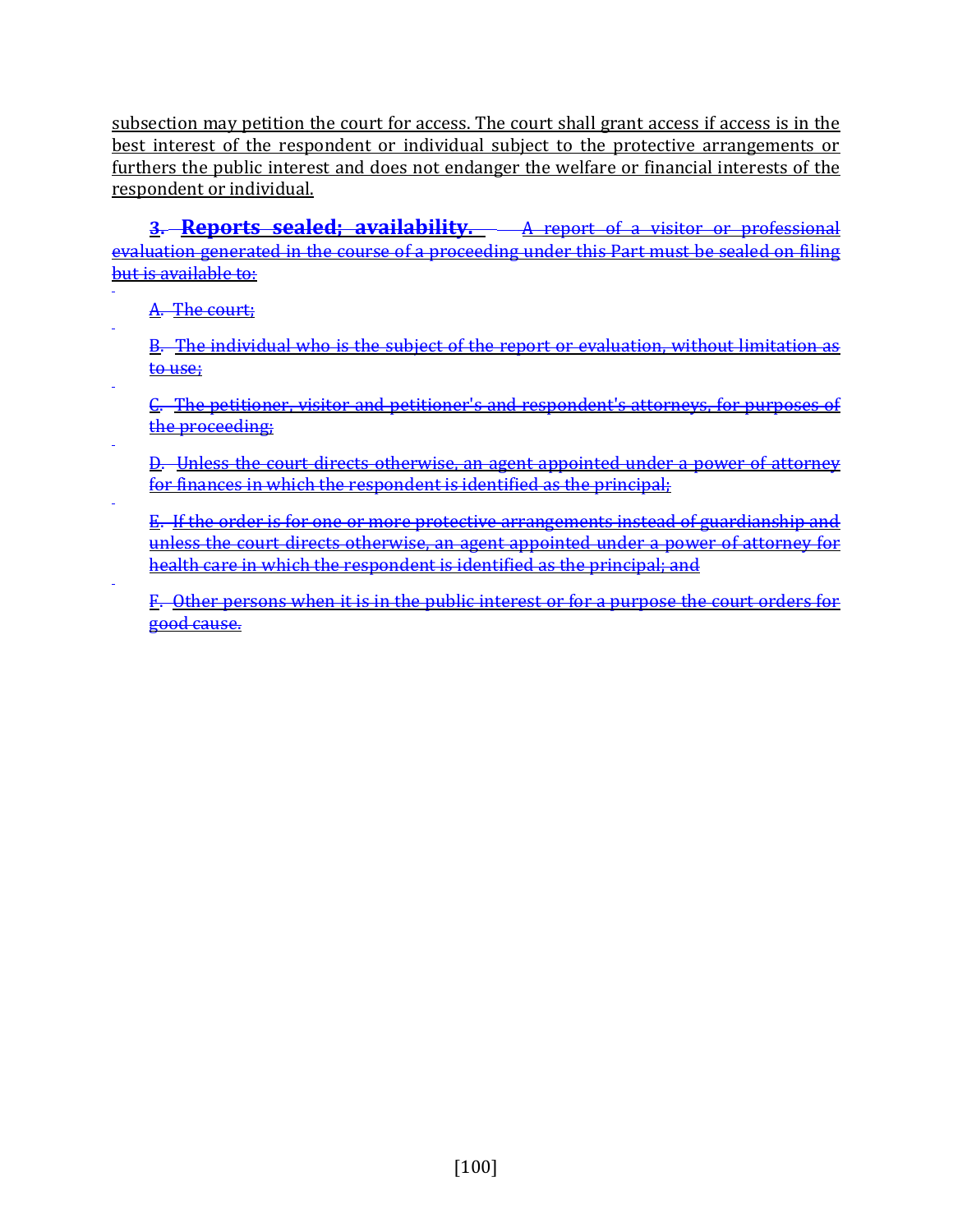subsection may petition the court for access. The court shall grant access if access is in the best interest of the respondent or individual subject to the protective arrangements or furthers the public interest and does not endanger the welfare or financial interests of the respondent or individual.

~~**3. Reports sealed; availability.**~~ ~~A report of a visitor or professional evaluation generated in the course of a proceeding under this Part must be sealed on filing but is available to:~~

~~A. The court;~~

~~B. The individual who is the subject of the report or evaluation, without limitation as to use;~~

~~C. The petitioner, visitor and petitioner's and respondent's attorneys, for purposes of the proceeding;~~

~~D. Unless the court directs otherwise, an agent appointed under a power of attorney for finances in which the respondent is identified as the principal;~~

~~E. If the order is for one or more protective arrangements instead of guardianship and unless the court directs otherwise, an agent appointed under a power of attorney for health care in which the respondent is identified as the principal; and~~

~~F. Other persons when it is in the public interest or for a purpose the court orders for good cause.~~